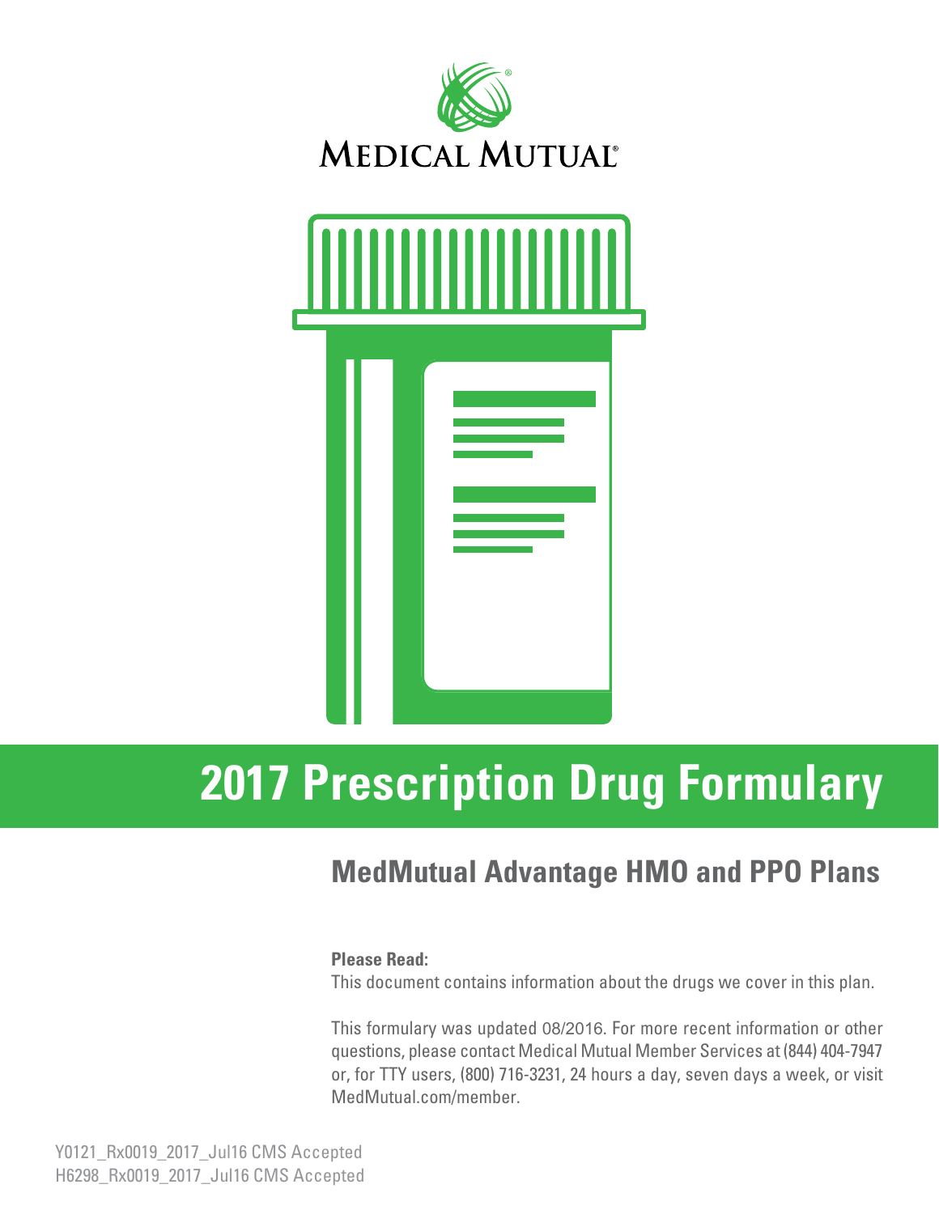MEDICAL MUTUAL®

# 2017 Prescription Drug Formulary

## MedMutual Advantage HMO and PPO Plans

**Please Read:**

This document contains information about the drugs we cover in this plan.

This formulary was updated 08/2016. For more recent information or other questions, please contact Medical Mutual Member Services at (844) 404-7947 or, for TTY users, (800) 716-3231, 24 hours a day, seven days a week, or visit MedMutual.com/member.

Y0121_Rx0019_2017_Jul16 CMS Accepted
H6298_Rx0019_2017_Jul16 CMS Accepted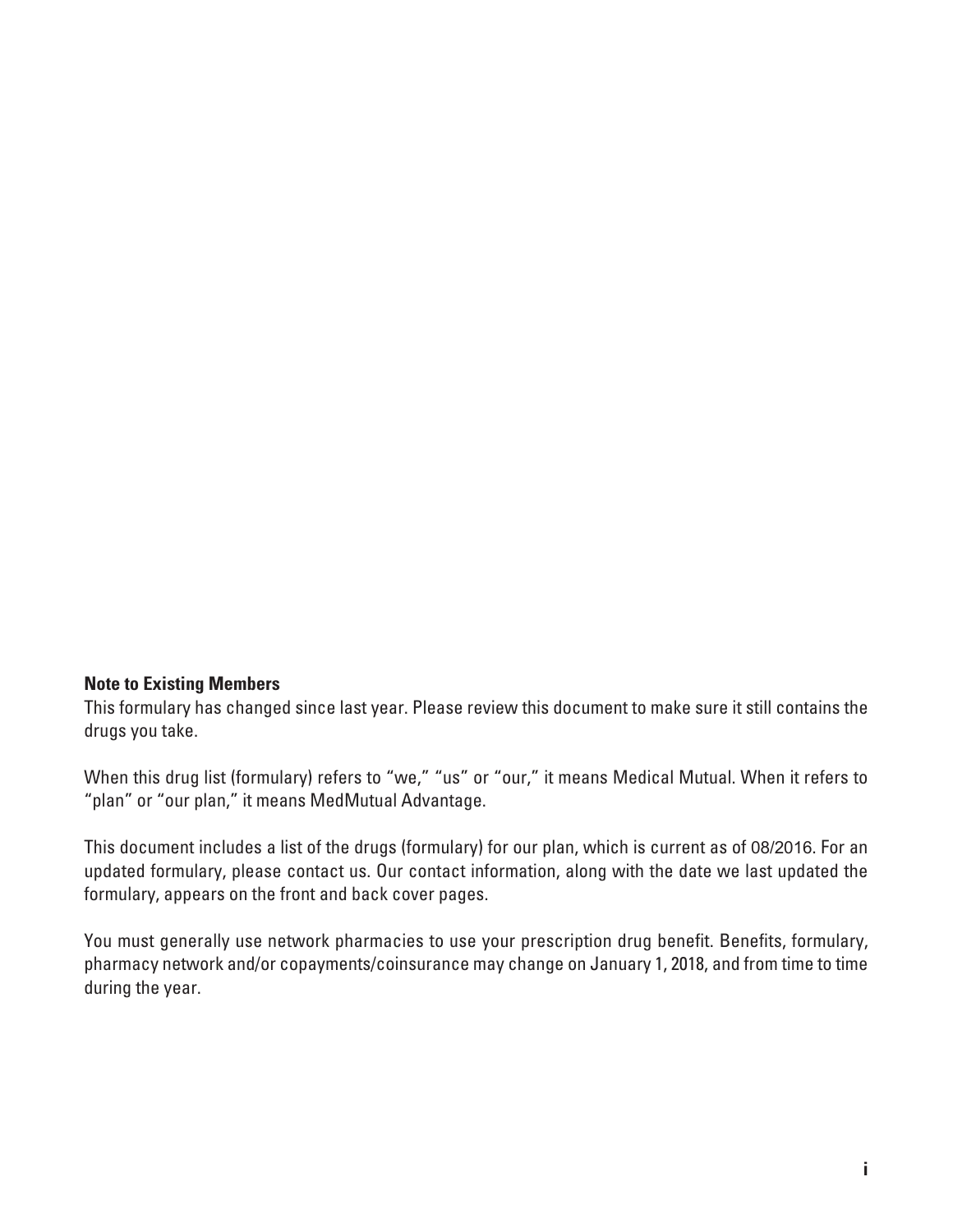**Note to Existing Members**

This formulary has changed since last year. Please review this document to make sure it still contains the drugs you take.

When this drug list (formulary) refers to "we," "us" or "our," it means Medical Mutual. When it refers to "plan" or "our plan," it means MedMutual Advantage.

This document includes a list of the drugs (formulary) for our plan, which is current as of 08/2016. For an updated formulary, please contact us. Our contact information, along with the date we last updated the formulary, appears on the front and back cover pages.

You must generally use network pharmacies to use your prescription drug benefit. Benefits, formulary, pharmacy network and/or copayments/coinsurance may change on January 1, 2018, and from time to time during the year.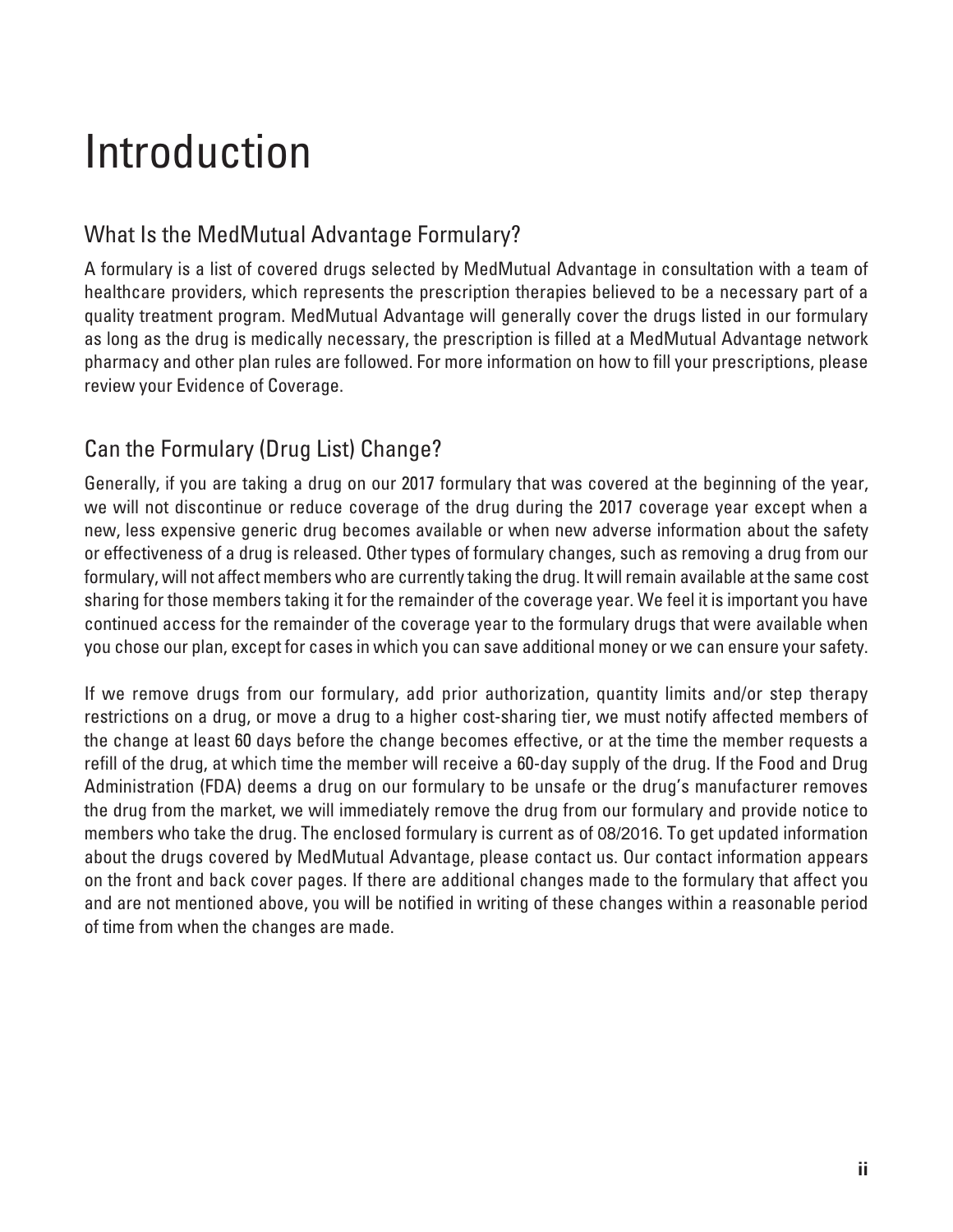# Introduction

## What Is the MedMutual Advantage Formulary?

A formulary is a list of covered drugs selected by MedMutual Advantage in consultation with a team of healthcare providers, which represents the prescription therapies believed to be a necessary part of a quality treatment program. MedMutual Advantage will generally cover the drugs listed in our formulary as long as the drug is medically necessary, the prescription is filled at a MedMutual Advantage network pharmacy and other plan rules are followed. For more information on how to fill your prescriptions, please review your Evidence of Coverage.

## Can the Formulary (Drug List) Change?

Generally, if you are taking a drug on our 2017 formulary that was covered at the beginning of the year, we will not discontinue or reduce coverage of the drug during the 2017 coverage year except when a new, less expensive generic drug becomes available or when new adverse information about the safety or effectiveness of a drug is released. Other types of formulary changes, such as removing a drug from our formulary, will not affect members who are currently taking the drug. It will remain available at the same cost sharing for those members taking it for the remainder of the coverage year. We feel it is important you have continued access for the remainder of the coverage year to the formulary drugs that were available when you chose our plan, except for cases in which you can save additional money or we can ensure your safety.

If we remove drugs from our formulary, add prior authorization, quantity limits and/or step therapy restrictions on a drug, or move a drug to a higher cost-sharing tier, we must notify affected members of the change at least 60 days before the change becomes effective, or at the time the member requests a refill of the drug, at which time the member will receive a 60-day supply of the drug. If the Food and Drug Administration (FDA) deems a drug on our formulary to be unsafe or the drug's manufacturer removes the drug from the market, we will immediately remove the drug from our formulary and provide notice to members who take the drug. The enclosed formulary is current as of 08/2016. To get updated information about the drugs covered by MedMutual Advantage, please contact us. Our contact information appears on the front and back cover pages. If there are additional changes made to the formulary that affect you and are not mentioned above, you will be notified in writing of these changes within a reasonable period of time from when the changes are made.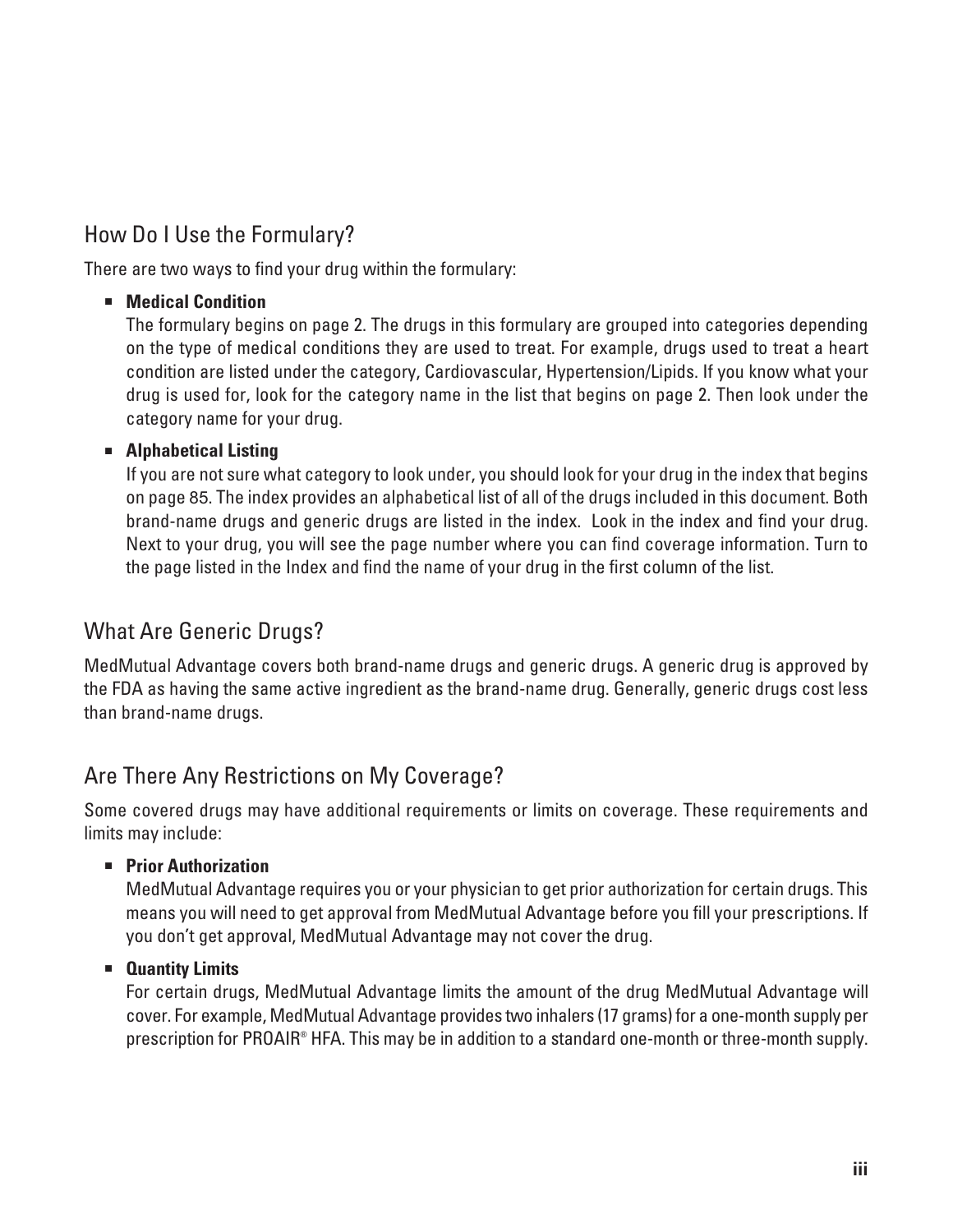## How Do I Use the Formulary?

There are two ways to find your drug within the formulary:

- **Medical Condition**
  The formulary begins on page 2. The drugs in this formulary are grouped into categories depending on the type of medical conditions they are used to treat. For example, drugs used to treat a heart condition are listed under the category, Cardiovascular, Hypertension/Lipids. If you know what your drug is used for, look for the category name in the list that begins on page 2. Then look under the category name for your drug.

- **Alphabetical Listing**
  If you are not sure what category to look under, you should look for your drug in the index that begins on page 85. The index provides an alphabetical list of all of the drugs included in this document. Both brand-name drugs and generic drugs are listed in the index. Look in the index and find your drug. Next to your drug, you will see the page number where you can find coverage information. Turn to the page listed in the Index and find the name of your drug in the first column of the list.

## What Are Generic Drugs?

MedMutual Advantage covers both brand-name drugs and generic drugs. A generic drug is approved by the FDA as having the same active ingredient as the brand-name drug. Generally, generic drugs cost less than brand-name drugs.

## Are There Any Restrictions on My Coverage?

Some covered drugs may have additional requirements or limits on coverage. These requirements and limits may include:

- **Prior Authorization**
  MedMutual Advantage requires you or your physician to get prior authorization for certain drugs. This means you will need to get approval from MedMutual Advantage before you fill your prescriptions. If you don't get approval, MedMutual Advantage may not cover the drug.

- **Quantity Limits**
  For certain drugs, MedMutual Advantage limits the amount of the drug MedMutual Advantage will cover. For example, MedMutual Advantage provides two inhalers (17 grams) for a one-month supply per prescription for PROAIR® HFA. This may be in addition to a standard one-month or three-month supply.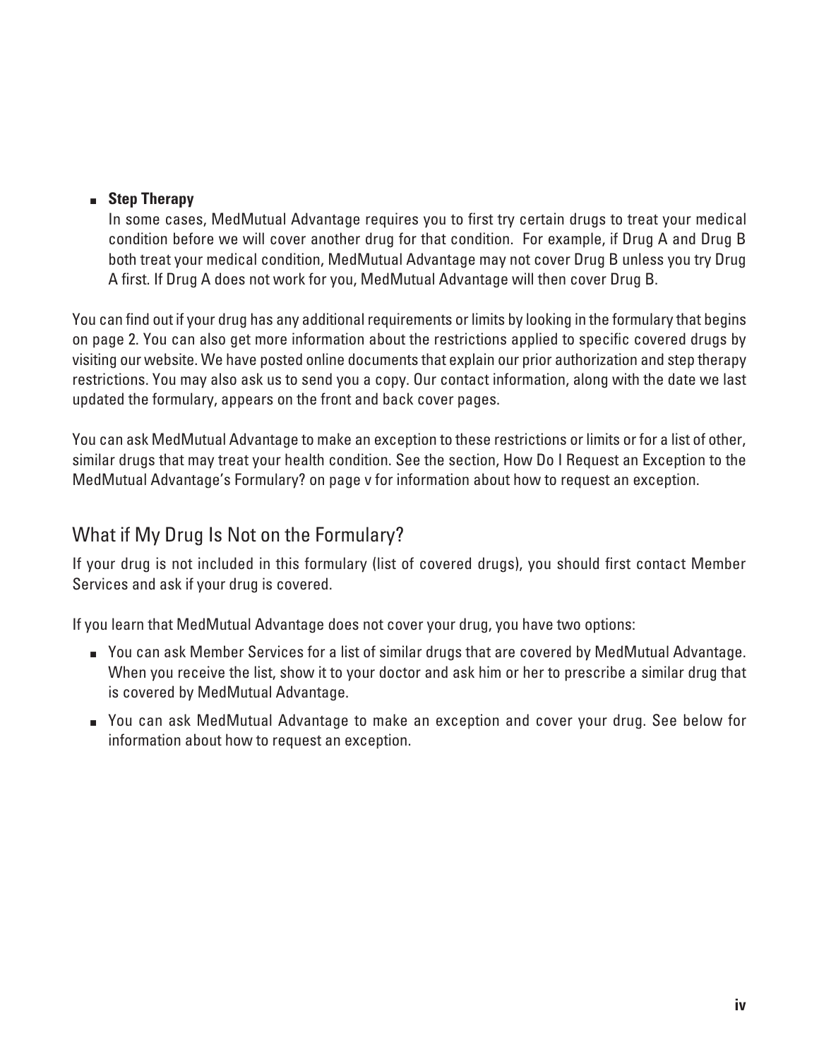- **Step Therapy**

  In some cases, MedMutual Advantage requires you to first try certain drugs to treat your medical condition before we will cover another drug for that condition. For example, if Drug A and Drug B both treat your medical condition, MedMutual Advantage may not cover Drug B unless you try Drug A first. If Drug A does not work for you, MedMutual Advantage will then cover Drug B.

You can find out if your drug has any additional requirements or limits by looking in the formulary that begins on page 2. You can also get more information about the restrictions applied to specific covered drugs by visiting our website. We have posted online documents that explain our prior authorization and step therapy restrictions. You may also ask us to send you a copy. Our contact information, along with the date we last updated the formulary, appears on the front and back cover pages.

You can ask MedMutual Advantage to make an exception to these restrictions or limits or for a list of other, similar drugs that may treat your health condition. See the section, How Do I Request an Exception to the MedMutual Advantage's Formulary? on page v for information about how to request an exception.

## What if My Drug Is Not on the Formulary?

If your drug is not included in this formulary (list of covered drugs), you should first contact Member Services and ask if your drug is covered.

If you learn that MedMutual Advantage does not cover your drug, you have two options:

- You can ask Member Services for a list of similar drugs that are covered by MedMutual Advantage. When you receive the list, show it to your doctor and ask him or her to prescribe a similar drug that is covered by MedMutual Advantage.
- You can ask MedMutual Advantage to make an exception and cover your drug. See below for information about how to request an exception.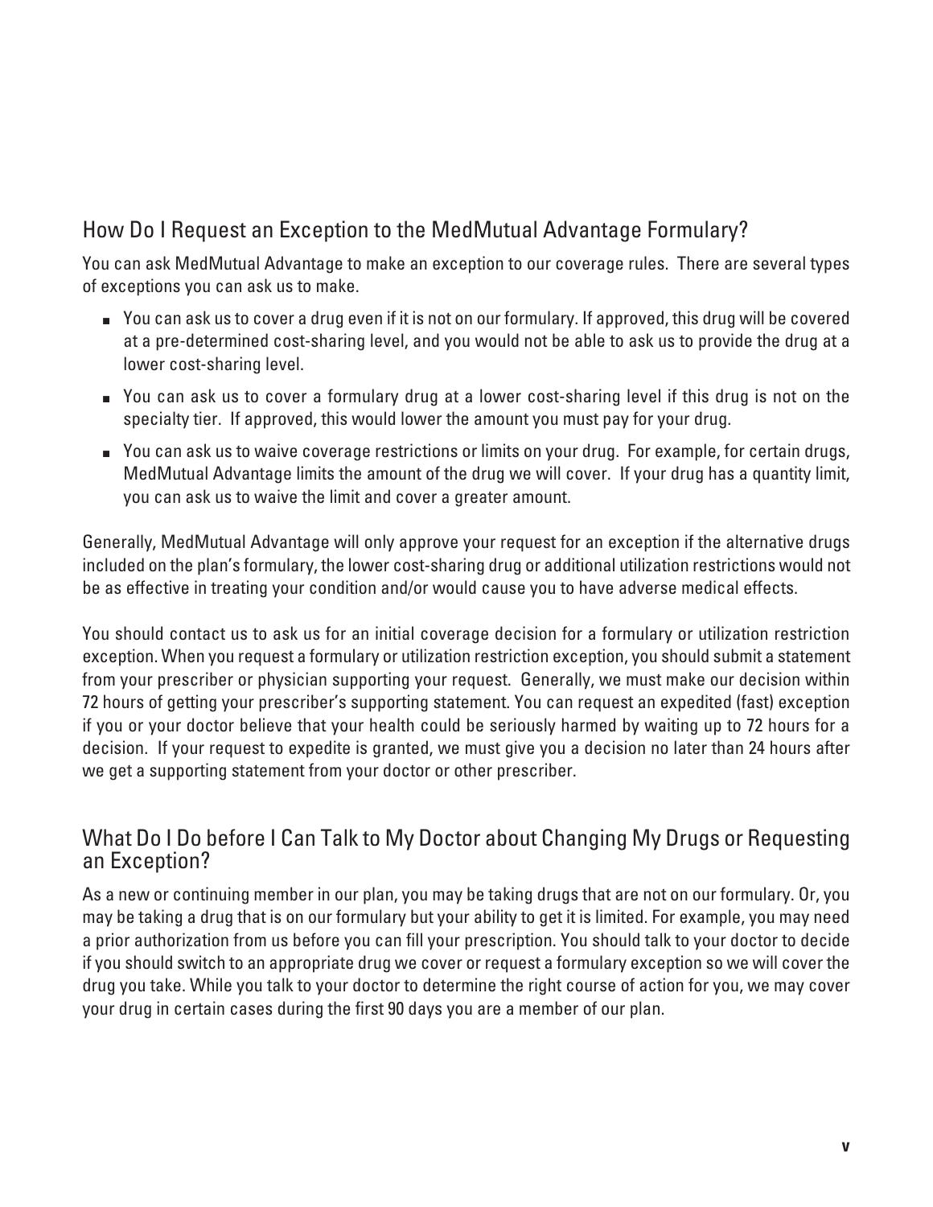## How Do I Request an Exception to the MedMutual Advantage Formulary?

You can ask MedMutual Advantage to make an exception to our coverage rules. There are several types of exceptions you can ask us to make.

- You can ask us to cover a drug even if it is not on our formulary. If approved, this drug will be covered at a pre-determined cost-sharing level, and you would not be able to ask us to provide the drug at a lower cost-sharing level.
- You can ask us to cover a formulary drug at a lower cost-sharing level if this drug is not on the specialty tier. If approved, this would lower the amount you must pay for your drug.
- You can ask us to waive coverage restrictions or limits on your drug. For example, for certain drugs, MedMutual Advantage limits the amount of the drug we will cover. If your drug has a quantity limit, you can ask us to waive the limit and cover a greater amount.

Generally, MedMutual Advantage will only approve your request for an exception if the alternative drugs included on the plan's formulary, the lower cost-sharing drug or additional utilization restrictions would not be as effective in treating your condition and/or would cause you to have adverse medical effects.

You should contact us to ask us for an initial coverage decision for a formulary or utilization restriction exception. When you request a formulary or utilization restriction exception, you should submit a statement from your prescriber or physician supporting your request. Generally, we must make our decision within 72 hours of getting your prescriber's supporting statement. You can request an expedited (fast) exception if you or your doctor believe that your health could be seriously harmed by waiting up to 72 hours for a decision. If your request to expedite is granted, we must give you a decision no later than 24 hours after we get a supporting statement from your doctor or other prescriber.

## What Do I Do before I Can Talk to My Doctor about Changing My Drugs or Requesting an Exception?

As a new or continuing member in our plan, you may be taking drugs that are not on our formulary. Or, you may be taking a drug that is on our formulary but your ability to get it is limited. For example, you may need a prior authorization from us before you can fill your prescription. You should talk to your doctor to decide if you should switch to an appropriate drug we cover or request a formulary exception so we will cover the drug you take. While you talk to your doctor to determine the right course of action for you, we may cover your drug in certain cases during the first 90 days you are a member of our plan.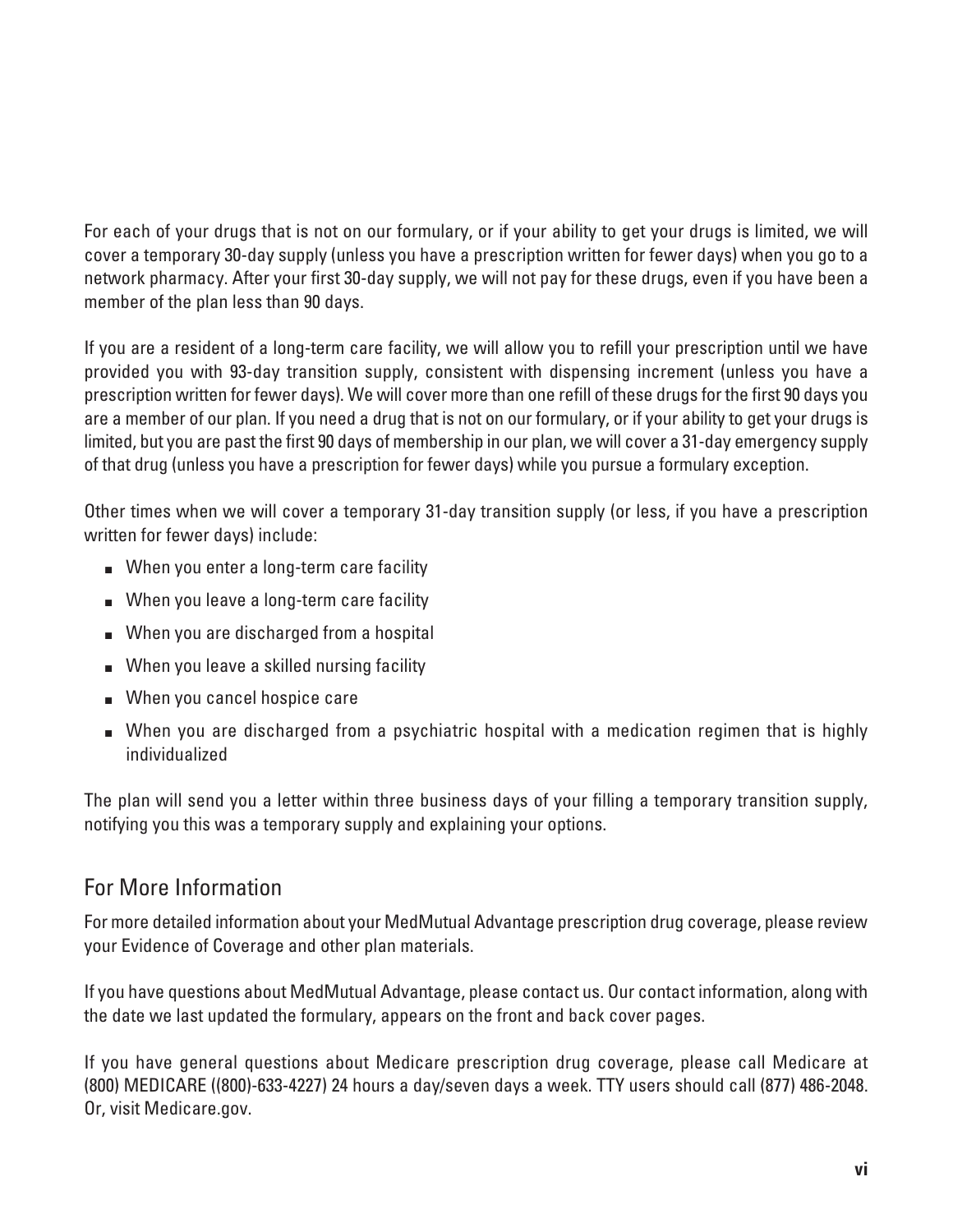For each of your drugs that is not on our formulary, or if your ability to get your drugs is limited, we will cover a temporary 30-day supply (unless you have a prescription written for fewer days) when you go to a network pharmacy. After your first 30-day supply, we will not pay for these drugs, even if you have been a member of the plan less than 90 days.

If you are a resident of a long-term care facility, we will allow you to refill your prescription until we have provided you with 93-day transition supply, consistent with dispensing increment (unless you have a prescription written for fewer days). We will cover more than one refill of these drugs for the first 90 days you are a member of our plan. If you need a drug that is not on our formulary, or if your ability to get your drugs is limited, but you are past the first 90 days of membership in our plan, we will cover a 31-day emergency supply of that drug (unless you have a prescription for fewer days) while you pursue a formulary exception.

Other times when we will cover a temporary 31-day transition supply (or less, if you have a prescription written for fewer days) include:

- When you enter a long-term care facility
- When you leave a long-term care facility
- When you are discharged from a hospital
- When you leave a skilled nursing facility
- When you cancel hospice care
- When you are discharged from a psychiatric hospital with a medication regimen that is highly individualized

The plan will send you a letter within three business days of your filling a temporary transition supply, notifying you this was a temporary supply and explaining your options.

## For More Information

For more detailed information about your MedMutual Advantage prescription drug coverage, please review your Evidence of Coverage and other plan materials.

If you have questions about MedMutual Advantage, please contact us. Our contact information, along with the date we last updated the formulary, appears on the front and back cover pages.

If you have general questions about Medicare prescription drug coverage, please call Medicare at (800) MEDICARE ((800)-633-4227) 24 hours a day/seven days a week. TTY users should call (877) 486-2048. Or, visit Medicare.gov.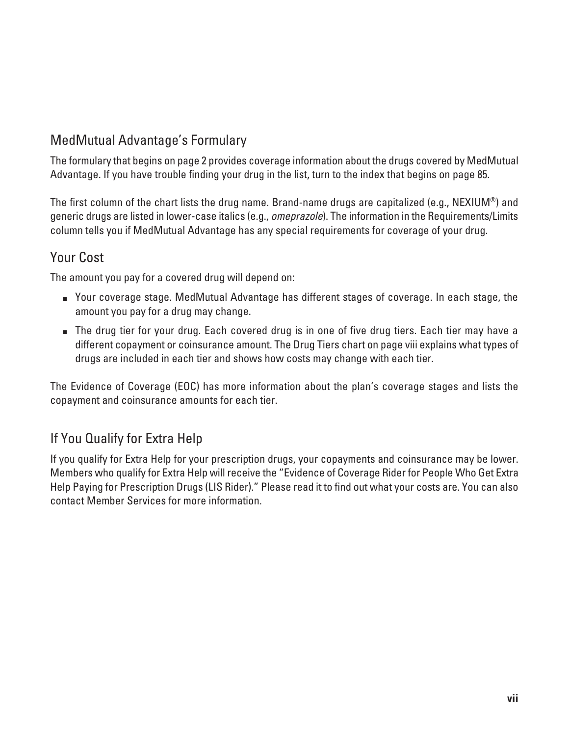## MedMutual Advantage's Formulary

The formulary that begins on page 2 provides coverage information about the drugs covered by MedMutual Advantage. If you have trouble finding your drug in the list, turn to the index that begins on page 85.

The first column of the chart lists the drug name. Brand-name drugs are capitalized (e.g., NEXIUM®) and generic drugs are listed in lower-case italics (e.g., *omeprazole*). The information in the Requirements/Limits column tells you if MedMutual Advantage has any special requirements for coverage of your drug.

## Your Cost

The amount you pay for a covered drug will depend on:

- Your coverage stage. MedMutual Advantage has different stages of coverage. In each stage, the amount you pay for a drug may change.
- The drug tier for your drug. Each covered drug is in one of five drug tiers. Each tier may have a different copayment or coinsurance amount. The Drug Tiers chart on page viii explains what types of drugs are included in each tier and shows how costs may change with each tier.

The Evidence of Coverage (EOC) has more information about the plan's coverage stages and lists the copayment and coinsurance amounts for each tier.

## If You Qualify for Extra Help

If you qualify for Extra Help for your prescription drugs, your copayments and coinsurance may be lower. Members who qualify for Extra Help will receive the "Evidence of Coverage Rider for People Who Get Extra Help Paying for Prescription Drugs (LIS Rider)." Please read it to find out what your costs are. You can also contact Member Services for more information.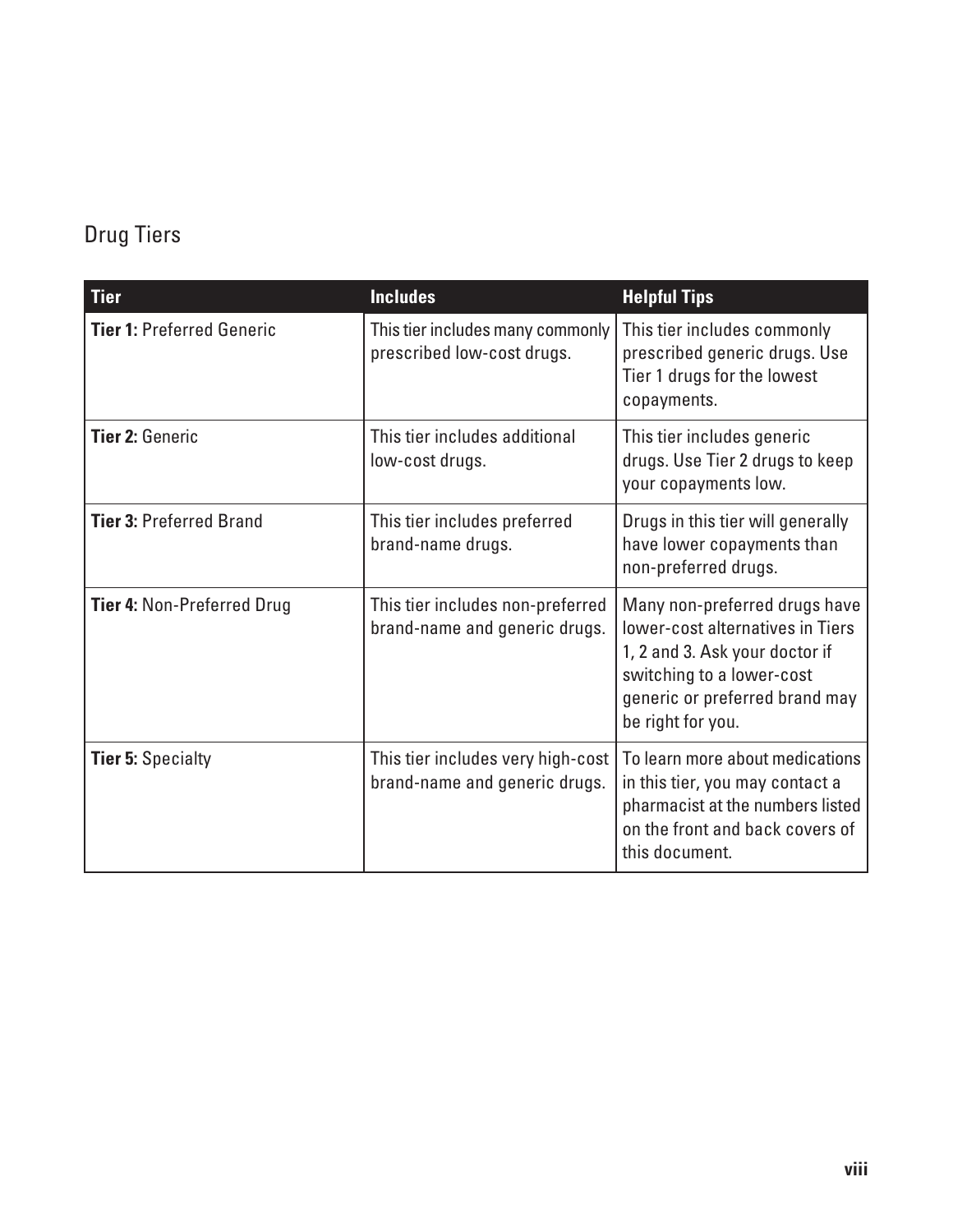## Drug Tiers

| Tier | Includes | Helpful Tips |
|---|---|---|
| **Tier 1:** Preferred Generic | This tier includes many commonly prescribed low-cost drugs. | This tier includes commonly prescribed generic drugs. Use Tier 1 drugs for the lowest copayments. |
| **Tier 2:** Generic | This tier includes additional low-cost drugs. | This tier includes generic drugs. Use Tier 2 drugs to keep your copayments low. |
| **Tier 3:** Preferred Brand | This tier includes preferred brand-name drugs. | Drugs in this tier will generally have lower copayments than non-preferred drugs. |
| **Tier 4:** Non-Preferred Drug | This tier includes non-preferred brand-name and generic drugs. | Many non-preferred drugs have lower-cost alternatives in Tiers 1, 2 and 3. Ask your doctor if switching to a lower-cost generic or preferred brand may be right for you. |
| **Tier 5:** Specialty | This tier includes very high-cost brand-name and generic drugs. | To learn more about medications in this tier, you may contact a pharmacist at the numbers listed on the front and back covers of this document. |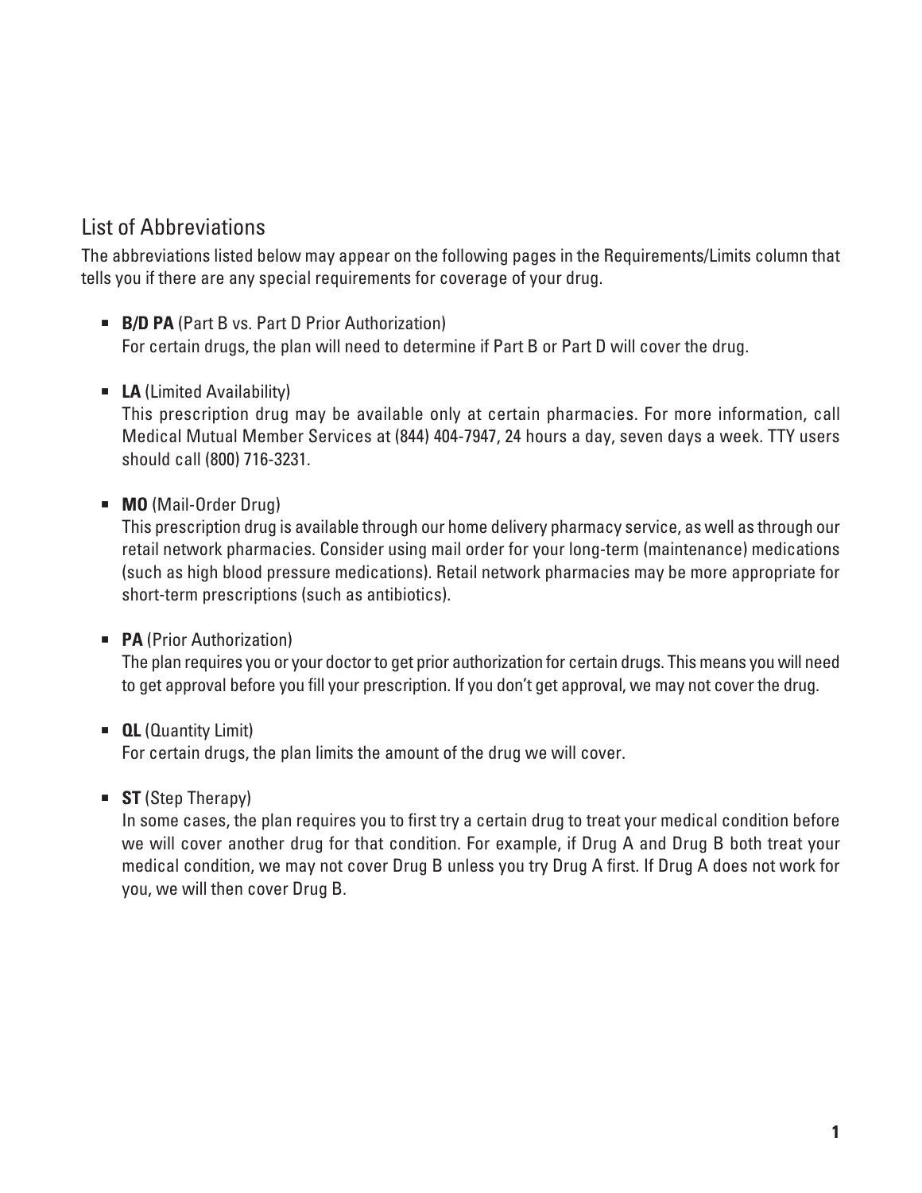## List of Abbreviations

The abbreviations listed below may appear on the following pages in the Requirements/Limits column that tells you if there are any special requirements for coverage of your drug.

- **B/D PA** (Part B vs. Part D Prior Authorization)
  For certain drugs, the plan will need to determine if Part B or Part D will cover the drug.
- **LA** (Limited Availability)
  This prescription drug may be available only at certain pharmacies. For more information, call Medical Mutual Member Services at (844) 404-7947, 24 hours a day, seven days a week. TTY users should call (800) 716-3231.
- **MO** (Mail-Order Drug)
  This prescription drug is available through our home delivery pharmacy service, as well as through our retail network pharmacies. Consider using mail order for your long-term (maintenance) medications (such as high blood pressure medications). Retail network pharmacies may be more appropriate for short-term prescriptions (such as antibiotics).
- **PA** (Prior Authorization)
  The plan requires you or your doctor to get prior authorization for certain drugs. This means you will need to get approval before you fill your prescription. If you don't get approval, we may not cover the drug.
- **QL** (Quantity Limit)
  For certain drugs, the plan limits the amount of the drug we will cover.
- **ST** (Step Therapy)
  In some cases, the plan requires you to first try a certain drug to treat your medical condition before we will cover another drug for that condition. For example, if Drug A and Drug B both treat your medical condition, we may not cover Drug B unless you try Drug A first. If Drug A does not work for you, we will then cover Drug B.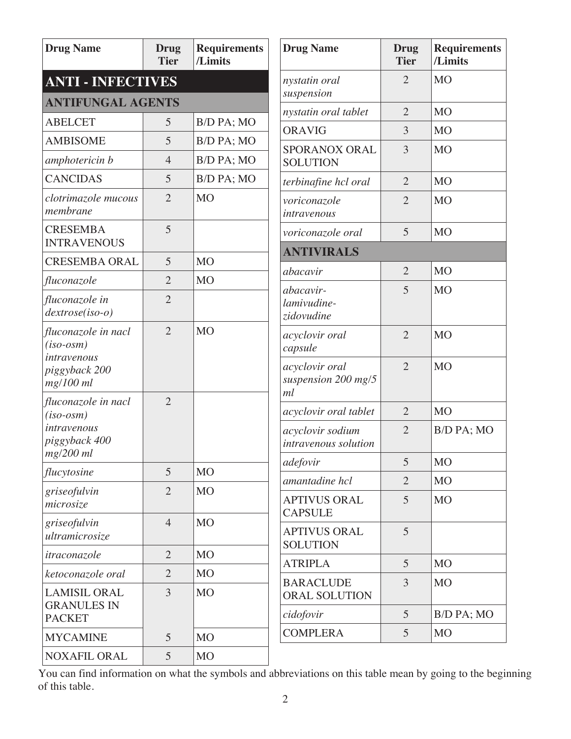| Drug Name | Drug Tier | Requirements /Limits |
|---|---|---|
| **ANTI - INFECTIVES** | | |
| **ANTIFUNGAL AGENTS** | | |
| ABELCET | 5 | B/D PA; MO |
| AMBISOME | 5 | B/D PA; MO |
| *amphotericin b* | 4 | B/D PA; MO |
| CANCIDAS | 5 | B/D PA; MO |
| *clotrimazole mucous membrane* | 2 | MO |
| CRESEMBA INTRAVENOUS | 5 | |
| CRESEMBA ORAL | 5 | MO |
| *fluconazole* | 2 | MO |
| *fluconazole in dextrose(iso-o)* | 2 | |
| *fluconazole in nacl (iso-osm) intravenous piggyback 200 mg/100 ml* | 2 | MO |
| *fluconazole in nacl (iso-osm) intravenous piggyback 400 mg/200 ml* | 2 | |
| *flucytosine* | 5 | MO |
| *griseofulvin microsize* | 2 | MO |
| *griseofulvin ultramicrosize* | 4 | MO |
| *itraconazole* | 2 | MO |
| *ketoconazole oral* | 2 | MO |
| LAMISIL ORAL GRANULES IN PACKET | 3 | MO |
| MYCAMINE | 5 | MO |
| NOXAFIL ORAL | 5 | MO |
| *nystatin oral suspension* | 2 | MO |
| *nystatin oral tablet* | 2 | MO |
| ORAVIG | 3 | MO |
| SPORANOX ORAL SOLUTION | 3 | MO |
| *terbinafine hcl oral* | 2 | MO |
| *voriconazole intravenous* | 2 | MO |
| *voriconazole oral* | 5 | MO |
| **ANTIVIRALS** | | |
| *abacavir* | 2 | MO |
| *abacavir-lamivudine-zidovudine* | 5 | MO |
| *acyclovir oral capsule* | 2 | MO |
| *acyclovir oral suspension 200 mg/5 ml* | 2 | MO |
| *acyclovir oral tablet* | 2 | MO |
| *acyclovir sodium intravenous solution* | 2 | B/D PA; MO |
| *adefovir* | 5 | MO |
| *amantadine hcl* | 2 | MO |
| APTIVUS ORAL CAPSULE | 5 | MO |
| APTIVUS ORAL SOLUTION | 5 | |
| ATRIPLA | 5 | MO |
| BARACLUDE ORAL SOLUTION | 3 | MO |
| *cidofovir* | 5 | B/D PA; MO |
| COMPLERA | 5 | MO |

You can find information on what the symbols and abbreviations on this table mean by going to the beginning of this table.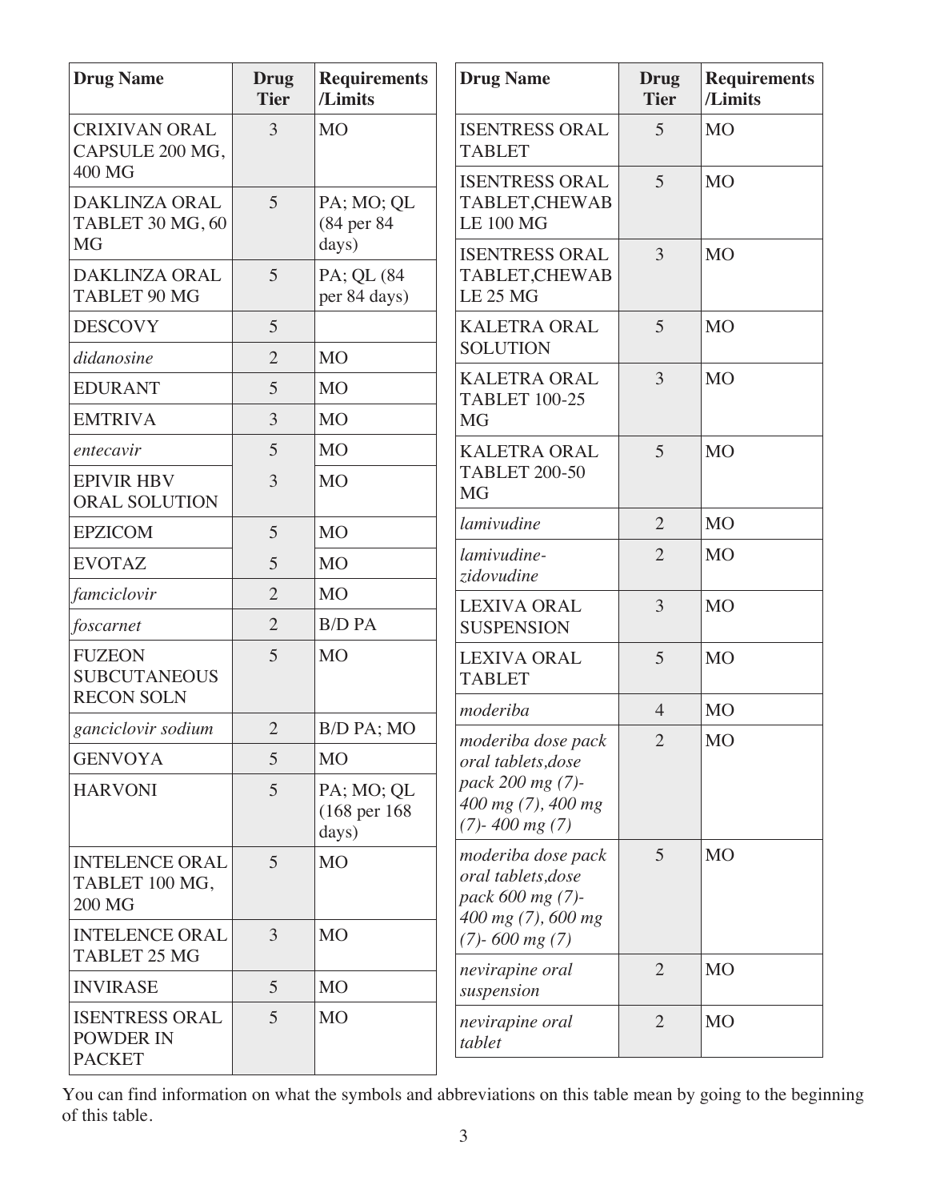| Drug Name | Drug Tier | Requirements /Limits |
|---|---|---|
| CRIXIVAN ORAL CAPSULE 200 MG, 400 MG | 3 | MO |
| DAKLINZA ORAL TABLET 30 MG, 60 MG | 5 | PA; MO; QL (84 per 84 days) |
| DAKLINZA ORAL TABLET 90 MG | 5 | PA; QL (84 per 84 days) |
| DESCOVY | 5 | |
| *didanosine* | 2 | MO |
| EDURANT | 5 | MO |
| EMTRIVA | 3 | MO |
| *entecavir* | 5 | MO |
| EPIVIR HBV ORAL SOLUTION | 3 | MO |
| EPZICOM | 5 | MO |
| EVOTAZ | 5 | MO |
| *famciclovir* | 2 | MO |
| *foscarnet* | 2 | B/D PA |
| FUZEON SUBCUTANEOUS RECON SOLN | 5 | MO |
| *ganciclovir sodium* | 2 | B/D PA; MO |
| GENVOYA | 5 | MO |
| HARVONI | 5 | PA; MO; QL (168 per 168 days) |
| INTELENCE ORAL TABLET 100 MG, 200 MG | 5 | MO |
| INTELENCE ORAL TABLET 25 MG | 3 | MO |
| INVIRASE | 5 | MO |
| ISENTRESS ORAL POWDER IN PACKET | 5 | MO |
| ISENTRESS ORAL TABLET | 5 | MO |
| ISENTRESS ORAL TABLET,CHEWABLE 100 MG | 5 | MO |
| ISENTRESS ORAL TABLET,CHEWABLE 25 MG | 3 | MO |
| KALETRA ORAL SOLUTION | 5 | MO |
| KALETRA ORAL TABLET 100-25 MG | 3 | MO |
| KALETRA ORAL TABLET 200-50 MG | 5 | MO |
| *lamivudine* | 2 | MO |
| *lamivudine-zidovudine* | 2 | MO |
| LEXIVA ORAL SUSPENSION | 3 | MO |
| LEXIVA ORAL TABLET | 5 | MO |
| *moderiba* | 4 | MO |
| *moderiba dose pack oral tablets,dose pack 200 mg (7)-400 mg (7), 400 mg (7)- 400 mg (7)* | 2 | MO |
| *moderiba dose pack oral tablets,dose pack 600 mg (7)-400 mg (7), 600 mg (7)- 600 mg (7)* | 5 | MO |
| *nevirapine oral suspension* | 2 | MO |
| *nevirapine oral tablet* | 2 | MO |

You can find information on what the symbols and abbreviations on this table mean by going to the beginning of this table.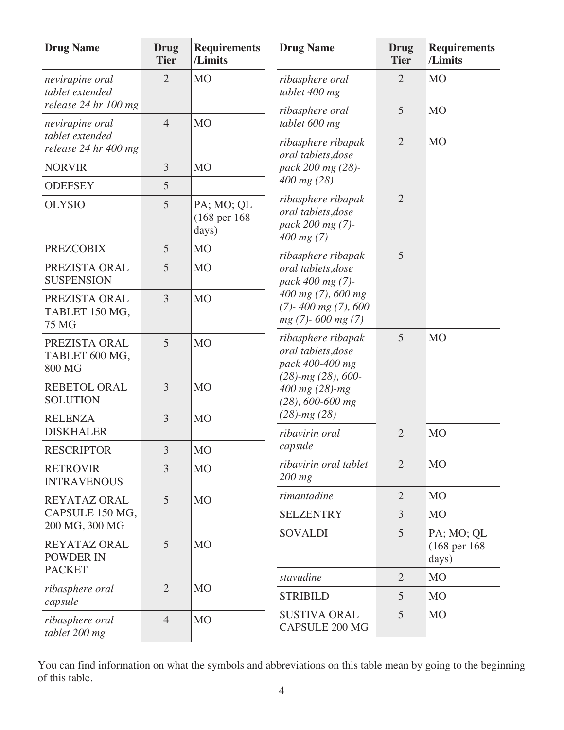| Drug Name | Drug Tier | Requirements /Limits |
|---|---|---|
| *nevirapine oral tablet extended release 24 hr 100 mg* | 2 | MO |
| *nevirapine oral tablet extended release 24 hr 400 mg* | 4 | MO |
| NORVIR | 3 | MO |
| ODEFSEY | 5 | |
| OLYSIO | 5 | PA; MO; QL (168 per 168 days) |
| PREZCOBIX | 5 | MO |
| PREZISTA ORAL SUSPENSION | 5 | MO |
| PREZISTA ORAL TABLET 150 MG, 75 MG | 3 | MO |
| PREZISTA ORAL TABLET 600 MG, 800 MG | 5 | MO |
| REBETOL ORAL SOLUTION | 3 | MO |
| RELENZA DISKHALER | 3 | MO |
| RESCRIPTOR | 3 | MO |
| RETROVIR INTRAVENOUS | 3 | MO |
| REYATAZ ORAL CAPSULE 150 MG, 200 MG, 300 MG | 5 | MO |
| REYATAZ ORAL POWDER IN PACKET | 5 | MO |
| *ribasphere oral capsule* | 2 | MO |
| *ribasphere oral tablet 200 mg* | 4 | MO |
| *ribasphere oral tablet 400 mg* | 2 | MO |
| *ribasphere oral tablet 600 mg* | 5 | MO |
| *ribasphere ribapak oral tablets,dose pack 200 mg (28)-400 mg (28)* | 2 | MO |
| *ribasphere ribapak oral tablets,dose pack 200 mg (7)-400 mg (7)* | 2 | |
| *ribasphere ribapak oral tablets,dose pack 400 mg (7)-400 mg (7), 600 mg (7)- 400 mg (7), 600 mg (7)- 600 mg (7)* | 5 | |
| *ribasphere ribapak oral tablets,dose pack 400-400 mg (28)-mg (28), 600-400 mg (28)-mg (28), 600-600 mg (28)-mg (28)* | 5 | MO |
| *ribavirin oral capsule* | 2 | MO |
| *ribavirin oral tablet 200 mg* | 2 | MO |
| *rimantadine* | 2 | MO |
| SELZENTRY | 3 | MO |
| SOVALDI | 5 | PA; MO; QL (168 per 168 days) |
| *stavudine* | 2 | MO |
| STRIBILD | 5 | MO |
| SUSTIVA ORAL CAPSULE 200 MG | 5 | MO |

You can find information on what the symbols and abbreviations on this table mean by going to the beginning of this table.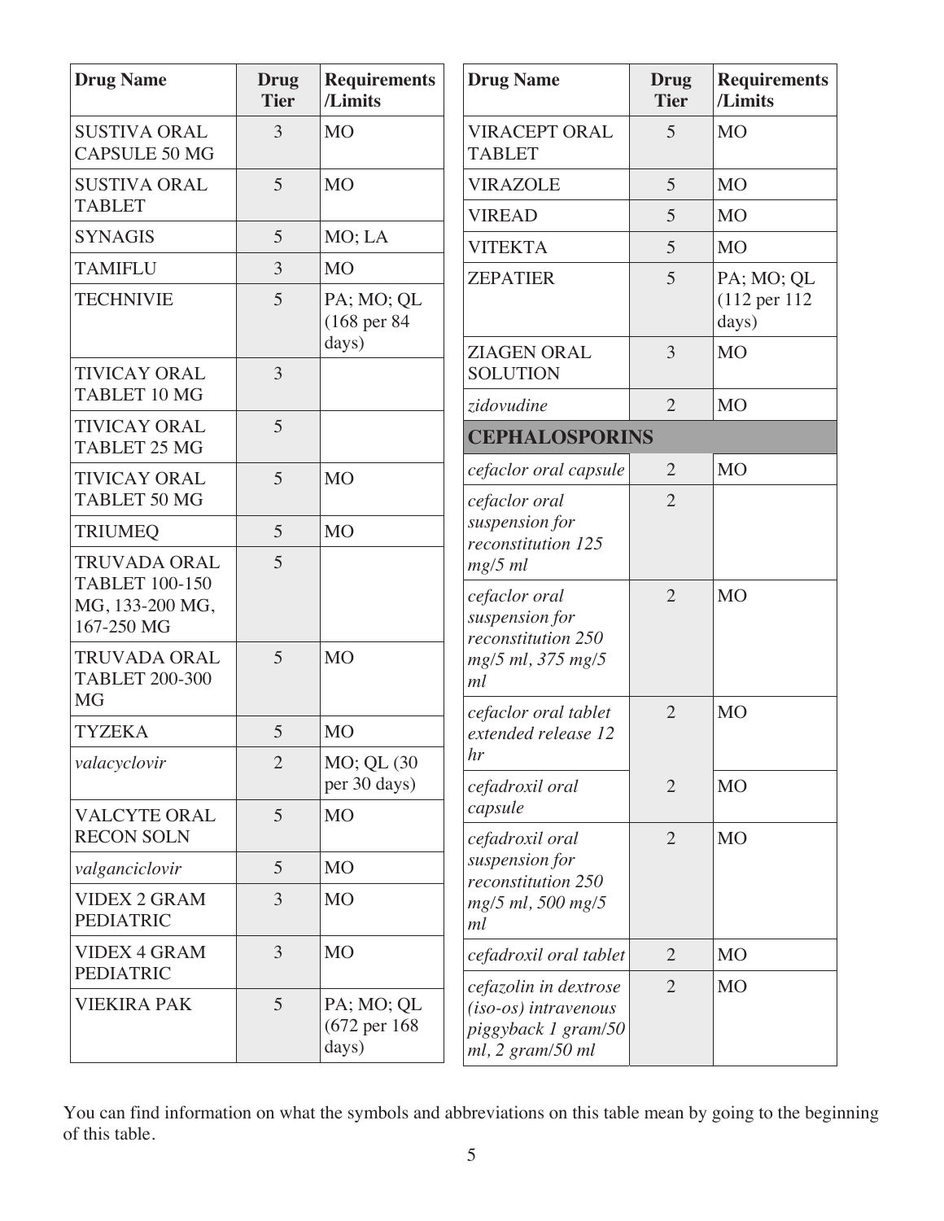| Drug Name | Drug Tier | Requirements /Limits |
|---|---|---|
| SUSTIVA ORAL CAPSULE 50 MG | 3 | MO |
| SUSTIVA ORAL TABLET | 5 | MO |
| SYNAGIS | 5 | MO; LA |
| TAMIFLU | 3 | MO |
| TECHNIVIE | 5 | PA; MO; QL (168 per 84 days) |
| TIVICAY ORAL TABLET 10 MG | 3 | |
| TIVICAY ORAL TABLET 25 MG | 5 | |
| TIVICAY ORAL TABLET 50 MG | 5 | MO |
| TRIUMEQ | 5 | MO |
| TRUVADA ORAL TABLET 100-150 MG, 133-200 MG, 167-250 MG | 5 | |
| TRUVADA ORAL TABLET 200-300 MG | 5 | MO |
| TYZEKA | 5 | MO |
| *valacyclovir* | 2 | MO; QL (30 per 30 days) |
| VALCYTE ORAL RECON SOLN | 5 | MO |
| *valganciclovir* | 5 | MO |
| VIDEX 2 GRAM PEDIATRIC | 3 | MO |
| VIDEX 4 GRAM PEDIATRIC | 3 | MO |
| VIEKIRA PAK | 5 | PA; MO; QL (672 per 168 days) |
| VIRACEPT ORAL TABLET | 5 | MO |
| VIRAZOLE | 5 | MO |
| VIREAD | 5 | MO |
| VITEKTA | 5 | MO |
| ZEPATIER | 5 | PA; MO; QL (112 per 112 days) |
| ZIAGEN ORAL SOLUTION | 3 | MO |
| *zidovudine* | 2 | MO |
| **CEPHALOSPORINS** | | |
| *cefaclor oral capsule* | 2 | MO |
| *cefaclor oral suspension for reconstitution 125 mg/5 ml* | 2 | |
| *cefaclor oral suspension for reconstitution 250 mg/5 ml, 375 mg/5 ml* | 2 | MO |
| *cefaclor oral tablet extended release 12 hr* | 2 | MO |
| *cefadroxil oral capsule* | 2 | MO |
| *cefadroxil oral suspension for reconstitution 250 mg/5 ml, 500 mg/5 ml* | 2 | MO |
| *cefadroxil oral tablet* | 2 | MO |
| *cefazolin in dextrose (iso-os) intravenous piggyback 1 gram/50 ml, 2 gram/50 ml* | 2 | MO |

You can find information on what the symbols and abbreviations on this table mean by going to the beginning of this table.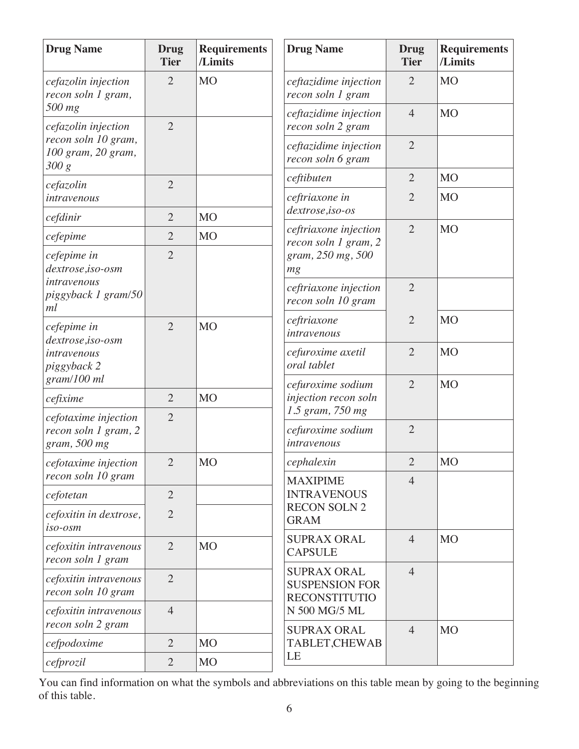| Drug Name | Drug Tier | Requirements /Limits |
|---|---|---|
| *cefazolin injection recon soln 1 gram, 500 mg* | 2 | MO |
| *cefazolin injection recon soln 10 gram, 100 gram, 20 gram, 300 g* | 2 | |
| *cefazolin intravenous* | 2 | |
| *cefdinir* | 2 | MO |
| *cefepime* | 2 | MO |
| *cefepime in dextrose,iso-osm intravenous piggyback 1 gram/50 ml* | 2 | |
| *cefepime in dextrose,iso-osm intravenous piggyback 2 gram/100 ml* | 2 | MO |
| *cefixime* | 2 | MO |
| *cefotaxime injection recon soln 1 gram, 2 gram, 500 mg* | 2 | |
| *cefotaxime injection recon soln 10 gram* | 2 | MO |
| *cefotetan* | 2 | |
| *cefoxitin in dextrose, iso-osm* | 2 | |
| *cefoxitin intravenous recon soln 1 gram* | 2 | MO |
| *cefoxitin intravenous recon soln 10 gram* | 2 | |
| *cefoxitin intravenous recon soln 2 gram* | 4 | |
| *cefpodoxime* | 2 | MO |
| *cefprozil* | 2 | MO |
| *ceftazidime injection recon soln 1 gram* | 2 | MO |
| *ceftazidime injection recon soln 2 gram* | 4 | MO |
| *ceftazidime injection recon soln 6 gram* | 2 | |
| *ceftibuten* | 2 | MO |
| *ceftriaxone in dextrose,iso-os* | 2 | MO |
| *ceftriaxone injection recon soln 1 gram, 2 gram, 250 mg, 500 mg* | 2 | MO |
| *ceftriaxone injection recon soln 10 gram* | 2 | |
| *ceftriaxone intravenous* | 2 | MO |
| *cefuroxime axetil oral tablet* | 2 | MO |
| *cefuroxime sodium injection recon soln 1.5 gram, 750 mg* | 2 | MO |
| *cefuroxime sodium intravenous* | 2 | |
| *cephalexin* | 2 | MO |
| MAXIPIME INTRAVENOUS RECON SOLN 2 GRAM | 4 | |
| SUPRAX ORAL CAPSULE | 4 | MO |
| SUPRAX ORAL SUSPENSION FOR RECONSTITUTION 500 MG/5 ML | 4 | |
| SUPRAX ORAL TABLET,CHEWABLE | 4 | MO |

You can find information on what the symbols and abbreviations on this table mean by going to the beginning of this table.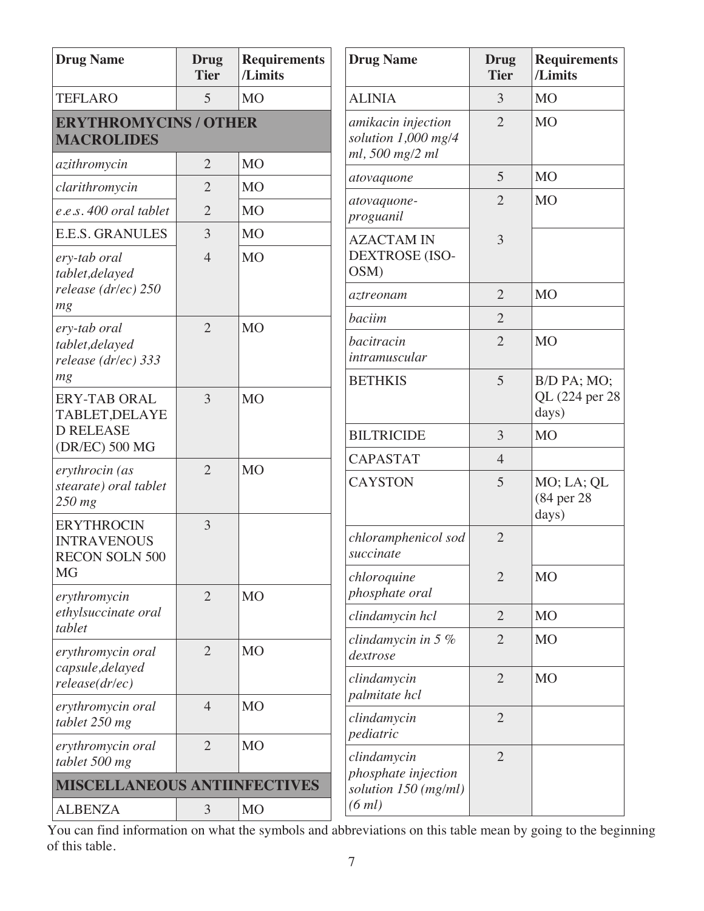| Drug Name | Drug Tier | Requirements /Limits |
|---|---|---|
| TEFLARO | 5 | MO |
| **ERYTHROMYCINS / OTHER MACROLIDES** | | |
| *azithromycin* | 2 | MO |
| *clarithromycin* | 2 | MO |
| *e.e.s. 400 oral tablet* | 2 | MO |
| E.E.S. GRANULES | 3 | MO |
| *ery-tab oral tablet,delayed release (dr/ec) 250 mg* | 4 | MO |
| *ery-tab oral tablet,delayed release (dr/ec) 333 mg* | 2 | MO |
| ERY-TAB ORAL TABLET,DELAYED RELEASE (DR/EC) 500 MG | 3 | MO |
| *erythrocin (as stearate) oral tablet 250 mg* | 2 | MO |
| ERYTHROCIN INTRAVENOUS RECON SOLN 500 MG | 3 | |
| *erythromycin ethylsuccinate oral tablet* | 2 | MO |
| *erythromycin oral capsule,delayed release(dr/ec)* | 2 | MO |
| *erythromycin oral tablet 250 mg* | 4 | MO |
| *erythromycin oral tablet 500 mg* | 2 | MO |
| **MISCELLANEOUS ANTIINFECTIVES** | | |
| ALBENZA | 3 | MO |
| ALINIA | 3 | MO |
| *amikacin injection solution 1,000 mg/4 ml, 500 mg/2 ml* | 2 | MO |
| *atovaquone* | 5 | MO |
| *atovaquone-proguanil* | 2 | MO |
| AZACTAM IN DEXTROSE (ISO-OSM) | 3 | |
| *aztreonam* | 2 | MO |
| *baciim* | 2 | |
| *bacitracin intramuscular* | 2 | MO |
| BETHKIS | 5 | B/D PA; MO; QL (224 per 28 days) |
| BILTRICIDE | 3 | MO |
| CAPASTAT | 4 | |
| CAYSTON | 5 | MO; LA; QL (84 per 28 days) |
| *chloramphenicol sod succinate* | 2 | |
| *chloroquine phosphate oral* | 2 | MO |
| *clindamycin hcl* | 2 | MO |
| *clindamycin in 5 % dextrose* | 2 | MO |
| *clindamycin palmitate hcl* | 2 | MO |
| *clindamycin pediatric* | 2 | |
| *clindamycin phosphate injection solution 150 (mg/ml) (6 ml)* | 2 | |

You can find information on what the symbols and abbreviations on this table mean by going to the beginning of this table.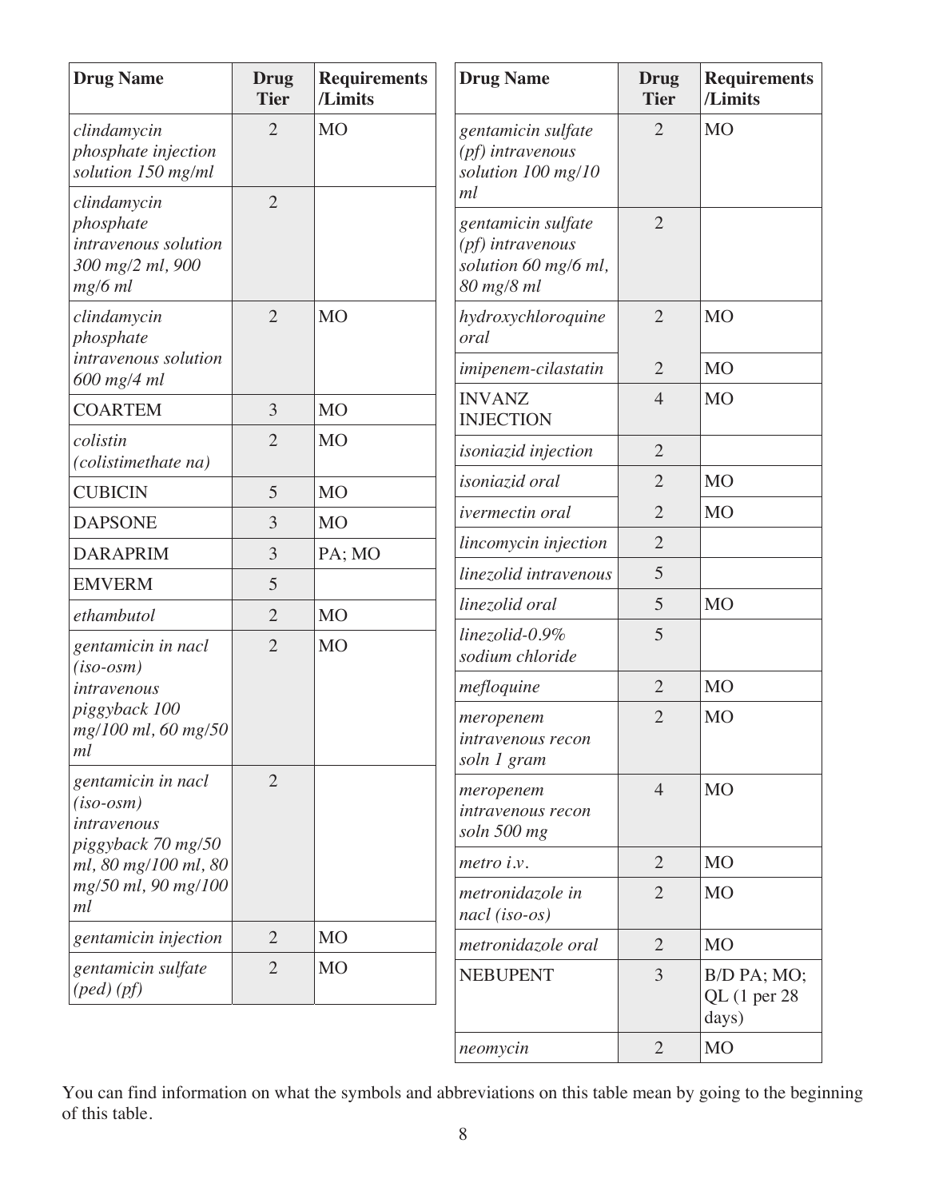| Drug Name | Drug Tier | Requirements /Limits |
|---|---|---|
| *clindamycin phosphate injection solution 150 mg/ml* | 2 | MO |
| *clindamycin phosphate intravenous solution 300 mg/2 ml, 900 mg/6 ml* | 2 | |
| *clindamycin phosphate intravenous solution 600 mg/4 ml* | 2 | MO |
| COARTEM | 3 | MO |
| *colistin (colistimethate na)* | 2 | MO |
| CUBICIN | 5 | MO |
| DAPSONE | 3 | MO |
| DARAPRIM | 3 | PA; MO |
| EMVERM | 5 | |
| *ethambutol* | 2 | MO |
| *gentamicin in nacl (iso-osm) intravenous piggyback 100 mg/100 ml, 60 mg/50 ml* | 2 | MO |
| *gentamicin in nacl (iso-osm) intravenous piggyback 70 mg/50 ml, 80 mg/100 ml, 80 mg/50 ml, 90 mg/100 ml* | 2 | |
| *gentamicin injection* | 2 | MO |
| *gentamicin sulfate (ped) (pf)* | 2 | MO |
| *gentamicin sulfate (pf) intravenous solution 100 mg/10 ml* | 2 | MO |
| *gentamicin sulfate (pf) intravenous solution 60 mg/6 ml, 80 mg/8 ml* | 2 | |
| *hydroxychloroquine oral* | 2 | MO |
| *imipenem-cilastatin* | 2 | MO |
| INVANZ INJECTION | 4 | MO |
| *isoniazid injection* | 2 | |
| *isoniazid oral* | 2 | MO |
| *ivermectin oral* | 2 | MO |
| *lincomycin injection* | 2 | |
| *linezolid intravenous* | 5 | |
| *linezolid oral* | 5 | MO |
| *linezolid-0.9% sodium chloride* | 5 | |
| *mefloquine* | 2 | MO |
| *meropenem intravenous recon soln 1 gram* | 2 | MO |
| *meropenem intravenous recon soln 500 mg* | 4 | MO |
| *metro i.v.* | 2 | MO |
| *metronidazole in nacl (iso-os)* | 2 | MO |
| *metronidazole oral* | 2 | MO |
| NEBUPENT | 3 | B/D PA; MO; QL (1 per 28 days) |
| *neomycin* | 2 | MO |

You can find information on what the symbols and abbreviations on this table mean by going to the beginning of this table.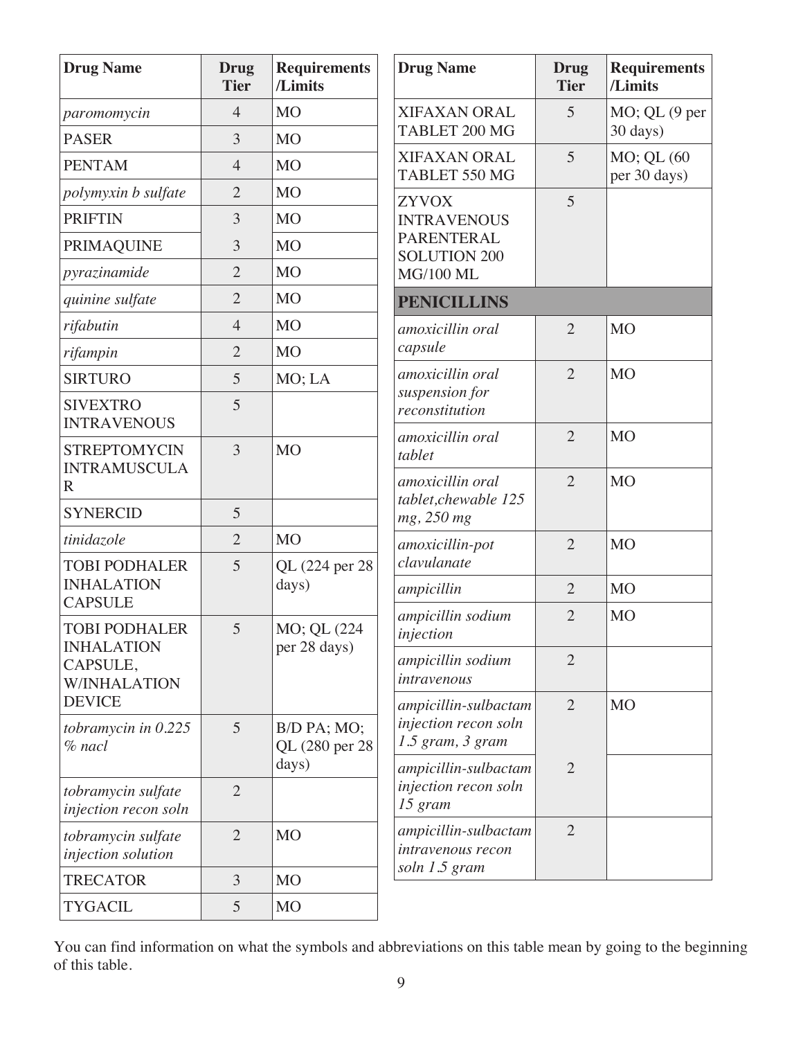| Drug Name | Drug Tier | Requirements /Limits |
|---|---|---|
| *paromomycin* | 4 | MO |
| PASER | 3 | MO |
| PENTAM | 4 | MO |
| *polymyxin b sulfate* | 2 | MO |
| PRIFTIN | 3 | MO |
| PRIMAQUINE | 3 | MO |
| *pyrazinamide* | 2 | MO |
| *quinine sulfate* | 2 | MO |
| *rifabutin* | 4 | MO |
| *rifampin* | 2 | MO |
| SIRTURO | 5 | MO; LA |
| SIVEXTRO INTRAVENOUS | 5 | |
| STREPTOMYCIN INTRAMUSCULAR | 3 | MO |
| SYNERCID | 5 | |
| *tinidazole* | 2 | MO |
| TOBI PODHALER INHALATION CAPSULE | 5 | QL (224 per 28 days) |
| TOBI PODHALER INHALATION CAPSULE, W/INHALATION DEVICE | 5 | MO; QL (224 per 28 days) |
| *tobramycin in 0.225 % nacl* | 5 | B/D PA; MO; QL (280 per 28 days) |
| *tobramycin sulfate injection recon soln* | 2 | |
| *tobramycin sulfate injection solution* | 2 | MO |
| TRECATOR | 3 | MO |
| TYGACIL | 5 | MO |
| XIFAXAN ORAL TABLET 200 MG | 5 | MO; QL (9 per 30 days) |
| XIFAXAN ORAL TABLET 550 MG | 5 | MO; QL (60 per 30 days) |
| ZYVOX INTRAVENOUS PARENTERAL SOLUTION 200 MG/100 ML | 5 | |
| **PENICILLINS** | | |
| *amoxicillin oral capsule* | 2 | MO |
| *amoxicillin oral suspension for reconstitution* | 2 | MO |
| *amoxicillin oral tablet* | 2 | MO |
| *amoxicillin oral tablet,chewable 125 mg, 250 mg* | 2 | MO |
| *amoxicillin-pot clavulanate* | 2 | MO |
| *ampicillin* | 2 | MO |
| *ampicillin sodium injection* | 2 | MO |
| *ampicillin sodium intravenous* | 2 | |
| *ampicillin-sulbactam injection recon soln 1.5 gram, 3 gram* | 2 | MO |
| *ampicillin-sulbactam injection recon soln 15 gram* | 2 | |
| *ampicillin-sulbactam intravenous recon soln 1.5 gram* | 2 | |

You can find information on what the symbols and abbreviations on this table mean by going to the beginning of this table.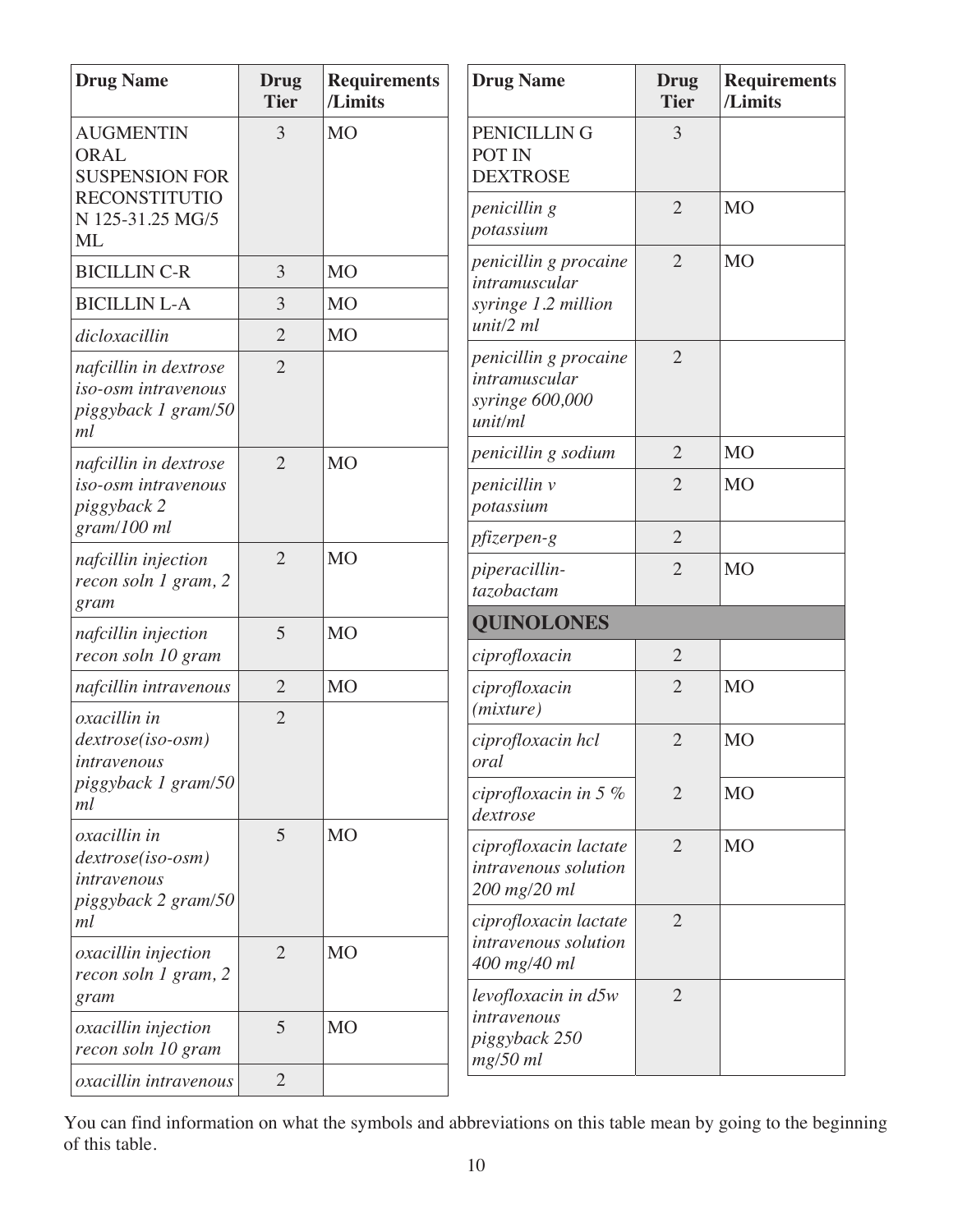| Drug Name | Drug Tier | Requirements /Limits |
|---|---|---|
| AUGMENTIN ORAL SUSPENSION FOR RECONSTITUTION 125-31.25 MG/5 ML | 3 | MO |
| BICILLIN C-R | 3 | MO |
| BICILLIN L-A | 3 | MO |
| *dicloxacillin* | 2 | MO |
| *nafcillin in dextrose iso-osm intravenous piggyback 1 gram/50 ml* | 2 | |
| *nafcillin in dextrose iso-osm intravenous piggyback 2 gram/100 ml* | 2 | MO |
| *nafcillin injection recon soln 1 gram, 2 gram* | 2 | MO |
| *nafcillin injection recon soln 10 gram* | 5 | MO |
| *nafcillin intravenous* | 2 | MO |
| *oxacillin in dextrose(iso-osm) intravenous piggyback 1 gram/50 ml* | 2 | |
| *oxacillin in dextrose(iso-osm) intravenous piggyback 2 gram/50 ml* | 5 | MO |
| *oxacillin injection recon soln 1 gram, 2 gram* | 2 | MO |
| *oxacillin injection recon soln 10 gram* | 5 | MO |
| *oxacillin intravenous* | 2 | |
| PENICILLIN G POT IN DEXTROSE | 3 | |
| *penicillin g potassium* | 2 | MO |
| *penicillin g procaine intramuscular syringe 1.2 million unit/2 ml* | 2 | MO |
| *penicillin g procaine intramuscular syringe 600,000 unit/ml* | 2 | |
| *penicillin g sodium* | 2 | MO |
| *penicillin v potassium* | 2 | MO |
| *pfizerpen-g* | 2 | |
| *piperacillin-tazobactam* | 2 | MO |
| **QUINOLONES** | | |
| *ciprofloxacin* | 2 | |
| *ciprofloxacin (mixture)* | 2 | MO |
| *ciprofloxacin hcl oral* | 2 | MO |
| *ciprofloxacin in 5 % dextrose* | 2 | MO |
| *ciprofloxacin lactate intravenous solution 200 mg/20 ml* | 2 | MO |
| *ciprofloxacin lactate intravenous solution 400 mg/40 ml* | 2 | |
| *levofloxacin in d5w intravenous piggyback 250 mg/50 ml* | 2 | |

You can find information on what the symbols and abbreviations on this table mean by going to the beginning of this table.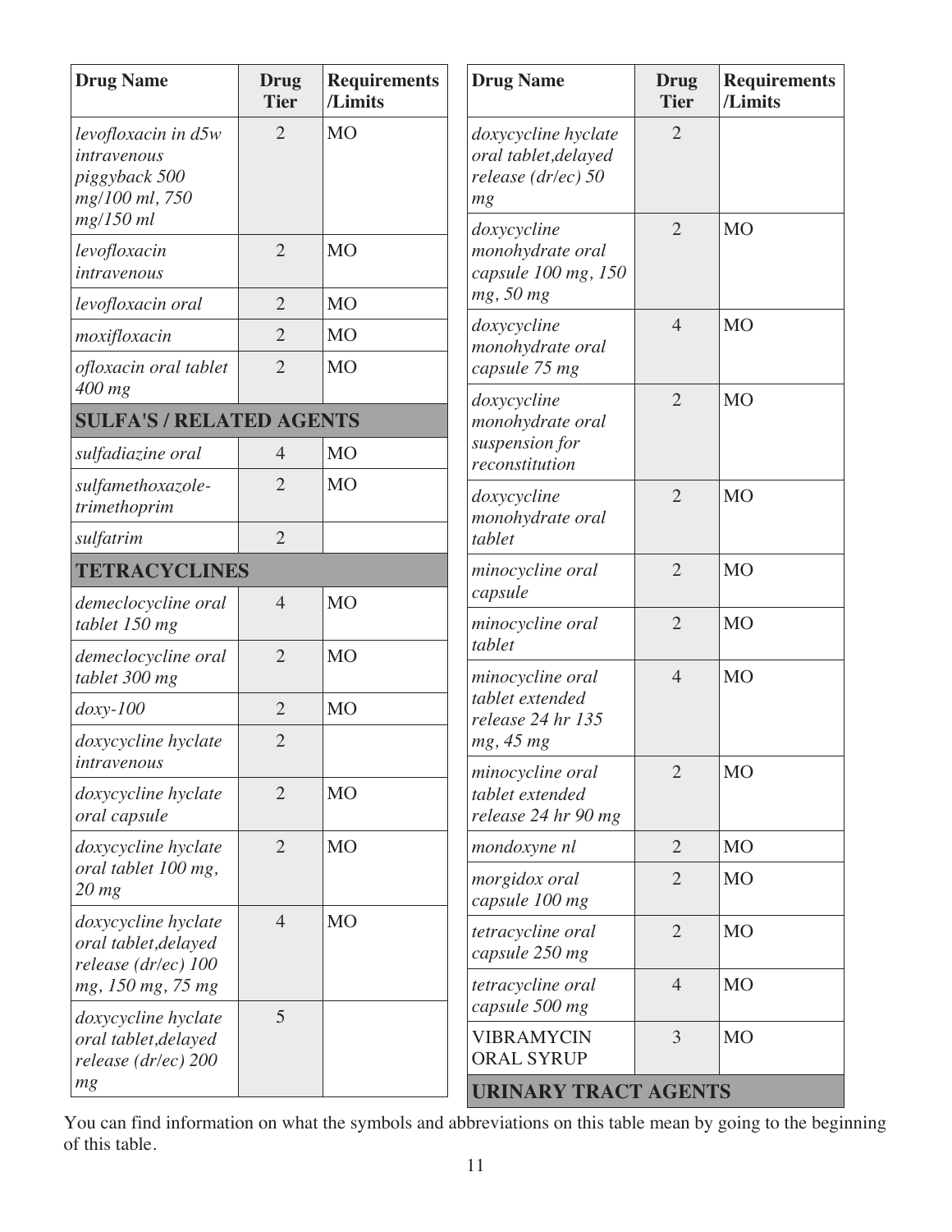| Drug Name | Drug Tier | Requirements /Limits |
|---|---|---|
| *levofloxacin in d5w intravenous piggyback 500 mg/100 ml, 750 mg/150 ml* | 2 | MO |
| *levofloxacin intravenous* | 2 | MO |
| *levofloxacin oral* | 2 | MO |
| *moxifloxacin* | 2 | MO |
| *ofloxacin oral tablet 400 mg* | 2 | MO |
| **SULFA'S / RELATED AGENTS** | | |
| *sulfadiazine oral* | 4 | MO |
| *sulfamethoxazole-trimethoprim* | 2 | MO |
| *sulfatrim* | 2 | |
| **TETRACYCLINES** | | |
| *demeclocycline oral tablet 150 mg* | 4 | MO |
| *demeclocycline oral tablet 300 mg* | 2 | MO |
| *doxy-100* | 2 | MO |
| *doxycycline hyclate intravenous* | 2 | |
| *doxycycline hyclate oral capsule* | 2 | MO |
| *doxycycline hyclate oral tablet 100 mg, 20 mg* | 2 | MO |
| *doxycycline hyclate oral tablet,delayed release (dr/ec) 100 mg, 150 mg, 75 mg* | 4 | MO |
| *doxycycline hyclate oral tablet,delayed release (dr/ec) 200 mg* | 5 | |
| *doxycycline hyclate oral tablet,delayed release (dr/ec) 50 mg* | 2 | |
| *doxycycline monohydrate oral capsule 100 mg, 150 mg, 50 mg* | 2 | MO |
| *doxycycline monohydrate oral capsule 75 mg* | 4 | MO |
| *doxycycline monohydrate oral suspension for reconstitution* | 2 | MO |
| *doxycycline monohydrate oral tablet* | 2 | MO |
| *minocycline oral capsule* | 2 | MO |
| *minocycline oral tablet* | 2 | MO |
| *minocycline oral tablet extended release 24 hr 135 mg, 45 mg* | 4 | MO |
| *minocycline oral tablet extended release 24 hr 90 mg* | 2 | MO |
| *mondoxyne nl* | 2 | MO |
| *morgidox oral capsule 100 mg* | 2 | MO |
| *tetracycline oral capsule 250 mg* | 2 | MO |
| *tetracycline oral capsule 500 mg* | 4 | MO |
| VIBRAMYCIN ORAL SYRUP | 3 | MO |
| **URINARY TRACT AGENTS** | | |

You can find information on what the symbols and abbreviations on this table mean by going to the beginning of this table.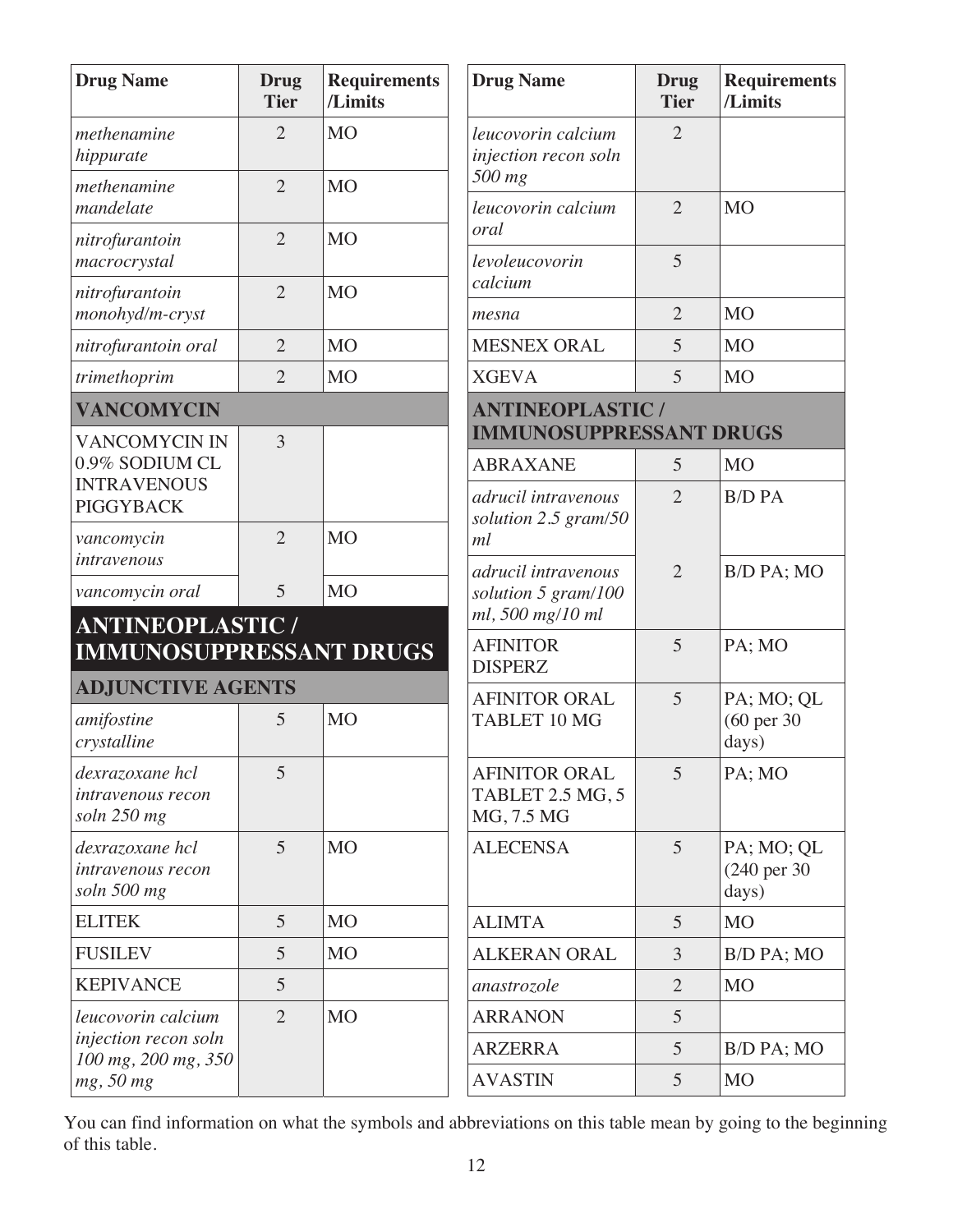| Drug Name | Drug Tier | Requirements /Limits |
|---|---|---|
| *methenamine hippurate* | 2 | MO |
| *methenamine mandelate* | 2 | MO |
| *nitrofurantoin macrocrystal* | 2 | MO |
| *nitrofurantoin monohyd/m-cryst* | 2 | MO |
| *nitrofurantoin oral* | 2 | MO |
| *trimethoprim* | 2 | MO |
| **VANCOMYCIN** | | |
| VANCOMYCIN IN 0.9% SODIUM CL INTRAVENOUS PIGGYBACK | 3 | |
| *vancomycin intravenous* | 2 | MO |
| *vancomycin oral* | 5 | MO |

## ANTINEOPLASTIC / IMMUNOSUPPRESSANT DRUGS

| Drug Name | Drug Tier | Requirements /Limits |
|---|---|---|
| **ADJUNCTIVE AGENTS** | | |
| *amifostine crystalline* | 5 | MO |
| *dexrazoxane hcl intravenous recon soln 250 mg* | 5 | |
| *dexrazoxane hcl intravenous recon soln 500 mg* | 5 | MO |
| ELITEK | 5 | MO |
| FUSILEV | 5 | MO |
| KEPIVANCE | 5 | |
| *leucovorin calcium injection recon soln 100 mg, 200 mg, 350 mg, 50 mg* | 2 | MO |
| *leucovorin calcium injection recon soln 500 mg* | 2 | |
| *leucovorin calcium oral* | 2 | MO |
| *levoleucovorin calcium* | 5 | |
| *mesna* | 2 | MO |
| MESNEX ORAL | 5 | MO |
| XGEVA | 5 | MO |
| **ANTINEOPLASTIC / IMMUNOSUPPRESSANT DRUGS** | | |
| ABRAXANE | 5 | MO |
| *adrucil intravenous solution 2.5 gram/50 ml* | 2 | B/D PA |
| *adrucil intravenous solution 5 gram/100 ml, 500 mg/10 ml* | 2 | B/D PA; MO |
| AFINITOR DISPERZ | 5 | PA; MO |
| AFINITOR ORAL TABLET 10 MG | 5 | PA; MO; QL (60 per 30 days) |
| AFINITOR ORAL TABLET 2.5 MG, 5 MG, 7.5 MG | 5 | PA; MO |
| ALECENSA | 5 | PA; MO; QL (240 per 30 days) |
| ALIMTA | 5 | MO |
| ALKERAN ORAL | 3 | B/D PA; MO |
| *anastrozole* | 2 | MO |
| ARRANON | 5 | |
| ARZERRA | 5 | B/D PA; MO |
| AVASTIN | 5 | MO |

You can find information on what the symbols and abbreviations on this table mean by going to the beginning of this table.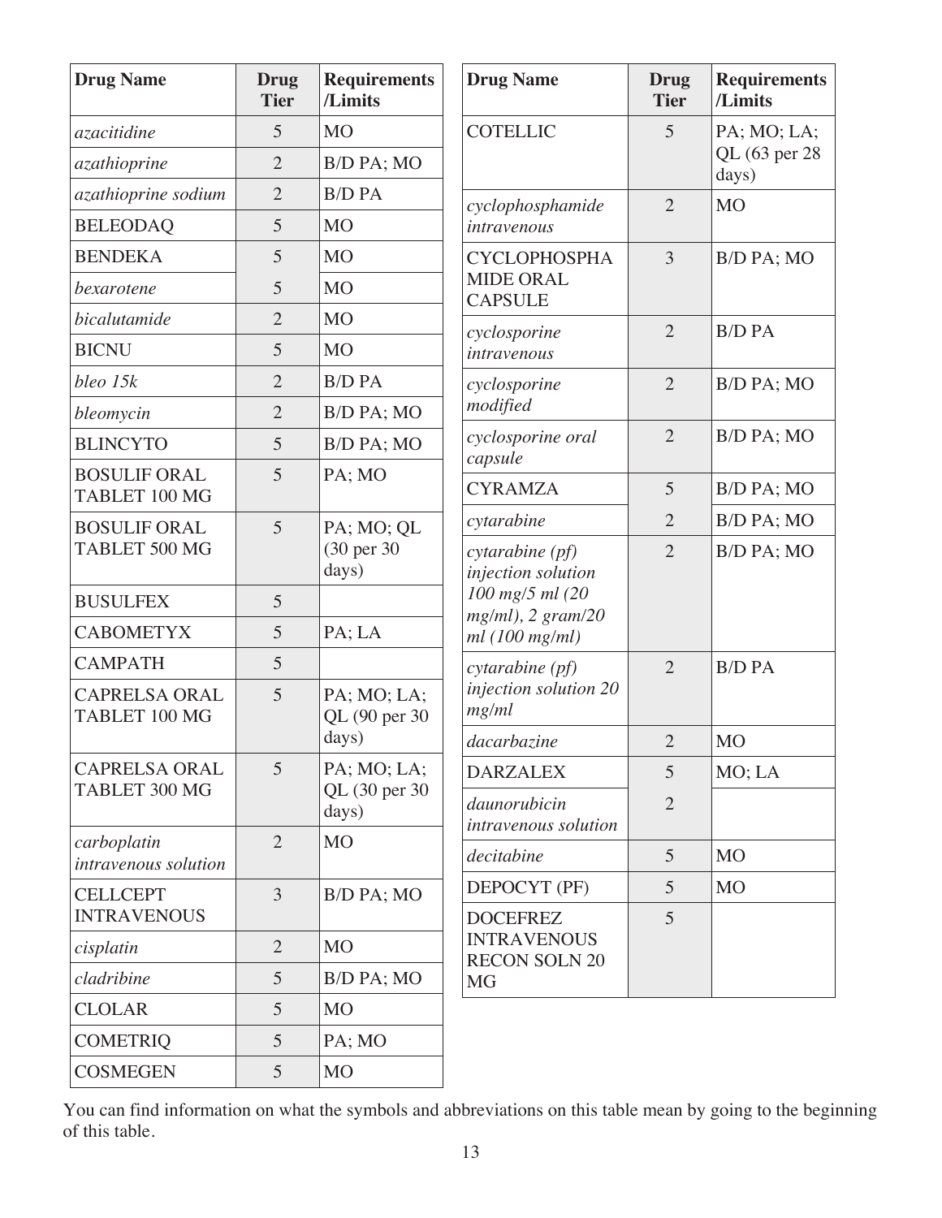| Drug Name | Drug Tier | Requirements /Limits |
| --- | --- | --- |
| *azacitidine* | 5 | MO |
| *azathioprine* | 2 | B/D PA; MO |
| *azathioprine sodium* | 2 | B/D PA |
| BELEODAQ | 5 | MO |
| BENDEKA | 5 | MO |
| *bexarotene* | 5 | MO |
| *bicalutamide* | 2 | MO |
| BICNU | 5 | MO |
| *bleo 15k* | 2 | B/D PA |
| *bleomycin* | 2 | B/D PA; MO |
| BLINCYTO | 5 | B/D PA; MO |
| BOSULIF ORAL TABLET 100 MG | 5 | PA; MO |
| BOSULIF ORAL TABLET 500 MG | 5 | PA; MO; QL (30 per 30 days) |
| BUSULFEX | 5 | |
| CABOMETYX | 5 | PA; LA |
| CAMPATH | 5 | |
| CAPRELSA ORAL TABLET 100 MG | 5 | PA; MO; LA; QL (90 per 30 days) |
| CAPRELSA ORAL TABLET 300 MG | 5 | PA; MO; LA; QL (30 per 30 days) |
| *carboplatin intravenous solution* | 2 | MO |
| CELLCEPT INTRAVENOUS | 3 | B/D PA; MO |
| *cisplatin* | 2 | MO |
| *cladribine* | 5 | B/D PA; MO |
| CLOLAR | 5 | MO |
| COMETRIQ | 5 | PA; MO |
| COSMEGEN | 5 | MO |
| COTELLIC | 5 | PA; MO; LA; QL (63 per 28 days) |
| *cyclophosphamide intravenous* | 2 | MO |
| CYCLOPHOSPHAMIDE ORAL CAPSULE | 3 | B/D PA; MO |
| *cyclosporine intravenous* | 2 | B/D PA |
| *cyclosporine modified* | 2 | B/D PA; MO |
| *cyclosporine oral capsule* | 2 | B/D PA; MO |
| CYRAMZA | 5 | B/D PA; MO |
| *cytarabine* | 2 | B/D PA; MO |
| *cytarabine (pf) injection solution 100 mg/5 ml (20 mg/ml), 2 gram/20 ml (100 mg/ml)* | 2 | B/D PA; MO |
| *cytarabine (pf) injection solution 20 mg/ml* | 2 | B/D PA |
| *dacarbazine* | 2 | MO |
| DARZALEX | 5 | MO; LA |
| *daunorubicin intravenous solution* | 2 | |
| *decitabine* | 5 | MO |
| DEPOCYT (PF) | 5 | MO |
| DOCEFREZ INTRAVENOUS RECON SOLN 20 MG | 5 | |

You can find information on what the symbols and abbreviations on this table mean by going to the beginning of this table.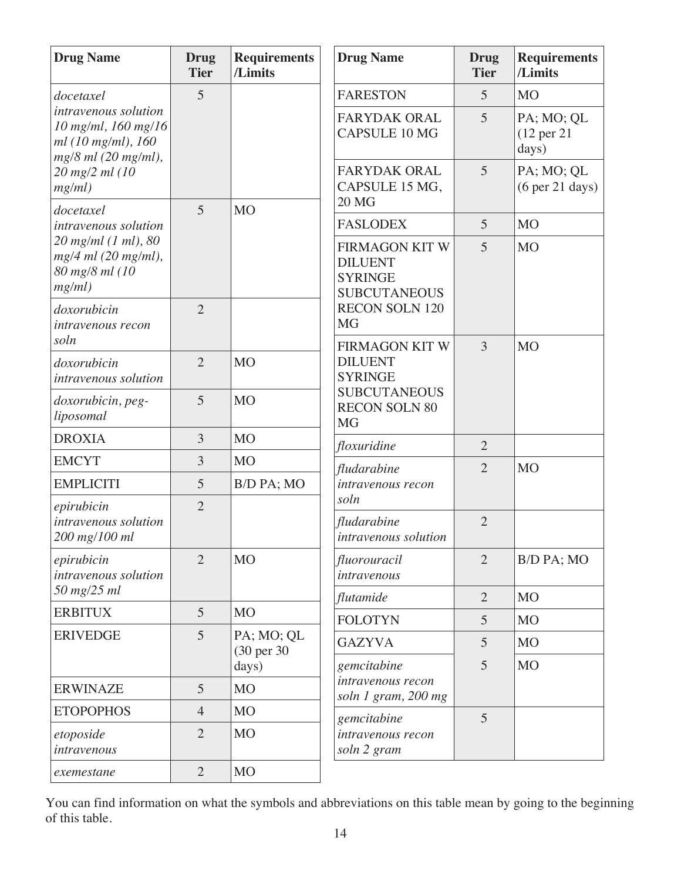| Drug Name | Drug Tier | Requirements /Limits |
|---|---|---|
| *docetaxel intravenous solution 10 mg/ml, 160 mg/16 ml (10 mg/ml), 160 mg/8 ml (20 mg/ml), 20 mg/2 ml (10 mg/ml)* | 5 | |
| *docetaxel intravenous solution 20 mg/ml (1 ml), 80 mg/4 ml (20 mg/ml), 80 mg/8 ml (10 mg/ml)* | 5 | MO |
| *doxorubicin intravenous recon soln* | 2 | |
| *doxorubicin intravenous solution* | 2 | MO |
| *doxorubicin, peg-liposomal* | 5 | MO |
| DROXIA | 3 | MO |
| EMCYT | 3 | MO |
| EMPLICITI | 5 | B/D PA; MO |
| *epirubicin intravenous solution 200 mg/100 ml* | 2 | |
| *epirubicin intravenous solution 50 mg/25 ml* | 2 | MO |
| ERBITUX | 5 | MO |
| ERIVEDGE | 5 | PA; MO; QL (30 per 30 days) |
| ERWINAZE | 5 | MO |
| ETOPOPHOS | 4 | MO |
| *etoposide intravenous* | 2 | MO |
| *exemestane* | 2 | MO |
| FARESTON | 5 | MO |
| FARYDAK ORAL CAPSULE 10 MG | 5 | PA; MO; QL (12 per 21 days) |
| FARYDAK ORAL CAPSULE 15 MG, 20 MG | 5 | PA; MO; QL (6 per 21 days) |
| FASLODEX | 5 | MO |
| FIRMAGON KIT W DILUENT SYRINGE SUBCUTANEOUS RECON SOLN 120 MG | 5 | MO |
| FIRMAGON KIT W DILUENT SYRINGE SUBCUTANEOUS RECON SOLN 80 MG | 3 | MO |
| *floxuridine* | 2 | |
| *fludarabine intravenous recon soln* | 2 | MO |
| *fludarabine intravenous solution* | 2 | |
| *fluorouracil intravenous* | 2 | B/D PA; MO |
| *flutamide* | 2 | MO |
| FOLOTYN | 5 | MO |
| GAZYVA | 5 | MO |
| *gemcitabine intravenous recon soln 1 gram, 200 mg* | 5 | MO |
| *gemcitabine intravenous recon soln 2 gram* | 5 | |

You can find information on what the symbols and abbreviations on this table mean by going to the beginning of this table.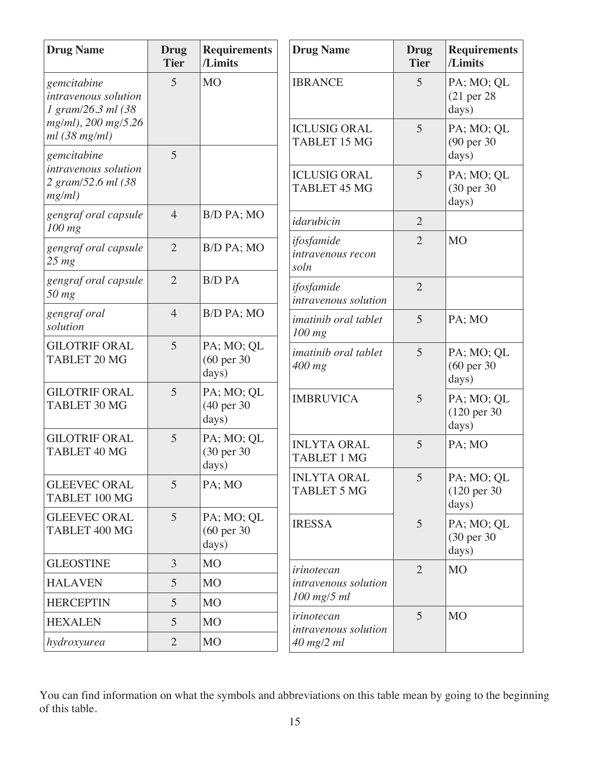| Drug Name | Drug Tier | Requirements /Limits |
|---|---|---|
| *gemcitabine intravenous solution 1 gram/26.3 ml (38 mg/ml), 200 mg/5.26 ml (38 mg/ml)* | 5 | MO |
| *gemcitabine intravenous solution 2 gram/52.6 ml (38 mg/ml)* | 5 | |
| *gengraf oral capsule 100 mg* | 4 | B/D PA; MO |
| *gengraf oral capsule 25 mg* | 2 | B/D PA; MO |
| *gengraf oral capsule 50 mg* | 2 | B/D PA |
| *gengraf oral solution* | 4 | B/D PA; MO |
| GILOTRIF ORAL TABLET 20 MG | 5 | PA; MO; QL (60 per 30 days) |
| GILOTRIF ORAL TABLET 30 MG | 5 | PA; MO; QL (40 per 30 days) |
| GILOTRIF ORAL TABLET 40 MG | 5 | PA; MO; QL (30 per 30 days) |
| GLEEVEC ORAL TABLET 100 MG | 5 | PA; MO |
| GLEEVEC ORAL TABLET 400 MG | 5 | PA; MO; QL (60 per 30 days) |
| GLEOSTINE | 3 | MO |
| HALAVEN | 5 | MO |
| HERCEPTIN | 5 | MO |
| HEXALEN | 5 | MO |
| *hydroxyurea* | 2 | MO |
| IBRANCE | 5 | PA; MO; QL (21 per 28 days) |
| ICLUSIG ORAL TABLET 15 MG | 5 | PA; MO; QL (90 per 30 days) |
| ICLUSIG ORAL TABLET 45 MG | 5 | PA; MO; QL (30 per 30 days) |
| *idarubicin* | 2 | |
| *ifosfamide intravenous recon soln* | 2 | MO |
| *ifosfamide intravenous solution* | 2 | |
| *imatinib oral tablet 100 mg* | 5 | PA; MO |
| *imatinib oral tablet 400 mg* | 5 | PA; MO; QL (60 per 30 days) |
| IMBRUVICA | 5 | PA; MO; QL (120 per 30 days) |
| INLYTA ORAL TABLET 1 MG | 5 | PA; MO |
| INLYTA ORAL TABLET 5 MG | 5 | PA; MO; QL (120 per 30 days) |
| IRESSA | 5 | PA; MO; QL (30 per 30 days) |
| *irinotecan intravenous solution 100 mg/5 ml* | 2 | MO |
| *irinotecan intravenous solution 40 mg/2 ml* | 5 | MO |

You can find information on what the symbols and abbreviations on this table mean by going to the beginning of this table.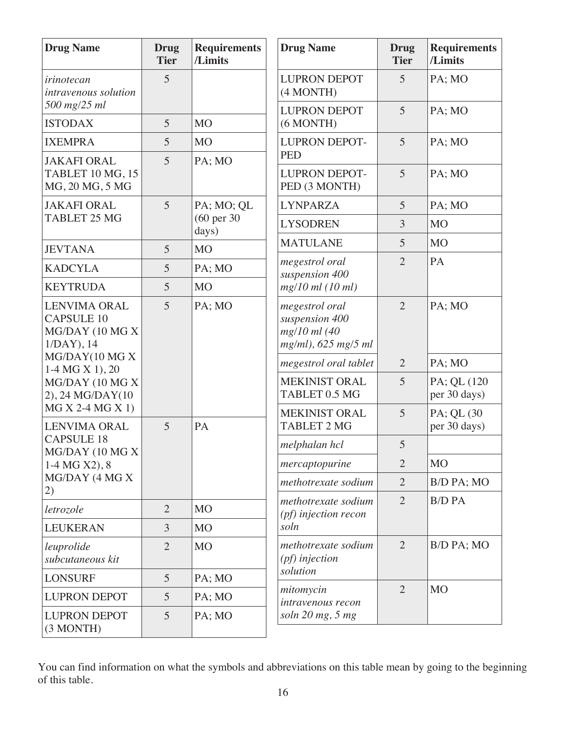| Drug Name | Drug Tier | Requirements /Limits |
|---|---|---|
| *irinotecan intravenous solution 500 mg/25 ml* | 5 | |
| ISTODAX | 5 | MO |
| IXEMPRA | 5 | MO |
| JAKAFI ORAL TABLET 10 MG, 15 MG, 20 MG, 5 MG | 5 | PA; MO |
| JAKAFI ORAL TABLET 25 MG | 5 | PA; MO; QL (60 per 30 days) |
| JEVTANA | 5 | MO |
| KADCYLA | 5 | PA; MO |
| KEYTRUDA | 5 | MO |
| LENVIMA ORAL CAPSULE 10 MG/DAY (10 MG X 1/DAY), 14 MG/DAY(10 MG X 1-4 MG X 1), 20 MG/DAY (10 MG X 2), 24 MG/DAY(10 MG X 2-4 MG X 1) | 5 | PA; MO |
| LENVIMA ORAL CAPSULE 18 MG/DAY (10 MG X 1-4 MG X2), 8 MG/DAY (4 MG X 2) | 5 | PA |
| *letrozole* | 2 | MO |
| LEUKERAN | 3 | MO |
| *leuprolide subcutaneous kit* | 2 | MO |
| LONSURF | 5 | PA; MO |
| LUPRON DEPOT | 5 | PA; MO |
| LUPRON DEPOT (3 MONTH) | 5 | PA; MO |
| LUPRON DEPOT (4 MONTH) | 5 | PA; MO |
| LUPRON DEPOT (6 MONTH) | 5 | PA; MO |
| LUPRON DEPOT-PED | 5 | PA; MO |
| LUPRON DEPOT-PED (3 MONTH) | 5 | PA; MO |
| LYNPARZA | 5 | PA; MO |
| LYSODREN | 3 | MO |
| MATULANE | 5 | MO |
| *megestrol oral suspension 400 mg/10 ml (10 ml)* | 2 | PA |
| *megestrol oral suspension 400 mg/10 ml (40 mg/ml), 625 mg/5 ml* | 2 | PA; MO |
| *megestrol oral tablet* | 2 | PA; MO |
| MEKINIST ORAL TABLET 0.5 MG | 5 | PA; QL (120 per 30 days) |
| MEKINIST ORAL TABLET 2 MG | 5 | PA; QL (30 per 30 days) |
| *melphalan hcl* | 5 | |
| *mercaptopurine* | 2 | MO |
| *methotrexate sodium* | 2 | B/D PA; MO |
| *methotrexate sodium (pf) injection recon soln* | 2 | B/D PA |
| *methotrexate sodium (pf) injection solution* | 2 | B/D PA; MO |
| *mitomycin intravenous recon soln 20 mg, 5 mg* | 2 | MO |

You can find information on what the symbols and abbreviations on this table mean by going to the beginning of this table.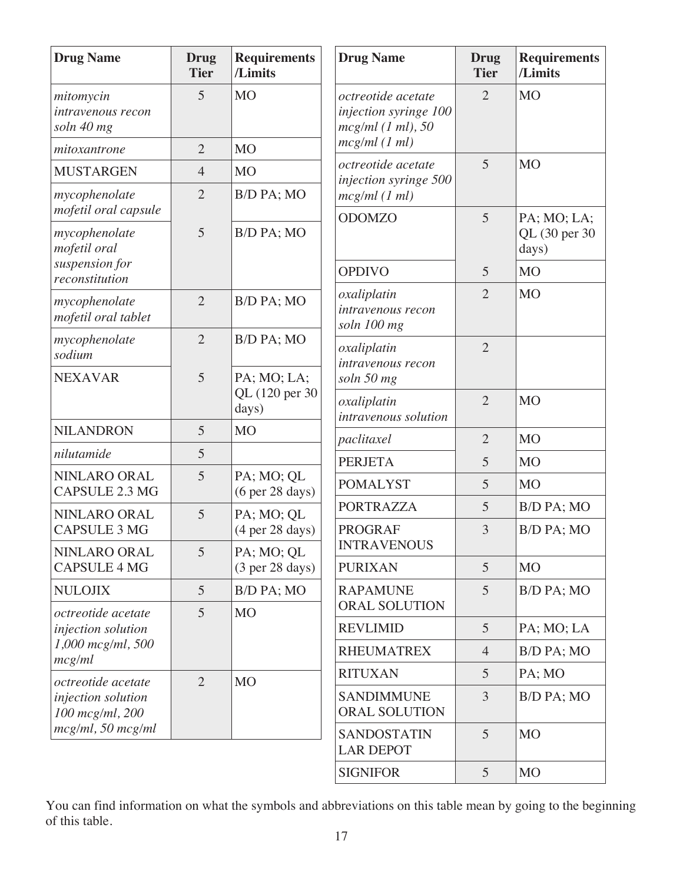| Drug Name | Drug Tier | Requirements /Limits |
|---|---|---|
| *mitomycin intravenous recon soln 40 mg* | 5 | MO |
| *mitoxantrone* | 2 | MO |
| MUSTARGEN | 4 | MO |
| *mycophenolate mofetil oral capsule* | 2 | B/D PA; MO |
| *mycophenolate mofetil oral suspension for reconstitution* | 5 | B/D PA; MO |
| *mycophenolate mofetil oral tablet* | 2 | B/D PA; MO |
| *mycophenolate sodium* | 2 | B/D PA; MO |
| NEXAVAR | 5 | PA; MO; LA; QL (120 per 30 days) |
| NILANDRON | 5 | MO |
| *nilutamide* | 5 | |
| NINLARO ORAL CAPSULE 2.3 MG | 5 | PA; MO; QL (6 per 28 days) |
| NINLARO ORAL CAPSULE 3 MG | 5 | PA; MO; QL (4 per 28 days) |
| NINLARO ORAL CAPSULE 4 MG | 5 | PA; MO; QL (3 per 28 days) |
| NULOJIX | 5 | B/D PA; MO |
| *octreotide acetate injection solution 1,000 mcg/ml, 500 mcg/ml* | 5 | MO |
| *octreotide acetate injection solution 100 mcg/ml, 200 mcg/ml, 50 mcg/ml* | 2 | MO |
| *octreotide acetate injection syringe 100 mcg/ml (1 ml), 50 mcg/ml (1 ml)* | 2 | MO |
| *octreotide acetate injection syringe 500 mcg/ml (1 ml)* | 5 | MO |
| ODOMZO | 5 | PA; MO; LA; QL (30 per 30 days) |
| OPDIVO | 5 | MO |
| *oxaliplatin intravenous recon soln 100 mg* | 2 | MO |
| *oxaliplatin intravenous recon soln 50 mg* | 2 | |
| *oxaliplatin intravenous solution* | 2 | MO |
| *paclitaxel* | 2 | MO |
| PERJETA | 5 | MO |
| POMALYST | 5 | MO |
| PORTRAZZA | 5 | B/D PA; MO |
| PROGRAF INTRAVENOUS | 3 | B/D PA; MO |
| PURIXAN | 5 | MO |
| RAPAMUNE ORAL SOLUTION | 5 | B/D PA; MO |
| REVLIMID | 5 | PA; MO; LA |
| RHEUMATREX | 4 | B/D PA; MO |
| RITUXAN | 5 | PA; MO |
| SANDIMMUNE ORAL SOLUTION | 3 | B/D PA; MO |
| SANDOSTATIN LAR DEPOT | 5 | MO |
| SIGNIFOR | 5 | MO |

You can find information on what the symbols and abbreviations on this table mean by going to the beginning of this table.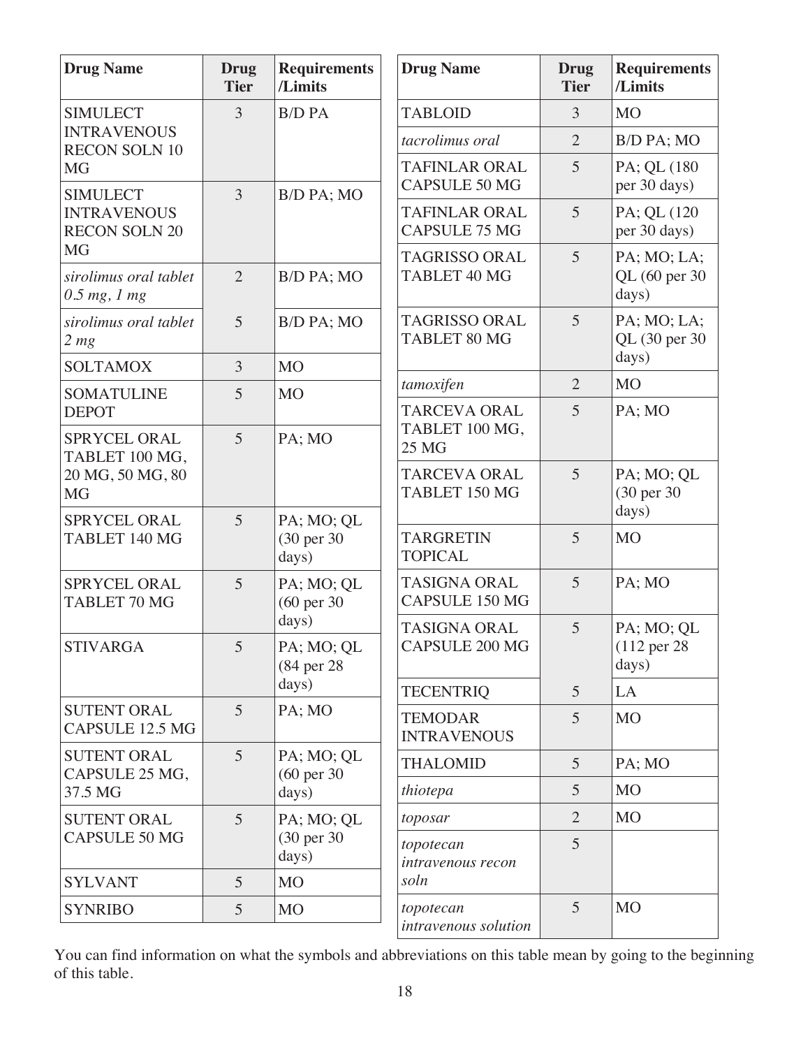| Drug Name | Drug Tier | Requirements /Limits |
|---|---|---|
| SIMULECT INTRAVENOUS RECON SOLN 10 MG | 3 | B/D PA |
| SIMULECT INTRAVENOUS RECON SOLN 20 MG | 3 | B/D PA; MO |
| *sirolimus oral tablet 0.5 mg, 1 mg* | 2 | B/D PA; MO |
| *sirolimus oral tablet 2 mg* | 5 | B/D PA; MO |
| SOLTAMOX | 3 | MO |
| SOMATULINE DEPOT | 5 | MO |
| SPRYCEL ORAL TABLET 100 MG, 20 MG, 50 MG, 80 MG | 5 | PA; MO |
| SPRYCEL ORAL TABLET 140 MG | 5 | PA; MO; QL (30 per 30 days) |
| SPRYCEL ORAL TABLET 70 MG | 5 | PA; MO; QL (60 per 30 days) |
| STIVARGA | 5 | PA; MO; QL (84 per 28 days) |
| SUTENT ORAL CAPSULE 12.5 MG | 5 | PA; MO |
| SUTENT ORAL CAPSULE 25 MG, 37.5 MG | 5 | PA; MO; QL (60 per 30 days) |
| SUTENT ORAL CAPSULE 50 MG | 5 | PA; MO; QL (30 per 30 days) |
| SYLVANT | 5 | MO |
| SYNRIBO | 5 | MO |
| TABLOID | 3 | MO |
| *tacrolimus oral* | 2 | B/D PA; MO |
| TAFINLAR ORAL CAPSULE 50 MG | 5 | PA; QL (180 per 30 days) |
| TAFINLAR ORAL CAPSULE 75 MG | 5 | PA; QL (120 per 30 days) |
| TAGRISSO ORAL TABLET 40 MG | 5 | PA; MO; LA; QL (60 per 30 days) |
| TAGRISSO ORAL TABLET 80 MG | 5 | PA; MO; LA; QL (30 per 30 days) |
| *tamoxifen* | 2 | MO |
| TARCEVA ORAL TABLET 100 MG, 25 MG | 5 | PA; MO |
| TARCEVA ORAL TABLET 150 MG | 5 | PA; MO; QL (30 per 30 days) |
| TARGRETIN TOPICAL | 5 | MO |
| TASIGNA ORAL CAPSULE 150 MG | 5 | PA; MO |
| TASIGNA ORAL CAPSULE 200 MG | 5 | PA; MO; QL (112 per 28 days) |
| TECENTRIQ | 5 | LA |
| TEMODAR INTRAVENOUS | 5 | MO |
| THALOMID | 5 | PA; MO |
| *thiotepa* | 5 | MO |
| *toposar* | 2 | MO |
| *topotecan intravenous recon soln* | 5 | |
| *topotecan intravenous solution* | 5 | MO |

You can find information on what the symbols and abbreviations on this table mean by going to the beginning of this table.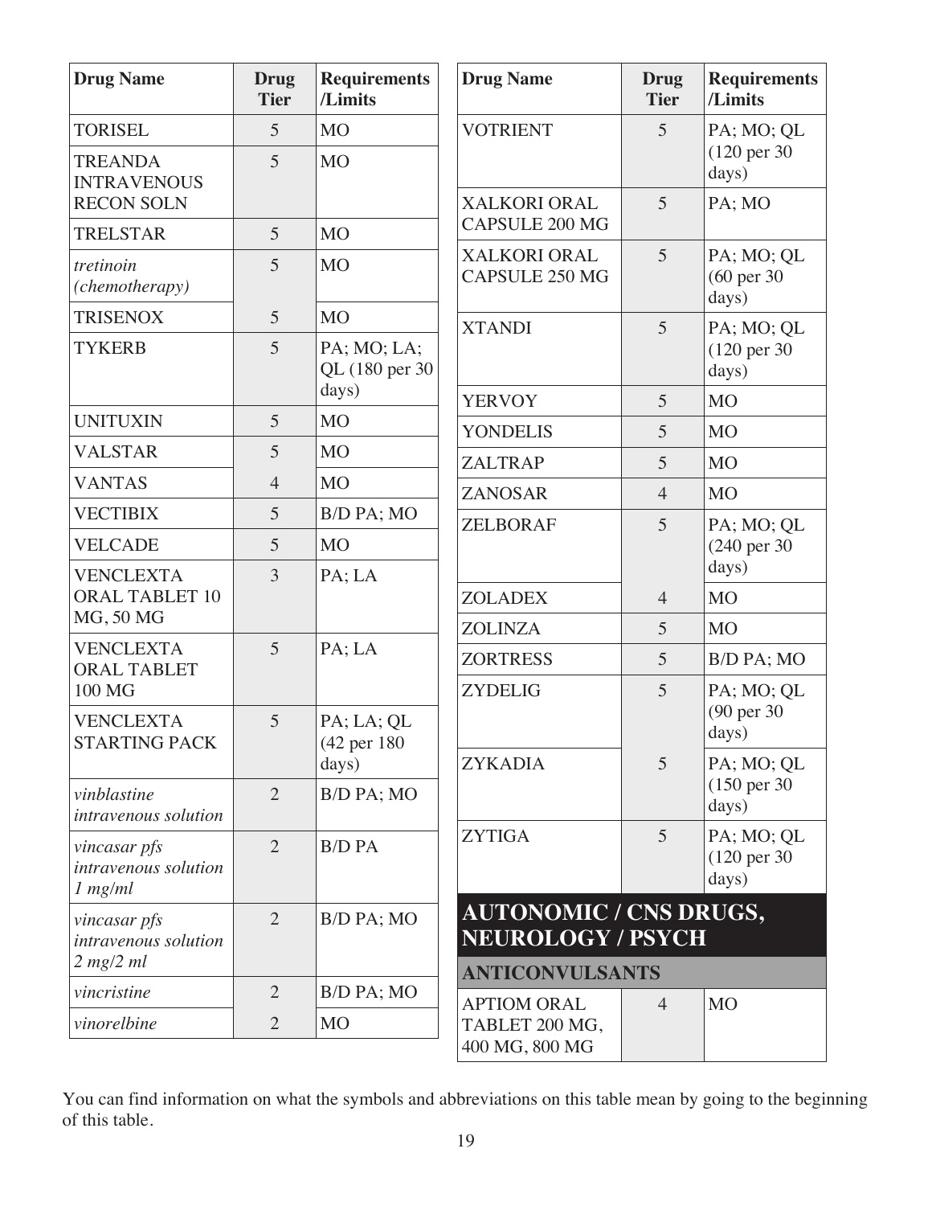| Drug Name | Drug Tier | Requirements /Limits |
|---|---|---|
| TORISEL | 5 | MO |
| TREANDA INTRAVENOUS RECON SOLN | 5 | MO |
| TRELSTAR | 5 | MO |
| *tretinoin (chemotherapy)* | 5 | MO |
| TRISENOX | 5 | MO |
| TYKERB | 5 | PA; MO; LA; QL (180 per 30 days) |
| UNITUXIN | 5 | MO |
| VALSTAR | 5 | MO |
| VANTAS | 4 | MO |
| VECTIBIX | 5 | B/D PA; MO |
| VELCADE | 5 | MO |
| VENCLEXTA ORAL TABLET 10 MG, 50 MG | 3 | PA; LA |
| VENCLEXTA ORAL TABLET 100 MG | 5 | PA; LA |
| VENCLEXTA STARTING PACK | 5 | PA; LA; QL (42 per 180 days) |
| *vinblastine intravenous solution* | 2 | B/D PA; MO |
| *vincasar pfs intravenous solution 1 mg/ml* | 2 | B/D PA |
| *vincasar pfs intravenous solution 2 mg/2 ml* | 2 | B/D PA; MO |
| *vincristine* | 2 | B/D PA; MO |
| *vinorelbine* | 2 | MO |
| VOTRIENT | 5 | PA; MO; QL (120 per 30 days) |
| XALKORI ORAL CAPSULE 200 MG | 5 | PA; MO |
| XALKORI ORAL CAPSULE 250 MG | 5 | PA; MO; QL (60 per 30 days) |
| XTANDI | 5 | PA; MO; QL (120 per 30 days) |
| YERVOY | 5 | MO |
| YONDELIS | 5 | MO |
| ZALTRAP | 5 | MO |
| ZANOSAR | 4 | MO |
| ZELBORAF | 5 | PA; MO; QL (240 per 30 days) |
| ZOLADEX | 4 | MO |
| ZOLINZA | 5 | MO |
| ZORTRESS | 5 | B/D PA; MO |
| ZYDELIG | 5 | PA; MO; QL (90 per 30 days) |
| ZYKADIA | 5 | PA; MO; QL (150 per 30 days) |
| ZYTIGA | 5 | PA; MO; QL (120 per 30 days) |

# AUTONOMIC / CNS DRUGS, NEUROLOGY / PSYCH

## ANTICONVULSANTS

| Drug Name | Drug Tier | Requirements /Limits |
|---|---|---|
| APTIOM ORAL TABLET 200 MG, 400 MG, 800 MG | 4 | MO |

You can find information on what the symbols and abbreviations on this table mean by going to the beginning of this table.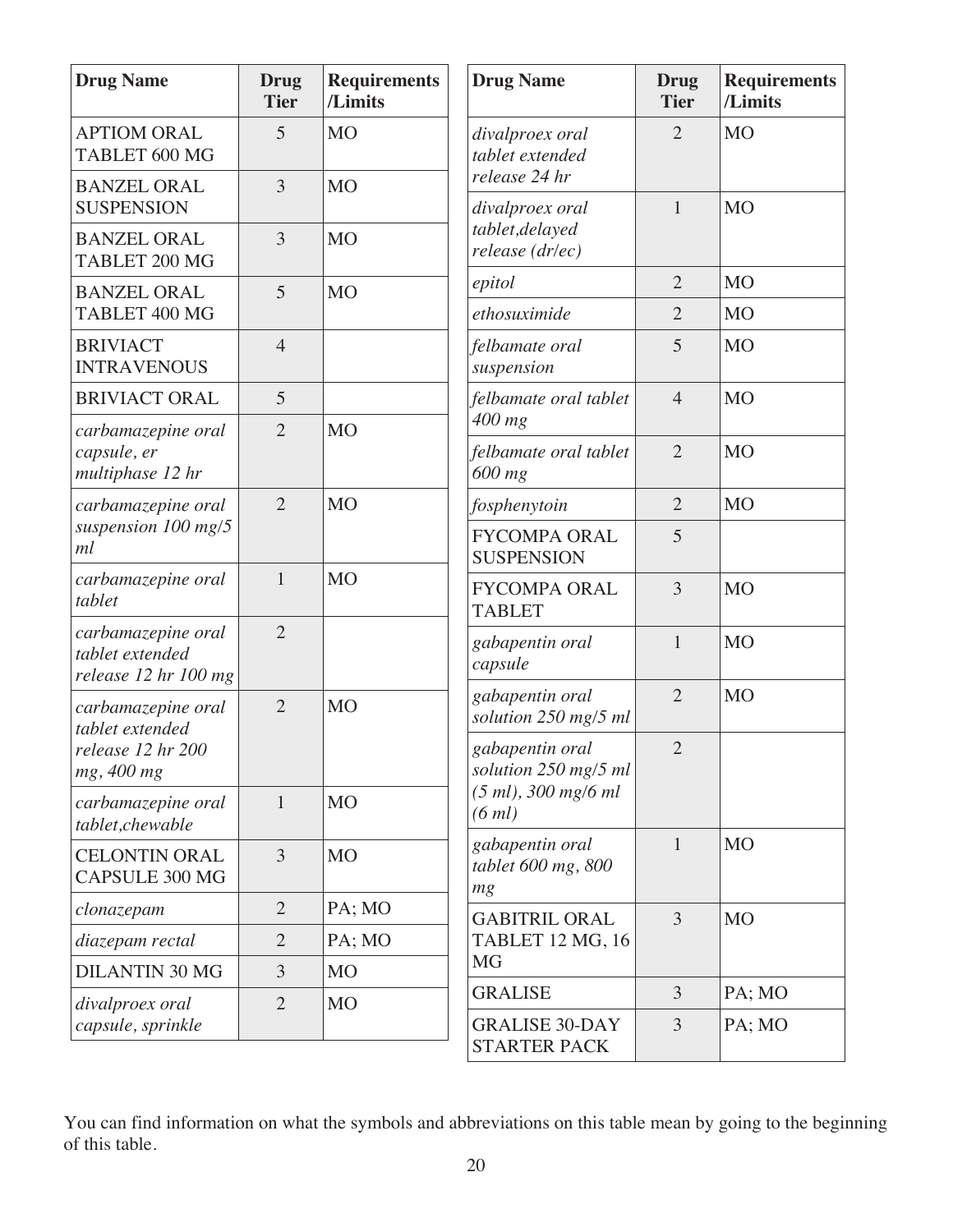| Drug Name | Drug Tier | Requirements /Limits |
|---|---|---|
| APTIOM ORAL TABLET 600 MG | 5 | MO |
| BANZEL ORAL SUSPENSION | 3 | MO |
| BANZEL ORAL TABLET 200 MG | 3 | MO |
| BANZEL ORAL TABLET 400 MG | 5 | MO |
| BRIVIACT INTRAVENOUS | 4 | |
| BRIVIACT ORAL | 5 | |
| *carbamazepine oral capsule, er multiphase 12 hr* | 2 | MO |
| *carbamazepine oral suspension 100 mg/5 ml* | 2 | MO |
| *carbamazepine oral tablet* | 1 | MO |
| *carbamazepine oral tablet extended release 12 hr 100 mg* | 2 | |
| *carbamazepine oral tablet extended release 12 hr 200 mg, 400 mg* | 2 | MO |
| *carbamazepine oral tablet,chewable* | 1 | MO |
| CELONTIN ORAL CAPSULE 300 MG | 3 | MO |
| *clonazepam* | 2 | PA; MO |
| *diazepam rectal* | 2 | PA; MO |
| DILANTIN 30 MG | 3 | MO |
| *divalproex oral capsule, sprinkle* | 2 | MO |
| *divalproex oral tablet extended release 24 hr* | 2 | MO |
| *divalproex oral tablet,delayed release (dr/ec)* | 1 | MO |
| *epitol* | 2 | MO |
| *ethosuximide* | 2 | MO |
| *felbamate oral suspension* | 5 | MO |
| *felbamate oral tablet 400 mg* | 4 | MO |
| *felbamate oral tablet 600 mg* | 2 | MO |
| *fosphenytoin* | 2 | MO |
| FYCOMPA ORAL SUSPENSION | 5 | |
| FYCOMPA ORAL TABLET | 3 | MO |
| *gabapentin oral capsule* | 1 | MO |
| *gabapentin oral solution 250 mg/5 ml* | 2 | MO |
| *gabapentin oral solution 250 mg/5 ml (5 ml), 300 mg/6 ml (6 ml)* | 2 | |
| *gabapentin oral tablet 600 mg, 800 mg* | 1 | MO |
| GABITRIL ORAL TABLET 12 MG, 16 MG | 3 | MO |
| GRALISE | 3 | PA; MO |
| GRALISE 30-DAY STARTER PACK | 3 | PA; MO |

You can find information on what the symbols and abbreviations on this table mean by going to the beginning of this table.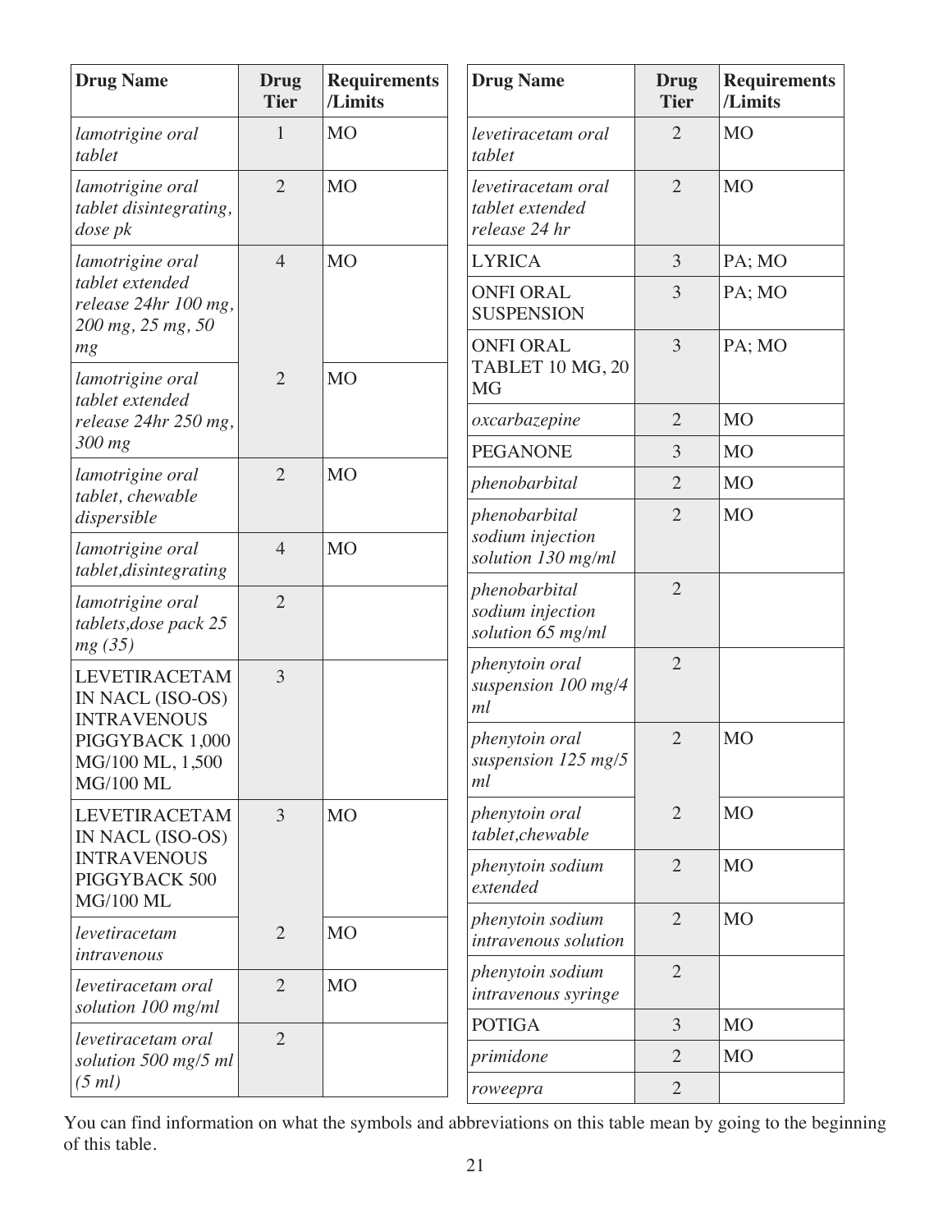| Drug Name | Drug Tier | Requirements /Limits |
|---|---|---|
| *lamotrigine oral tablet* | 1 | MO |
| *lamotrigine oral tablet disintegrating, dose pk* | 2 | MO |
| *lamotrigine oral tablet extended release 24hr 100 mg, 200 mg, 25 mg, 50 mg* | 4 | MO |
| *lamotrigine oral tablet extended release 24hr 250 mg, 300 mg* | 2 | MO |
| *lamotrigine oral tablet, chewable dispersible* | 2 | MO |
| *lamotrigine oral tablet,disintegrating* | 4 | MO |
| *lamotrigine oral tablets,dose pack 25 mg (35)* | 2 | |
| LEVETIRACETAM IN NACL (ISO-OS) INTRAVENOUS PIGGYBACK 1,000 MG/100 ML, 1,500 MG/100 ML | 3 | |
| LEVETIRACETAM IN NACL (ISO-OS) INTRAVENOUS PIGGYBACK 500 MG/100 ML | 3 | MO |
| *levetiracetam intravenous* | 2 | MO |
| *levetiracetam oral solution 100 mg/ml* | 2 | MO |
| *levetiracetam oral solution 500 mg/5 ml (5 ml)* | 2 | |
| *levetiracetam oral tablet* | 2 | MO |
| *levetiracetam oral tablet extended release 24 hr* | 2 | MO |
| LYRICA | 3 | PA; MO |
| ONFI ORAL SUSPENSION | 3 | PA; MO |
| ONFI ORAL TABLET 10 MG, 20 MG | 3 | PA; MO |
| *oxcarbazepine* | 2 | MO |
| PEGANONE | 3 | MO |
| *phenobarbital* | 2 | MO |
| *phenobarbital sodium injection solution 130 mg/ml* | 2 | MO |
| *phenobarbital sodium injection solution 65 mg/ml* | 2 | |
| *phenytoin oral suspension 100 mg/4 ml* | 2 | |
| *phenytoin oral suspension 125 mg/5 ml* | 2 | MO |
| *phenytoin oral tablet,chewable* | 2 | MO |
| *phenytoin sodium extended* | 2 | MO |
| *phenytoin sodium intravenous solution* | 2 | MO |
| *phenytoin sodium intravenous syringe* | 2 | |
| POTIGA | 3 | MO |
| *primidone* | 2 | MO |
| *roweepra* | 2 | |

You can find information on what the symbols and abbreviations on this table mean by going to the beginning of this table.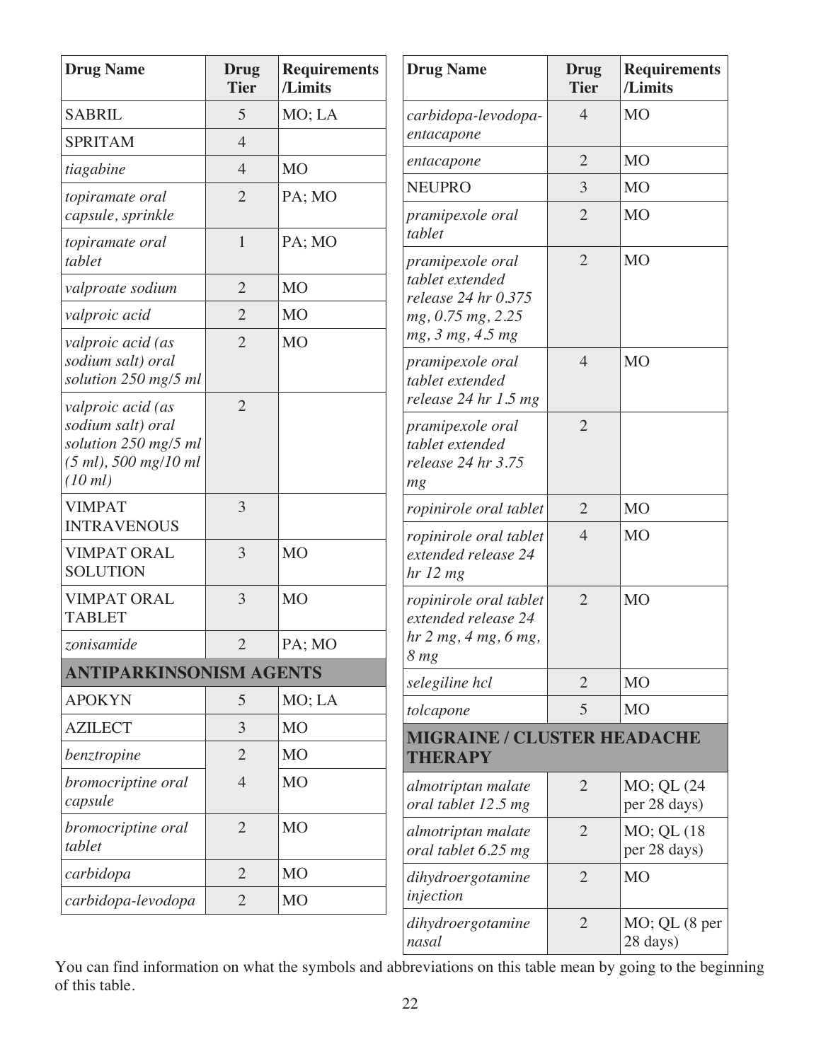| Drug Name | Drug Tier | Requirements /Limits |
|---|---|---|
| SABRIL | 5 | MO; LA |
| SPRITAM | 4 | |
| *tiagabine* | 4 | MO |
| *topiramate oral capsule, sprinkle* | 2 | PA; MO |
| *topiramate oral tablet* | 1 | PA; MO |
| *valproate sodium* | 2 | MO |
| *valproic acid* | 2 | MO |
| *valproic acid (as sodium salt) oral solution 250 mg/5 ml* | 2 | MO |
| *valproic acid (as sodium salt) oral solution 250 mg/5 ml (5 ml), 500 mg/10 ml (10 ml)* | 2 | |
| VIMPAT INTRAVENOUS | 3 | |
| VIMPAT ORAL SOLUTION | 3 | MO |
| VIMPAT ORAL TABLET | 3 | MO |
| *zonisamide* | 2 | PA; MO |
| **ANTIPARKINSONISM AGENTS** | | |
| APOKYN | 5 | MO; LA |
| AZILECT | 3 | MO |
| *benztropine* | 2 | MO |
| *bromocriptine oral capsule* | 4 | MO |
| *bromocriptine oral tablet* | 2 | MO |
| *carbidopa* | 2 | MO |
| *carbidopa-levodopa* | 2 | MO |
| *carbidopa-levodopa-entacapone* | 4 | MO |
| *entacapone* | 2 | MO |
| NEUPRO | 3 | MO |
| *pramipexole oral tablet* | 2 | MO |
| *pramipexole oral tablet extended release 24 hr 0.375 mg, 0.75 mg, 2.25 mg, 3 mg, 4.5 mg* | 2 | MO |
| *pramipexole oral tablet extended release 24 hr 1.5 mg* | 4 | MO |
| *pramipexole oral tablet extended release 24 hr 3.75 mg* | 2 | |
| *ropinirole oral tablet* | 2 | MO |
| *ropinirole oral tablet extended release 24 hr 12 mg* | 4 | MO |
| *ropinirole oral tablet extended release 24 hr 2 mg, 4 mg, 6 mg, 8 mg* | 2 | MO |
| *selegiline hcl* | 2 | MO |
| *tolcapone* | 5 | MO |
| **MIGRAINE / CLUSTER HEADACHE THERAPY** | | |
| *almotriptan malate oral tablet 12.5 mg* | 2 | MO; QL (24 per 28 days) |
| *almotriptan malate oral tablet 6.25 mg* | 2 | MO; QL (18 per 28 days) |
| *dihydroergotamine injection* | 2 | MO |
| *dihydroergotamine nasal* | 2 | MO; QL (8 per 28 days) |

You can find information on what the symbols and abbreviations on this table mean by going to the beginning of this table.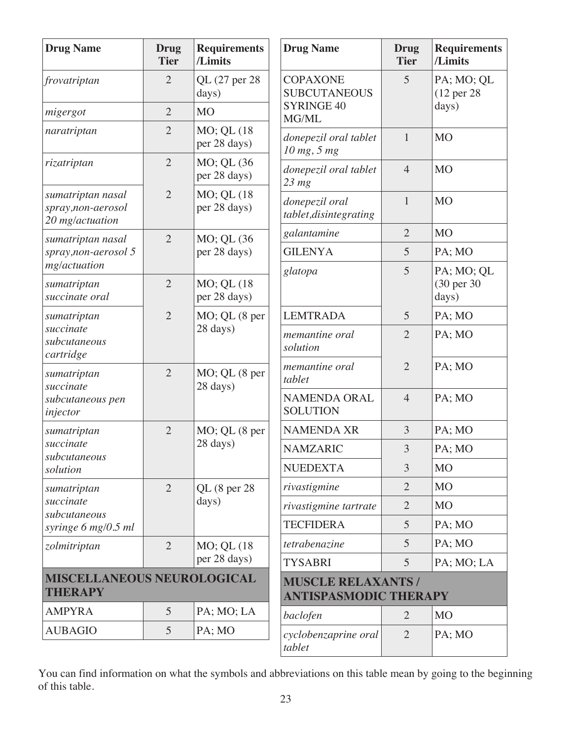| Drug Name | Drug Tier | Requirements /Limits |
|---|---|---|
| *frovatriptan* | 2 | QL (27 per 28 days) |
| *migergot* | 2 | MO |
| *naratriptan* | 2 | MO; QL (18 per 28 days) |
| *rizatriptan* | 2 | MO; QL (36 per 28 days) |
| *sumatriptan nasal spray,non-aerosol 20 mg/actuation* | 2 | MO; QL (18 per 28 days) |
| *sumatriptan nasal spray,non-aerosol 5 mg/actuation* | 2 | MO; QL (36 per 28 days) |
| *sumatriptan succinate oral* | 2 | MO; QL (18 per 28 days) |
| *sumatriptan succinate subcutaneous cartridge* | 2 | MO; QL (8 per 28 days) |
| *sumatriptan succinate subcutaneous pen injector* | 2 | MO; QL (8 per 28 days) |
| *sumatriptan succinate subcutaneous solution* | 2 | MO; QL (8 per 28 days) |
| *sumatriptan succinate subcutaneous syringe 6 mg/0.5 ml* | 2 | QL (8 per 28 days) |
| *zolmitriptan* | 2 | MO; QL (18 per 28 days) |
| **MISCELLANEOUS NEUROLOGICAL THERAPY** | | |
| AMPYRA | 5 | PA; MO; LA |
| AUBAGIO | 5 | PA; MO |
| COPAXONE SUBCUTANEOUS SYRINGE 40 MG/ML | 5 | PA; MO; QL (12 per 28 days) |
| *donepezil oral tablet 10 mg, 5 mg* | 1 | MO |
| *donepezil oral tablet 23 mg* | 4 | MO |
| *donepezil oral tablet,disintegrating* | 1 | MO |
| *galantamine* | 2 | MO |
| GILENYA | 5 | PA; MO |
| *glatopa* | 5 | PA; MO; QL (30 per 30 days) |
| LEMTRADA | 5 | PA; MO |
| *memantine oral solution* | 2 | PA; MO |
| *memantine oral tablet* | 2 | PA; MO |
| NAMENDA ORAL SOLUTION | 4 | PA; MO |
| NAMENDA XR | 3 | PA; MO |
| NAMZARIC | 3 | PA; MO |
| NUEDEXTA | 3 | MO |
| *rivastigmine* | 2 | MO |
| *rivastigmine tartrate* | 2 | MO |
| TECFIDERA | 5 | PA; MO |
| *tetrabenazine* | 5 | PA; MO |
| TYSABRI | 5 | PA; MO; LA |
| **MUSCLE RELAXANTS / ANTISPASMODIC THERAPY** | | |
| *baclofen* | 2 | MO |
| *cyclobenzaprine oral tablet* | 2 | PA; MO |

You can find information on what the symbols and abbreviations on this table mean by going to the beginning of this table.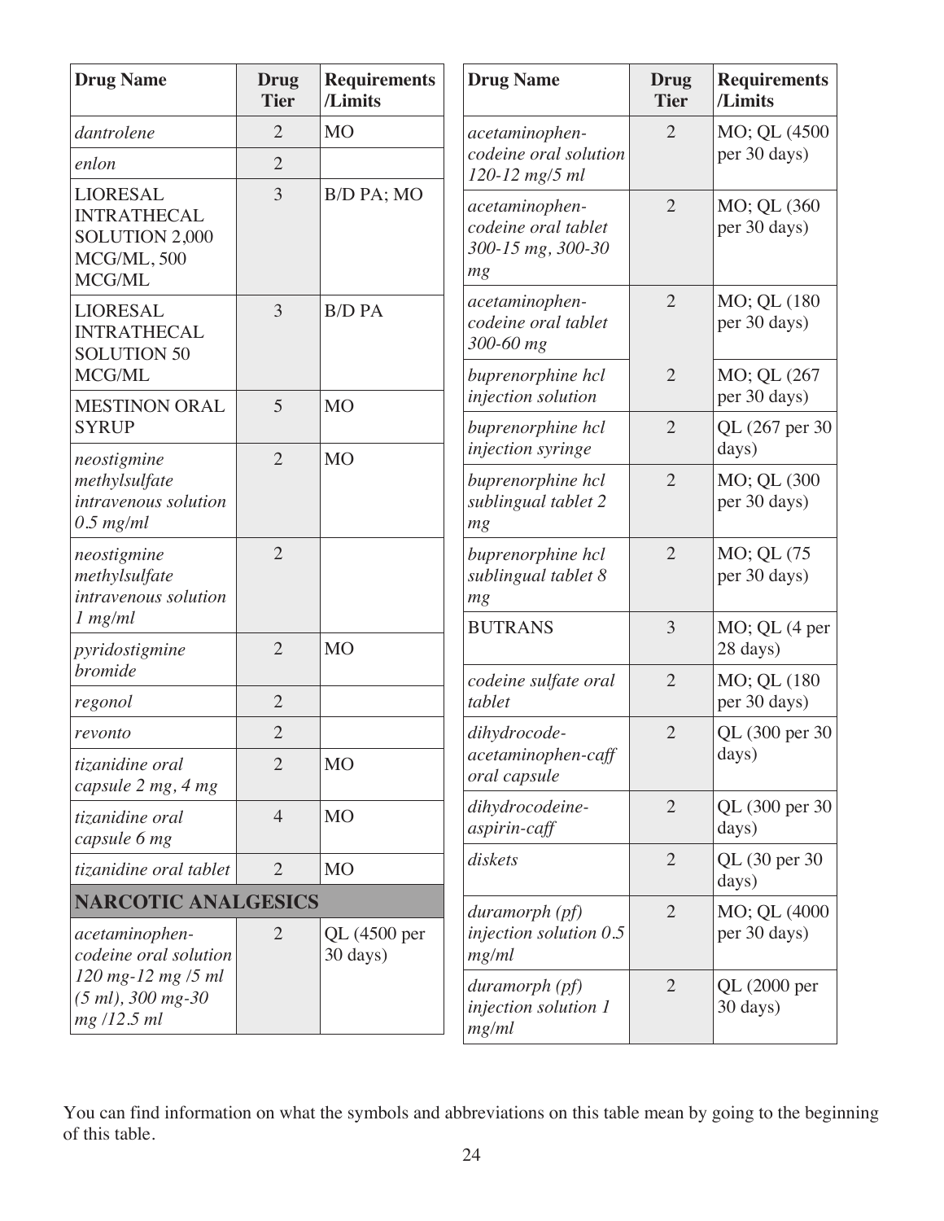| Drug Name | Drug Tier | Requirements /Limits |
|---|---|---|
| *dantrolene* | 2 | MO |
| *enlon* | 2 | |
| LIORESAL INTRATHECAL SOLUTION 2,000 MCG/ML, 500 MCG/ML | 3 | B/D PA; MO |
| LIORESAL INTRATHECAL SOLUTION 50 MCG/ML | 3 | B/D PA |
| MESTINON ORAL SYRUP | 5 | MO |
| *neostigmine methylsulfate intravenous solution 0.5 mg/ml* | 2 | MO |
| *neostigmine methylsulfate intravenous solution 1 mg/ml* | 2 | |
| *pyridostigmine bromide* | 2 | MO |
| *regonol* | 2 | |
| *revonto* | 2 | |
| *tizanidine oral capsule 2 mg, 4 mg* | 2 | MO |
| *tizanidine oral capsule 6 mg* | 4 | MO |
| *tizanidine oral tablet* | 2 | MO |
| **NARCOTIC ANALGESICS** | | |
| *acetaminophen-codeine oral solution 120 mg-12 mg /5 ml (5 ml), 300 mg-30 mg /12.5 ml* | 2 | QL (4500 per 30 days) |
| *acetaminophen-codeine oral solution 120-12 mg/5 ml* | 2 | MO; QL (4500 per 30 days) |
| *acetaminophen-codeine oral tablet 300-15 mg, 300-30 mg* | 2 | MO; QL (360 per 30 days) |
| *acetaminophen-codeine oral tablet 300-60 mg* | 2 | MO; QL (180 per 30 days) |
| *buprenorphine hcl injection solution* | 2 | MO; QL (267 per 30 days) |
| *buprenorphine hcl injection syringe* | 2 | QL (267 per 30 days) |
| *buprenorphine hcl sublingual tablet 2 mg* | 2 | MO; QL (300 per 30 days) |
| *buprenorphine hcl sublingual tablet 8 mg* | 2 | MO; QL (75 per 30 days) |
| BUTRANS | 3 | MO; QL (4 per 28 days) |
| *codeine sulfate oral tablet* | 2 | MO; QL (180 per 30 days) |
| *dihydrocode-acetaminophen-caff oral capsule* | 2 | QL (300 per 30 days) |
| *dihydrocodeine-aspirin-caff* | 2 | QL (300 per 30 days) |
| *diskets* | 2 | QL (30 per 30 days) |
| *duramorph (pf) injection solution 0.5 mg/ml* | 2 | MO; QL (4000 per 30 days) |
| *duramorph (pf) injection solution 1 mg/ml* | 2 | QL (2000 per 30 days) |

You can find information on what the symbols and abbreviations on this table mean by going to the beginning of this table.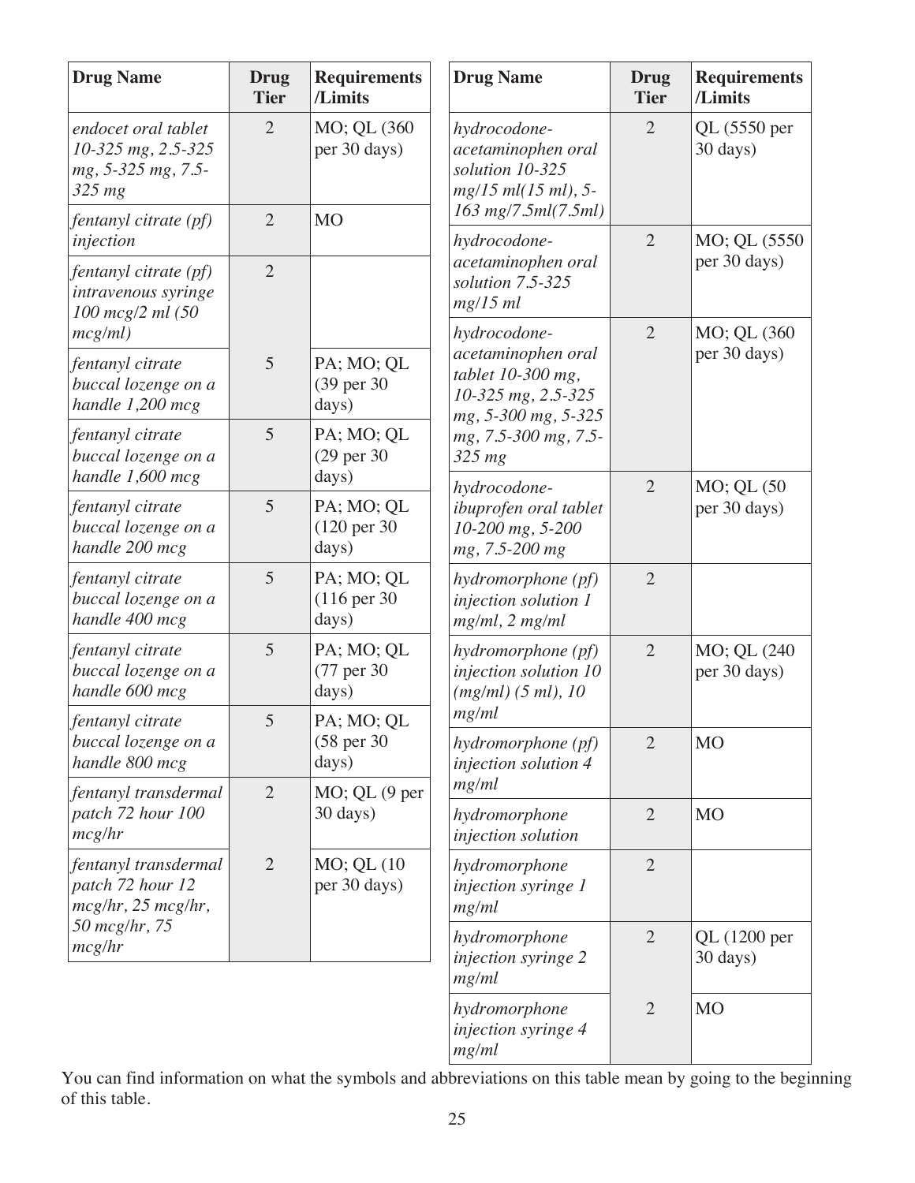| Drug Name | Drug Tier | Requirements /Limits |
|---|---|---|
| *endocet oral tablet 10-325 mg, 2.5-325 mg, 5-325 mg, 7.5-325 mg* | 2 | MO; QL (360 per 30 days) |
| *fentanyl citrate (pf) injection* | 2 | MO |
| *fentanyl citrate (pf) intravenous syringe 100 mcg/2 ml (50 mcg/ml)* | 2 | |
| *fentanyl citrate buccal lozenge on a handle 1,200 mcg* | 5 | PA; MO; QL (39 per 30 days) |
| *fentanyl citrate buccal lozenge on a handle 1,600 mcg* | 5 | PA; MO; QL (29 per 30 days) |
| *fentanyl citrate buccal lozenge on a handle 200 mcg* | 5 | PA; MO; QL (120 per 30 days) |
| *fentanyl citrate buccal lozenge on a handle 400 mcg* | 5 | PA; MO; QL (116 per 30 days) |
| *fentanyl citrate buccal lozenge on a handle 600 mcg* | 5 | PA; MO; QL (77 per 30 days) |
| *fentanyl citrate buccal lozenge on a handle 800 mcg* | 5 | PA; MO; QL (58 per 30 days) |
| *fentanyl transdermal patch 72 hour 100 mcg/hr* | 2 | MO; QL (9 per 30 days) |
| *fentanyl transdermal patch 72 hour 12 mcg/hr, 25 mcg/hr, 50 mcg/hr, 75 mcg/hr* | 2 | MO; QL (10 per 30 days) |
| *hydrocodone-acetaminophen oral solution 10-325 mg/15 ml(15 ml), 5-163 mg/7.5ml(7.5ml)* | 2 | QL (5550 per 30 days) |
| *hydrocodone-acetaminophen oral solution 7.5-325 mg/15 ml* | 2 | MO; QL (5550 per 30 days) |
| *hydrocodone-acetaminophen oral tablet 10-300 mg, 10-325 mg, 2.5-325 mg, 5-300 mg, 5-325 mg, 7.5-300 mg, 7.5-325 mg* | 2 | MO; QL (360 per 30 days) |
| *hydrocodone-ibuprofen oral tablet 10-200 mg, 5-200 mg, 7.5-200 mg* | 2 | MO; QL (50 per 30 days) |
| *hydromorphone (pf) injection solution 1 mg/ml, 2 mg/ml* | 2 | |
| *hydromorphone (pf) injection solution 10 (mg/ml) (5 ml), 10 mg/ml* | 2 | MO; QL (240 per 30 days) |
| *hydromorphone (pf) injection solution 4 mg/ml* | 2 | MO |
| *hydromorphone injection solution* | 2 | MO |
| *hydromorphone injection syringe 1 mg/ml* | 2 | |
| *hydromorphone injection syringe 2 mg/ml* | 2 | QL (1200 per 30 days) |
| *hydromorphone injection syringe 4 mg/ml* | 2 | MO |

You can find information on what the symbols and abbreviations on this table mean by going to the beginning of this table.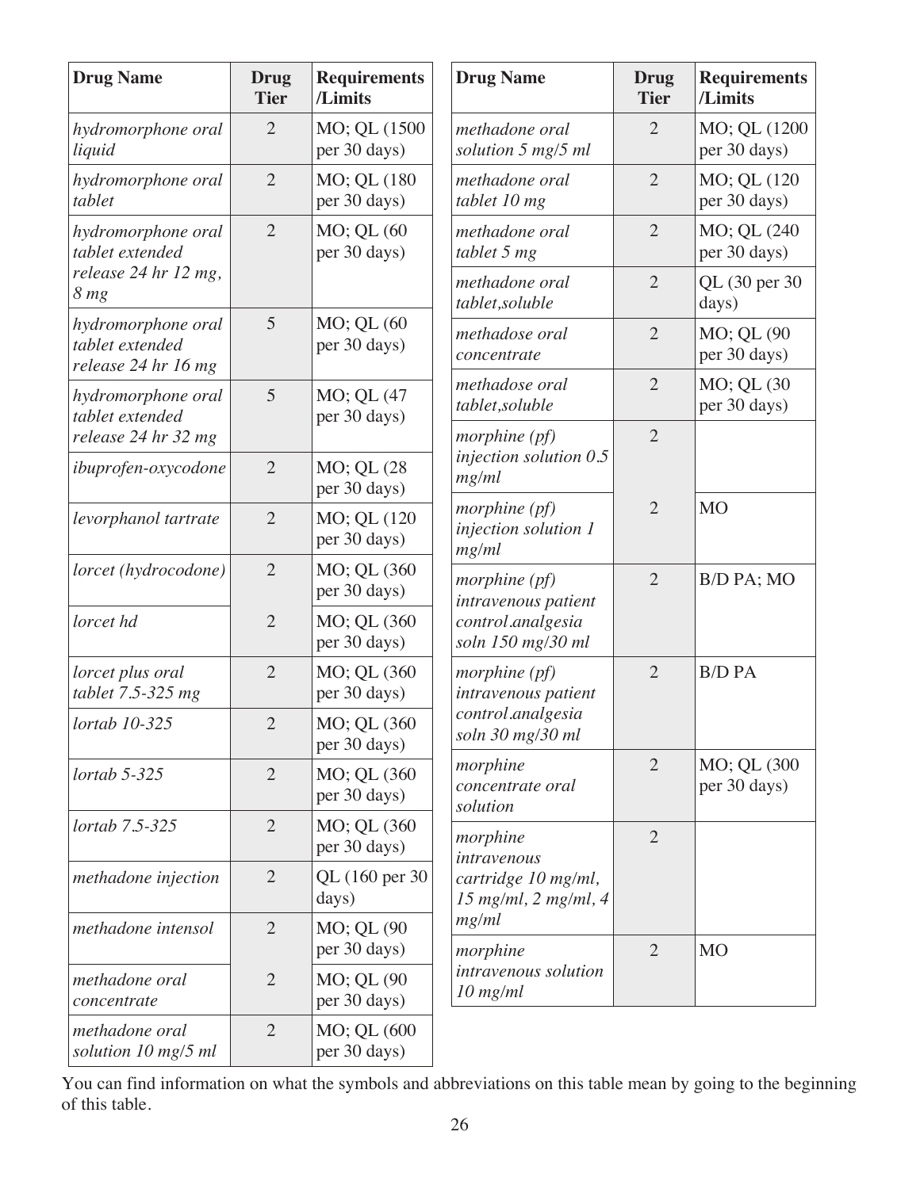| Drug Name | Drug Tier | Requirements /Limits |
|---|---|---|
| *hydromorphone oral liquid* | 2 | MO; QL (1500 per 30 days) |
| *hydromorphone oral tablet* | 2 | MO; QL (180 per 30 days) |
| *hydromorphone oral tablet extended release 24 hr 12 mg, 8 mg* | 2 | MO; QL (60 per 30 days) |
| *hydromorphone oral tablet extended release 24 hr 16 mg* | 5 | MO; QL (60 per 30 days) |
| *hydromorphone oral tablet extended release 24 hr 32 mg* | 5 | MO; QL (47 per 30 days) |
| *ibuprofen-oxycodone* | 2 | MO; QL (28 per 30 days) |
| *levorphanol tartrate* | 2 | MO; QL (120 per 30 days) |
| *lorcet (hydrocodone)* | 2 | MO; QL (360 per 30 days) |
| *lorcet hd* | 2 | MO; QL (360 per 30 days) |
| *lorcet plus oral tablet 7.5-325 mg* | 2 | MO; QL (360 per 30 days) |
| *lortab 10-325* | 2 | MO; QL (360 per 30 days) |
| *lortab 5-325* | 2 | MO; QL (360 per 30 days) |
| *lortab 7.5-325* | 2 | MO; QL (360 per 30 days) |
| *methadone injection* | 2 | QL (160 per 30 days) |
| *methadone intensol* | 2 | MO; QL (90 per 30 days) |
| *methadone oral concentrate* | 2 | MO; QL (90 per 30 days) |
| *methadone oral solution 10 mg/5 ml* | 2 | MO; QL (600 per 30 days) |
| *methadone oral solution 5 mg/5 ml* | 2 | MO; QL (1200 per 30 days) |
| *methadone oral tablet 10 mg* | 2 | MO; QL (120 per 30 days) |
| *methadone oral tablet 5 mg* | 2 | MO; QL (240 per 30 days) |
| *methadone oral tablet,soluble* | 2 | QL (30 per 30 days) |
| *methadose oral concentrate* | 2 | MO; QL (90 per 30 days) |
| *methadose oral tablet,soluble* | 2 | MO; QL (30 per 30 days) |
| *morphine (pf) injection solution 0.5 mg/ml* | 2 | |
| *morphine (pf) injection solution 1 mg/ml* | 2 | MO |
| *morphine (pf) intravenous patient control.analgesia soln 150 mg/30 ml* | 2 | B/D PA; MO |
| *morphine (pf) intravenous patient control.analgesia soln 30 mg/30 ml* | 2 | B/D PA |
| *morphine concentrate oral solution* | 2 | MO; QL (300 per 30 days) |
| *morphine intravenous cartridge 10 mg/ml, 15 mg/ml, 2 mg/ml, 4 mg/ml* | 2 | |
| *morphine intravenous solution 10 mg/ml* | 2 | MO |

You can find information on what the symbols and abbreviations on this table mean by going to the beginning of this table.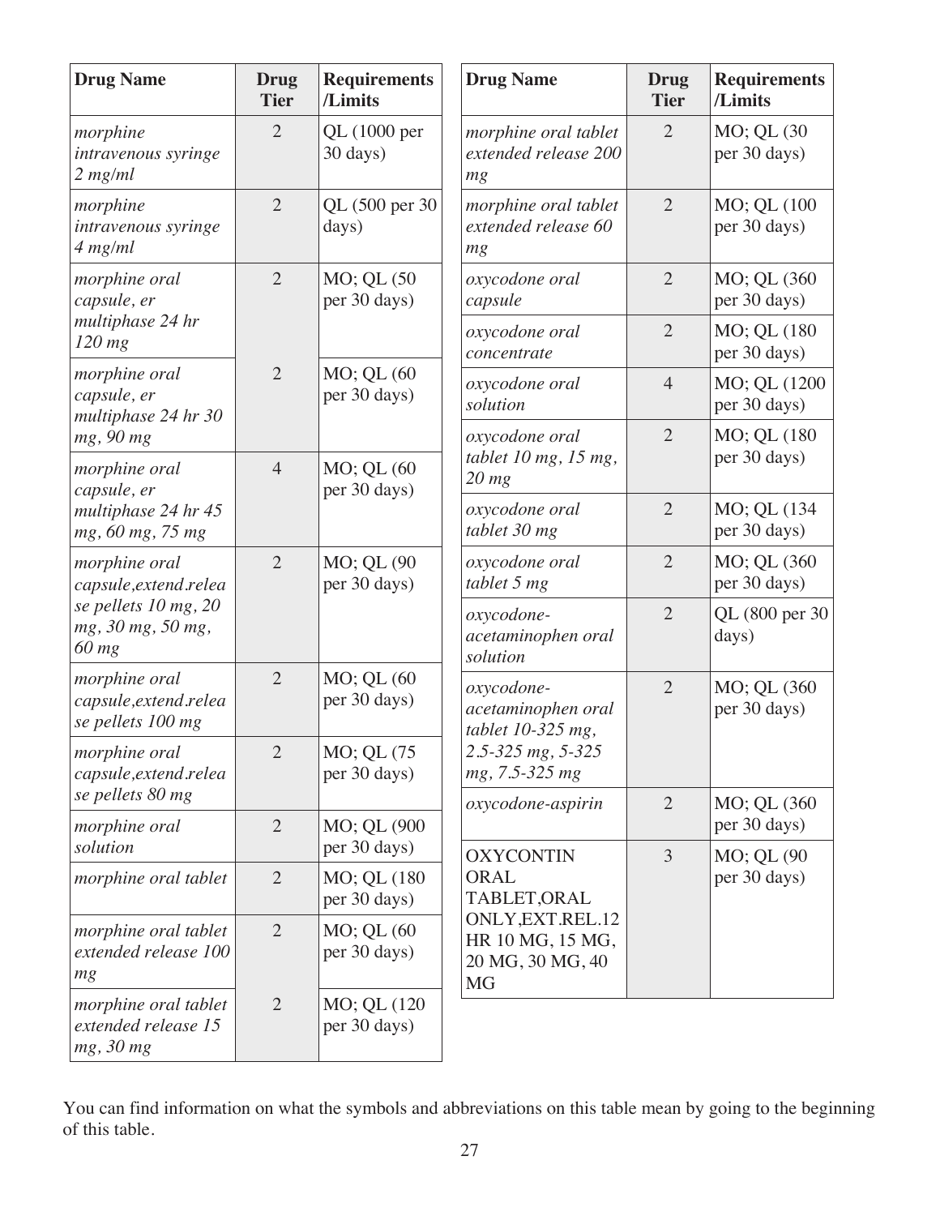| Drug Name | Drug Tier | Requirements /Limits |
|---|---|---|
| *morphine intravenous syringe 2 mg/ml* | 2 | QL (1000 per 30 days) |
| *morphine intravenous syringe 4 mg/ml* | 2 | QL (500 per 30 days) |
| *morphine oral capsule, er multiphase 24 hr 120 mg* | 2 | MO; QL (50 per 30 days) |
| *morphine oral capsule, er multiphase 24 hr 30 mg, 90 mg* | 2 | MO; QL (60 per 30 days) |
| *morphine oral capsule, er multiphase 24 hr 45 mg, 60 mg, 75 mg* | 4 | MO; QL (60 per 30 days) |
| *morphine oral capsule,extend.release pellets 10 mg, 20 mg, 30 mg, 50 mg, 60 mg* | 2 | MO; QL (90 per 30 days) |
| *morphine oral capsule,extend.release pellets 100 mg* | 2 | MO; QL (60 per 30 days) |
| *morphine oral capsule,extend.release pellets 80 mg* | 2 | MO; QL (75 per 30 days) |
| *morphine oral solution* | 2 | MO; QL (900 per 30 days) |
| *morphine oral tablet* | 2 | MO; QL (180 per 30 days) |
| *morphine oral tablet extended release 100 mg* | 2 | MO; QL (60 per 30 days) |
| *morphine oral tablet extended release 15 mg, 30 mg* | 2 | MO; QL (120 per 30 days) |
| *morphine oral tablet extended release 200 mg* | 2 | MO; QL (30 per 30 days) |
| *morphine oral tablet extended release 60 mg* | 2 | MO; QL (100 per 30 days) |
| *oxycodone oral capsule* | 2 | MO; QL (360 per 30 days) |
| *oxycodone oral concentrate* | 2 | MO; QL (180 per 30 days) |
| *oxycodone oral solution* | 4 | MO; QL (1200 per 30 days) |
| *oxycodone oral tablet 10 mg, 15 mg, 20 mg* | 2 | MO; QL (180 per 30 days) |
| *oxycodone oral tablet 30 mg* | 2 | MO; QL (134 per 30 days) |
| *oxycodone oral tablet 5 mg* | 2 | MO; QL (360 per 30 days) |
| *oxycodone-acetaminophen oral solution* | 2 | QL (800 per 30 days) |
| *oxycodone-acetaminophen oral tablet 10-325 mg, 2.5-325 mg, 5-325 mg, 7.5-325 mg* | 2 | MO; QL (360 per 30 days) |
| *oxycodone-aspirin* | 2 | MO; QL (360 per 30 days) |
| OXYCONTIN ORAL TABLET,ORAL ONLY,EXT.REL.12 HR 10 MG, 15 MG, 20 MG, 30 MG, 40 MG | 3 | MO; QL (90 per 30 days) |

You can find information on what the symbols and abbreviations on this table mean by going to the beginning of this table.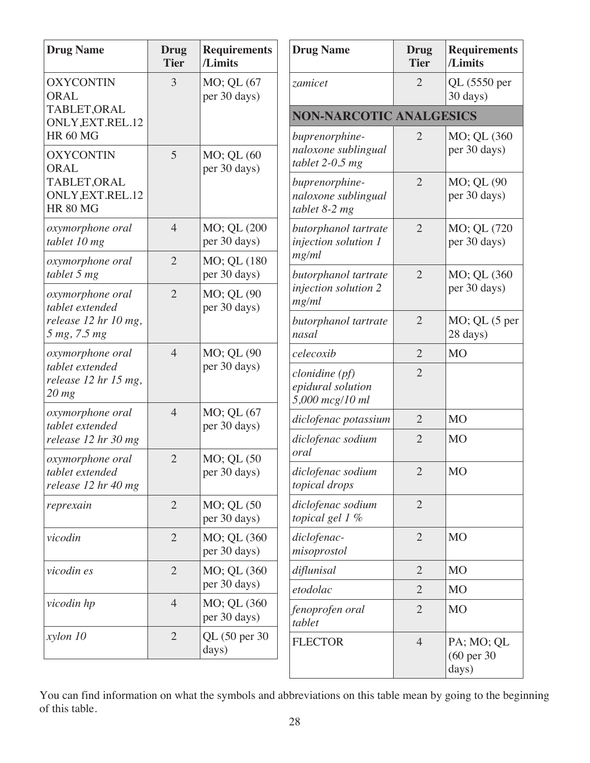| Drug Name | Drug Tier | Requirements /Limits |
|---|---|---|
| OXYCONTIN ORAL TABLET,ORAL ONLY,EXT.REL.12 HR 60 MG | 3 | MO; QL (67 per 30 days) |
| OXYCONTIN ORAL TABLET,ORAL ONLY,EXT.REL.12 HR 80 MG | 5 | MO; QL (60 per 30 days) |
| *oxymorphone oral tablet 10 mg* | 4 | MO; QL (200 per 30 days) |
| *oxymorphone oral tablet 5 mg* | 2 | MO; QL (180 per 30 days) |
| *oxymorphone oral tablet extended release 12 hr 10 mg, 5 mg, 7.5 mg* | 2 | MO; QL (90 per 30 days) |
| *oxymorphone oral tablet extended release 12 hr 15 mg, 20 mg* | 4 | MO; QL (90 per 30 days) |
| *oxymorphone oral tablet extended release 12 hr 30 mg* | 4 | MO; QL (67 per 30 days) |
| *oxymorphone oral tablet extended release 12 hr 40 mg* | 2 | MO; QL (50 per 30 days) |
| *reprexain* | 2 | MO; QL (50 per 30 days) |
| *vicodin* | 2 | MO; QL (360 per 30 days) |
| *vicodin es* | 2 | MO; QL (360 per 30 days) |
| *vicodin hp* | 4 | MO; QL (360 per 30 days) |
| *xylon 10* | 2 | QL (50 per 30 days) |
| *zamicet* | 2 | QL (5550 per 30 days) |
| **NON-NARCOTIC ANALGESICS** | | |
| *buprenorphine-naloxone sublingual tablet 2-0.5 mg* | 2 | MO; QL (360 per 30 days) |
| *buprenorphine-naloxone sublingual tablet 8-2 mg* | 2 | MO; QL (90 per 30 days) |
| *butorphanol tartrate injection solution 1 mg/ml* | 2 | MO; QL (720 per 30 days) |
| *butorphanol tartrate injection solution 2 mg/ml* | 2 | MO; QL (360 per 30 days) |
| *butorphanol tartrate nasal* | 2 | MO; QL (5 per 28 days) |
| *celecoxib* | 2 | MO |
| *clonidine (pf) epidural solution 5,000 mcg/10 ml* | 2 | |
| *diclofenac potassium* | 2 | MO |
| *diclofenac sodium oral* | 2 | MO |
| *diclofenac sodium topical drops* | 2 | MO |
| *diclofenac sodium topical gel 1 %* | 2 | |
| *diclofenac-misoprostol* | 2 | MO |
| *diflunisal* | 2 | MO |
| *etodolac* | 2 | MO |
| *fenoprofen oral tablet* | 2 | MO |
| FLECTOR | 4 | PA; MO; QL (60 per 30 days) |

You can find information on what the symbols and abbreviations on this table mean by going to the beginning of this table.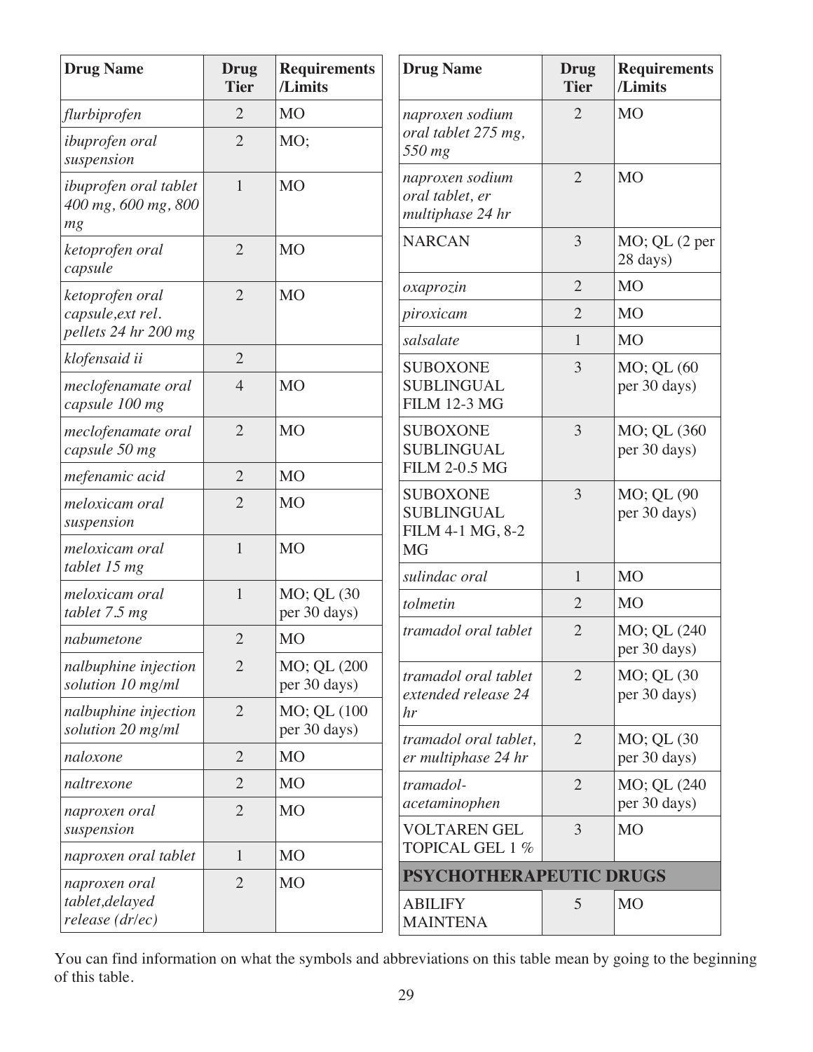| Drug Name | Drug Tier | Requirements /Limits |
|---|---|---|
| *flurbiprofen* | 2 | MO |
| *ibuprofen oral suspension* | 2 | MO; |
| *ibuprofen oral tablet 400 mg, 600 mg, 800 mg* | 1 | MO |
| *ketoprofen oral capsule* | 2 | MO |
| *ketoprofen oral capsule,ext rel. pellets 24 hr 200 mg* | 2 | MO |
| *klofensaid ii* | 2 | |
| *meclofenamate oral capsule 100 mg* | 4 | MO |
| *meclofenamate oral capsule 50 mg* | 2 | MO |
| *mefenamic acid* | 2 | MO |
| *meloxicam oral suspension* | 2 | MO |
| *meloxicam oral tablet 15 mg* | 1 | MO |
| *meloxicam oral tablet 7.5 mg* | 1 | MO; QL (30 per 30 days) |
| *nabumetone* | 2 | MO |
| *nalbuphine injection solution 10 mg/ml* | 2 | MO; QL (200 per 30 days) |
| *nalbuphine injection solution 20 mg/ml* | 2 | MO; QL (100 per 30 days) |
| *naloxone* | 2 | MO |
| *naltrexone* | 2 | MO |
| *naproxen oral suspension* | 2 | MO |
| *naproxen oral tablet* | 1 | MO |
| *naproxen oral tablet,delayed release (dr/ec)* | 2 | MO |
| *naproxen sodium oral tablet 275 mg, 550 mg* | 2 | MO |
| *naproxen sodium oral tablet, er multiphase 24 hr* | 2 | MO |
| NARCAN | 3 | MO; QL (2 per 28 days) |
| *oxaprozin* | 2 | MO |
| *piroxicam* | 2 | MO |
| *salsalate* | 1 | MO |
| SUBOXONE SUBLINGUAL FILM 12-3 MG | 3 | MO; QL (60 per 30 days) |
| SUBOXONE SUBLINGUAL FILM 2-0.5 MG | 3 | MO; QL (360 per 30 days) |
| SUBOXONE SUBLINGUAL FILM 4-1 MG, 8-2 MG | 3 | MO; QL (90 per 30 days) |
| *sulindac oral* | 1 | MO |
| *tolmetin* | 2 | MO |
| *tramadol oral tablet* | 2 | MO; QL (240 per 30 days) |
| *tramadol oral tablet extended release 24 hr* | 2 | MO; QL (30 per 30 days) |
| *tramadol oral tablet, er multiphase 24 hr* | 2 | MO; QL (30 per 30 days) |
| *tramadol-acetaminophen* | 2 | MO; QL (240 per 30 days) |
| VOLTAREN GEL TOPICAL GEL 1 % | 3 | MO |
| **PSYCHOTHERAPEUTIC DRUGS** | | |
| ABILIFY MAINTENA | 5 | MO |

You can find information on what the symbols and abbreviations on this table mean by going to the beginning of this table.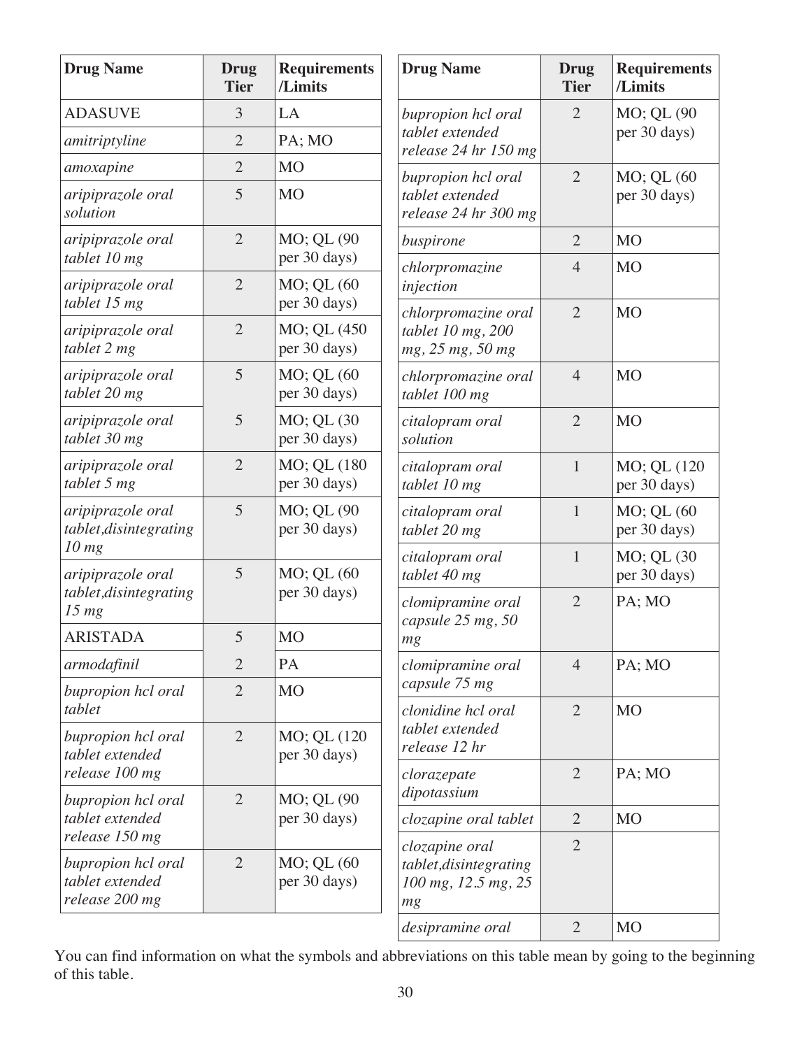| Drug Name | Drug Tier | Requirements /Limits |
| --- | --- | --- |
| ADASUVE | 3 | LA |
| *amitriptyline* | 2 | PA; MO |
| *amoxapine* | 2 | MO |
| *aripiprazole oral solution* | 5 | MO |
| *aripiprazole oral tablet 10 mg* | 2 | MO; QL (90 per 30 days) |
| *aripiprazole oral tablet 15 mg* | 2 | MO; QL (60 per 30 days) |
| *aripiprazole oral tablet 2 mg* | 2 | MO; QL (450 per 30 days) |
| *aripiprazole oral tablet 20 mg* | 5 | MO; QL (60 per 30 days) |
| *aripiprazole oral tablet 30 mg* | 5 | MO; QL (30 per 30 days) |
| *aripiprazole oral tablet 5 mg* | 2 | MO; QL (180 per 30 days) |
| *aripiprazole oral tablet,disintegrating 10 mg* | 5 | MO; QL (90 per 30 days) |
| *aripiprazole oral tablet,disintegrating 15 mg* | 5 | MO; QL (60 per 30 days) |
| ARISTADA | 5 | MO |
| *armodafinil* | 2 | PA |
| *bupropion hcl oral tablet* | 2 | MO |
| *bupropion hcl oral tablet extended release 100 mg* | 2 | MO; QL (120 per 30 days) |
| *bupropion hcl oral tablet extended release 150 mg* | 2 | MO; QL (90 per 30 days) |
| *bupropion hcl oral tablet extended release 200 mg* | 2 | MO; QL (60 per 30 days) |
| *bupropion hcl oral tablet extended release 24 hr 150 mg* | 2 | MO; QL (90 per 30 days) |
| *bupropion hcl oral tablet extended release 24 hr 300 mg* | 2 | MO; QL (60 per 30 days) |
| *buspirone* | 2 | MO |
| *chlorpromazine injection* | 4 | MO |
| *chlorpromazine oral tablet 10 mg, 200 mg, 25 mg, 50 mg* | 2 | MO |
| *chlorpromazine oral tablet 100 mg* | 4 | MO |
| *citalopram oral solution* | 2 | MO |
| *citalopram oral tablet 10 mg* | 1 | MO; QL (120 per 30 days) |
| *citalopram oral tablet 20 mg* | 1 | MO; QL (60 per 30 days) |
| *citalopram oral tablet 40 mg* | 1 | MO; QL (30 per 30 days) |
| *clomipramine oral capsule 25 mg, 50 mg* | 2 | PA; MO |
| *clomipramine oral capsule 75 mg* | 4 | PA; MO |
| *clonidine hcl oral tablet extended release 12 hr* | 2 | MO |
| *clorazepate dipotassium* | 2 | PA; MO |
| *clozapine oral tablet* | 2 | MO |
| *clozapine oral tablet,disintegrating 100 mg, 12.5 mg, 25 mg* | 2 | |
| *desipramine oral* | 2 | MO |

You can find information on what the symbols and abbreviations on this table mean by going to the beginning of this table.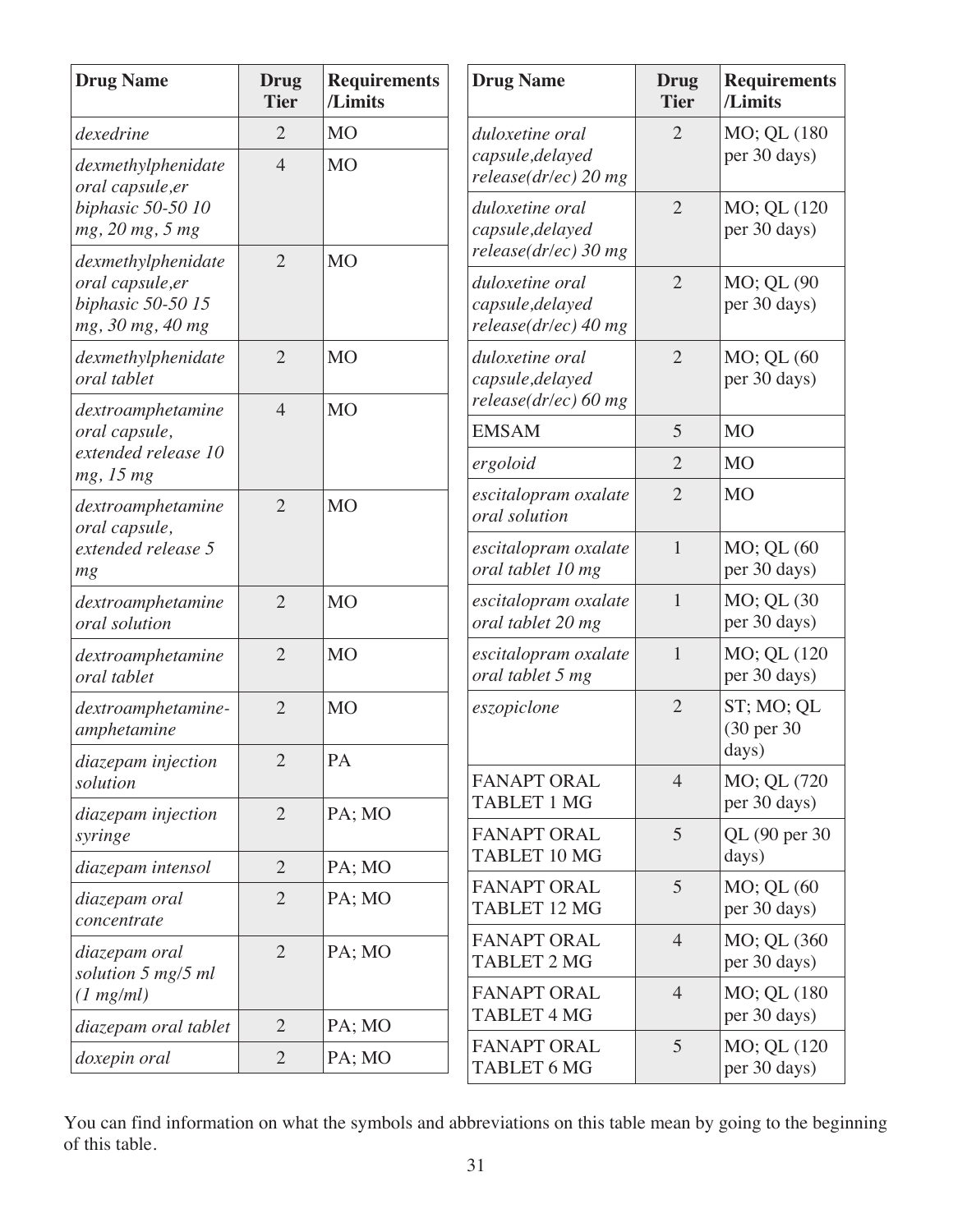| Drug Name | Drug Tier | Requirements /Limits |
|---|---|---|
| *dexedrine* | 2 | MO |
| *dexmethylphenidate oral capsule,er biphasic 50-50 10 mg, 20 mg, 5 mg* | 4 | MO |
| *dexmethylphenidate oral capsule,er biphasic 50-50 15 mg, 30 mg, 40 mg* | 2 | MO |
| *dexmethylphenidate oral tablet* | 2 | MO |
| *dextroamphetamine oral capsule, extended release 10 mg, 15 mg* | 4 | MO |
| *dextroamphetamine oral capsule, extended release 5 mg* | 2 | MO |
| *dextroamphetamine oral solution* | 2 | MO |
| *dextroamphetamine oral tablet* | 2 | MO |
| *dextroamphetamine-amphetamine* | 2 | MO |
| *diazepam injection solution* | 2 | PA |
| *diazepam injection syringe* | 2 | PA; MO |
| *diazepam intensol* | 2 | PA; MO |
| *diazepam oral concentrate* | 2 | PA; MO |
| *diazepam oral solution 5 mg/5 ml (1 mg/ml)* | 2 | PA; MO |
| *diazepam oral tablet* | 2 | PA; MO |
| *doxepin oral* | 2 | PA; MO |
| *duloxetine oral capsule,delayed release(dr/ec) 20 mg* | 2 | MO; QL (180 per 30 days) |
| *duloxetine oral capsule,delayed release(dr/ec) 30 mg* | 2 | MO; QL (120 per 30 days) |
| *duloxetine oral capsule,delayed release(dr/ec) 40 mg* | 2 | MO; QL (90 per 30 days) |
| *duloxetine oral capsule,delayed release(dr/ec) 60 mg* | 2 | MO; QL (60 per 30 days) |
| EMSAM | 5 | MO |
| *ergoloid* | 2 | MO |
| *escitalopram oxalate oral solution* | 2 | MO |
| *escitalopram oxalate oral tablet 10 mg* | 1 | MO; QL (60 per 30 days) |
| *escitalopram oxalate oral tablet 20 mg* | 1 | MO; QL (30 per 30 days) |
| *escitalopram oxalate oral tablet 5 mg* | 1 | MO; QL (120 per 30 days) |
| *eszopiclone* | 2 | ST; MO; QL (30 per 30 days) |
| FANAPT ORAL TABLET 1 MG | 4 | MO; QL (720 per 30 days) |
| FANAPT ORAL TABLET 10 MG | 5 | QL (90 per 30 days) |
| FANAPT ORAL TABLET 12 MG | 5 | MO; QL (60 per 30 days) |
| FANAPT ORAL TABLET 2 MG | 4 | MO; QL (360 per 30 days) |
| FANAPT ORAL TABLET 4 MG | 4 | MO; QL (180 per 30 days) |
| FANAPT ORAL TABLET 6 MG | 5 | MO; QL (120 per 30 days) |

You can find information on what the symbols and abbreviations on this table mean by going to the beginning of this table.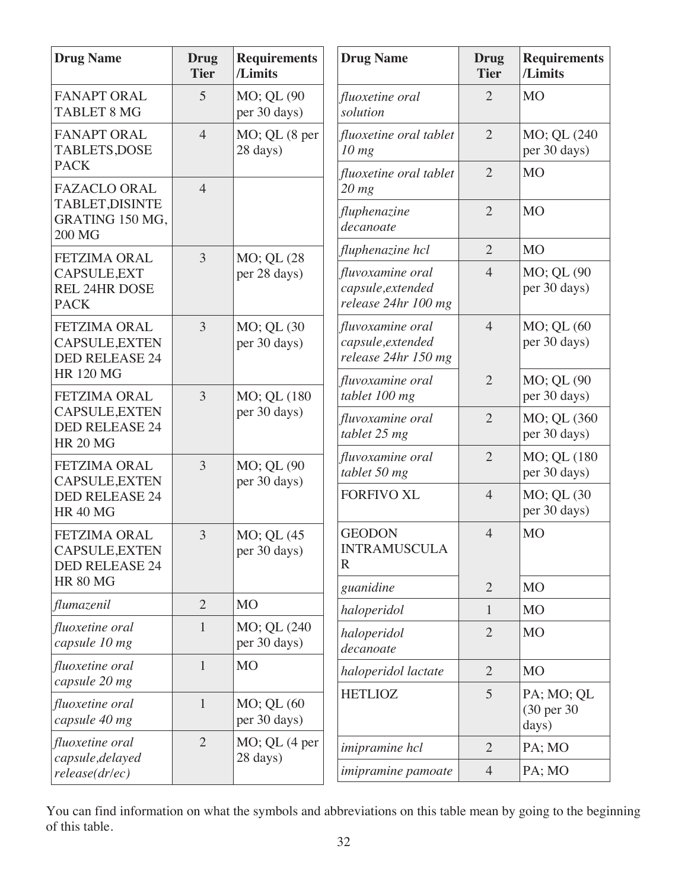| Drug Name | Drug Tier | Requirements /Limits |
| --- | --- | --- |
| FANAPT ORAL TABLET 8 MG | 5 | MO; QL (90 per 30 days) |
| FANAPT ORAL TABLETS,DOSE PACK | 4 | MO; QL (8 per 28 days) |
| FAZACLO ORAL TABLET,DISINTEGRATING 150 MG, 200 MG | 4 | |
| FETZIMA ORAL CAPSULE,EXT REL 24HR DOSE PACK | 3 | MO; QL (28 per 28 days) |
| FETZIMA ORAL CAPSULE,EXTENDED RELEASE 24 HR 120 MG | 3 | MO; QL (30 per 30 days) |
| FETZIMA ORAL CAPSULE,EXTENDED RELEASE 24 HR 20 MG | 3 | MO; QL (180 per 30 days) |
| FETZIMA ORAL CAPSULE,EXTENDED RELEASE 24 HR 40 MG | 3 | MO; QL (90 per 30 days) |
| FETZIMA ORAL CAPSULE,EXTENDED RELEASE 24 HR 80 MG | 3 | MO; QL (45 per 30 days) |
| *flumazenil* | 2 | MO |
| *fluoxetine oral capsule 10 mg* | 1 | MO; QL (240 per 30 days) |
| *fluoxetine oral capsule 20 mg* | 1 | MO |
| *fluoxetine oral capsule 40 mg* | 1 | MO; QL (60 per 30 days) |
| *fluoxetine oral capsule,delayed release(dr/ec)* | 2 | MO; QL (4 per 28 days) |
| *fluoxetine oral solution* | 2 | MO |
| *fluoxetine oral tablet 10 mg* | 2 | MO; QL (240 per 30 days) |
| *fluoxetine oral tablet 20 mg* | 2 | MO |
| *fluphenazine decanoate* | 2 | MO |
| *fluphenazine hcl* | 2 | MO |
| *fluvoxamine oral capsule,extended release 24hr 100 mg* | 4 | MO; QL (90 per 30 days) |
| *fluvoxamine oral capsule,extended release 24hr 150 mg* | 4 | MO; QL (60 per 30 days) |
| *fluvoxamine oral tablet 100 mg* | 2 | MO; QL (90 per 30 days) |
| *fluvoxamine oral tablet 25 mg* | 2 | MO; QL (360 per 30 days) |
| *fluvoxamine oral tablet 50 mg* | 2 | MO; QL (180 per 30 days) |
| FORFIVO XL | 4 | MO; QL (30 per 30 days) |
| GEODON INTRAMUSCULAR | 4 | MO |
| *guanidine* | 2 | MO |
| *haloperidol* | 1 | MO |
| *haloperidol decanoate* | 2 | MO |
| *haloperidol lactate* | 2 | MO |
| HETLIOZ | 5 | PA; MO; QL (30 per 30 days) |
| *imipramine hcl* | 2 | PA; MO |
| *imipramine pamoate* | 4 | PA; MO |

You can find information on what the symbols and abbreviations on this table mean by going to the beginning of this table.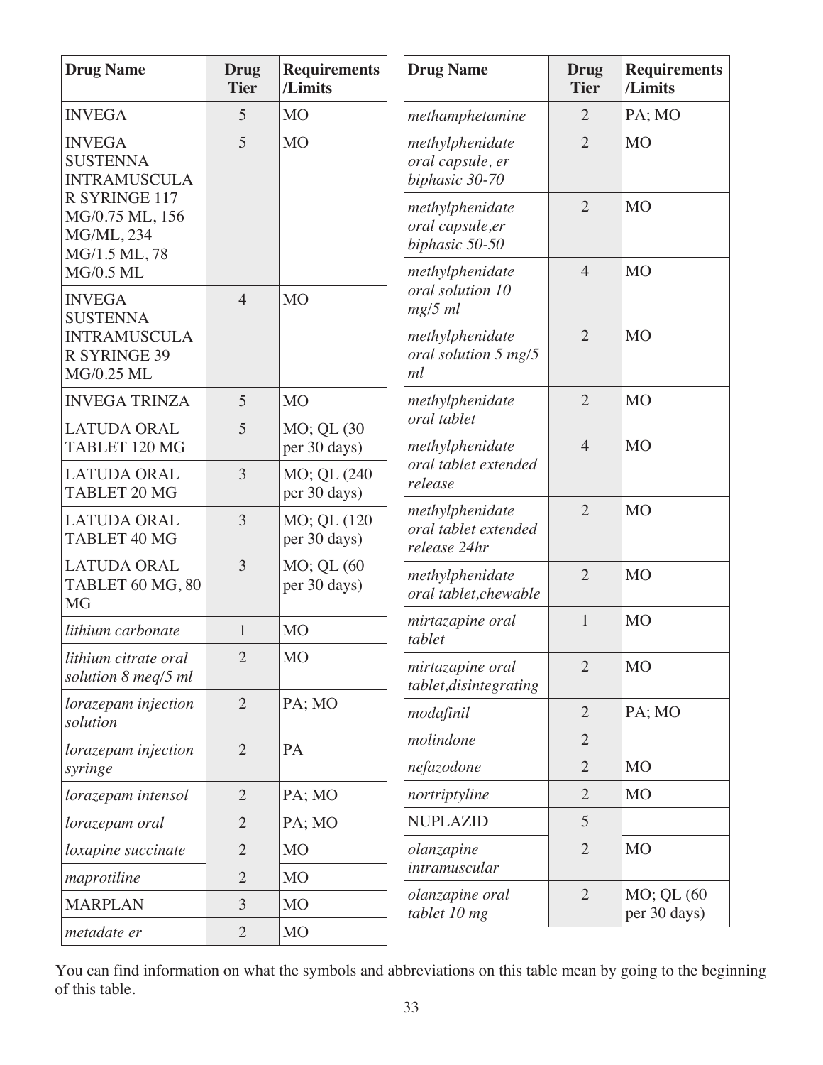| Drug Name | Drug Tier | Requirements /Limits |
|---|---|---|
| INVEGA | 5 | MO |
| INVEGA SUSTENNA INTRAMUSCULAR SYRINGE 117 MG/0.75 ML, 156 MG/ML, 234 MG/1.5 ML, 78 MG/0.5 ML | 5 | MO |
| INVEGA SUSTENNA INTRAMUSCULAR SYRINGE 39 MG/0.25 ML | 4 | MO |
| INVEGA TRINZA | 5 | MO |
| LATUDA ORAL TABLET 120 MG | 5 | MO; QL (30 per 30 days) |
| LATUDA ORAL TABLET 20 MG | 3 | MO; QL (240 per 30 days) |
| LATUDA ORAL TABLET 40 MG | 3 | MO; QL (120 per 30 days) |
| LATUDA ORAL TABLET 60 MG, 80 MG | 3 | MO; QL (60 per 30 days) |
| *lithium carbonate* | 1 | MO |
| *lithium citrate oral solution 8 meq/5 ml* | 2 | MO |
| *lorazepam injection solution* | 2 | PA; MO |
| *lorazepam injection syringe* | 2 | PA |
| *lorazepam intensol* | 2 | PA; MO |
| *lorazepam oral* | 2 | PA; MO |
| *loxapine succinate* | 2 | MO |
| *maprotiline* | 2 | MO |
| MARPLAN | 3 | MO |
| *metadate er* | 2 | MO |
| *methamphetamine* | 2 | PA; MO |
| *methylphenidate oral capsule, er biphasic 30-70* | 2 | MO |
| *methylphenidate oral capsule,er biphasic 50-50* | 2 | MO |
| *methylphenidate oral solution 10 mg/5 ml* | 4 | MO |
| *methylphenidate oral solution 5 mg/5 ml* | 2 | MO |
| *methylphenidate oral tablet* | 2 | MO |
| *methylphenidate oral tablet extended release* | 4 | MO |
| *methylphenidate oral tablet extended release 24hr* | 2 | MO |
| *methylphenidate oral tablet,chewable* | 2 | MO |
| *mirtazapine oral tablet* | 1 | MO |
| *mirtazapine oral tablet,disintegrating* | 2 | MO |
| *modafinil* | 2 | PA; MO |
| *molindone* | 2 | |
| *nefazodone* | 2 | MO |
| *nortriptyline* | 2 | MO |
| NUPLAZID | 5 | |
| *olanzapine intramuscular* | 2 | MO |
| *olanzapine oral tablet 10 mg* | 2 | MO; QL (60 per 30 days) |

You can find information on what the symbols and abbreviations on this table mean by going to the beginning of this table.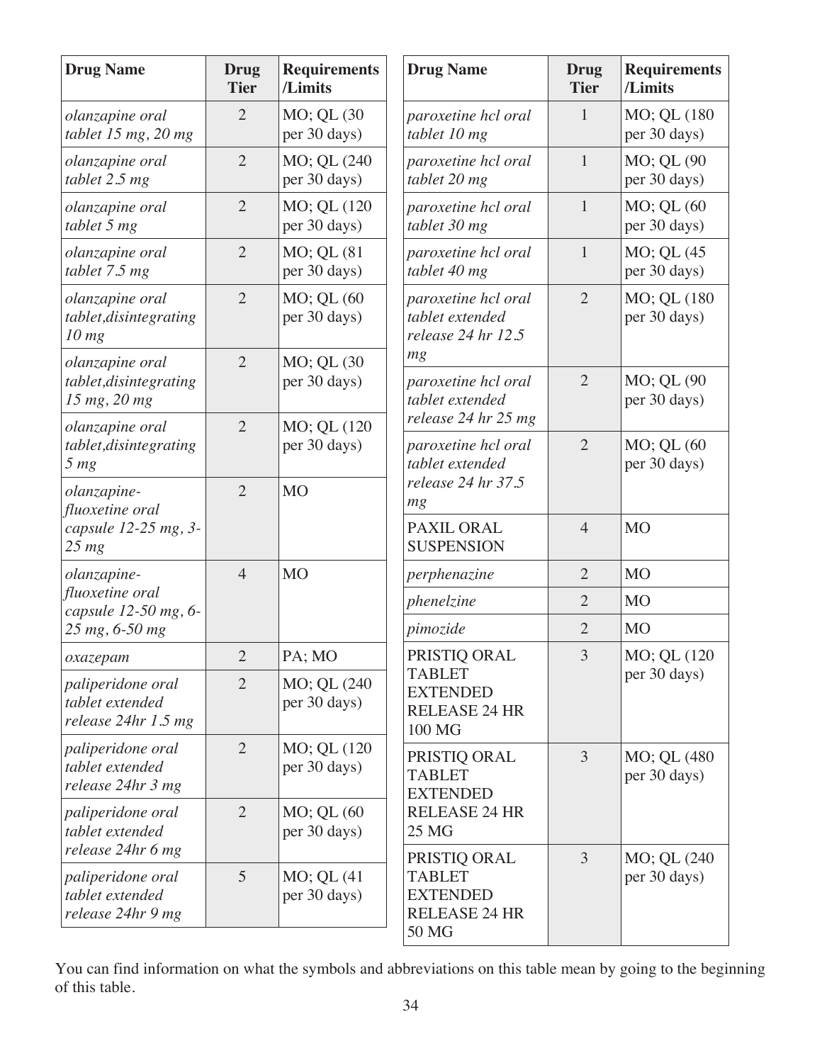| Drug Name | Drug Tier | Requirements /Limits |
|---|---|---|
| *olanzapine oral tablet 15 mg, 20 mg* | 2 | MO; QL (30 per 30 days) |
| *olanzapine oral tablet 2.5 mg* | 2 | MO; QL (240 per 30 days) |
| *olanzapine oral tablet 5 mg* | 2 | MO; QL (120 per 30 days) |
| *olanzapine oral tablet 7.5 mg* | 2 | MO; QL (81 per 30 days) |
| *olanzapine oral tablet,disintegrating 10 mg* | 2 | MO; QL (60 per 30 days) |
| *olanzapine oral tablet,disintegrating 15 mg, 20 mg* | 2 | MO; QL (30 per 30 days) |
| *olanzapine oral tablet,disintegrating 5 mg* | 2 | MO; QL (120 per 30 days) |
| *olanzapine-fluoxetine oral capsule 12-25 mg, 3-25 mg* | 2 | MO |
| *olanzapine-fluoxetine oral capsule 12-50 mg, 6-25 mg, 6-50 mg* | 4 | MO |
| *oxazepam* | 2 | PA; MO |
| *paliperidone oral tablet extended release 24hr 1.5 mg* | 2 | MO; QL (240 per 30 days) |
| *paliperidone oral tablet extended release 24hr 3 mg* | 2 | MO; QL (120 per 30 days) |
| *paliperidone oral tablet extended release 24hr 6 mg* | 2 | MO; QL (60 per 30 days) |
| *paliperidone oral tablet extended release 24hr 9 mg* | 5 | MO; QL (41 per 30 days) |
| *paroxetine hcl oral tablet 10 mg* | 1 | MO; QL (180 per 30 days) |
| *paroxetine hcl oral tablet 20 mg* | 1 | MO; QL (90 per 30 days) |
| *paroxetine hcl oral tablet 30 mg* | 1 | MO; QL (60 per 30 days) |
| *paroxetine hcl oral tablet 40 mg* | 1 | MO; QL (45 per 30 days) |
| *paroxetine hcl oral tablet extended release 24 hr 12.5 mg* | 2 | MO; QL (180 per 30 days) |
| *paroxetine hcl oral tablet extended release 24 hr 25 mg* | 2 | MO; QL (90 per 30 days) |
| *paroxetine hcl oral tablet extended release 24 hr 37.5 mg* | 2 | MO; QL (60 per 30 days) |
| PAXIL ORAL SUSPENSION | 4 | MO |
| *perphenazine* | 2 | MO |
| *phenelzine* | 2 | MO |
| *pimozide* | 2 | MO |
| PRISTIQ ORAL TABLET EXTENDED RELEASE 24 HR 100 MG | 3 | MO; QL (120 per 30 days) |
| PRISTIQ ORAL TABLET EXTENDED RELEASE 24 HR 25 MG | 3 | MO; QL (480 per 30 days) |
| PRISTIQ ORAL TABLET EXTENDED RELEASE 24 HR 50 MG | 3 | MO; QL (240 per 30 days) |

You can find information on what the symbols and abbreviations on this table mean by going to the beginning of this table.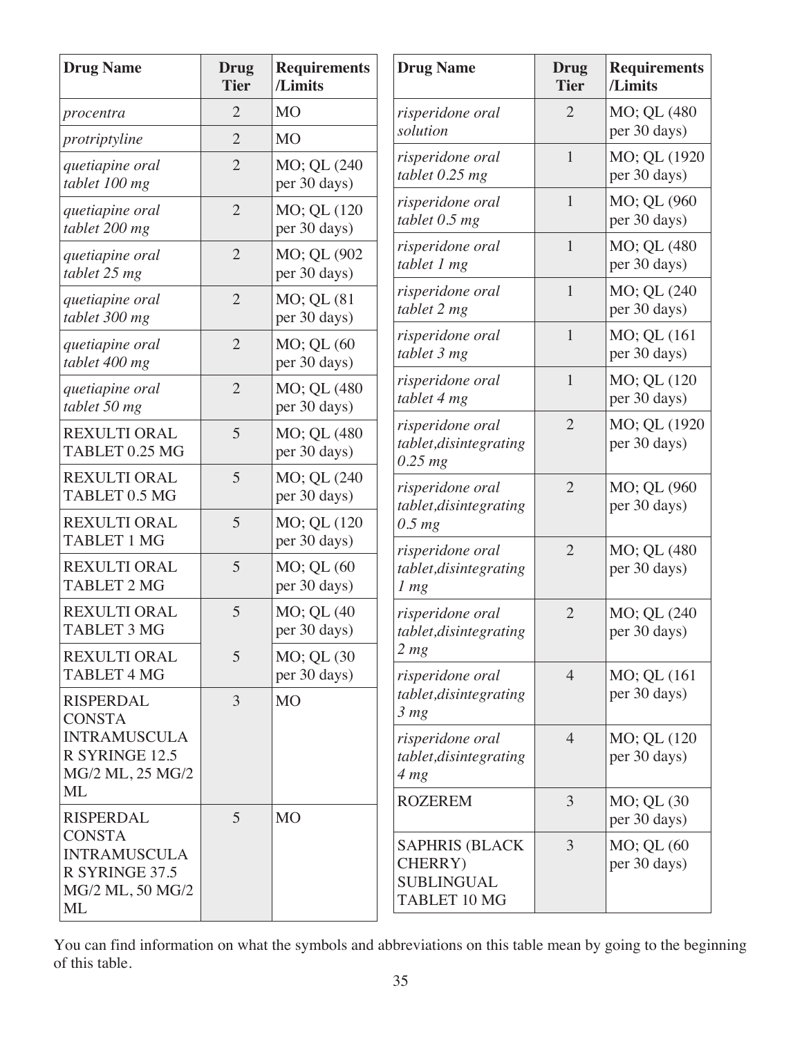| Drug Name | Drug Tier | Requirements /Limits |
|---|---|---|
| *procentra* | 2 | MO |
| *protriptyline* | 2 | MO |
| *quetiapine oral tablet 100 mg* | 2 | MO; QL (240 per 30 days) |
| *quetiapine oral tablet 200 mg* | 2 | MO; QL (120 per 30 days) |
| *quetiapine oral tablet 25 mg* | 2 | MO; QL (902 per 30 days) |
| *quetiapine oral tablet 300 mg* | 2 | MO; QL (81 per 30 days) |
| *quetiapine oral tablet 400 mg* | 2 | MO; QL (60 per 30 days) |
| *quetiapine oral tablet 50 mg* | 2 | MO; QL (480 per 30 days) |
| REXULTI ORAL TABLET 0.25 MG | 5 | MO; QL (480 per 30 days) |
| REXULTI ORAL TABLET 0.5 MG | 5 | MO; QL (240 per 30 days) |
| REXULTI ORAL TABLET 1 MG | 5 | MO; QL (120 per 30 days) |
| REXULTI ORAL TABLET 2 MG | 5 | MO; QL (60 per 30 days) |
| REXULTI ORAL TABLET 3 MG | 5 | MO; QL (40 per 30 days) |
| REXULTI ORAL TABLET 4 MG | 5 | MO; QL (30 per 30 days) |
| RISPERDAL CONSTA INTRAMUSCULAR SYRINGE 12.5 MG/2 ML, 25 MG/2 ML | 3 | MO |
| RISPERDAL CONSTA INTRAMUSCULAR SYRINGE 37.5 MG/2 ML, 50 MG/2 ML | 5 | MO |
| *risperidone oral solution* | 2 | MO; QL (480 per 30 days) |
| *risperidone oral tablet 0.25 mg* | 1 | MO; QL (1920 per 30 days) |
| *risperidone oral tablet 0.5 mg* | 1 | MO; QL (960 per 30 days) |
| *risperidone oral tablet 1 mg* | 1 | MO; QL (480 per 30 days) |
| *risperidone oral tablet 2 mg* | 1 | MO; QL (240 per 30 days) |
| *risperidone oral tablet 3 mg* | 1 | MO; QL (161 per 30 days) |
| *risperidone oral tablet 4 mg* | 1 | MO; QL (120 per 30 days) |
| *risperidone oral tablet,disintegrating 0.25 mg* | 2 | MO; QL (1920 per 30 days) |
| *risperidone oral tablet,disintegrating 0.5 mg* | 2 | MO; QL (960 per 30 days) |
| *risperidone oral tablet,disintegrating 1 mg* | 2 | MO; QL (480 per 30 days) |
| *risperidone oral tablet,disintegrating 2 mg* | 2 | MO; QL (240 per 30 days) |
| *risperidone oral tablet,disintegrating 3 mg* | 4 | MO; QL (161 per 30 days) |
| *risperidone oral tablet,disintegrating 4 mg* | 4 | MO; QL (120 per 30 days) |
| ROZEREM | 3 | MO; QL (30 per 30 days) |
| SAPHRIS (BLACK CHERRY) SUBLINGUAL TABLET 10 MG | 3 | MO; QL (60 per 30 days) |

You can find information on what the symbols and abbreviations on this table mean by going to the beginning of this table.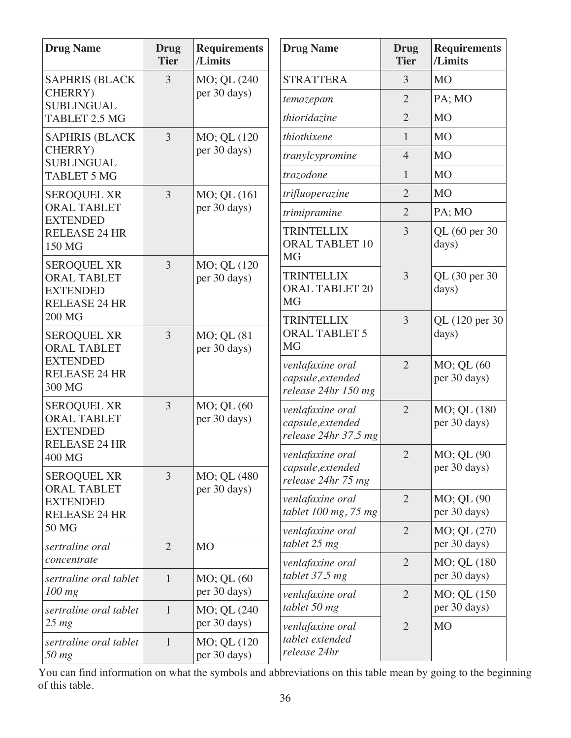| Drug Name | Drug Tier | Requirements /Limits |
|---|---|---|
| SAPHRIS (BLACK CHERRY) SUBLINGUAL TABLET 2.5 MG | 3 | MO; QL (240 per 30 days) |
| SAPHRIS (BLACK CHERRY) SUBLINGUAL TABLET 5 MG | 3 | MO; QL (120 per 30 days) |
| SEROQUEL XR ORAL TABLET EXTENDED RELEASE 24 HR 150 MG | 3 | MO; QL (161 per 30 days) |
| SEROQUEL XR ORAL TABLET EXTENDED RELEASE 24 HR 200 MG | 3 | MO; QL (120 per 30 days) |
| SEROQUEL XR ORAL TABLET EXTENDED RELEASE 24 HR 300 MG | 3 | MO; QL (81 per 30 days) |
| SEROQUEL XR ORAL TABLET EXTENDED RELEASE 24 HR 400 MG | 3 | MO; QL (60 per 30 days) |
| SEROQUEL XR ORAL TABLET EXTENDED RELEASE 24 HR 50 MG | 3 | MO; QL (480 per 30 days) |
| *sertraline oral concentrate* | 2 | MO |
| *sertraline oral tablet 100 mg* | 1 | MO; QL (60 per 30 days) |
| *sertraline oral tablet 25 mg* | 1 | MO; QL (240 per 30 days) |
| *sertraline oral tablet 50 mg* | 1 | MO; QL (120 per 30 days) |
| STRATTERA | 3 | MO |
| *temazepam* | 2 | PA; MO |
| *thioridazine* | 2 | MO |
| *thiothixene* | 1 | MO |
| *tranylcypromine* | 4 | MO |
| *trazodone* | 1 | MO |
| *trifluoperazine* | 2 | MO |
| *trimipramine* | 2 | PA; MO |
| TRINTELLIX ORAL TABLET 10 MG | 3 | QL (60 per 30 days) |
| TRINTELLIX ORAL TABLET 20 MG | 3 | QL (30 per 30 days) |
| TRINTELLIX ORAL TABLET 5 MG | 3 | QL (120 per 30 days) |
| *venlafaxine oral capsule,extended release 24hr 150 mg* | 2 | MO; QL (60 per 30 days) |
| *venlafaxine oral capsule,extended release 24hr 37.5 mg* | 2 | MO; QL (180 per 30 days) |
| *venlafaxine oral capsule,extended release 24hr 75 mg* | 2 | MO; QL (90 per 30 days) |
| *venlafaxine oral tablet 100 mg, 75 mg* | 2 | MO; QL (90 per 30 days) |
| *venlafaxine oral tablet 25 mg* | 2 | MO; QL (270 per 30 days) |
| *venlafaxine oral tablet 37.5 mg* | 2 | MO; QL (180 per 30 days) |
| *venlafaxine oral tablet 50 mg* | 2 | MO; QL (150 per 30 days) |
| *venlafaxine oral tablet extended release 24hr* | 2 | MO |

You can find information on what the symbols and abbreviations on this table mean by going to the beginning of this table.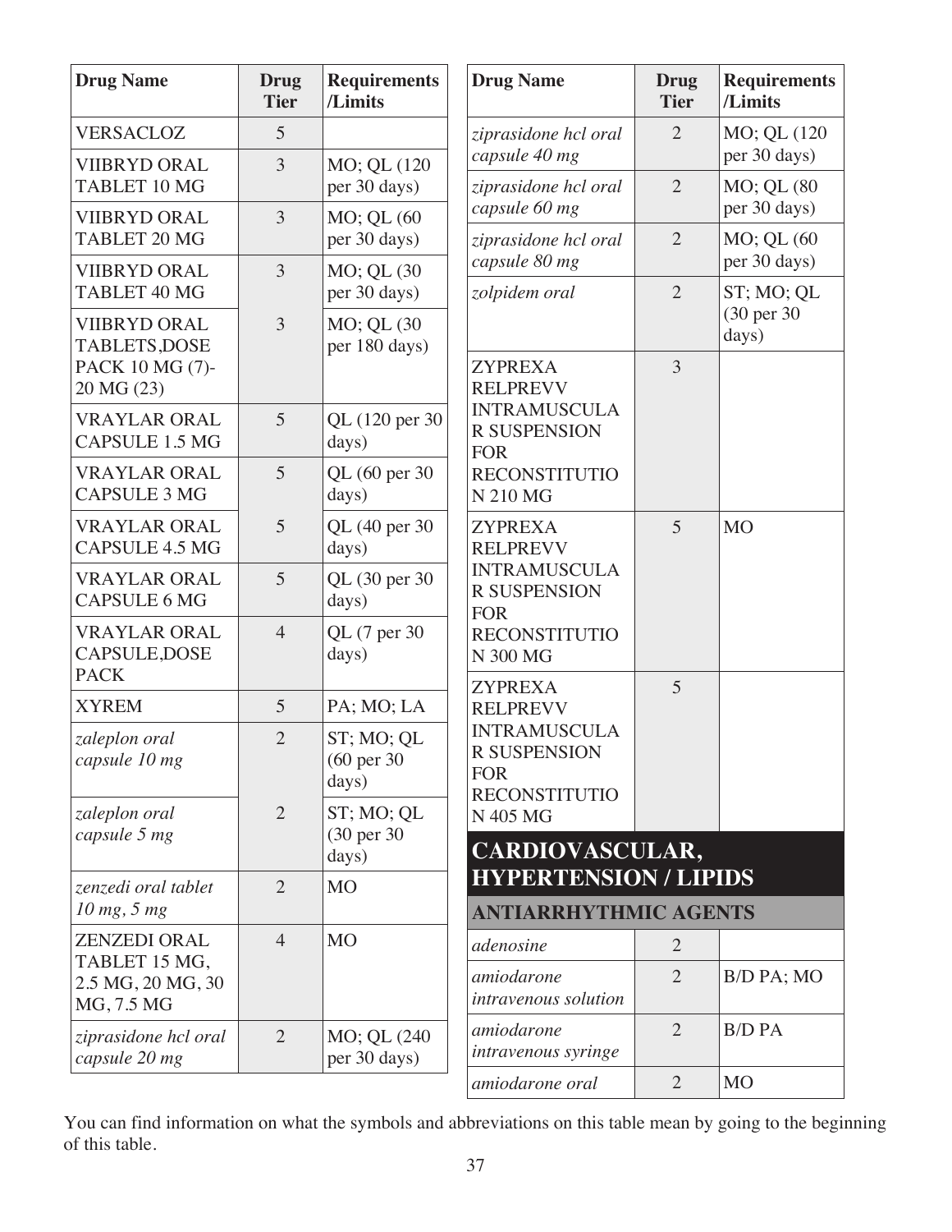| Drug Name | Drug Tier | Requirements /Limits |
|---|---|---|
| VERSACLOZ | 5 | |
| VIIBRYD ORAL TABLET 10 MG | 3 | MO; QL (120 per 30 days) |
| VIIBRYD ORAL TABLET 20 MG | 3 | MO; QL (60 per 30 days) |
| VIIBRYD ORAL TABLET 40 MG | 3 | MO; QL (30 per 30 days) |
| VIIBRYD ORAL TABLETS,DOSE PACK 10 MG (7)-20 MG (23) | 3 | MO; QL (30 per 180 days) |
| VRAYLAR ORAL CAPSULE 1.5 MG | 5 | QL (120 per 30 days) |
| VRAYLAR ORAL CAPSULE 3 MG | 5 | QL (60 per 30 days) |
| VRAYLAR ORAL CAPSULE 4.5 MG | 5 | QL (40 per 30 days) |
| VRAYLAR ORAL CAPSULE 6 MG | 5 | QL (30 per 30 days) |
| VRAYLAR ORAL CAPSULE,DOSE PACK | 4 | QL (7 per 30 days) |
| XYREM | 5 | PA; MO; LA |
| *zaleplon oral capsule 10 mg* | 2 | ST; MO; QL (60 per 30 days) |
| *zaleplon oral capsule 5 mg* | 2 | ST; MO; QL (30 per 30 days) |
| *zenzedi oral tablet 10 mg, 5 mg* | 2 | MO |
| ZENZEDI ORAL TABLET 15 MG, 2.5 MG, 20 MG, 30 MG, 7.5 MG | 4 | MO |
| *ziprasidone hcl oral capsule 20 mg* | 2 | MO; QL (240 per 30 days) |
| *ziprasidone hcl oral capsule 40 mg* | 2 | MO; QL (120 per 30 days) |
| *ziprasidone hcl oral capsule 60 mg* | 2 | MO; QL (80 per 30 days) |
| *ziprasidone hcl oral capsule 80 mg* | 2 | MO; QL (60 per 30 days) |
| *zolpidem oral* | 2 | ST; MO; QL (30 per 30 days) |
| ZYPREXA RELPREVV INTRAMUSCULAR SUSPENSION FOR RECONSTITUTION 210 MG | 3 | |
| ZYPREXA RELPREVV INTRAMUSCULAR SUSPENSION FOR RECONSTITUTION 300 MG | 5 | MO |
| ZYPREXA RELPREVV INTRAMUSCULAR SUSPENSION FOR RECONSTITUTION 405 MG | 5 | |

## CARDIOVASCULAR, HYPERTENSION / LIPIDS

### ANTIARRHYTHMIC AGENTS

| Drug Name | Drug Tier | Requirements /Limits |
|---|---|---|
| *adenosine* | 2 | |
| *amiodarone intravenous solution* | 2 | B/D PA; MO |
| *amiodarone intravenous syringe* | 2 | B/D PA |
| *amiodarone oral* | 2 | MO |

You can find information on what the symbols and abbreviations on this table mean by going to the beginning of this table.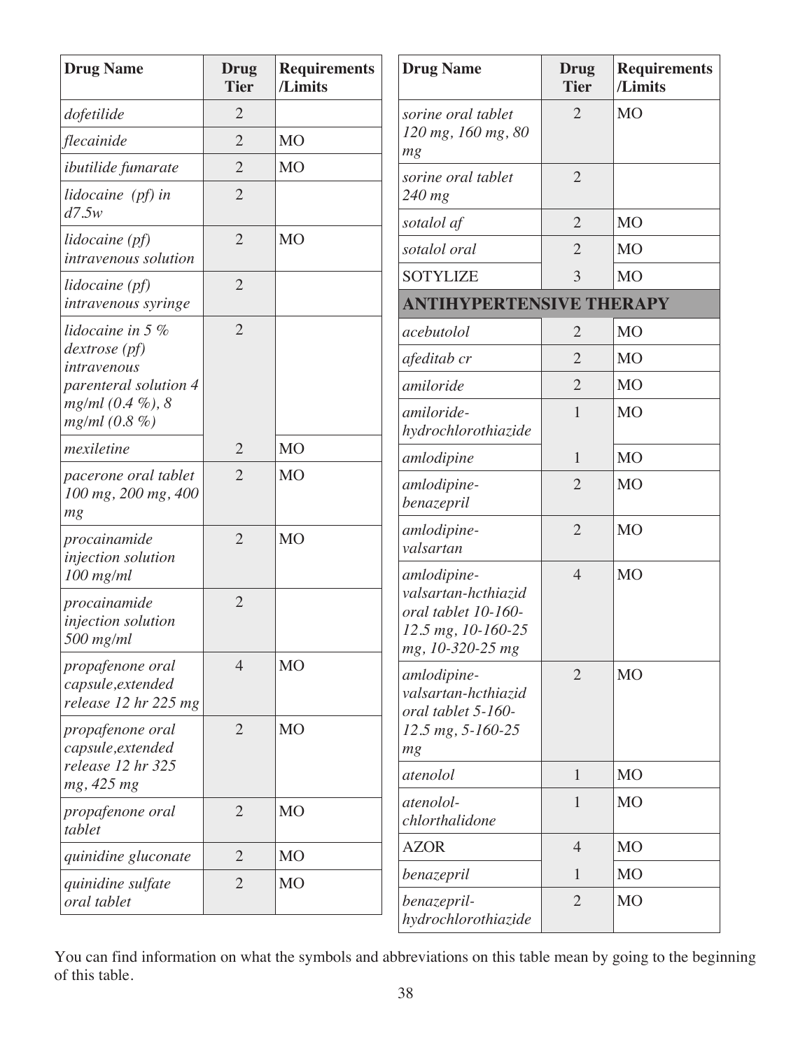| Drug Name | Drug Tier | Requirements /Limits |
|---|---|---|
| *dofetilide* | 2 | |
| *flecainide* | 2 | MO |
| *ibutilide fumarate* | 2 | MO |
| *lidocaine (pf) in d7.5w* | 2 | |
| *lidocaine (pf) intravenous solution* | 2 | MO |
| *lidocaine (pf) intravenous syringe* | 2 | |
| *lidocaine in 5 % dextrose (pf) intravenous parenteral solution 4 mg/ml (0.4 %), 8 mg/ml (0.8 %)* | 2 | |
| *mexiletine* | 2 | MO |
| *pacerone oral tablet 100 mg, 200 mg, 400 mg* | 2 | MO |
| *procainamide injection solution 100 mg/ml* | 2 | MO |
| *procainamide injection solution 500 mg/ml* | 2 | |
| *propafenone oral capsule,extended release 12 hr 225 mg* | 4 | MO |
| *propafenone oral capsule,extended release 12 hr 325 mg, 425 mg* | 2 | MO |
| *propafenone oral tablet* | 2 | MO |
| *quinidine gluconate* | 2 | MO |
| *quinidine sulfate oral tablet* | 2 | MO |
| *sorine oral tablet 120 mg, 160 mg, 80 mg* | 2 | MO |
| *sorine oral tablet 240 mg* | 2 | |
| *sotalol af* | 2 | MO |
| *sotalol oral* | 2 | MO |
| SOTYLIZE | 3 | MO |
| **ANTIHYPERTENSIVE THERAPY** | | |
| *acebutolol* | 2 | MO |
| *afeditab cr* | 2 | MO |
| *amiloride* | 2 | MO |
| *amiloride-hydrochlorothiazide* | 1 | MO |
| *amlodipine* | 1 | MO |
| *amlodipine-benazepril* | 2 | MO |
| *amlodipine-valsartan* | 2 | MO |
| *amlodipine-valsartan-hcthiazid oral tablet 10-160-12.5 mg, 10-160-25 mg, 10-320-25 mg* | 4 | MO |
| *amlodipine-valsartan-hcthiazid oral tablet 5-160-12.5 mg, 5-160-25 mg* | 2 | MO |
| *atenolol* | 1 | MO |
| *atenolol-chlorthalidone* | 1 | MO |
| AZOR | 4 | MO |
| *benazepril* | 1 | MO |
| *benazepril-hydrochlorothiazide* | 2 | MO |

You can find information on what the symbols and abbreviations on this table mean by going to the beginning of this table.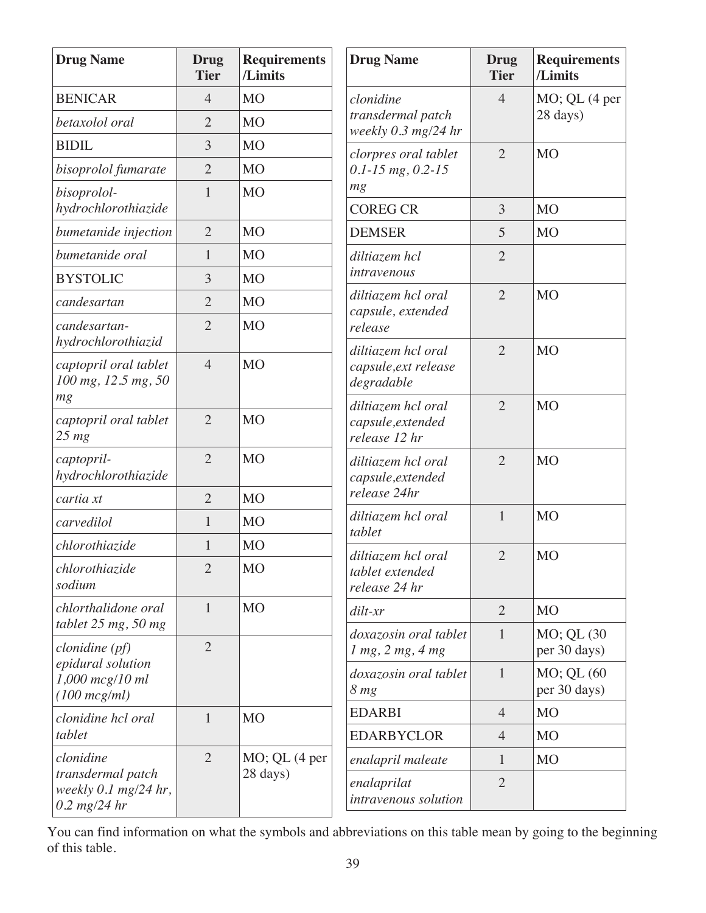| Drug Name | Drug Tier | Requirements /Limits |
|---|---|---|
| BENICAR | 4 | MO |
| *betaxolol oral* | 2 | MO |
| BIDIL | 3 | MO |
| *bisoprolol fumarate* | 2 | MO |
| *bisoprolol-hydrochlorothiazide* | 1 | MO |
| *bumetanide injection* | 2 | MO |
| *bumetanide oral* | 1 | MO |
| BYSTOLIC | 3 | MO |
| *candesartan* | 2 | MO |
| *candesartan-hydrochlorothiazid* | 2 | MO |
| *captopril oral tablet 100 mg, 12.5 mg, 50 mg* | 4 | MO |
| *captopril oral tablet 25 mg* | 2 | MO |
| *captopril-hydrochlorothiazide* | 2 | MO |
| *cartia xt* | 2 | MO |
| *carvedilol* | 1 | MO |
| *chlorothiazide* | 1 | MO |
| *chlorothiazide sodium* | 2 | MO |
| *chlorthalidone oral tablet 25 mg, 50 mg* | 1 | MO |
| *clonidine (pf) epidural solution 1,000 mcg/10 ml (100 mcg/ml)* | 2 | |
| *clonidine hcl oral tablet* | 1 | MO |
| *clonidine transdermal patch weekly 0.1 mg/24 hr, 0.2 mg/24 hr* | 2 | MO; QL (4 per 28 days) |
| *clonidine transdermal patch weekly 0.3 mg/24 hr* | 4 | MO; QL (4 per 28 days) |
| *clorpres oral tablet 0.1-15 mg, 0.2-15 mg* | 2 | MO |
| COREG CR | 3 | MO |
| DEMSER | 5 | MO |
| *diltiazem hcl intravenous* | 2 | |
| *diltiazem hcl oral capsule, extended release* | 2 | MO |
| *diltiazem hcl oral capsule,ext release degradable* | 2 | MO |
| *diltiazem hcl oral capsule,extended release 12 hr* | 2 | MO |
| *diltiazem hcl oral capsule,extended release 24hr* | 2 | MO |
| *diltiazem hcl oral tablet* | 1 | MO |
| *diltiazem hcl oral tablet extended release 24 hr* | 2 | MO |
| *dilt-xr* | 2 | MO |
| *doxazosin oral tablet 1 mg, 2 mg, 4 mg* | 1 | MO; QL (30 per 30 days) |
| *doxazosin oral tablet 8 mg* | 1 | MO; QL (60 per 30 days) |
| EDARBI | 4 | MO |
| EDARBYCLOR | 4 | MO |
| *enalapril maleate* | 1 | MO |
| *enalaprilat intravenous solution* | 2 | |

You can find information on what the symbols and abbreviations on this table mean by going to the beginning of this table.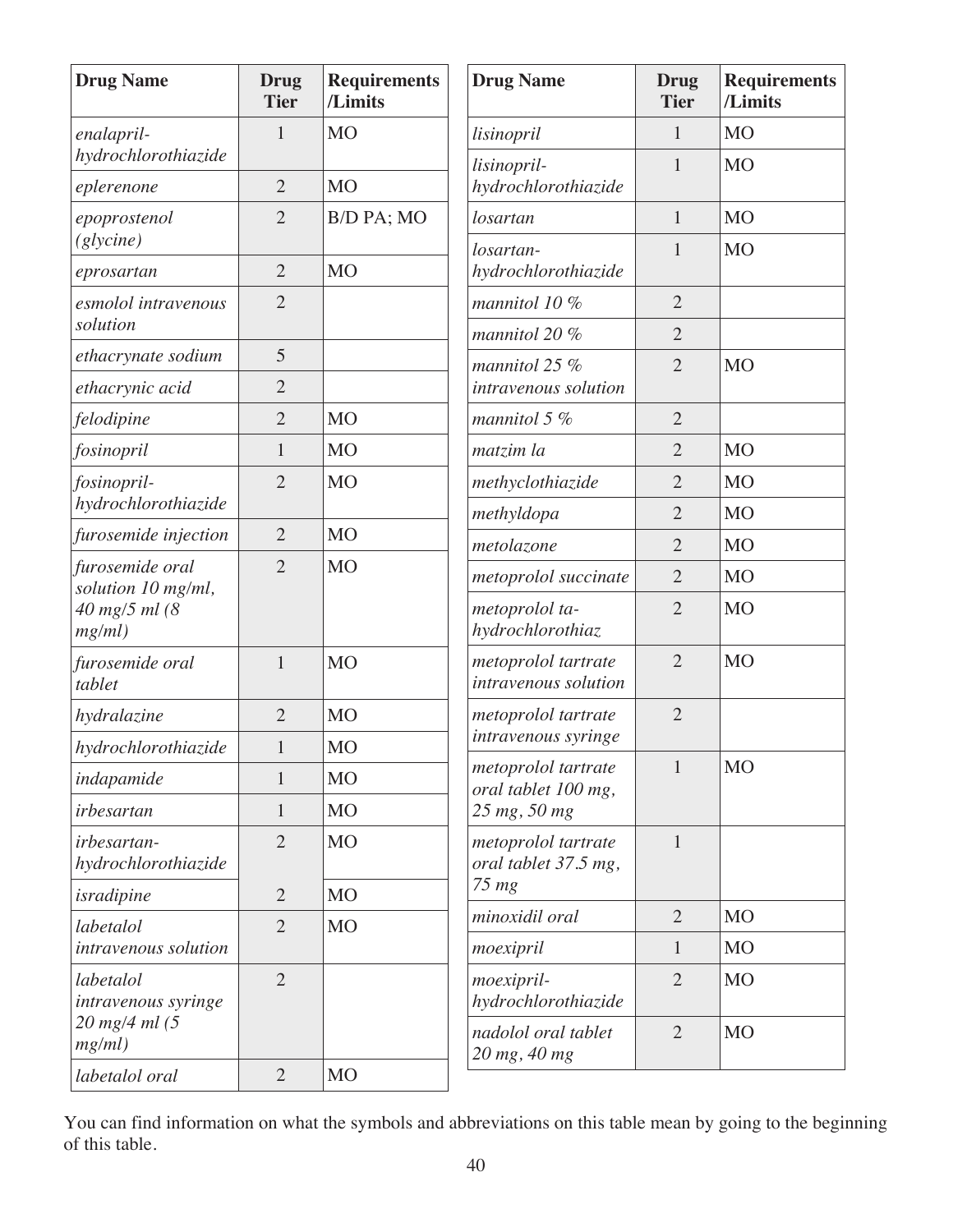| Drug Name | Drug Tier | Requirements /Limits |
|---|---|---|
| *enalapril-hydrochlorothiazide* | 1 | MO |
| *eplerenone* | 2 | MO |
| *epoprostenol (glycine)* | 2 | B/D PA; MO |
| *eprosartan* | 2 | MO |
| *esmolol intravenous solution* | 2 | |
| *ethacrynate sodium* | 5 | |
| *ethacrynic acid* | 2 | |
| *felodipine* | 2 | MO |
| *fosinopril* | 1 | MO |
| *fosinopril-hydrochlorothiazide* | 2 | MO |
| *furosemide injection* | 2 | MO |
| *furosemide oral solution 10 mg/ml, 40 mg/5 ml (8 mg/ml)* | 2 | MO |
| *furosemide oral tablet* | 1 | MO |
| *hydralazine* | 2 | MO |
| *hydrochlorothiazide* | 1 | MO |
| *indapamide* | 1 | MO |
| *irbesartan* | 1 | MO |
| *irbesartan-hydrochlorothiazide* | 2 | MO |
| *isradipine* | 2 | MO |
| *labetalol intravenous solution* | 2 | MO |
| *labetalol intravenous syringe 20 mg/4 ml (5 mg/ml)* | 2 | |
| *labetalol oral* | 2 | MO |
| *lisinopril* | 1 | MO |
| *lisinopril-hydrochlorothiazide* | 1 | MO |
| *losartan* | 1 | MO |
| *losartan-hydrochlorothiazide* | 1 | MO |
| *mannitol 10 %* | 2 | |
| *mannitol 20 %* | 2 | |
| *mannitol 25 % intravenous solution* | 2 | MO |
| *mannitol 5 %* | 2 | |
| *matzim la* | 2 | MO |
| *methyclothiazide* | 2 | MO |
| *methyldopa* | 2 | MO |
| *metolazone* | 2 | MO |
| *metoprolol succinate* | 2 | MO |
| *metoprolol ta-hydrochlorothiaz* | 2 | MO |
| *metoprolol tartrate intravenous solution* | 2 | MO |
| *metoprolol tartrate intravenous syringe* | 2 | |
| *metoprolol tartrate oral tablet 100 mg, 25 mg, 50 mg* | 1 | MO |
| *metoprolol tartrate oral tablet 37.5 mg, 75 mg* | 1 | |
| *minoxidil oral* | 2 | MO |
| *moexipril* | 1 | MO |
| *moexipril-hydrochlorothiazide* | 2 | MO |
| *nadolol oral tablet 20 mg, 40 mg* | 2 | MO |

You can find information on what the symbols and abbreviations on this table mean by going to the beginning of this table.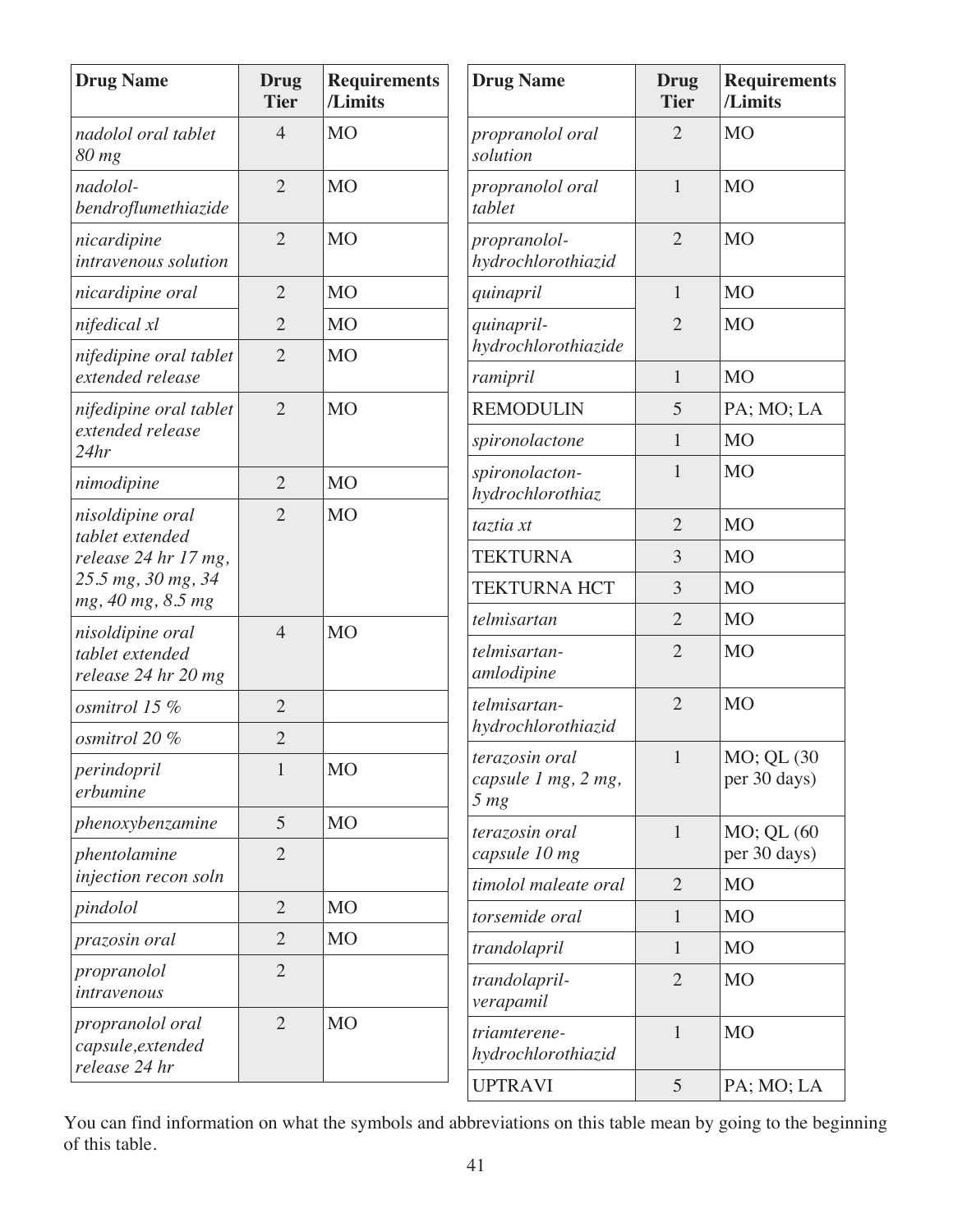| Drug Name | Drug Tier | Requirements /Limits |
|---|---|---|
| *nadolol oral tablet 80 mg* | 4 | MO |
| *nadolol-bendroflumethiazide* | 2 | MO |
| *nicardipine intravenous solution* | 2 | MO |
| *nicardipine oral* | 2 | MO |
| *nifedical xl* | 2 | MO |
| *nifedipine oral tablet extended release* | 2 | MO |
| *nifedipine oral tablet extended release 24hr* | 2 | MO |
| *nimodipine* | 2 | MO |
| *nisoldipine oral tablet extended release 24 hr 17 mg, 25.5 mg, 30 mg, 34 mg, 40 mg, 8.5 mg* | 2 | MO |
| *nisoldipine oral tablet extended release 24 hr 20 mg* | 4 | MO |
| *osmitrol 15 %* | 2 | |
| *osmitrol 20 %* | 2 | |
| *perindopril erbumine* | 1 | MO |
| *phenoxybenzamine* | 5 | MO |
| *phentolamine injection recon soln* | 2 | |
| *pindolol* | 2 | MO |
| *prazosin oral* | 2 | MO |
| *propranolol intravenous* | 2 | |
| *propranolol oral capsule,extended release 24 hr* | 2 | MO |
| *propranolol oral solution* | 2 | MO |
| *propranolol oral tablet* | 1 | MO |
| *propranolol-hydrochlorothiazid* | 2 | MO |
| *quinapril* | 1 | MO |
| *quinapril-hydrochlorothiazide* | 2 | MO |
| *ramipril* | 1 | MO |
| REMODULIN | 5 | PA; MO; LA |
| *spironolactone* | 1 | MO |
| *spironolacton-hydrochlorothiaz* | 1 | MO |
| *taztia xt* | 2 | MO |
| TEKTURNA | 3 | MO |
| TEKTURNA HCT | 3 | MO |
| *telmisartan* | 2 | MO |
| *telmisartan-amlodipine* | 2 | MO |
| *telmisartan-hydrochlorothiazid* | 2 | MO |
| *terazosin oral capsule 1 mg, 2 mg, 5 mg* | 1 | MO; QL (30 per 30 days) |
| *terazosin oral capsule 10 mg* | 1 | MO; QL (60 per 30 days) |
| *timolol maleate oral* | 2 | MO |
| *torsemide oral* | 1 | MO |
| *trandolapril* | 1 | MO |
| *trandolapril-verapamil* | 2 | MO |
| *triamterene-hydrochlorothiazid* | 1 | MO |
| UPTRAVI | 5 | PA; MO; LA |

You can find information on what the symbols and abbreviations on this table mean by going to the beginning of this table.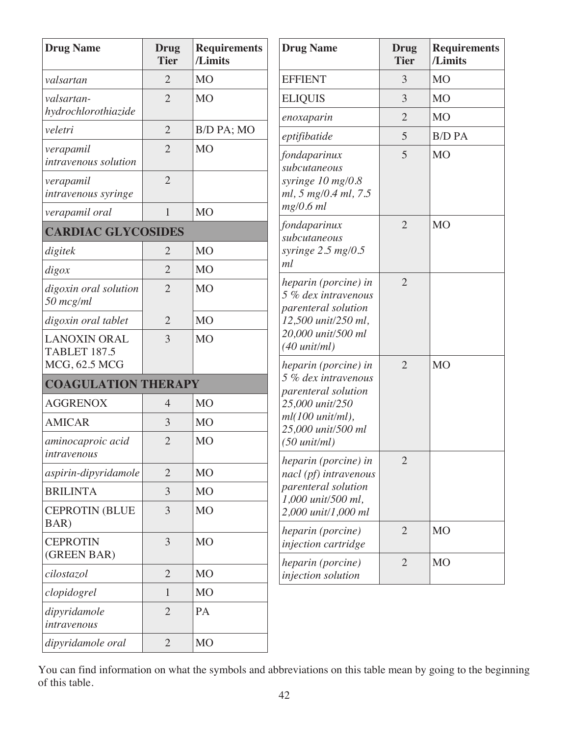| Drug Name | Drug Tier | Requirements /Limits |
|---|---|---|
| *valsartan* | 2 | MO |
| *valsartan-hydrochlorothiazide* | 2 | MO |
| *veletri* | 2 | B/D PA; MO |
| *verapamil intravenous solution* | 2 | MO |
| *verapamil intravenous syringe* | 2 | |
| *verapamil oral* | 1 | MO |
| **CARDIAC GLYCOSIDES** | | |
| *digitek* | 2 | MO |
| *digox* | 2 | MO |
| *digoxin oral solution 50 mcg/ml* | 2 | MO |
| *digoxin oral tablet* | 2 | MO |
| LANOXIN ORAL TABLET 187.5 MCG, 62.5 MCG | 3 | MO |
| **COAGULATION THERAPY** | | |
| AGGRENOX | 4 | MO |
| AMICAR | 3 | MO |
| *aminocaproic acid intravenous* | 2 | MO |
| *aspirin-dipyridamole* | 2 | MO |
| BRILINTA | 3 | MO |
| CEPROTIN (BLUE BAR) | 3 | MO |
| CEPROTIN (GREEN BAR) | 3 | MO |
| *cilostazol* | 2 | MO |
| *clopidogrel* | 1 | MO |
| *dipyridamole intravenous* | 2 | PA |
| *dipyridamole oral* | 2 | MO |
| EFFIENT | 3 | MO |
| ELIQUIS | 3 | MO |
| *enoxaparin* | 2 | MO |
| *eptifibatide* | 5 | B/D PA |
| *fondaparinux subcutaneous syringe 10 mg/0.8 ml, 5 mg/0.4 ml, 7.5 mg/0.6 ml* | 5 | MO |
| *fondaparinux subcutaneous syringe 2.5 mg/0.5 ml* | 2 | MO |
| *heparin (porcine) in 5 % dex intravenous parenteral solution 12,500 unit/250 ml, 20,000 unit/500 ml (40 unit/ml)* | 2 | |
| *heparin (porcine) in 5 % dex intravenous parenteral solution 25,000 unit/250 ml(100 unit/ml), 25,000 unit/500 ml (50 unit/ml)* | 2 | MO |
| *heparin (porcine) in nacl (pf) intravenous parenteral solution 1,000 unit/500 ml, 2,000 unit/1,000 ml* | 2 | |
| *heparin (porcine) injection cartridge* | 2 | MO |
| *heparin (porcine) injection solution* | 2 | MO |

You can find information on what the symbols and abbreviations on this table mean by going to the beginning of this table.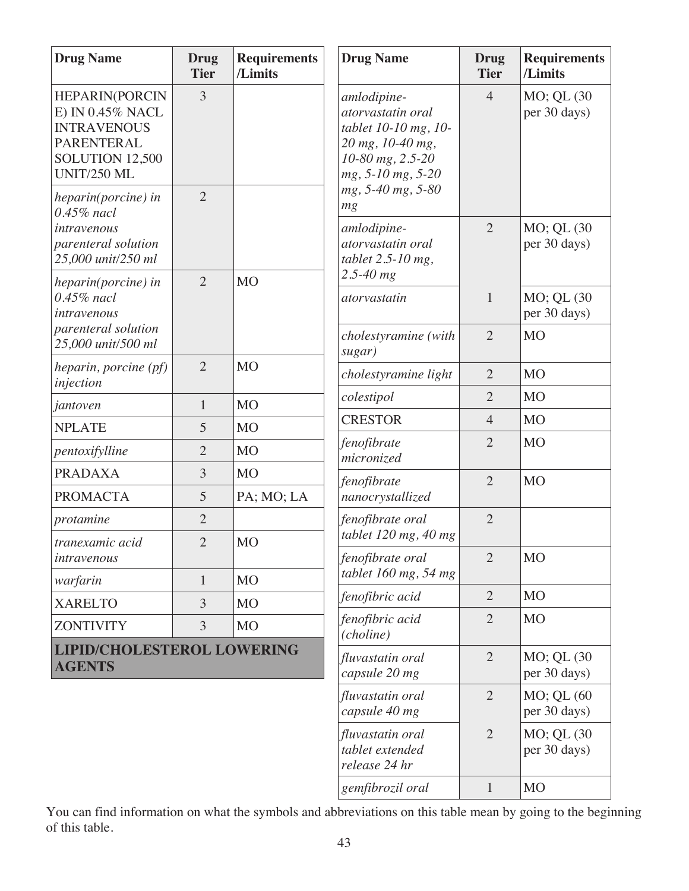| Drug Name | Drug Tier | Requirements /Limits |
|---|---|---|
| HEPARIN(PORCINE) IN 0.45% NACL INTRAVENOUS PARENTERAL SOLUTION 12,500 UNIT/250 ML | 3 | |
| *heparin(porcine) in 0.45% nacl intravenous parenteral solution 25,000 unit/250 ml* | 2 | |
| *heparin(porcine) in 0.45% nacl intravenous parenteral solution 25,000 unit/500 ml* | 2 | MO |
| *heparin, porcine (pf) injection* | 2 | MO |
| *jantoven* | 1 | MO |
| NPLATE | 5 | MO |
| *pentoxifylline* | 2 | MO |
| PRADAXA | 3 | MO |
| PROMACTA | 5 | PA; MO; LA |
| *protamine* | 2 | |
| *tranexamic acid intravenous* | 2 | MO |
| *warfarin* | 1 | MO |
| XARELTO | 3 | MO |
| ZONTIVITY | 3 | MO |
| **LIPID/CHOLESTEROL LOWERING AGENTS** | | |
| *amlodipine-atorvastatin oral tablet 10-10 mg, 10-20 mg, 10-40 mg, 10-80 mg, 2.5-20 mg, 5-10 mg, 5-20 mg, 5-40 mg, 5-80 mg* | 4 | MO; QL (30 per 30 days) |
| *amlodipine-atorvastatin oral tablet 2.5-10 mg, 2.5-40 mg* | 2 | MO; QL (30 per 30 days) |
| *atorvastatin* | 1 | MO; QL (30 per 30 days) |
| *cholestyramine (with sugar)* | 2 | MO |
| *cholestyramine light* | 2 | MO |
| *colestipol* | 2 | MO |
| CRESTOR | 4 | MO |
| *fenofibrate micronized* | 2 | MO |
| *fenofibrate nanocrystallized* | 2 | MO |
| *fenofibrate oral tablet 120 mg, 40 mg* | 2 | |
| *fenofibrate oral tablet 160 mg, 54 mg* | 2 | MO |
| *fenofibric acid* | 2 | MO |
| *fenofibric acid (choline)* | 2 | MO |
| *fluvastatin oral capsule 20 mg* | 2 | MO; QL (30 per 30 days) |
| *fluvastatin oral capsule 40 mg* | 2 | MO; QL (60 per 30 days) |
| *fluvastatin oral tablet extended release 24 hr* | 2 | MO; QL (30 per 30 days) |
| *gemfibrozil oral* | 1 | MO |

You can find information on what the symbols and abbreviations on this table mean by going to the beginning of this table.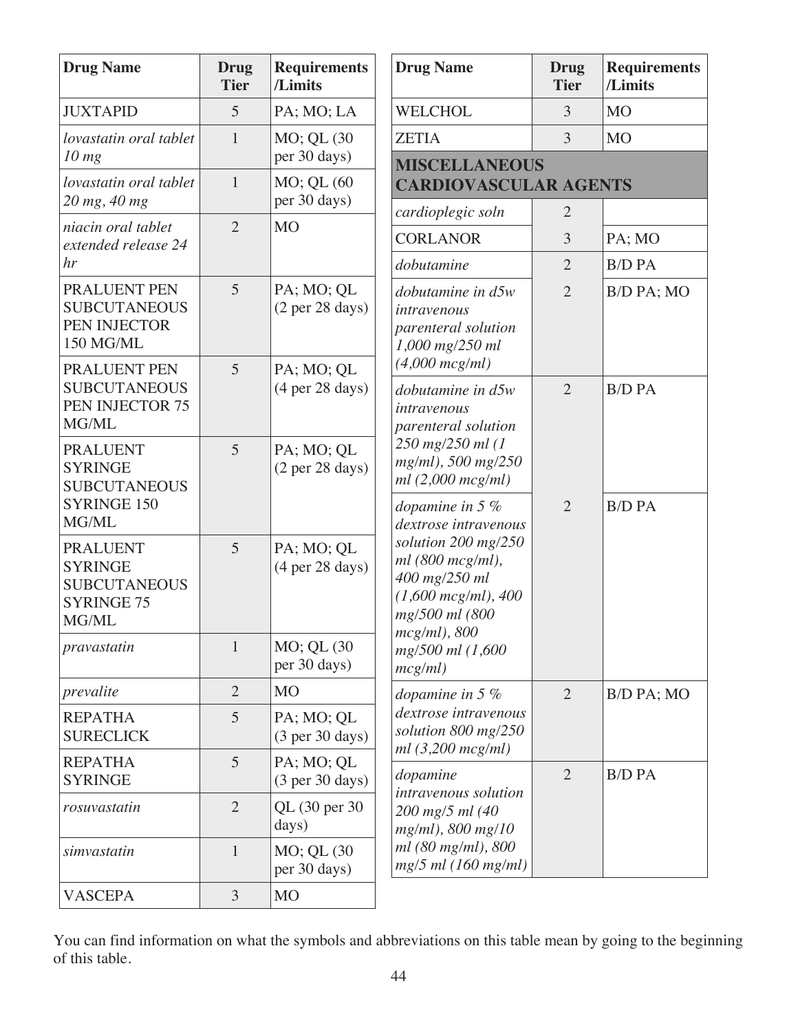| Drug Name | Drug Tier | Requirements /Limits |
|---|---|---|
| JUXTAPID | 5 | PA; MO; LA |
| *lovastatin oral tablet 10 mg* | 1 | MO; QL (30 per 30 days) |
| *lovastatin oral tablet 20 mg, 40 mg* | 1 | MO; QL (60 per 30 days) |
| *niacin oral tablet extended release 24 hr* | 2 | MO |
| PRALUENT PEN SUBCUTANEOUS PEN INJECTOR 150 MG/ML | 5 | PA; MO; QL (2 per 28 days) |
| PRALUENT PEN SUBCUTANEOUS PEN INJECTOR 75 MG/ML | 5 | PA; MO; QL (4 per 28 days) |
| PRALUENT SYRINGE SUBCUTANEOUS SYRINGE 150 MG/ML | 5 | PA; MO; QL (2 per 28 days) |
| PRALUENT SYRINGE SUBCUTANEOUS SYRINGE 75 MG/ML | 5 | PA; MO; QL (4 per 28 days) |
| *pravastatin* | 1 | MO; QL (30 per 30 days) |
| *prevalite* | 2 | MO |
| REPATHA SURECLICK | 5 | PA; MO; QL (3 per 30 days) |
| REPATHA SYRINGE | 5 | PA; MO; QL (3 per 30 days) |
| *rosuvastatin* | 2 | QL (30 per 30 days) |
| *simvastatin* | 1 | MO; QL (30 per 30 days) |
| VASCEPA | 3 | MO |
| WELCHOL | 3 | MO |
| ZETIA | 3 | MO |
| **MISCELLANEOUS CARDIOVASCULAR AGENTS** | | |
| *cardioplegic soln* | 2 | |
| CORLANOR | 3 | PA; MO |
| *dobutamine* | 2 | B/D PA |
| *dobutamine in d5w intravenous parenteral solution 1,000 mg/250 ml (4,000 mcg/ml)* | 2 | B/D PA; MO |
| *dobutamine in d5w intravenous parenteral solution 250 mg/250 ml (1 mg/ml), 500 mg/250 ml (2,000 mcg/ml)* | 2 | B/D PA |
| *dopamine in 5 % dextrose intravenous solution 200 mg/250 ml (800 mcg/ml), 400 mg/250 ml (1,600 mcg/ml), 400 mg/500 ml (800 mcg/ml), 800 mg/500 ml (1,600 mcg/ml)* | 2 | B/D PA |
| *dopamine in 5 % dextrose intravenous solution 800 mg/250 ml (3,200 mcg/ml)* | 2 | B/D PA; MO |
| *dopamine intravenous solution 200 mg/5 ml (40 mg/ml), 800 mg/10 ml (80 mg/ml), 800 mg/5 ml (160 mg/ml)* | 2 | B/D PA |

You can find information on what the symbols and abbreviations on this table mean by going to the beginning of this table.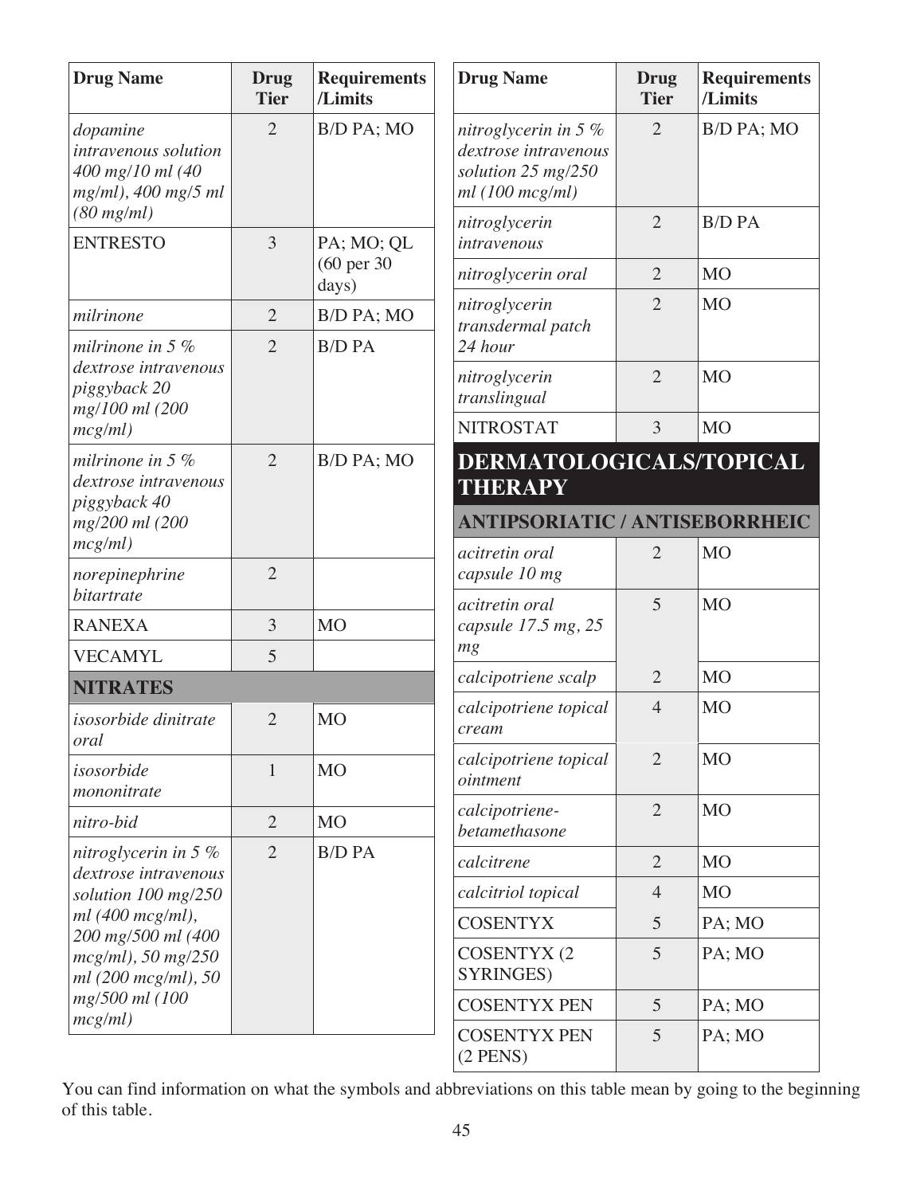| Drug Name | Drug Tier | Requirements /Limits |
|---|---|---|
| *dopamine intravenous solution 400 mg/10 ml (40 mg/ml), 400 mg/5 ml (80 mg/ml)* | 2 | B/D PA; MO |
| ENTRESTO | 3 | PA; MO; QL (60 per 30 days) |
| *milrinone* | 2 | B/D PA; MO |
| *milrinone in 5 % dextrose intravenous piggyback 20 mg/100 ml (200 mcg/ml)* | 2 | B/D PA |
| *milrinone in 5 % dextrose intravenous piggyback 40 mg/200 ml (200 mcg/ml)* | 2 | B/D PA; MO |
| *norepinephrine bitartrate* | 2 | |
| RANEXA | 3 | MO |
| VECAMYL | 5 | |
| **NITRATES** | | |
| *isosorbide dinitrate oral* | 2 | MO |
| *isosorbide mononitrate* | 1 | MO |
| *nitro-bid* | 2 | MO |
| *nitroglycerin in 5 % dextrose intravenous solution 100 mg/250 ml (400 mcg/ml), 200 mg/500 ml (400 mcg/ml), 50 mg/250 ml (200 mcg/ml), 50 mg/500 ml (100 mcg/ml)* | 2 | B/D PA |
| *nitroglycerin in 5 % dextrose intravenous solution 25 mg/250 ml (100 mcg/ml)* | 2 | B/D PA; MO |
| *nitroglycerin intravenous* | 2 | B/D PA |
| *nitroglycerin oral* | 2 | MO |
| *nitroglycerin transdermal patch 24 hour* | 2 | MO |
| *nitroglycerin translingual* | 2 | MO |
| NITROSTAT | 3 | MO |

# DERMATOLOGICALS/TOPICAL THERAPY

## ANTIPSORIATIC / ANTISEBORRHEIC

| Drug Name | Drug Tier | Requirements /Limits |
|---|---|---|
| *acitretin oral capsule 10 mg* | 2 | MO |
| *acitretin oral capsule 17.5 mg, 25 mg* | 5 | MO |
| *calcipotriene scalp* | 2 | MO |
| *calcipotriene topical cream* | 4 | MO |
| *calcipotriene topical ointment* | 2 | MO |
| *calcipotriene-betamethasone* | 2 | MO |
| *calcitrene* | 2 | MO |
| *calcitriol topical* | 4 | MO |
| COSENTYX | 5 | PA; MO |
| COSENTYX (2 SYRINGES) | 5 | PA; MO |
| COSENTYX PEN | 5 | PA; MO |
| COSENTYX PEN (2 PENS) | 5 | PA; MO |

You can find information on what the symbols and abbreviations on this table mean by going to the beginning of this table.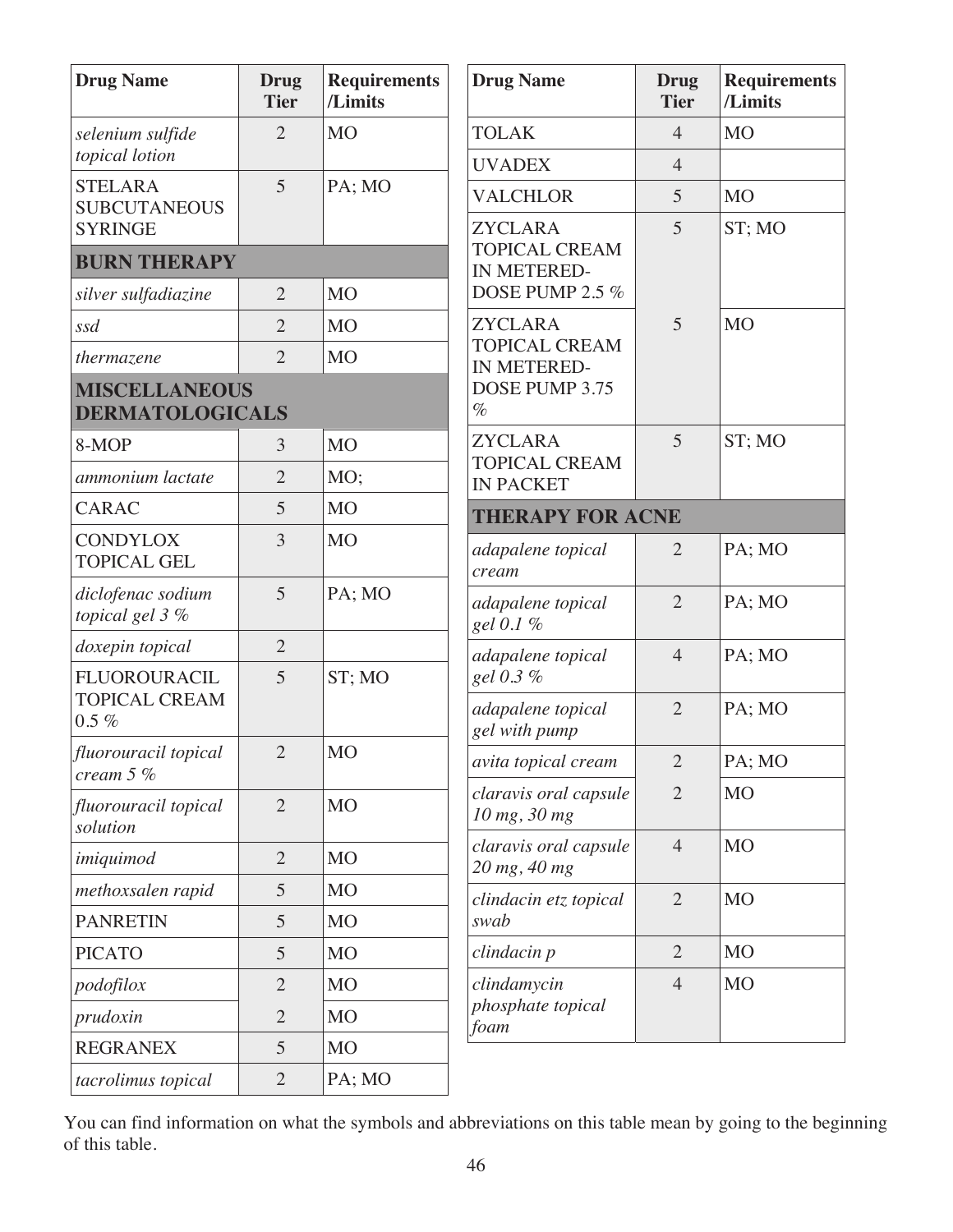| Drug Name | Drug Tier | Requirements /Limits |
|---|---|---|
| *selenium sulfide topical lotion* | 2 | MO |
| STELARA SUBCUTANEOUS SYRINGE | 5 | PA; MO |
| **BURN THERAPY** | | |
| *silver sulfadiazine* | 2 | MO |
| *ssd* | 2 | MO |
| *thermazene* | 2 | MO |
| **MISCELLANEOUS DERMATOLOGICALS** | | |
| 8-MOP | 3 | MO |
| *ammonium lactate* | 2 | MO; |
| CARAC | 5 | MO |
| CONDYLOX TOPICAL GEL | 3 | MO |
| *diclofenac sodium topical gel 3 %* | 5 | PA; MO |
| *doxepin topical* | 2 | |
| FLUOROURACIL TOPICAL CREAM 0.5 % | 5 | ST; MO |
| *fluorouracil topical cream 5 %* | 2 | MO |
| *fluorouracil topical solution* | 2 | MO |
| *imiquimod* | 2 | MO |
| *methoxsalen rapid* | 5 | MO |
| PANRETIN | 5 | MO |
| PICATO | 5 | MO |
| *podofilox* | 2 | MO |
| *prudoxin* | 2 | MO |
| REGRANEX | 5 | MO |
| *tacrolimus topical* | 2 | PA; MO |
| TOLAK | 4 | MO |
| UVADEX | 4 | |
| VALCHLOR | 5 | MO |
| ZYCLARA TOPICAL CREAM IN METERED-DOSE PUMP 2.5 % | 5 | ST; MO |
| ZYCLARA TOPICAL CREAM IN METERED-DOSE PUMP 3.75 % | 5 | MO |
| ZYCLARA TOPICAL CREAM IN PACKET | 5 | ST; MO |
| **THERAPY FOR ACNE** | | |
| *adapalene topical cream* | 2 | PA; MO |
| *adapalene topical gel 0.1 %* | 2 | PA; MO |
| *adapalene topical gel 0.3 %* | 4 | PA; MO |
| *adapalene topical gel with pump* | 2 | PA; MO |
| *avita topical cream* | 2 | PA; MO |
| *claravis oral capsule 10 mg, 30 mg* | 2 | MO |
| *claravis oral capsule 20 mg, 40 mg* | 4 | MO |
| *clindacin etz topical swab* | 2 | MO |
| *clindacin p* | 2 | MO |
| *clindamycin phosphate topical foam* | 4 | MO |

You can find information on what the symbols and abbreviations on this table mean by going to the beginning of this table.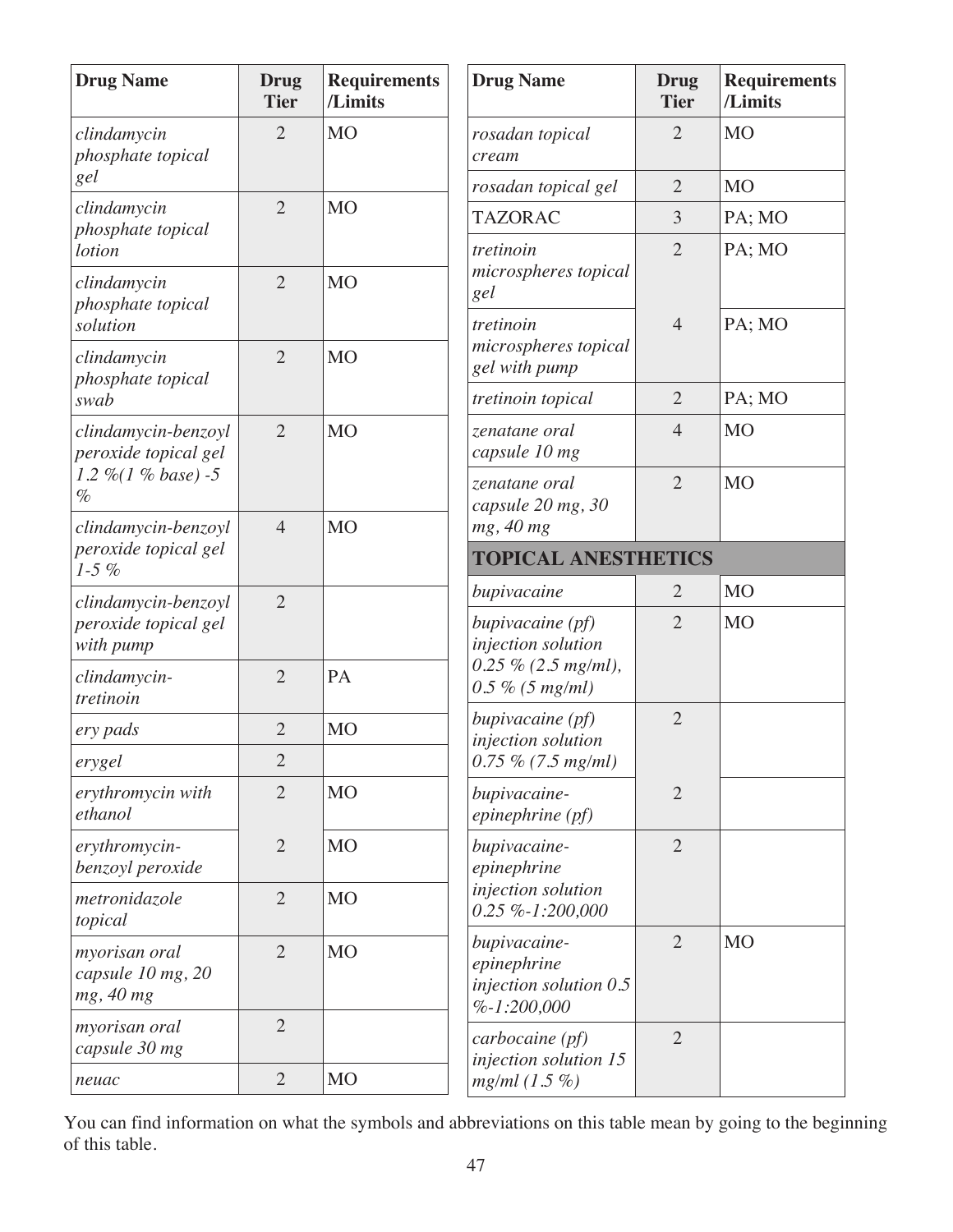| Drug Name | Drug Tier | Requirements /Limits |
|---|---|---|
| *clindamycin phosphate topical gel* | 2 | MO |
| *clindamycin phosphate topical lotion* | 2 | MO |
| *clindamycin phosphate topical solution* | 2 | MO |
| *clindamycin phosphate topical swab* | 2 | MO |
| *clindamycin-benzoyl peroxide topical gel 1.2 %(1 % base) -5 %* | 2 | MO |
| *clindamycin-benzoyl peroxide topical gel 1-5 %* | 4 | MO |
| *clindamycin-benzoyl peroxide topical gel with pump* | 2 | |
| *clindamycin-tretinoin* | 2 | PA |
| *ery pads* | 2 | MO |
| *erygel* | 2 | |
| *erythromycin with ethanol* | 2 | MO |
| *erythromycin-benzoyl peroxide* | 2 | MO |
| *metronidazole topical* | 2 | MO |
| *myorisan oral capsule 10 mg, 20 mg, 40 mg* | 2 | MO |
| *myorisan oral capsule 30 mg* | 2 | |
| *neuac* | 2 | MO |
| *rosadan topical cream* | 2 | MO |
| *rosadan topical gel* | 2 | MO |
| TAZORAC | 3 | PA; MO |
| *tretinoin microspheres topical gel* | 2 | PA; MO |
| *tretinoin microspheres topical gel with pump* | 4 | PA; MO |
| *tretinoin topical* | 2 | PA; MO |
| *zenatane oral capsule 10 mg* | 4 | MO |
| *zenatane oral capsule 20 mg, 30 mg, 40 mg* | 2 | MO |
| **TOPICAL ANESTHETICS** | | |
| *bupivacaine* | 2 | MO |
| *bupivacaine (pf) injection solution 0.25 % (2.5 mg/ml), 0.5 % (5 mg/ml)* | 2 | MO |
| *bupivacaine (pf) injection solution 0.75 % (7.5 mg/ml)* | 2 | |
| *bupivacaine-epinephrine (pf)* | 2 | |
| *bupivacaine-epinephrine injection solution 0.25 %-1:200,000* | 2 | |
| *bupivacaine-epinephrine injection solution 0.5 %-1:200,000* | 2 | MO |
| *carbocaine (pf) injection solution 15 mg/ml (1.5 %)* | 2 | |

You can find information on what the symbols and abbreviations on this table mean by going to the beginning of this table.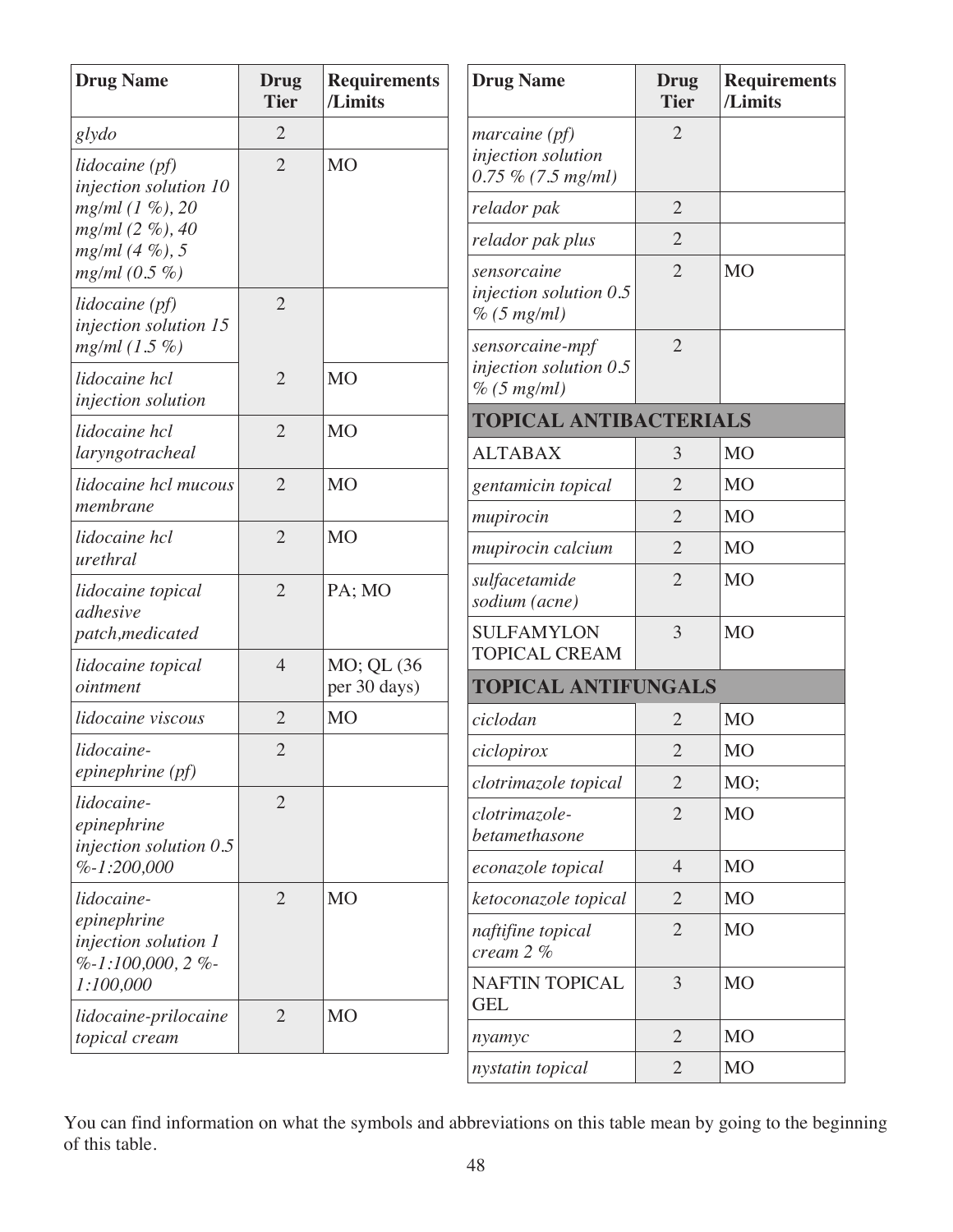| Drug Name | Drug Tier | Requirements /Limits |
|---|---|---|
| *glydo* | 2 | |
| *lidocaine (pf) injection solution 10 mg/ml (1 %), 20 mg/ml (2 %), 40 mg/ml (4 %), 5 mg/ml (0.5 %)* | 2 | MO |
| *lidocaine (pf) injection solution 15 mg/ml (1.5 %)* | 2 | |
| *lidocaine hcl injection solution* | 2 | MO |
| *lidocaine hcl laryngotracheal* | 2 | MO |
| *lidocaine hcl mucous membrane* | 2 | MO |
| *lidocaine hcl urethral* | 2 | MO |
| *lidocaine topical adhesive patch,medicated* | 2 | PA; MO |
| *lidocaine topical ointment* | 4 | MO; QL (36 per 30 days) |
| *lidocaine viscous* | 2 | MO |
| *lidocaine-epinephrine (pf)* | 2 | |
| *lidocaine-epinephrine injection solution 0.5 %-1:200,000* | 2 | |
| *lidocaine-epinephrine injection solution 1 %-1:100,000, 2 %-1:100,000* | 2 | MO |
| *lidocaine-prilocaine topical cream* | 2 | MO |
| *marcaine (pf) injection solution 0.75 % (7.5 mg/ml)* | 2 | |
| *relador pak* | 2 | |
| *relador pak plus* | 2 | |
| *sensorcaine injection solution 0.5 % (5 mg/ml)* | 2 | MO |
| *sensorcaine-mpf injection solution 0.5 % (5 mg/ml)* | 2 | |
| **TOPICAL ANTIBACTERIALS** | | |
| ALTABAX | 3 | MO |
| *gentamicin topical* | 2 | MO |
| *mupirocin* | 2 | MO |
| *mupirocin calcium* | 2 | MO |
| *sulfacetamide sodium (acne)* | 2 | MO |
| SULFAMYLON TOPICAL CREAM | 3 | MO |
| **TOPICAL ANTIFUNGALS** | | |
| *ciclodan* | 2 | MO |
| *ciclopirox* | 2 | MO |
| *clotrimazole topical* | 2 | MO; |
| *clotrimazole-betamethasone* | 2 | MO |
| *econazole topical* | 4 | MO |
| *ketoconazole topical* | 2 | MO |
| *naftifine topical cream 2 %* | 2 | MO |
| NAFTIN TOPICAL GEL | 3 | MO |
| *nyamyc* | 2 | MO |
| *nystatin topical* | 2 | MO |

You can find information on what the symbols and abbreviations on this table mean by going to the beginning of this table.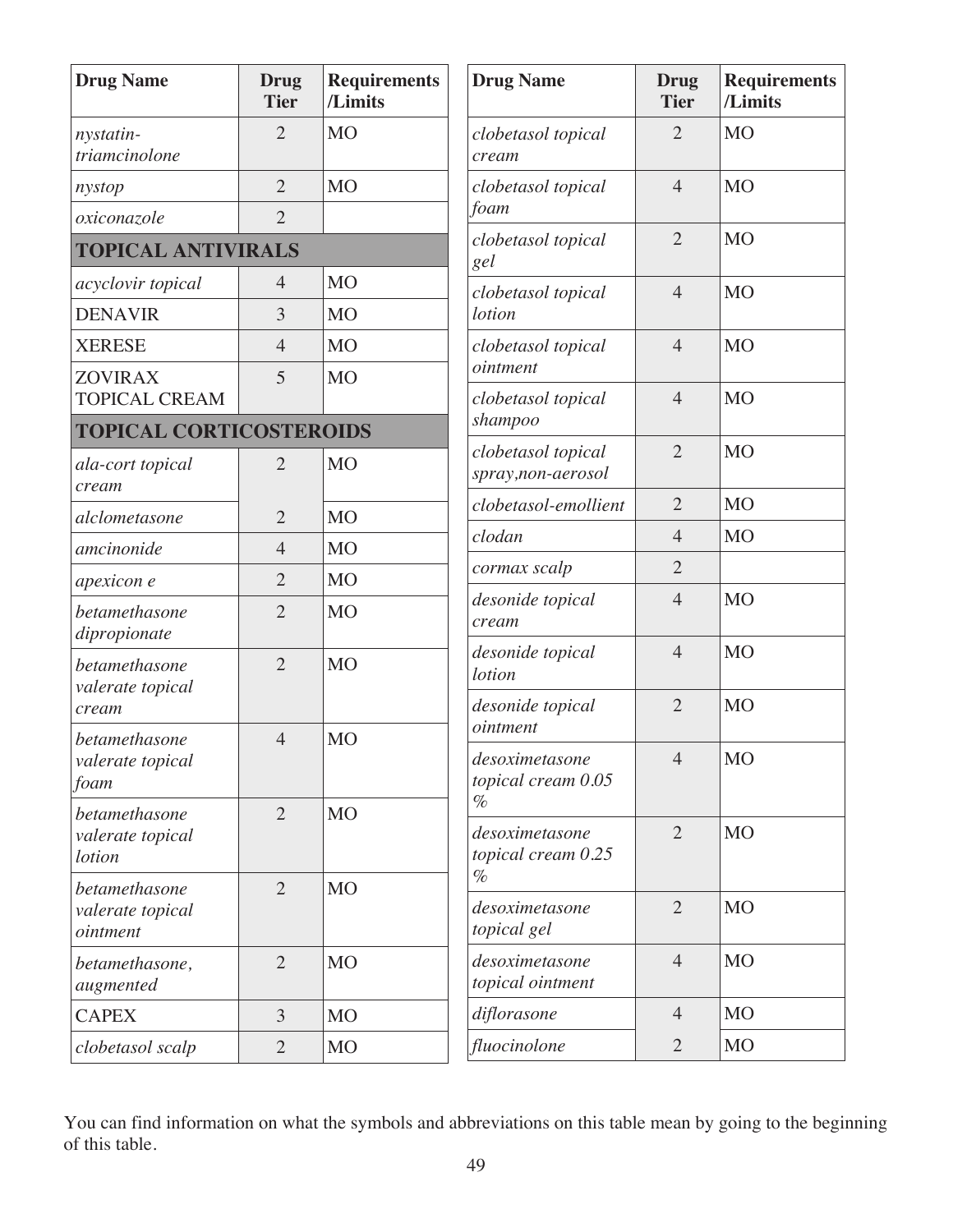| Drug Name | Drug Tier | Requirements /Limits |
|---|---|---|
| *nystatin-triamcinolone* | 2 | MO |
| *nystop* | 2 | MO |
| *oxiconazole* | 2 | |
| **TOPICAL ANTIVIRALS** | | |
| *acyclovir topical* | 4 | MO |
| DENAVIR | 3 | MO |
| XERESE | 4 | MO |
| ZOVIRAX TOPICAL CREAM | 5 | MO |
| **TOPICAL CORTICOSTEROIDS** | | |
| *ala-cort topical cream* | 2 | MO |
| *alclometasone* | 2 | MO |
| *amcinonide* | 4 | MO |
| *apexicon e* | 2 | MO |
| *betamethasone dipropionate* | 2 | MO |
| *betamethasone valerate topical cream* | 2 | MO |
| *betamethasone valerate topical foam* | 4 | MO |
| *betamethasone valerate topical lotion* | 2 | MO |
| *betamethasone valerate topical ointment* | 2 | MO |
| *betamethasone, augmented* | 2 | MO |
| CAPEX | 3 | MO |
| *clobetasol scalp* | 2 | MO |
| *clobetasol topical cream* | 2 | MO |
| *clobetasol topical foam* | 4 | MO |
| *clobetasol topical gel* | 2 | MO |
| *clobetasol topical lotion* | 4 | MO |
| *clobetasol topical ointment* | 4 | MO |
| *clobetasol topical shampoo* | 4 | MO |
| *clobetasol topical spray,non-aerosol* | 2 | MO |
| *clobetasol-emollient* | 2 | MO |
| *clodan* | 4 | MO |
| *cormax scalp* | 2 | |
| *desonide topical cream* | 4 | MO |
| *desonide topical lotion* | 4 | MO |
| *desonide topical ointment* | 2 | MO |
| *desoximetasone topical cream 0.05 %* | 4 | MO |
| *desoximetasone topical cream 0.25 %* | 2 | MO |
| *desoximetasone topical gel* | 2 | MO |
| *desoximetasone topical ointment* | 4 | MO |
| *diflorasone* | 4 | MO |
| *fluocinolone* | 2 | MO |

You can find information on what the symbols and abbreviations on this table mean by going to the beginning of this table.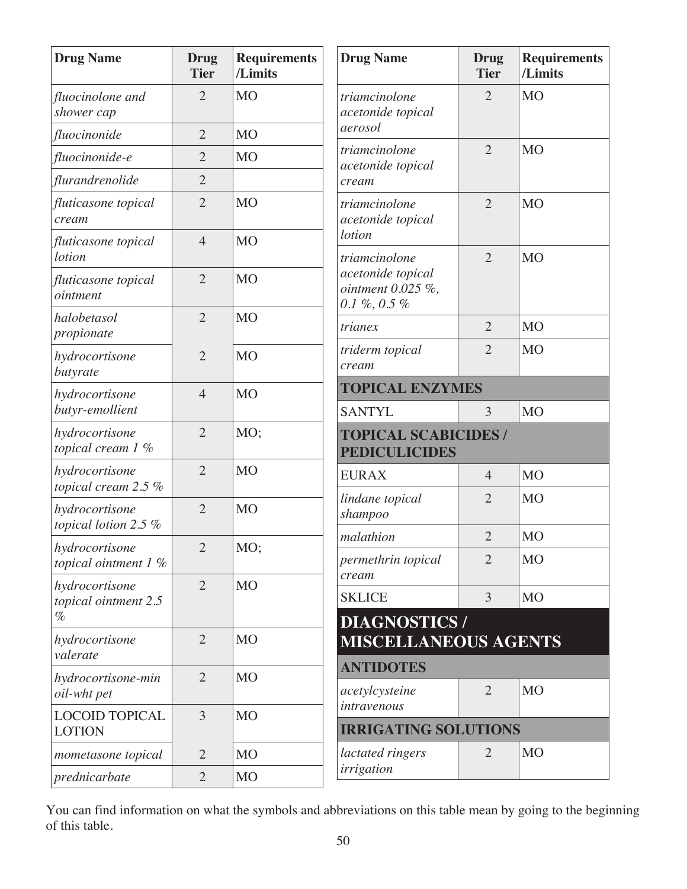| Drug Name | Drug Tier | Requirements /Limits |
|---|---|---|
| *fluocinolone and shower cap* | 2 | MO |
| *fluocinonide* | 2 | MO |
| *fluocinonide-e* | 2 | MO |
| *flurandrenolide* | 2 | |
| *fluticasone topical cream* | 2 | MO |
| *fluticasone topical lotion* | 4 | MO |
| *fluticasone topical ointment* | 2 | MO |
| *halobetasol propionate* | 2 | MO |
| *hydrocortisone butyrate* | 2 | MO |
| *hydrocortisone butyr-emollient* | 4 | MO |
| *hydrocortisone topical cream 1 %* | 2 | MO; |
| *hydrocortisone topical cream 2.5 %* | 2 | MO |
| *hydrocortisone topical lotion 2.5 %* | 2 | MO |
| *hydrocortisone topical ointment 1 %* | 2 | MO; |
| *hydrocortisone topical ointment 2.5 %* | 2 | MO |
| *hydrocortisone valerate* | 2 | MO |
| *hydrocortisone-min oil-wht pet* | 2 | MO |
| LOCOID TOPICAL LOTION | 3 | MO |
| *mometasone topical* | 2 | MO |
| *prednicarbate* | 2 | MO |
| *triamcinolone acetonide topical aerosol* | 2 | MO |
| *triamcinolone acetonide topical cream* | 2 | MO |
| *triamcinolone acetonide topical lotion* | 2 | MO |
| *triamcinolone acetonide topical ointment 0.025 %, 0.1 %, 0.5 %* | 2 | MO |
| *trianex* | 2 | MO |
| *triderm topical cream* | 2 | MO |
| **TOPICAL ENZYMES** | | |
| SANTYL | 3 | MO |
| **TOPICAL SCABICIDES / PEDICULICIDES** | | |
| EURAX | 4 | MO |
| *lindane topical shampoo* | 2 | MO |
| *malathion* | 2 | MO |
| *permethrin topical cream* | 2 | MO |
| SKLICE | 3 | MO |

## DIAGNOSTICS / MISCELLANEOUS AGENTS

| Drug Name | Drug Tier | Requirements /Limits |
|---|---|---|
| **ANTIDOTES** | | |
| *acetylcysteine intravenous* | 2 | MO |
| **IRRIGATING SOLUTIONS** | | |
| *lactated ringers irrigation* | 2 | MO |

You can find information on what the symbols and abbreviations on this table mean by going to the beginning of this table.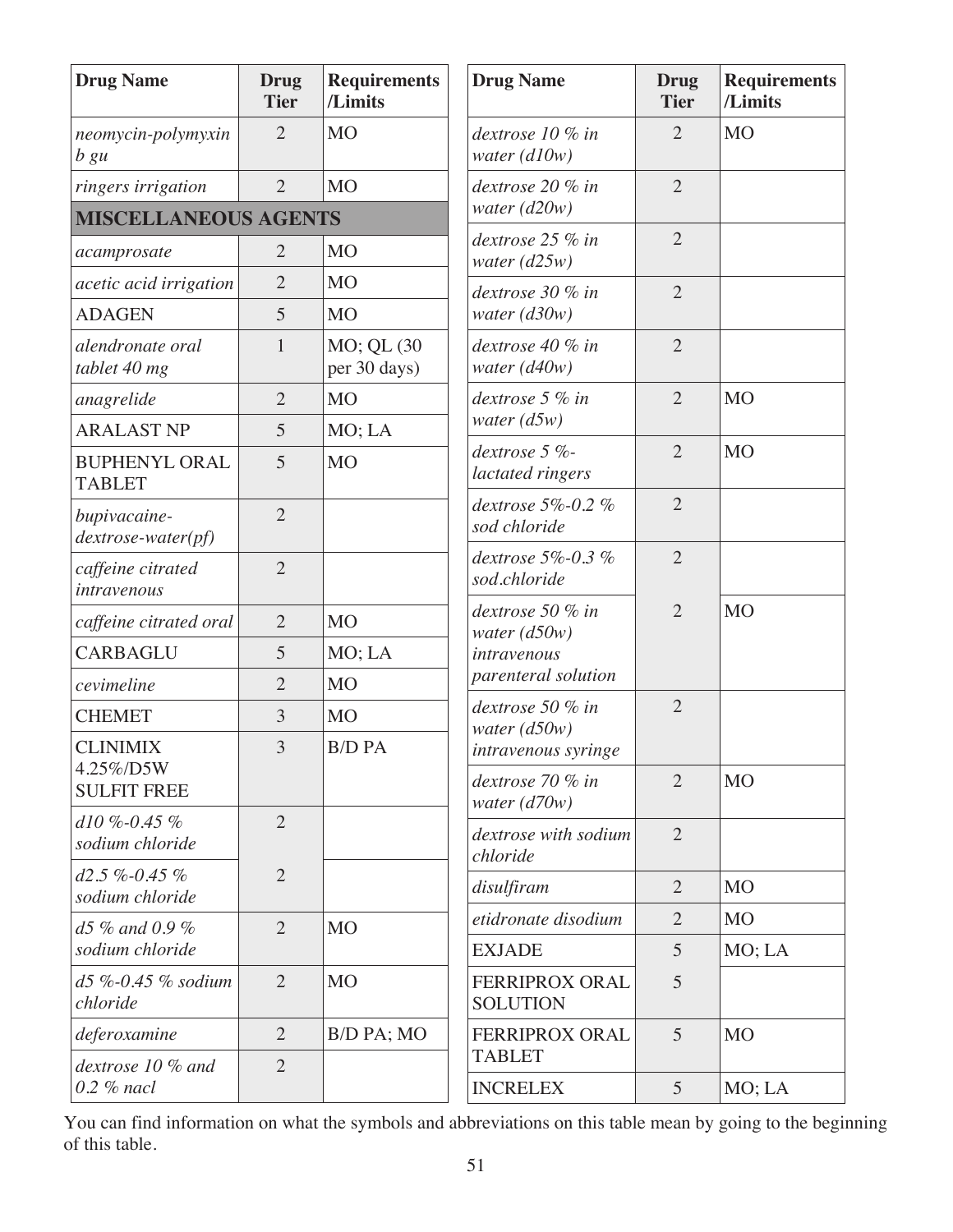| Drug Name | Drug Tier | Requirements /Limits |
|---|---|---|
| *neomycin-polymyxin b gu* | 2 | MO |
| *ringers irrigation* | 2 | MO |
| **MISCELLANEOUS AGENTS** | | |
| *acamprosate* | 2 | MO |
| *acetic acid irrigation* | 2 | MO |
| ADAGEN | 5 | MO |
| *alendronate oral tablet 40 mg* | 1 | MO; QL (30 per 30 days) |
| *anagrelide* | 2 | MO |
| ARALAST NP | 5 | MO; LA |
| BUPHENYL ORAL TABLET | 5 | MO |
| *bupivacaine-dextrose-water(pf)* | 2 | |
| *caffeine citrated intravenous* | 2 | |
| *caffeine citrated oral* | 2 | MO |
| CARBAGLU | 5 | MO; LA |
| *cevimeline* | 2 | MO |
| CHEMET | 3 | MO |
| CLINIMIX 4.25%/D5W SULFIT FREE | 3 | B/D PA |
| *d10 %-0.45 % sodium chloride* | 2 | |
| *d2.5 %-0.45 % sodium chloride* | 2 | |
| *d5 % and 0.9 % sodium chloride* | 2 | MO |
| *d5 %-0.45 % sodium chloride* | 2 | MO |
| *deferoxamine* | 2 | B/D PA; MO |
| *dextrose 10 % and 0.2 % nacl* | 2 | |
| *dextrose 10 % in water (d10w)* | 2 | MO |
| *dextrose 20 % in water (d20w)* | 2 | |
| *dextrose 25 % in water (d25w)* | 2 | |
| *dextrose 30 % in water (d30w)* | 2 | |
| *dextrose 40 % in water (d40w)* | 2 | |
| *dextrose 5 % in water (d5w)* | 2 | MO |
| *dextrose 5 %-lactated ringers* | 2 | MO |
| *dextrose 5%-0.2 % sod chloride* | 2 | |
| *dextrose 5%-0.3 % sod.chloride* | 2 | |
| *dextrose 50 % in water (d50w) intravenous parenteral solution* | 2 | MO |
| *dextrose 50 % in water (d50w) intravenous syringe* | 2 | |
| *dextrose 70 % in water (d70w)* | 2 | MO |
| *dextrose with sodium chloride* | 2 | |
| *disulfiram* | 2 | MO |
| *etidronate disodium* | 2 | MO |
| EXJADE | 5 | MO; LA |
| FERRIPROX ORAL SOLUTION | 5 | |
| FERRIPROX ORAL TABLET | 5 | MO |
| INCRELEX | 5 | MO; LA |

You can find information on what the symbols and abbreviations on this table mean by going to the beginning of this table.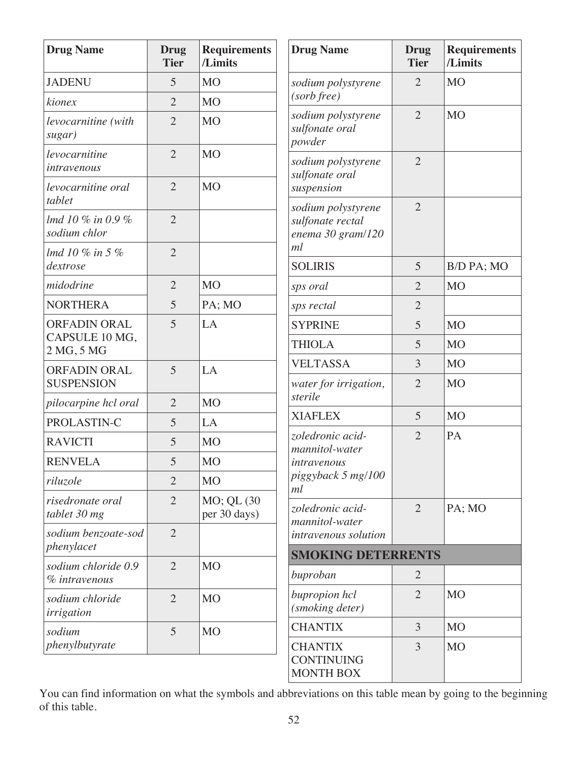| Drug Name | Drug Tier | Requirements /Limits |
|---|---|---|
| JADENU | 5 | MO |
| *kionex* | 2 | MO |
| *levocarnitine (with sugar)* | 2 | MO |
| *levocarnitine intravenous* | 2 | MO |
| *levocarnitine oral tablet* | 2 | MO |
| *lmd 10 % in 0.9 % sodium chlor* | 2 | |
| *lmd 10 % in 5 % dextrose* | 2 | |
| *midodrine* | 2 | MO |
| NORTHERA | 5 | PA; MO |
| ORFADIN ORAL CAPSULE 10 MG, 2 MG, 5 MG | 5 | LA |
| ORFADIN ORAL SUSPENSION | 5 | LA |
| *pilocarpine hcl oral* | 2 | MO |
| PROLASTIN-C | 5 | LA |
| RAVICTI | 5 | MO |
| RENVELA | 5 | MO |
| *riluzole* | 2 | MO |
| *risedronate oral tablet 30 mg* | 2 | MO; QL (30 per 30 days) |
| *sodium benzoate-sod phenylacet* | 2 | |
| *sodium chloride 0.9 % intravenous* | 2 | MO |
| *sodium chloride irrigation* | 2 | MO |
| *sodium phenylbutyrate* | 5 | MO |
| *sodium polystyrene (sorb free)* | 2 | MO |
| *sodium polystyrene sulfonate oral powder* | 2 | MO |
| *sodium polystyrene sulfonate oral suspension* | 2 | |
| *sodium polystyrene sulfonate rectal enema 30 gram/120 ml* | 2 | |
| SOLIRIS | 5 | B/D PA; MO |
| *sps oral* | 2 | MO |
| *sps rectal* | 2 | |
| SYPRINE | 5 | MO |
| THIOLA | 5 | MO |
| VELTASSA | 3 | MO |
| *water for irrigation, sterile* | 2 | MO |
| XIAFLEX | 5 | MO |
| *zoledronic acid-mannitol-water intravenous piggyback 5 mg/100 ml* | 2 | PA |
| *zoledronic acid-mannitol-water intravenous solution* | 2 | PA; MO |
| **SMOKING DETERRENTS** | | |
| *buproban* | 2 | |
| *bupropion hcl (smoking deter)* | 2 | MO |
| CHANTIX | 3 | MO |
| CHANTIX CONTINUING MONTH BOX | 3 | MO |

You can find information on what the symbols and abbreviations on this table mean by going to the beginning of this table.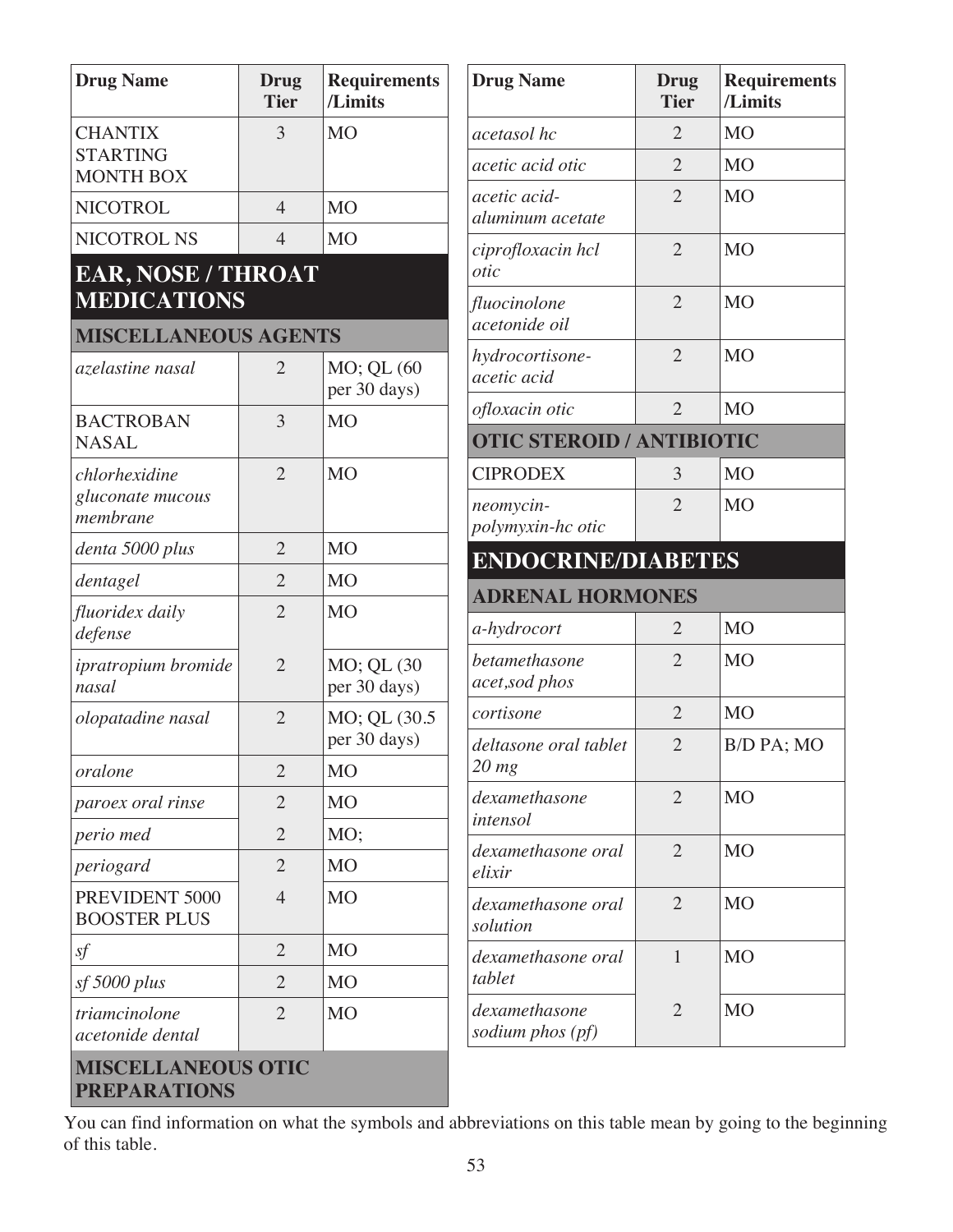| Drug Name | Drug Tier | Requirements /Limits |
|---|---|---|
| CHANTIX STARTING MONTH BOX | 3 | MO |
| NICOTROL | 4 | MO |
| NICOTROL NS | 4 | MO |

# EAR, NOSE / THROAT MEDICATIONS

## MISCELLANEOUS AGENTS

| Drug Name | Drug Tier | Requirements /Limits |
|---|---|---|
| *azelastine nasal* | 2 | MO; QL (60 per 30 days) |
| BACTROBAN NASAL | 3 | MO |
| *chlorhexidine gluconate mucous membrane* | 2 | MO |
| *denta 5000 plus* | 2 | MO |
| *dentagel* | 2 | MO |
| *fluoridex daily defense* | 2 | MO |
| *ipratropium bromide nasal* | 2 | MO; QL (30 per 30 days) |
| *olopatadine nasal* | 2 | MO; QL (30.5 per 30 days) |
| *oralone* | 2 | MO |
| *paroex oral rinse* | 2 | MO |
| *perio med* | 2 | MO; |
| *periogard* | 2 | MO |
| PREVIDENT 5000 BOOSTER PLUS | 4 | MO |
| *sf* | 2 | MO |
| *sf 5000 plus* | 2 | MO |
| *triamcinolone acetonide dental* | 2 | MO |

## MISCELLANEOUS OTIC PREPARATIONS

| Drug Name | Drug Tier | Requirements /Limits |
|---|---|---|
| *acetasol hc* | 2 | MO |
| *acetic acid otic* | 2 | MO |
| *acetic acid-aluminum acetate* | 2 | MO |
| *ciprofloxacin hcl otic* | 2 | MO |
| *fluocinolone acetonide oil* | 2 | MO |
| *hydrocortisone-acetic acid* | 2 | MO |
| *ofloxacin otic* | 2 | MO |

## OTIC STEROID / ANTIBIOTIC

| Drug Name | Drug Tier | Requirements /Limits |
|---|---|---|
| CIPRODEX | 3 | MO |
| *neomycin-polymyxin-hc otic* | 2 | MO |

# ENDOCRINE/DIABETES

## ADRENAL HORMONES

| Drug Name | Drug Tier | Requirements /Limits |
|---|---|---|
| *a-hydrocort* | 2 | MO |
| *betamethasone acet,sod phos* | 2 | MO |
| *cortisone* | 2 | MO |
| *deltasone oral tablet 20 mg* | 2 | B/D PA; MO |
| *dexamethasone intensol* | 2 | MO |
| *dexamethasone oral elixir* | 2 | MO |
| *dexamethasone oral solution* | 2 | MO |
| *dexamethasone oral tablet* | 1 | MO |
| *dexamethasone sodium phos (pf)* | 2 | MO |

You can find information on what the symbols and abbreviations on this table mean by going to the beginning of this table.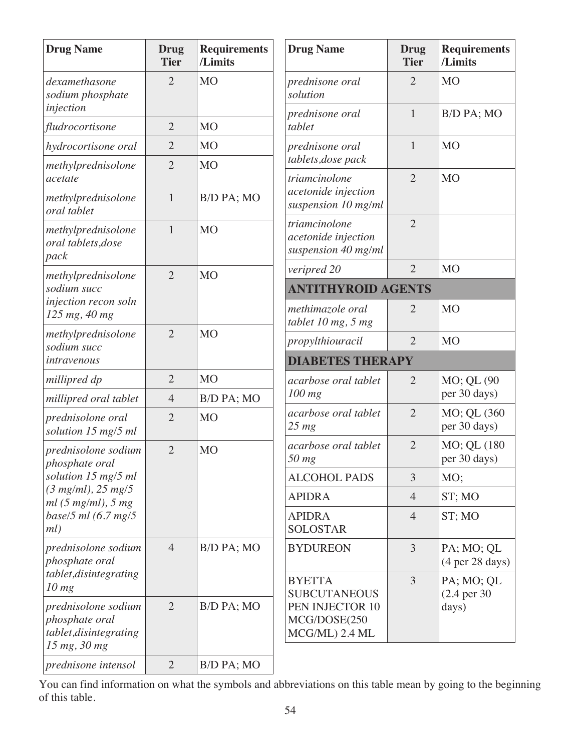| Drug Name | Drug Tier | Requirements /Limits |
|---|---|---|
| *dexamethasone sodium phosphate injection* | 2 | MO |
| *fludrocortisone* | 2 | MO |
| *hydrocortisone oral* | 2 | MO |
| *methylprednisolone acetate* | 2 | MO |
| *methylprednisolone oral tablet* | 1 | B/D PA; MO |
| *methylprednisolone oral tablets,dose pack* | 1 | MO |
| *methylprednisolone sodium succ injection recon soln 125 mg, 40 mg* | 2 | MO |
| *methylprednisolone sodium succ intravenous* | 2 | MO |
| *millipred dp* | 2 | MO |
| *millipred oral tablet* | 4 | B/D PA; MO |
| *prednisolone oral solution 15 mg/5 ml* | 2 | MO |
| *prednisolone sodium phosphate oral solution 15 mg/5 ml (3 mg/ml), 25 mg/5 ml (5 mg/ml), 5 mg base/5 ml (6.7 mg/5 ml)* | 2 | MO |
| *prednisolone sodium phosphate oral tablet,disintegrating 10 mg* | 4 | B/D PA; MO |
| *prednisolone sodium phosphate oral tablet,disintegrating 15 mg, 30 mg* | 2 | B/D PA; MO |
| *prednisone intensol* | 2 | B/D PA; MO |
| *prednisone oral solution* | 2 | MO |
| *prednisone oral tablet* | 1 | B/D PA; MO |
| *prednisone oral tablets,dose pack* | 1 | MO |
| *triamcinolone acetonide injection suspension 10 mg/ml* | 2 | MO |
| *triamcinolone acetonide injection suspension 40 mg/ml* | 2 | |
| *veripred 20* | 2 | MO |
| **ANTITHYROID AGENTS** | | |
| *methimazole oral tablet 10 mg, 5 mg* | 2 | MO |
| *propylthiouracil* | 2 | MO |
| **DIABETES THERAPY** | | |
| *acarbose oral tablet 100 mg* | 2 | MO; QL (90 per 30 days) |
| *acarbose oral tablet 25 mg* | 2 | MO; QL (360 per 30 days) |
| *acarbose oral tablet 50 mg* | 2 | MO; QL (180 per 30 days) |
| ALCOHOL PADS | 3 | MO; |
| APIDRA | 4 | ST; MO |
| APIDRA SOLOSTAR | 4 | ST; MO |
| BYDUREON | 3 | PA; MO; QL (4 per 28 days) |
| BYETTA SUBCUTANEOUS PEN INJECTOR 10 MCG/DOSE(250 MCG/ML) 2.4 ML | 3 | PA; MO; QL (2.4 per 30 days) |

You can find information on what the symbols and abbreviations on this table mean by going to the beginning of this table.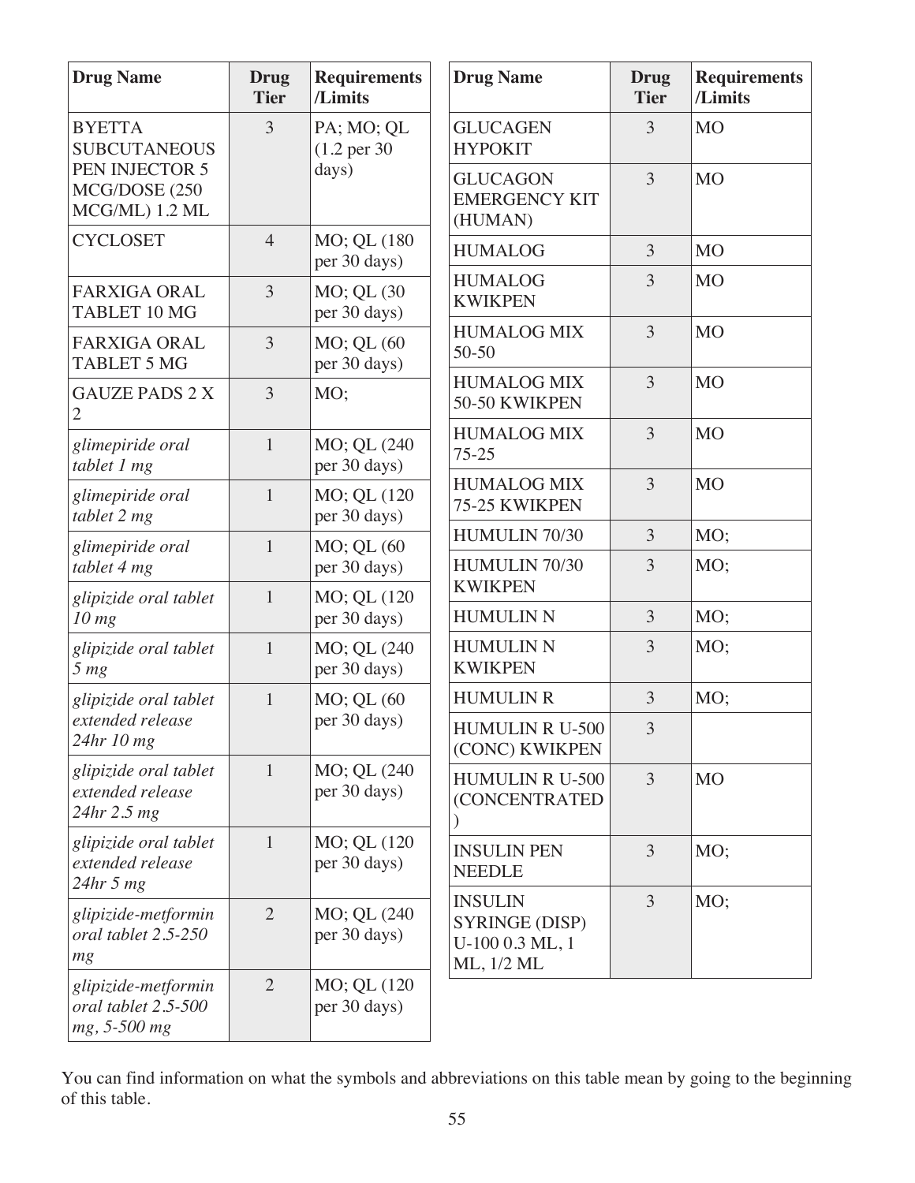| Drug Name | Drug Tier | Requirements /Limits |
|---|---|---|
| BYETTA SUBCUTANEOUS PEN INJECTOR 5 MCG/DOSE (250 MCG/ML) 1.2 ML | 3 | PA; MO; QL (1.2 per 30 days) |
| CYCLOSET | 4 | MO; QL (180 per 30 days) |
| FARXIGA ORAL TABLET 10 MG | 3 | MO; QL (30 per 30 days) |
| FARXIGA ORAL TABLET 5 MG | 3 | MO; QL (60 per 30 days) |
| GAUZE PADS 2 X 2 | 3 | MO; |
| *glimepiride oral tablet 1 mg* | 1 | MO; QL (240 per 30 days) |
| *glimepiride oral tablet 2 mg* | 1 | MO; QL (120 per 30 days) |
| *glimepiride oral tablet 4 mg* | 1 | MO; QL (60 per 30 days) |
| *glipizide oral tablet 10 mg* | 1 | MO; QL (120 per 30 days) |
| *glipizide oral tablet 5 mg* | 1 | MO; QL (240 per 30 days) |
| *glipizide oral tablet extended release 24hr 10 mg* | 1 | MO; QL (60 per 30 days) |
| *glipizide oral tablet extended release 24hr 2.5 mg* | 1 | MO; QL (240 per 30 days) |
| *glipizide oral tablet extended release 24hr 5 mg* | 1 | MO; QL (120 per 30 days) |
| *glipizide-metformin oral tablet 2.5-250 mg* | 2 | MO; QL (240 per 30 days) |
| *glipizide-metformin oral tablet 2.5-500 mg, 5-500 mg* | 2 | MO; QL (120 per 30 days) |
| GLUCAGEN HYPOKIT | 3 | MO |
| GLUCAGON EMERGENCY KIT (HUMAN) | 3 | MO |
| HUMALOG | 3 | MO |
| HUMALOG KWIKPEN | 3 | MO |
| HUMALOG MIX 50-50 | 3 | MO |
| HUMALOG MIX 50-50 KWIKPEN | 3 | MO |
| HUMALOG MIX 75-25 | 3 | MO |
| HUMALOG MIX 75-25 KWIKPEN | 3 | MO |
| HUMULIN 70/30 | 3 | MO; |
| HUMULIN 70/30 KWIKPEN | 3 | MO; |
| HUMULIN N | 3 | MO; |
| HUMULIN N KWIKPEN | 3 | MO; |
| HUMULIN R | 3 | MO; |
| HUMULIN R U-500 (CONC) KWIKPEN | 3 | |
| HUMULIN R U-500 (CONCENTRATED) | 3 | MO |
| INSULIN PEN NEEDLE | 3 | MO; |
| INSULIN SYRINGE (DISP) U-100 0.3 ML, 1 ML, 1/2 ML | 3 | MO; |

You can find information on what the symbols and abbreviations on this table mean by going to the beginning of this table.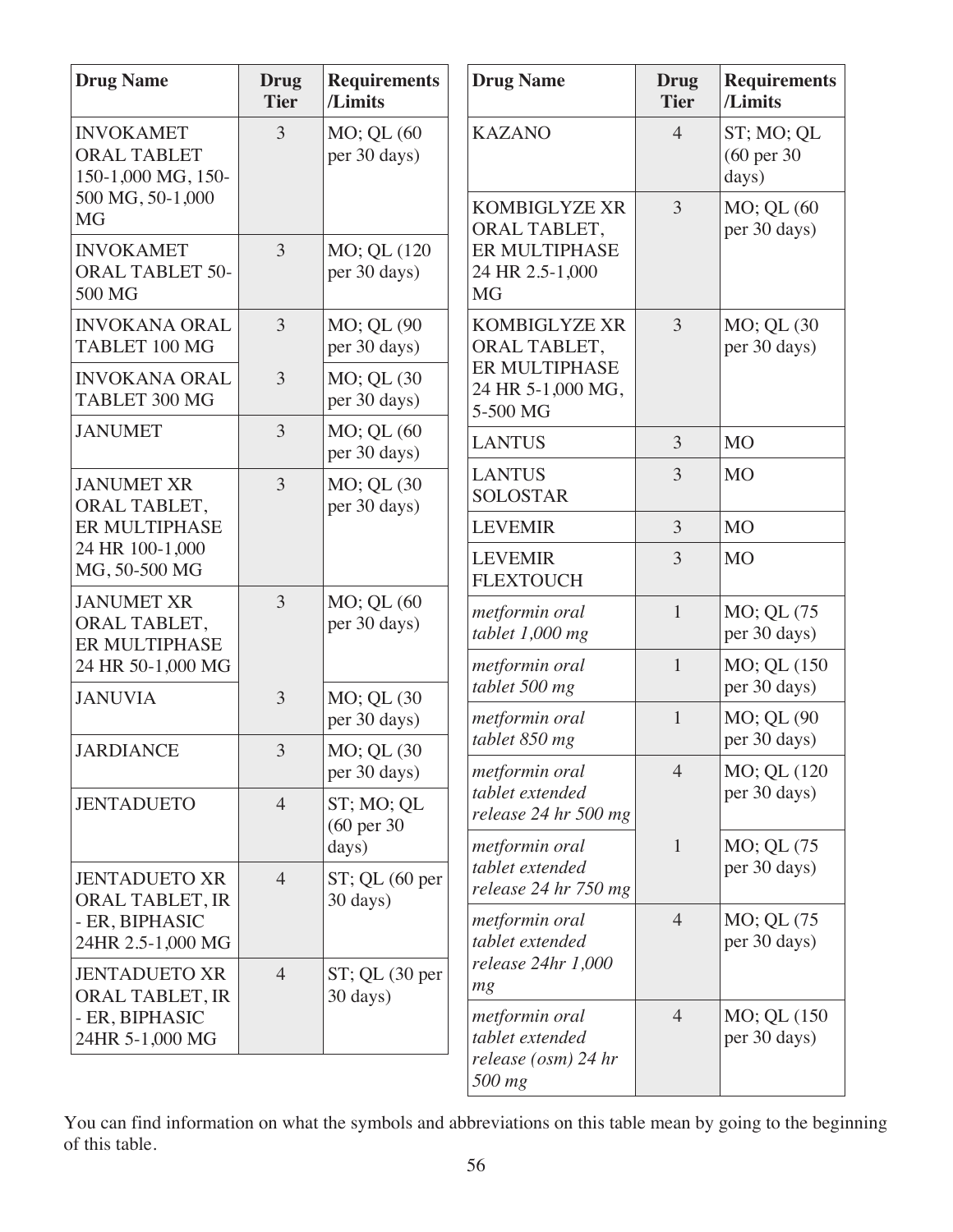| Drug Name | Drug Tier | Requirements /Limits |
|---|---|---|
| INVOKAMET ORAL TABLET 150-1,000 MG, 150-500 MG, 50-1,000 MG | 3 | MO; QL (60 per 30 days) |
| INVOKAMET ORAL TABLET 50-500 MG | 3 | MO; QL (120 per 30 days) |
| INVOKANA ORAL TABLET 100 MG | 3 | MO; QL (90 per 30 days) |
| INVOKANA ORAL TABLET 300 MG | 3 | MO; QL (30 per 30 days) |
| JANUMET | 3 | MO; QL (60 per 30 days) |
| JANUMET XR ORAL TABLET, ER MULTIPHASE 24 HR 100-1,000 MG, 50-500 MG | 3 | MO; QL (30 per 30 days) |
| JANUMET XR ORAL TABLET, ER MULTIPHASE 24 HR 50-1,000 MG | 3 | MO; QL (60 per 30 days) |
| JANUVIA | 3 | MO; QL (30 per 30 days) |
| JARDIANCE | 3 | MO; QL (30 per 30 days) |
| JENTADUETO | 4 | ST; MO; QL (60 per 30 days) |
| JENTADUETO XR ORAL TABLET, IR - ER, BIPHASIC 24HR 2.5-1,000 MG | 4 | ST; QL (60 per 30 days) |
| JENTADUETO XR ORAL TABLET, IR - ER, BIPHASIC 24HR 5-1,000 MG | 4 | ST; QL (30 per 30 days) |
| KAZANO | 4 | ST; MO; QL (60 per 30 days) |
| KOMBIGLYZE XR ORAL TABLET, ER MULTIPHASE 24 HR 2.5-1,000 MG | 3 | MO; QL (60 per 30 days) |
| KOMBIGLYZE XR ORAL TABLET, ER MULTIPHASE 24 HR 5-1,000 MG, 5-500 MG | 3 | MO; QL (30 per 30 days) |
| LANTUS | 3 | MO |
| LANTUS SOLOSTAR | 3 | MO |
| LEVEMIR | 3 | MO |
| LEVEMIR FLEXTOUCH | 3 | MO |
| *metformin oral tablet 1,000 mg* | 1 | MO; QL (75 per 30 days) |
| *metformin oral tablet 500 mg* | 1 | MO; QL (150 per 30 days) |
| *metformin oral tablet 850 mg* | 1 | MO; QL (90 per 30 days) |
| *metformin oral tablet extended release 24 hr 500 mg* | 4 | MO; QL (120 per 30 days) |
| *metformin oral tablet extended release 24 hr 750 mg* | 1 | MO; QL (75 per 30 days) |
| *metformin oral tablet extended release 24hr 1,000 mg* | 4 | MO; QL (75 per 30 days) |
| *metformin oral tablet extended release (osm) 24 hr 500 mg* | 4 | MO; QL (150 per 30 days) |

You can find information on what the symbols and abbreviations on this table mean by going to the beginning of this table.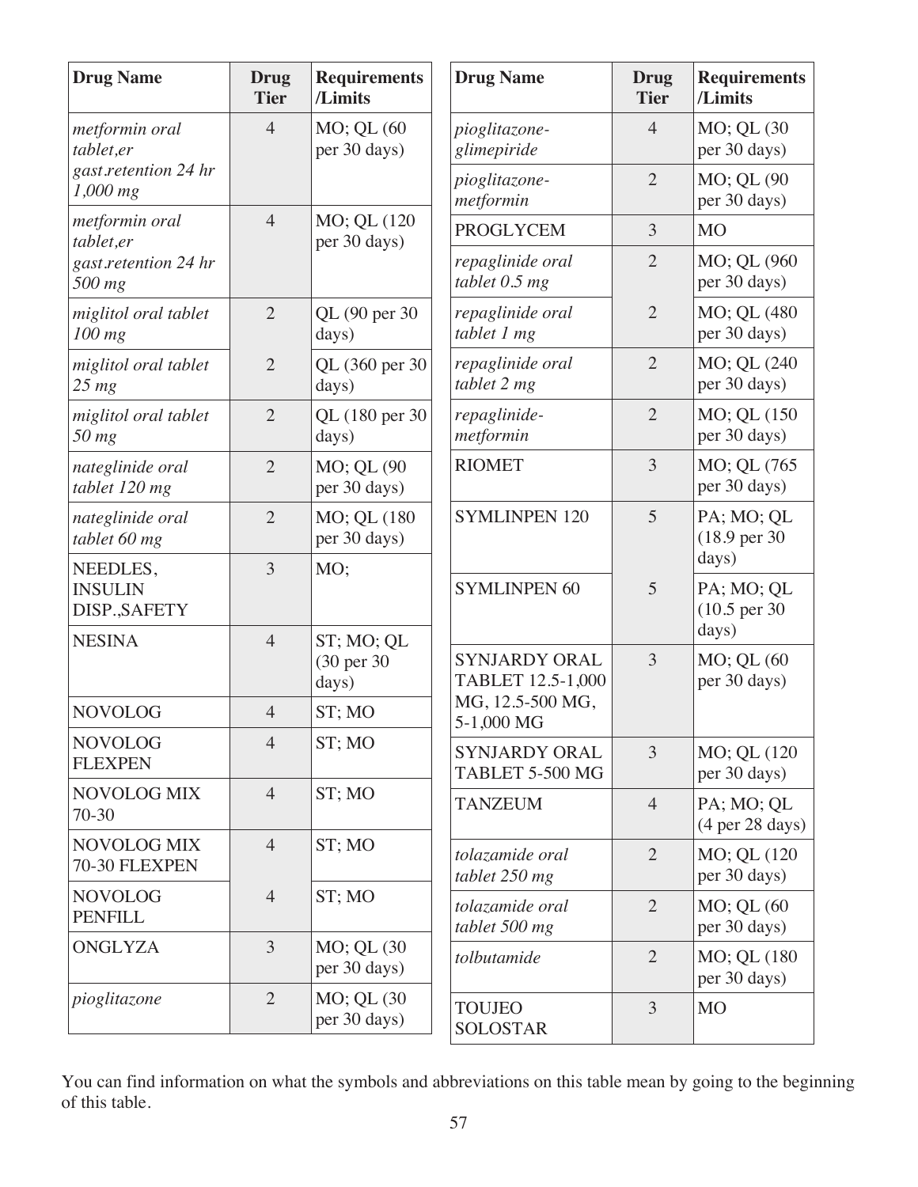| Drug Name | Drug Tier | Requirements /Limits |
|---|---|---|
| *metformin oral tablet,er gast.retention 24 hr 1,000 mg* | 4 | MO; QL (60 per 30 days) |
| *metformin oral tablet,er gast.retention 24 hr 500 mg* | 4 | MO; QL (120 per 30 days) |
| *miglitol oral tablet 100 mg* | 2 | QL (90 per 30 days) |
| *miglitol oral tablet 25 mg* | 2 | QL (360 per 30 days) |
| *miglitol oral tablet 50 mg* | 2 | QL (180 per 30 days) |
| *nateglinide oral tablet 120 mg* | 2 | MO; QL (90 per 30 days) |
| *nateglinide oral tablet 60 mg* | 2 | MO; QL (180 per 30 days) |
| NEEDLES, INSULIN DISP.,SAFETY | 3 | MO; |
| NESINA | 4 | ST; MO; QL (30 per 30 days) |
| NOVOLOG | 4 | ST; MO |
| NOVOLOG FLEXPEN | 4 | ST; MO |
| NOVOLOG MIX 70-30 | 4 | ST; MO |
| NOVOLOG MIX 70-30 FLEXPEN | 4 | ST; MO |
| NOVOLOG PENFILL | 4 | ST; MO |
| ONGLYZA | 3 | MO; QL (30 per 30 days) |
| *pioglitazone* | 2 | MO; QL (30 per 30 days) |
| *pioglitazone-glimepiride* | 4 | MO; QL (30 per 30 days) |
| *pioglitazone-metformin* | 2 | MO; QL (90 per 30 days) |
| PROGLYCEM | 3 | MO |
| *repaglinide oral tablet 0.5 mg* | 2 | MO; QL (960 per 30 days) |
| *repaglinide oral tablet 1 mg* | 2 | MO; QL (480 per 30 days) |
| *repaglinide oral tablet 2 mg* | 2 | MO; QL (240 per 30 days) |
| *repaglinide-metformin* | 2 | MO; QL (150 per 30 days) |
| RIOMET | 3 | MO; QL (765 per 30 days) |
| SYMLINPEN 120 | 5 | PA; MO; QL (18.9 per 30 days) |
| SYMLINPEN 60 | 5 | PA; MO; QL (10.5 per 30 days) |
| SYNJARDY ORAL TABLET 12.5-1,000 MG, 12.5-500 MG, 5-1,000 MG | 3 | MO; QL (60 per 30 days) |
| SYNJARDY ORAL TABLET 5-500 MG | 3 | MO; QL (120 per 30 days) |
| TANZEUM | 4 | PA; MO; QL (4 per 28 days) |
| *tolazamide oral tablet 250 mg* | 2 | MO; QL (120 per 30 days) |
| *tolazamide oral tablet 500 mg* | 2 | MO; QL (60 per 30 days) |
| *tolbutamide* | 2 | MO; QL (180 per 30 days) |
| TOUJEO SOLOSTAR | 3 | MO |

You can find information on what the symbols and abbreviations on this table mean by going to the beginning of this table.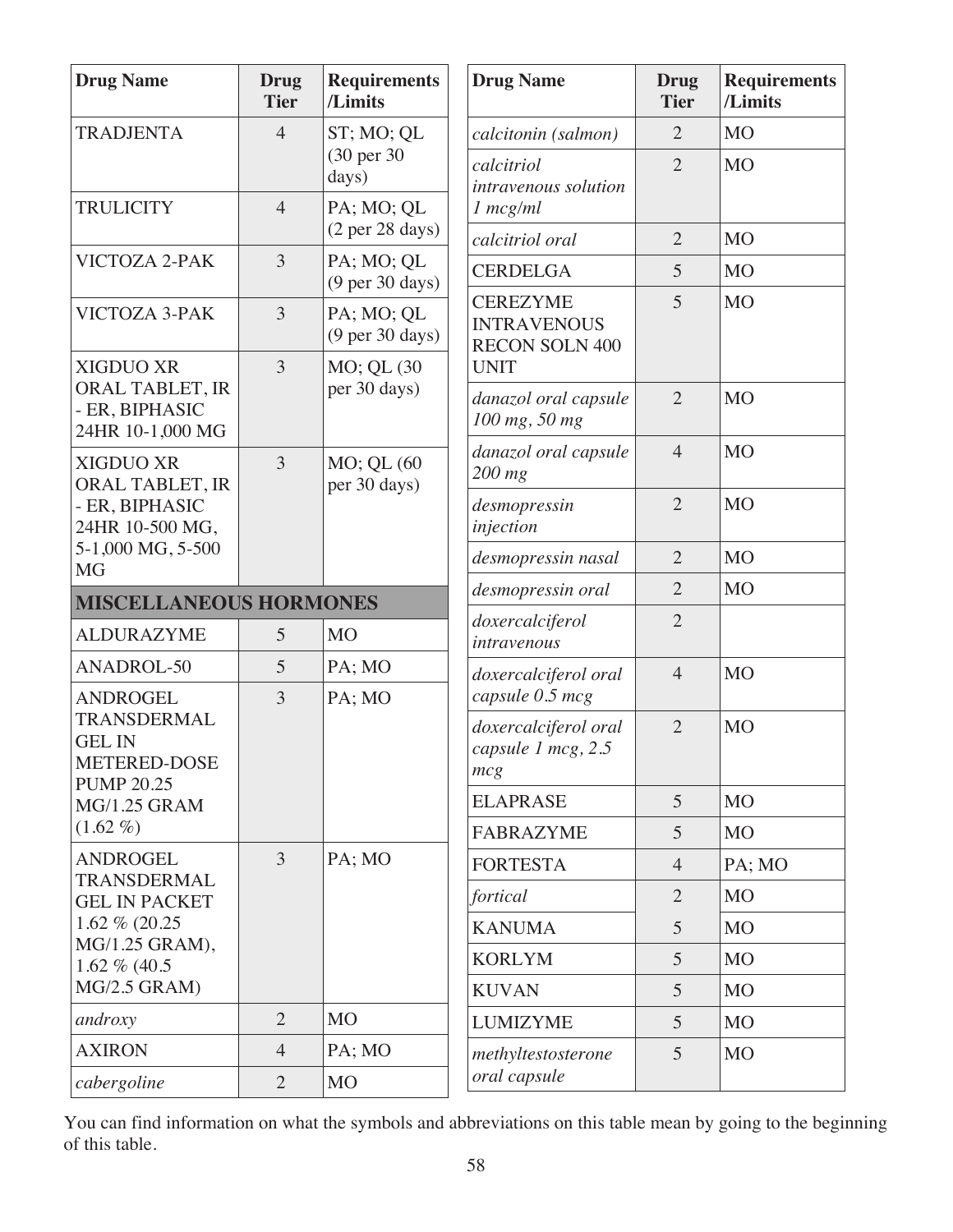| Drug Name | Drug Tier | Requirements /Limits |
|---|---|---|
| TRADJENTA | 4 | ST; MO; QL (30 per 30 days) |
| TRULICITY | 4 | PA; MO; QL (2 per 28 days) |
| VICTOZA 2-PAK | 3 | PA; MO; QL (9 per 30 days) |
| VICTOZA 3-PAK | 3 | PA; MO; QL (9 per 30 days) |
| XIGDUO XR ORAL TABLET, IR - ER, BIPHASIC 24HR 10-1,000 MG | 3 | MO; QL (30 per 30 days) |
| XIGDUO XR ORAL TABLET, IR - ER, BIPHASIC 24HR 10-500 MG, 5-1,000 MG, 5-500 MG | 3 | MO; QL (60 per 30 days) |
| **MISCELLANEOUS HORMONES** | | |
| ALDURAZYME | 5 | MO |
| ANADROL-50 | 5 | PA; MO |
| ANDROGEL TRANSDERMAL GEL IN METERED-DOSE PUMP 20.25 MG/1.25 GRAM (1.62 %) | 3 | PA; MO |
| ANDROGEL TRANSDERMAL GEL IN PACKET 1.62 % (20.25 MG/1.25 GRAM), 1.62 % (40.5 MG/2.5 GRAM) | 3 | PA; MO |
| *androxy* | 2 | MO |
| AXIRON | 4 | PA; MO |
| *cabergoline* | 2 | MO |
| *calcitonin (salmon)* | 2 | MO |
| *calcitriol intravenous solution 1 mcg/ml* | 2 | MO |
| *calcitriol oral* | 2 | MO |
| CERDELGA | 5 | MO |
| CEREZYME INTRAVENOUS RECON SOLN 400 UNIT | 5 | MO |
| *danazol oral capsule 100 mg, 50 mg* | 2 | MO |
| *danazol oral capsule 200 mg* | 4 | MO |
| *desmopressin injection* | 2 | MO |
| *desmopressin nasal* | 2 | MO |
| *desmopressin oral* | 2 | MO |
| *doxercalciferol intravenous* | 2 | |
| *doxercalciferol oral capsule 0.5 mcg* | 4 | MO |
| *doxercalciferol oral capsule 1 mcg, 2.5 mcg* | 2 | MO |
| ELAPRASE | 5 | MO |
| FABRAZYME | 5 | MO |
| FORTESTA | 4 | PA; MO |
| *fortical* | 2 | MO |
| KANUMA | 5 | MO |
| KORLYM | 5 | MO |
| KUVAN | 5 | MO |
| LUMIZYME | 5 | MO |
| *methyltestosterone oral capsule* | 5 | MO |

You can find information on what the symbols and abbreviations on this table mean by going to the beginning of this table.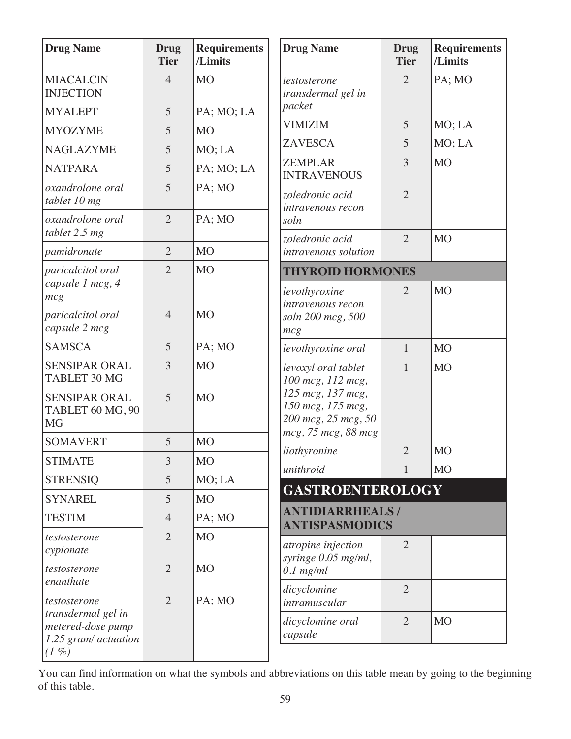| Drug Name | Drug Tier | Requirements /Limits |
|---|---|---|
| MIACALCIN INJECTION | 4 | MO |
| MYALEPT | 5 | PA; MO; LA |
| MYOZYME | 5 | MO |
| NAGLAZYME | 5 | MO; LA |
| NATPARA | 5 | PA; MO; LA |
| *oxandrolone oral tablet 10 mg* | 5 | PA; MO |
| *oxandrolone oral tablet 2.5 mg* | 2 | PA; MO |
| *pamidronate* | 2 | MO |
| *paricalcitol oral capsule 1 mcg, 4 mcg* | 2 | MO |
| *paricalcitol oral capsule 2 mcg* | 4 | MO |
| SAMSCA | 5 | PA; MO |
| SENSIPAR ORAL TABLET 30 MG | 3 | MO |
| SENSIPAR ORAL TABLET 60 MG, 90 MG | 5 | MO |
| SOMAVERT | 5 | MO |
| STIMATE | 3 | MO |
| STRENSIQ | 5 | MO; LA |
| SYNAREL | 5 | MO |
| TESTIM | 4 | PA; MO |
| *testosterone cypionate* | 2 | MO |
| *testosterone enanthate* | 2 | MO |
| *testosterone transdermal gel in metered-dose pump 1.25 gram/ actuation (1 %)* | 2 | PA; MO |
| *testosterone transdermal gel in packet* | 2 | PA; MO |
| VIMIZIM | 5 | MO; LA |
| ZAVESCA | 5 | MO; LA |
| ZEMPLAR INTRAVENOUS | 3 | MO |
| *zoledronic acid intravenous recon soln* | 2 | |
| *zoledronic acid intravenous solution* | 2 | MO |
| **THYROID HORMONES** | | |
| *levothyroxine intravenous recon soln 200 mcg, 500 mcg* | 2 | MO |
| *levothyroxine oral* | 1 | MO |
| *levoxyl oral tablet 100 mcg, 112 mcg, 125 mcg, 137 mcg, 150 mcg, 175 mcg, 200 mcg, 25 mcg, 50 mcg, 75 mcg, 88 mcg* | 1 | MO |
| *liothyronine* | 2 | MO |
| *unithroid* | 1 | MO |

## GASTROENTEROLOGY

| Drug Name | Drug Tier | Requirements /Limits |
|---|---|---|
| **ANTIDIARRHEALS / ANTISPASMODICS** | | |
| *atropine injection syringe 0.05 mg/ml, 0.1 mg/ml* | 2 | |
| *dicyclomine intramuscular* | 2 | |
| *dicyclomine oral capsule* | 2 | MO |

You can find information on what the symbols and abbreviations on this table mean by going to the beginning of this table.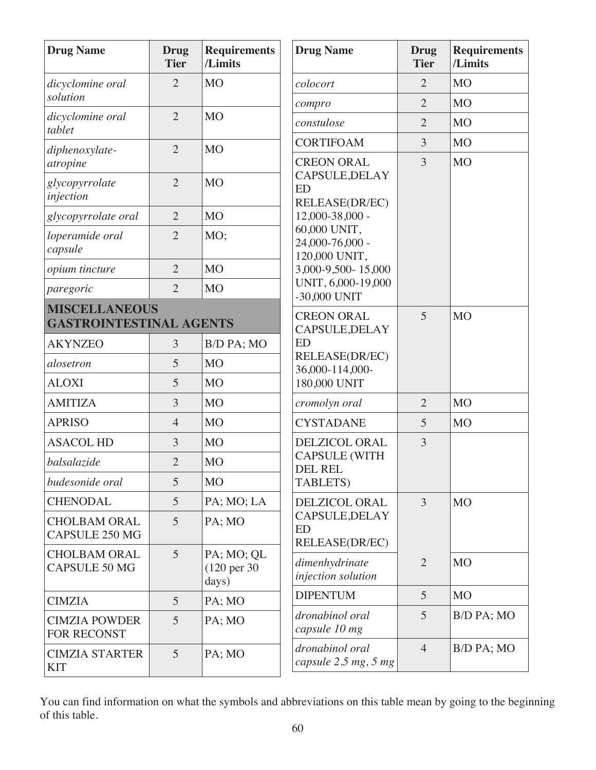| Drug Name | Drug Tier | Requirements /Limits |
|---|---|---|
| *dicyclomine oral solution* | 2 | MO |
| *dicyclomine oral tablet* | 2 | MO |
| *diphenoxylate-atropine* | 2 | MO |
| *glycopyrrolate injection* | 2 | MO |
| *glycopyrrolate oral* | 2 | MO |
| *loperamide oral capsule* | 2 | MO; |
| *opium tincture* | 2 | MO |
| *paregoric* | 2 | MO |
| **MISCELLANEOUS GASTROINTESTINAL AGENTS** | | |
| AKYNZEO | 3 | B/D PA; MO |
| *alosetron* | 5 | MO |
| ALOXI | 5 | MO |
| AMITIZA | 3 | MO |
| APRISO | 4 | MO |
| ASACOL HD | 3 | MO |
| *balsalazide* | 2 | MO |
| *budesonide oral* | 5 | MO |
| CHENODAL | 5 | PA; MO; LA |
| CHOLBAM ORAL CAPSULE 250 MG | 5 | PA; MO |
| CHOLBAM ORAL CAPSULE 50 MG | 5 | PA; MO; QL (120 per 30 days) |
| CIMZIA | 5 | PA; MO |
| CIMZIA POWDER FOR RECONST | 5 | PA; MO |
| CIMZIA STARTER KIT | 5 | PA; MO |
| *colocort* | 2 | MO |
| *compro* | 2 | MO |
| *constulose* | 2 | MO |
| CORTIFOAM | 3 | MO |
| CREON ORAL CAPSULE,DELAYED RELEASE(DR/EC) 12,000-38,000 - 60,000 UNIT, 24,000-76,000 - 120,000 UNIT, 3,000-9,500- 15,000 UNIT, 6,000-19,000 -30,000 UNIT | 3 | MO |
| CREON ORAL CAPSULE,DELAYED RELEASE(DR/EC) 36,000-114,000-180,000 UNIT | 5 | MO |
| *cromolyn oral* | 2 | MO |
| CYSTADANE | 5 | MO |
| DELZICOL ORAL CAPSULE (WITH DEL REL TABLETS) | 3 | |
| DELZICOL ORAL CAPSULE,DELAYED RELEASE(DR/EC) | 3 | MO |
| *dimenhydrinate injection solution* | 2 | MO |
| DIPENTUM | 5 | MO |
| *dronabinol oral capsule 10 mg* | 5 | B/D PA; MO |
| *dronabinol oral capsule 2.5 mg, 5 mg* | 4 | B/D PA; MO |

You can find information on what the symbols and abbreviations on this table mean by going to the beginning of this table.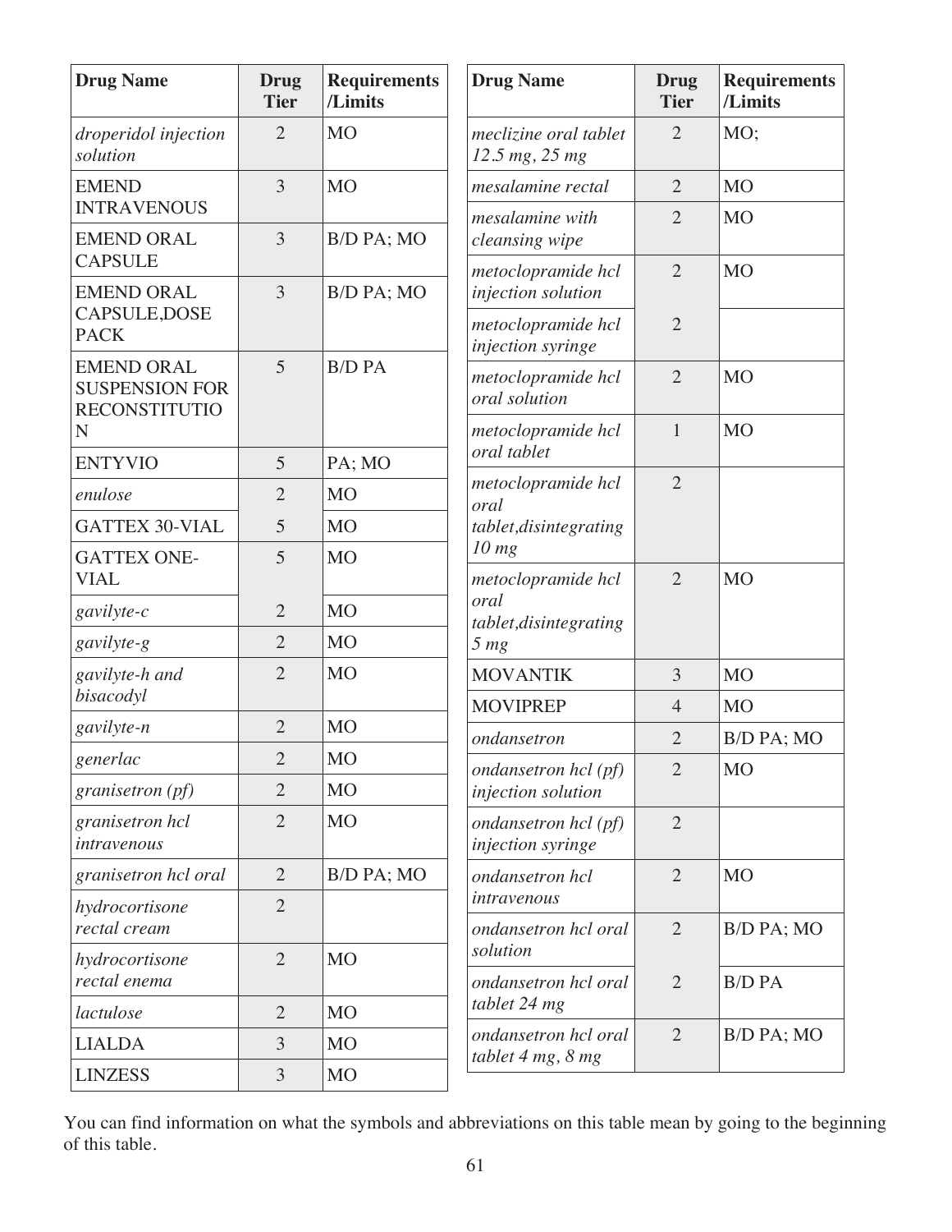| Drug Name | Drug Tier | Requirements /Limits |
|---|---|---|
| *droperidol injection solution* | 2 | MO |
| EMEND INTRAVENOUS | 3 | MO |
| EMEND ORAL CAPSULE | 3 | B/D PA; MO |
| EMEND ORAL CAPSULE,DOSE PACK | 3 | B/D PA; MO |
| EMEND ORAL SUSPENSION FOR RECONSTITUTION | 5 | B/D PA |
| ENTYVIO | 5 | PA; MO |
| *enulose* | 2 | MO |
| GATTEX 30-VIAL | 5 | MO |
| GATTEX ONE-VIAL | 5 | MO |
| *gavilyte-c* | 2 | MO |
| *gavilyte-g* | 2 | MO |
| *gavilyte-h and bisacodyl* | 2 | MO |
| *gavilyte-n* | 2 | MO |
| *generlac* | 2 | MO |
| *granisetron (pf)* | 2 | MO |
| *granisetron hcl intravenous* | 2 | MO |
| *granisetron hcl oral* | 2 | B/D PA; MO |
| *hydrocortisone rectal cream* | 2 | |
| *hydrocortisone rectal enema* | 2 | MO |
| *lactulose* | 2 | MO |
| LIALDA | 3 | MO |
| LINZESS | 3 | MO |
| *meclizine oral tablet 12.5 mg, 25 mg* | 2 | MO; |
| *mesalamine rectal* | 2 | MO |
| *mesalamine with cleansing wipe* | 2 | MO |
| *metoclopramide hcl injection solution* | 2 | MO |
| *metoclopramide hcl injection syringe* | 2 | |
| *metoclopramide hcl oral solution* | 2 | MO |
| *metoclopramide hcl oral tablet* | 1 | MO |
| *metoclopramide hcl oral tablet,disintegrating 10 mg* | 2 | |
| *metoclopramide hcl oral tablet,disintegrating 5 mg* | 2 | MO |
| MOVANTIK | 3 | MO |
| MOVIPREP | 4 | MO |
| *ondansetron* | 2 | B/D PA; MO |
| *ondansetron hcl (pf) injection solution* | 2 | MO |
| *ondansetron hcl (pf) injection syringe* | 2 | |
| *ondansetron hcl intravenous* | 2 | MO |
| *ondansetron hcl oral solution* | 2 | B/D PA; MO |
| *ondansetron hcl oral tablet 24 mg* | 2 | B/D PA |
| *ondansetron hcl oral tablet 4 mg, 8 mg* | 2 | B/D PA; MO |

You can find information on what the symbols and abbreviations on this table mean by going to the beginning of this table.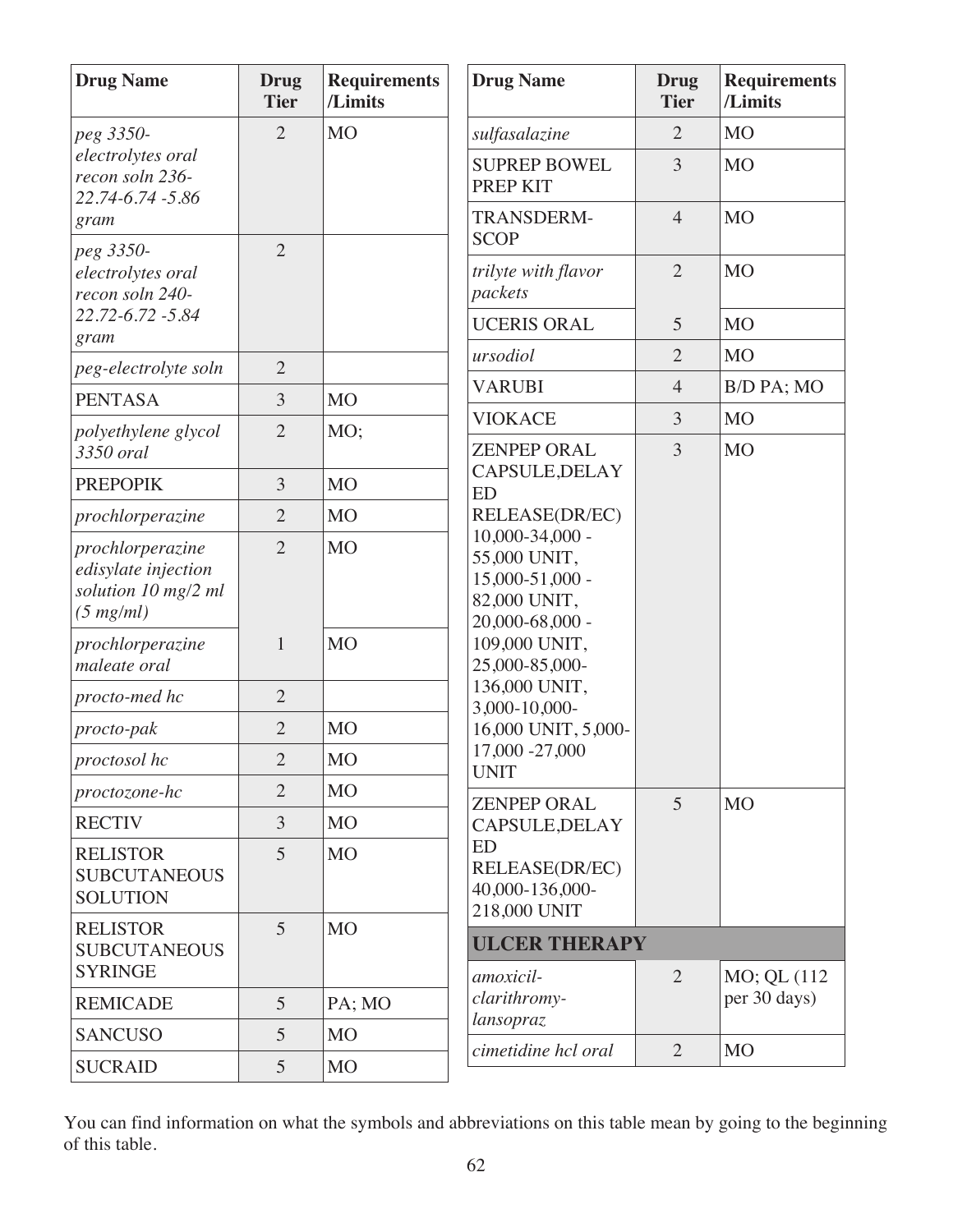| Drug Name | Drug Tier | Requirements /Limits |
|---|---|---|
| *peg 3350-electrolytes oral recon soln 236-22.74-6.74 -5.86 gram* | 2 | MO |
| *peg 3350-electrolytes oral recon soln 240-22.72-6.72 -5.84 gram* | 2 | |
| *peg-electrolyte soln* | 2 | |
| PENTASA | 3 | MO |
| *polyethylene glycol 3350 oral* | 2 | MO; |
| PREPOPIK | 3 | MO |
| *prochlorperazine* | 2 | MO |
| *prochlorperazine edisylate injection solution 10 mg/2 ml (5 mg/ml)* | 2 | MO |
| *prochlorperazine maleate oral* | 1 | MO |
| *procto-med hc* | 2 | |
| *procto-pak* | 2 | MO |
| *proctosol hc* | 2 | MO |
| *proctozone-hc* | 2 | MO |
| RECTIV | 3 | MO |
| RELISTOR SUBCUTANEOUS SOLUTION | 5 | MO |
| RELISTOR SUBCUTANEOUS SYRINGE | 5 | MO |
| REMICADE | 5 | PA; MO |
| SANCUSO | 5 | MO |
| SUCRAID | 5 | MO |
| *sulfasalazine* | 2 | MO |
| SUPREP BOWEL PREP KIT | 3 | MO |
| TRANSDERM-SCOP | 4 | MO |
| *trilyte with flavor packets* | 2 | MO |
| UCERIS ORAL | 5 | MO |
| *ursodiol* | 2 | MO |
| VARUBI | 4 | B/D PA; MO |
| VIOKACE | 3 | MO |
| ZENPEP ORAL CAPSULE,DELAYED RELEASE(DR/EC) 10,000-34,000 -55,000 UNIT, 15,000-51,000 -82,000 UNIT, 20,000-68,000 -109,000 UNIT, 25,000-85,000-136,000 UNIT, 3,000-10,000-16,000 UNIT, 5,000-17,000 -27,000 UNIT | 3 | MO |
| ZENPEP ORAL CAPSULE,DELAYED RELEASE(DR/EC) 40,000-136,000-218,000 UNIT | 5 | MO |
| **ULCER THERAPY** | | |
| *amoxicil-clarithromy-lansopraz* | 2 | MO; QL (112 per 30 days) |
| *cimetidine hcl oral* | 2 | MO |

You can find information on what the symbols and abbreviations on this table mean by going to the beginning of this table.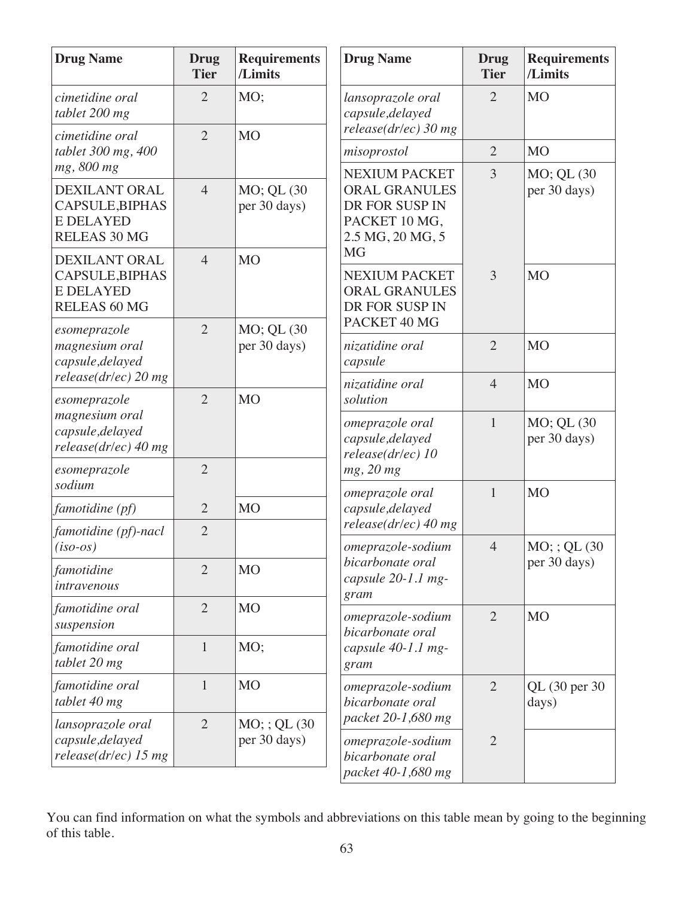| Drug Name | Drug Tier | Requirements /Limits |
|---|---|---|
| *cimetidine oral tablet 200 mg* | 2 | MO; |
| *cimetidine oral tablet 300 mg, 400 mg, 800 mg* | 2 | MO |
| DEXILANT ORAL CAPSULE,BIPHASE DELAYED RELEAS 30 MG | 4 | MO; QL (30 per 30 days) |
| DEXILANT ORAL CAPSULE,BIPHASE DELAYED RELEAS 60 MG | 4 | MO |
| *esomeprazole magnesium oral capsule,delayed release(dr/ec) 20 mg* | 2 | MO; QL (30 per 30 days) |
| *esomeprazole magnesium oral capsule,delayed release(dr/ec) 40 mg* | 2 | MO |
| *esomeprazole sodium* | 2 | |
| *famotidine (pf)* | 2 | MO |
| *famotidine (pf)-nacl (iso-os)* | 2 | |
| *famotidine intravenous* | 2 | MO |
| *famotidine oral suspension* | 2 | MO |
| *famotidine oral tablet 20 mg* | 1 | MO; |
| *famotidine oral tablet 40 mg* | 1 | MO |
| *lansoprazole oral capsule,delayed release(dr/ec) 15 mg* | 2 | MO; ; QL (30 per 30 days) |
| *lansoprazole oral capsule,delayed release(dr/ec) 30 mg* | 2 | MO |
| *misoprostol* | 2 | MO |
| NEXIUM PACKET ORAL GRANULES DR FOR SUSP IN PACKET 10 MG, 2.5 MG, 20 MG, 5 MG | 3 | MO; QL (30 per 30 days) |
| NEXIUM PACKET ORAL GRANULES DR FOR SUSP IN PACKET 40 MG | 3 | MO |
| *nizatidine oral capsule* | 2 | MO |
| *nizatidine oral solution* | 4 | MO |
| *omeprazole oral capsule,delayed release(dr/ec) 10 mg, 20 mg* | 1 | MO; QL (30 per 30 days) |
| *omeprazole oral capsule,delayed release(dr/ec) 40 mg* | 1 | MO |
| *omeprazole-sodium bicarbonate oral capsule 20-1.1 mg-gram* | 4 | MO; ; QL (30 per 30 days) |
| *omeprazole-sodium bicarbonate oral capsule 40-1.1 mg-gram* | 2 | MO |
| *omeprazole-sodium bicarbonate oral packet 20-1,680 mg* | 2 | QL (30 per 30 days) |
| *omeprazole-sodium bicarbonate oral packet 40-1,680 mg* | 2 | |

You can find information on what the symbols and abbreviations on this table mean by going to the beginning of this table.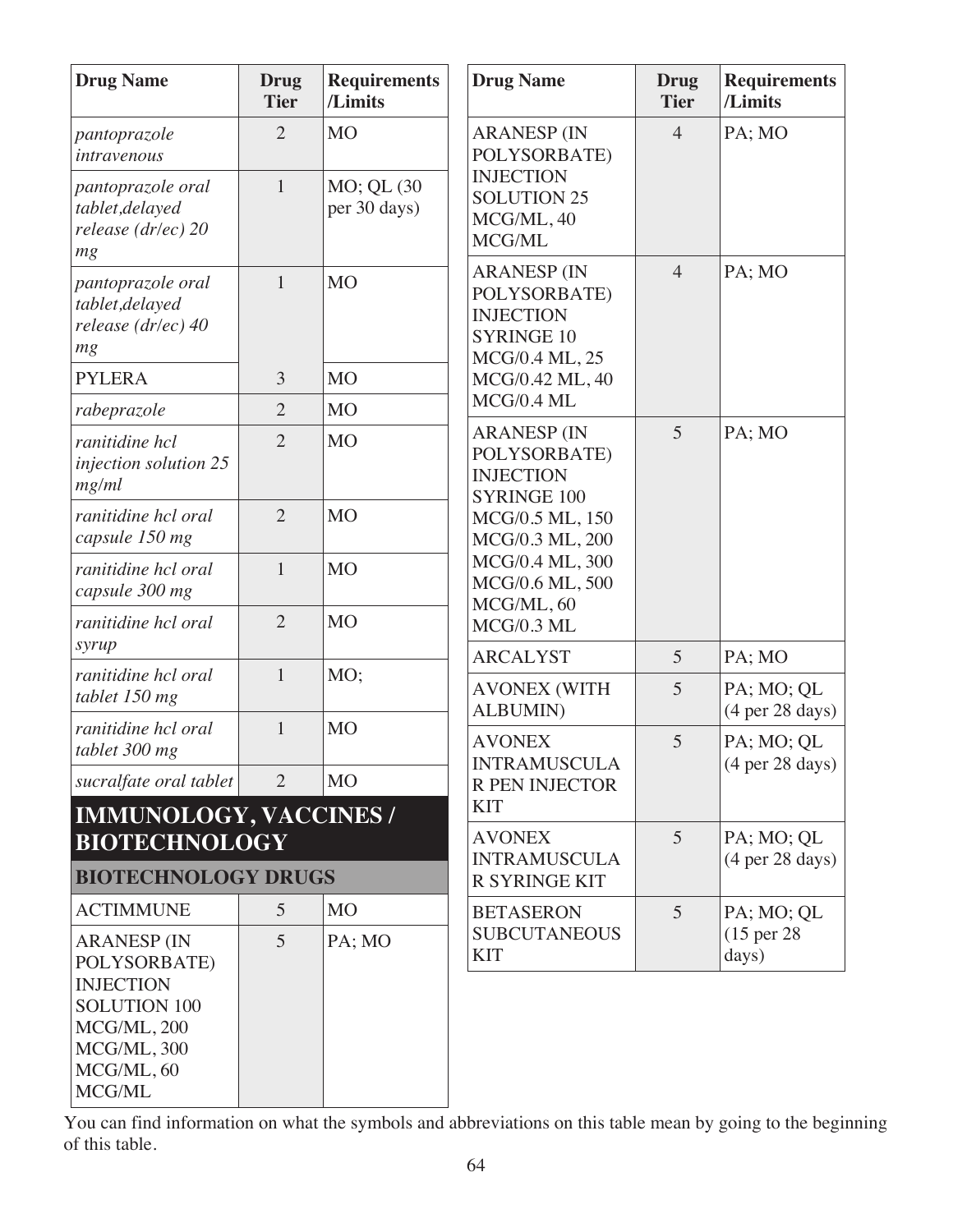| Drug Name | Drug Tier | Requirements /Limits |
|---|---|---|
| *pantoprazole intravenous* | 2 | MO |
| *pantoprazole oral tablet,delayed release (dr/ec) 20 mg* | 1 | MO; QL (30 per 30 days) |
| *pantoprazole oral tablet,delayed release (dr/ec) 40 mg* | 1 | MO |
| PYLERA | 3 | MO |
| *rabeprazole* | 2 | MO |
| *ranitidine hcl injection solution 25 mg/ml* | 2 | MO |
| *ranitidine hcl oral capsule 150 mg* | 2 | MO |
| *ranitidine hcl oral capsule 300 mg* | 1 | MO |
| *ranitidine hcl oral syrup* | 2 | MO |
| *ranitidine hcl oral tablet 150 mg* | 1 | MO; |
| *ranitidine hcl oral tablet 300 mg* | 1 | MO |
| *sucralfate oral tablet* | 2 | MO |

# IMMUNOLOGY, VACCINES / BIOTECHNOLOGY

## BIOTECHNOLOGY DRUGS

| Drug Name | Drug Tier | Requirements /Limits |
|---|---|---|
| ACTIMMUNE | 5 | MO |
| ARANESP (IN POLYSORBATE) INJECTION SOLUTION 100 MCG/ML, 200 MCG/ML, 300 MCG/ML, 60 MCG/ML | 5 | PA; MO |
| ARANESP (IN POLYSORBATE) INJECTION SOLUTION 25 MCG/ML, 40 MCG/ML | 4 | PA; MO |
| ARANESP (IN POLYSORBATE) INJECTION SYRINGE 10 MCG/0.4 ML, 25 MCG/0.42 ML, 40 MCG/0.4 ML | 4 | PA; MO |
| ARANESP (IN POLYSORBATE) INJECTION SYRINGE 100 MCG/0.5 ML, 150 MCG/0.3 ML, 200 MCG/0.4 ML, 300 MCG/0.6 ML, 500 MCG/ML, 60 MCG/0.3 ML | 5 | PA; MO |
| ARCALYST | 5 | PA; MO |
| AVONEX (WITH ALBUMIN) | 5 | PA; MO; QL (4 per 28 days) |
| AVONEX INTRAMUSCULAR PEN INJECTOR KIT | 5 | PA; MO; QL (4 per 28 days) |
| AVONEX INTRAMUSCULAR SYRINGE KIT | 5 | PA; MO; QL (4 per 28 days) |
| BETASERON SUBCUTANEOUS KIT | 5 | PA; MO; QL (15 per 28 days) |

You can find information on what the symbols and abbreviations on this table mean by going to the beginning of this table.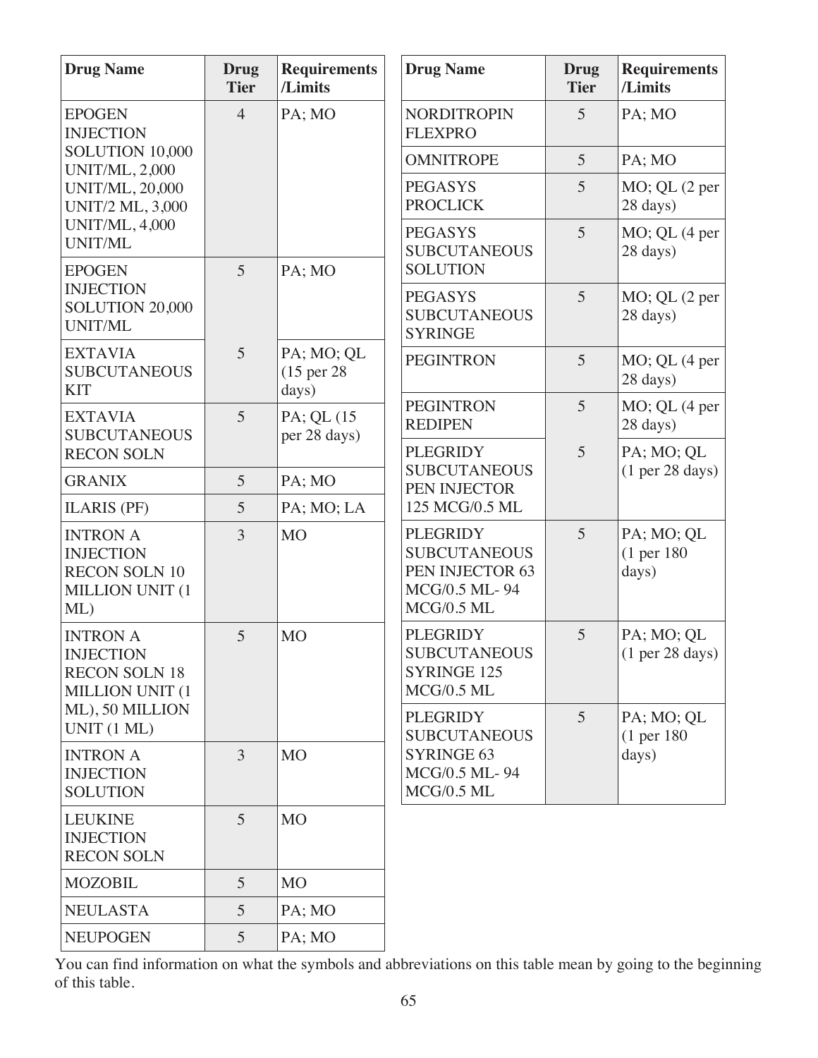| Drug Name | Drug Tier | Requirements /Limits |
|---|---|---|
| EPOGEN INJECTION SOLUTION 10,000 UNIT/ML, 2,000 UNIT/ML, 20,000 UNIT/2 ML, 3,000 UNIT/ML, 4,000 UNIT/ML | 4 | PA; MO |
| EPOGEN INJECTION SOLUTION 20,000 UNIT/ML | 5 | PA; MO |
| EXTAVIA SUBCUTANEOUS KIT | 5 | PA; MO; QL (15 per 28 days) |
| EXTAVIA SUBCUTANEOUS RECON SOLN | 5 | PA; QL (15 per 28 days) |
| GRANIX | 5 | PA; MO |
| ILARIS (PF) | 5 | PA; MO; LA |
| INTRON A INJECTION RECON SOLN 10 MILLION UNIT (1 ML) | 3 | MO |
| INTRON A INJECTION RECON SOLN 18 MILLION UNIT (1 ML), 50 MILLION UNIT (1 ML) | 5 | MO |
| INTRON A INJECTION SOLUTION | 3 | MO |
| LEUKINE INJECTION RECON SOLN | 5 | MO |
| MOZOBIL | 5 | MO |
| NEULASTA | 5 | PA; MO |
| NEUPOGEN | 5 | PA; MO |
| NORDITROPIN FLEXPRO | 5 | PA; MO |
| OMNITROPE | 5 | PA; MO |
| PEGASYS PROCLICK | 5 | MO; QL (2 per 28 days) |
| PEGASYS SUBCUTANEOUS SOLUTION | 5 | MO; QL (4 per 28 days) |
| PEGASYS SUBCUTANEOUS SYRINGE | 5 | MO; QL (2 per 28 days) |
| PEGINTRON | 5 | MO; QL (4 per 28 days) |
| PEGINTRON REDIPEN | 5 | MO; QL (4 per 28 days) |
| PLEGRIDY SUBCUTANEOUS PEN INJECTOR 125 MCG/0.5 ML | 5 | PA; MO; QL (1 per 28 days) |
| PLEGRIDY SUBCUTANEOUS PEN INJECTOR 63 MCG/0.5 ML- 94 MCG/0.5 ML | 5 | PA; MO; QL (1 per 180 days) |
| PLEGRIDY SUBCUTANEOUS SYRINGE 125 MCG/0.5 ML | 5 | PA; MO; QL (1 per 28 days) |
| PLEGRIDY SUBCUTANEOUS SYRINGE 63 MCG/0.5 ML- 94 MCG/0.5 ML | 5 | PA; MO; QL (1 per 180 days) |

You can find information on what the symbols and abbreviations on this table mean by going to the beginning of this table.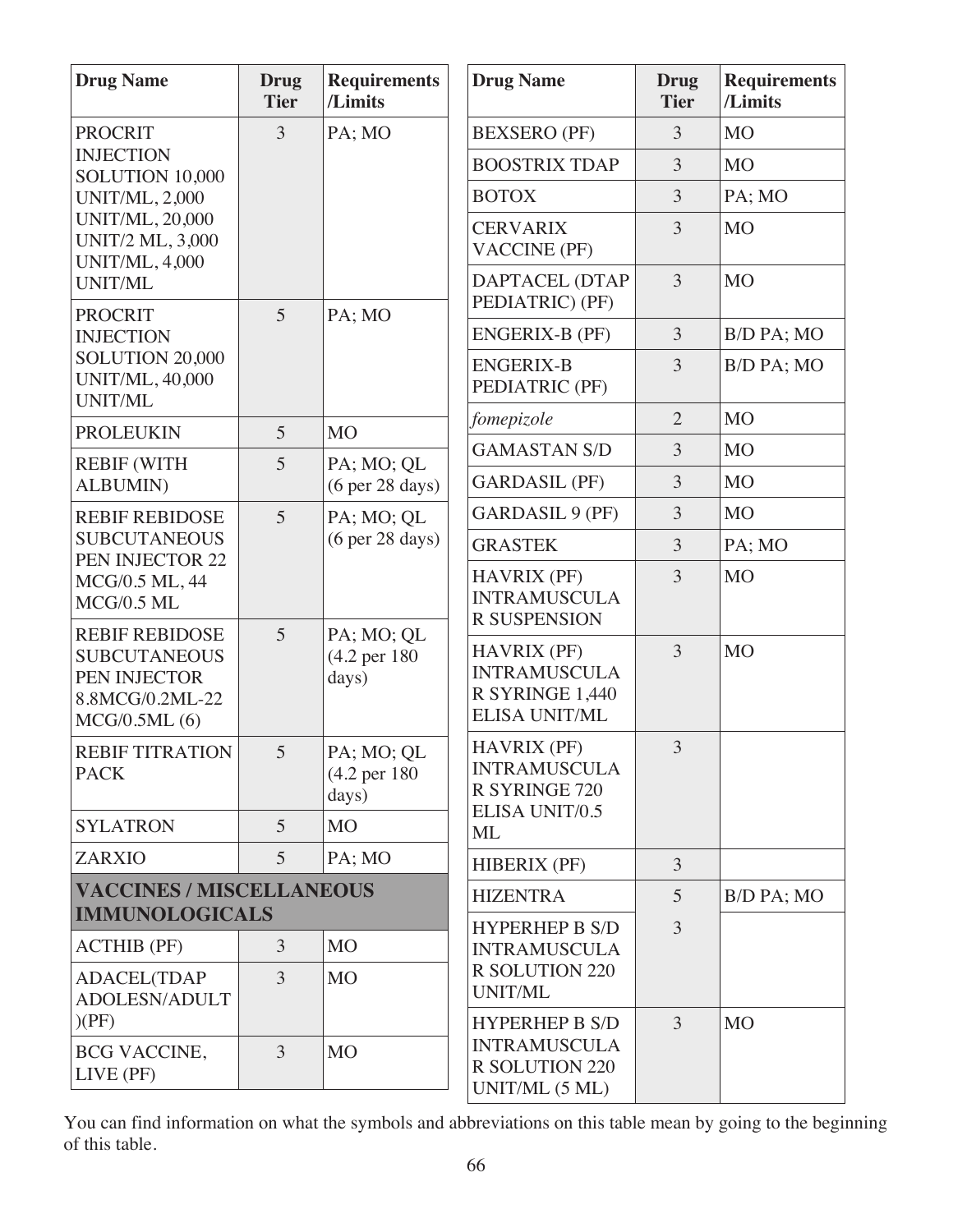| Drug Name | Drug Tier | Requirements /Limits |
|---|---|---|
| PROCRIT INJECTION SOLUTION 10,000 UNIT/ML, 2,000 UNIT/ML, 20,000 UNIT/2 ML, 3,000 UNIT/ML, 4,000 UNIT/ML | 3 | PA; MO |
| PROCRIT INJECTION SOLUTION 20,000 UNIT/ML, 40,000 UNIT/ML | 5 | PA; MO |
| PROLEUKIN | 5 | MO |
| REBIF (WITH ALBUMIN) | 5 | PA; MO; QL (6 per 28 days) |
| REBIF REBIDOSE SUBCUTANEOUS PEN INJECTOR 22 MCG/0.5 ML, 44 MCG/0.5 ML | 5 | PA; MO; QL (6 per 28 days) |
| REBIF REBIDOSE SUBCUTANEOUS PEN INJECTOR 8.8MCG/0.2ML-22 MCG/0.5ML (6) | 5 | PA; MO; QL (4.2 per 180 days) |
| REBIF TITRATION PACK | 5 | PA; MO; QL (4.2 per 180 days) |
| SYLATRON | 5 | MO |
| ZARXIO | 5 | PA; MO |
| **VACCINES / MISCELLANEOUS IMMUNOLOGICALS** | | |
| ACTHIB (PF) | 3 | MO |
| ADACEL(TDAP ADOLESN/ADULT )(PF) | 3 | MO |
| BCG VACCINE, LIVE (PF) | 3 | MO |
| BEXSERO (PF) | 3 | MO |
| BOOSTRIX TDAP | 3 | MO |
| BOTOX | 3 | PA; MO |
| CERVARIX VACCINE (PF) | 3 | MO |
| DAPTACEL (DTAP PEDIATRIC) (PF) | 3 | MO |
| ENGERIX-B (PF) | 3 | B/D PA; MO |
| ENGERIX-B PEDIATRIC (PF) | 3 | B/D PA; MO |
| *fomepizole* | 2 | MO |
| GAMASTAN S/D | 3 | MO |
| GARDASIL (PF) | 3 | MO |
| GARDASIL 9 (PF) | 3 | MO |
| GRASTEK | 3 | PA; MO |
| HAVRIX (PF) INTRAMUSCULA R SUSPENSION | 3 | MO |
| HAVRIX (PF) INTRAMUSCULA R SYRINGE 1,440 ELISA UNIT/ML | 3 | MO |
| HAVRIX (PF) INTRAMUSCULA R SYRINGE 720 ELISA UNIT/0.5 ML | 3 | |
| HIBERIX (PF) | 3 | |
| HIZENTRA | 5 | B/D PA; MO |
| HYPERHEP B S/D INTRAMUSCULA R SOLUTION 220 UNIT/ML | 3 | |
| HYPERHEP B S/D INTRAMUSCULA R SOLUTION 220 UNIT/ML (5 ML) | 3 | MO |

You can find information on what the symbols and abbreviations on this table mean by going to the beginning of this table.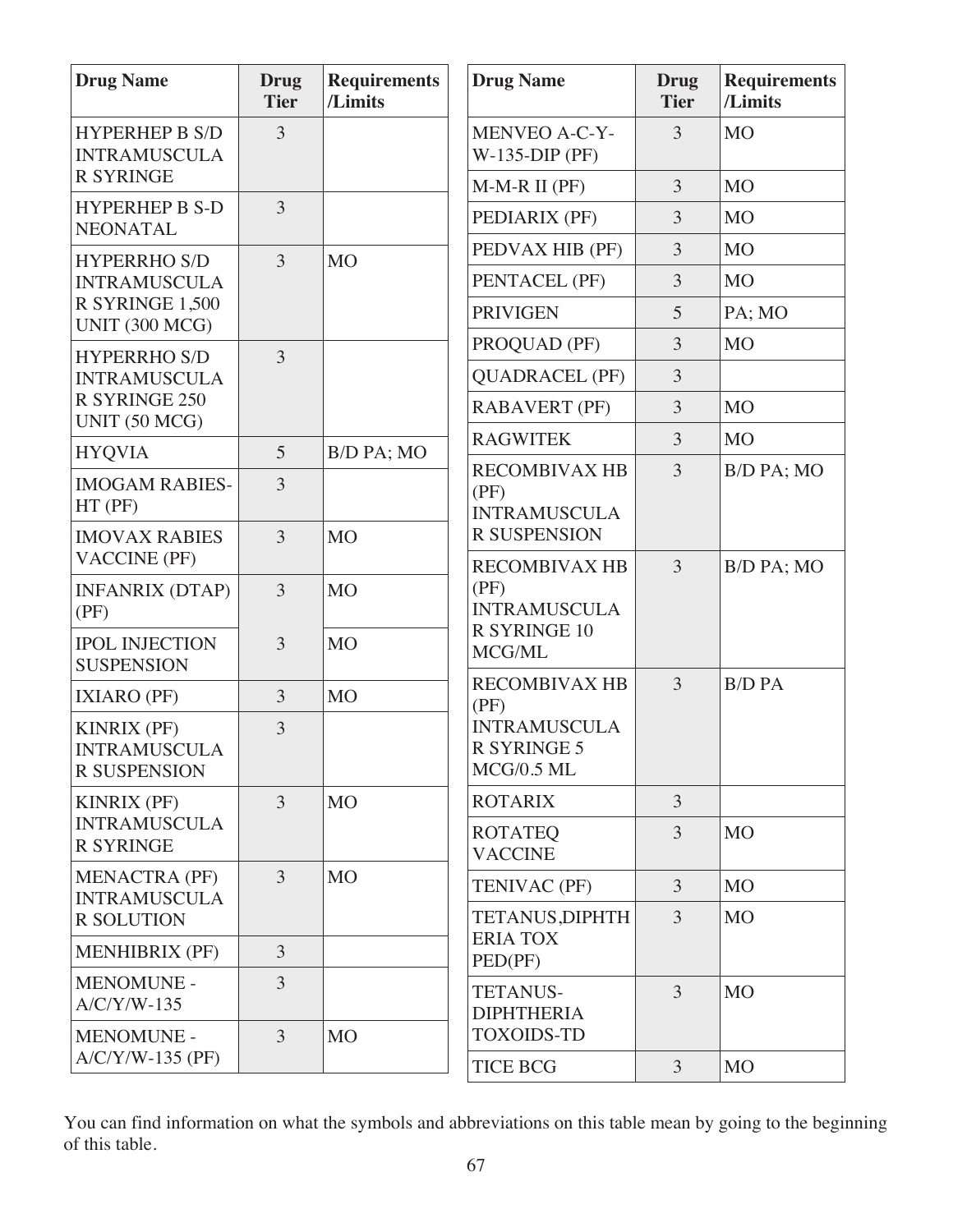| Drug Name | Drug Tier | Requirements /Limits |
|---|---|---|
| HYPERHEP B S/D INTRAMUSCULAR SYRINGE | 3 | |
| HYPERHEP B S-D NEONATAL | 3 | |
| HYPERRHO S/D INTRAMUSCULAR SYRINGE 1,500 UNIT (300 MCG) | 3 | MO |
| HYPERRHO S/D INTRAMUSCULAR SYRINGE 250 UNIT (50 MCG) | 3 | |
| HYQVIA | 5 | B/D PA; MO |
| IMOGAM RABIES-HT (PF) | 3 | |
| IMOVAX RABIES VACCINE (PF) | 3 | MO |
| INFANRIX (DTAP) (PF) | 3 | MO |
| IPOL INJECTION SUSPENSION | 3 | MO |
| IXIARO (PF) | 3 | MO |
| KINRIX (PF) INTRAMUSCULAR SUSPENSION | 3 | |
| KINRIX (PF) INTRAMUSCULAR SYRINGE | 3 | MO |
| MENACTRA (PF) INTRAMUSCULAR SOLUTION | 3 | MO |
| MENHIBRIX (PF) | 3 | |
| MENOMUNE - A/C/Y/W-135 | 3 | |
| MENOMUNE - A/C/Y/W-135 (PF) | 3 | MO |
| MENVEO A-C-Y-W-135-DIP (PF) | 3 | MO |
| M-M-R II (PF) | 3 | MO |
| PEDIARIX (PF) | 3 | MO |
| PEDVAX HIB (PF) | 3 | MO |
| PENTACEL (PF) | 3 | MO |
| PRIVIGEN | 5 | PA; MO |
| PROQUAD (PF) | 3 | MO |
| QUADRACEL (PF) | 3 | |
| RABAVERT (PF) | 3 | MO |
| RAGWITEK | 3 | MO |
| RECOMBIVAX HB (PF) INTRAMUSCULAR SUSPENSION | 3 | B/D PA; MO |
| RECOMBIVAX HB (PF) INTRAMUSCULAR SYRINGE 10 MCG/ML | 3 | B/D PA; MO |
| RECOMBIVAX HB (PF) INTRAMUSCULAR SYRINGE 5 MCG/0.5 ML | 3 | B/D PA |
| ROTARIX | 3 | |
| ROTATEQ VACCINE | 3 | MO |
| TENIVAC (PF) | 3 | MO |
| TETANUS,DIPHTHERIA TOX PED(PF) | 3 | MO |
| TETANUS-DIPHTHERIA TOXOIDS-TD | 3 | MO |
| TICE BCG | 3 | MO |

You can find information on what the symbols and abbreviations on this table mean by going to the beginning of this table.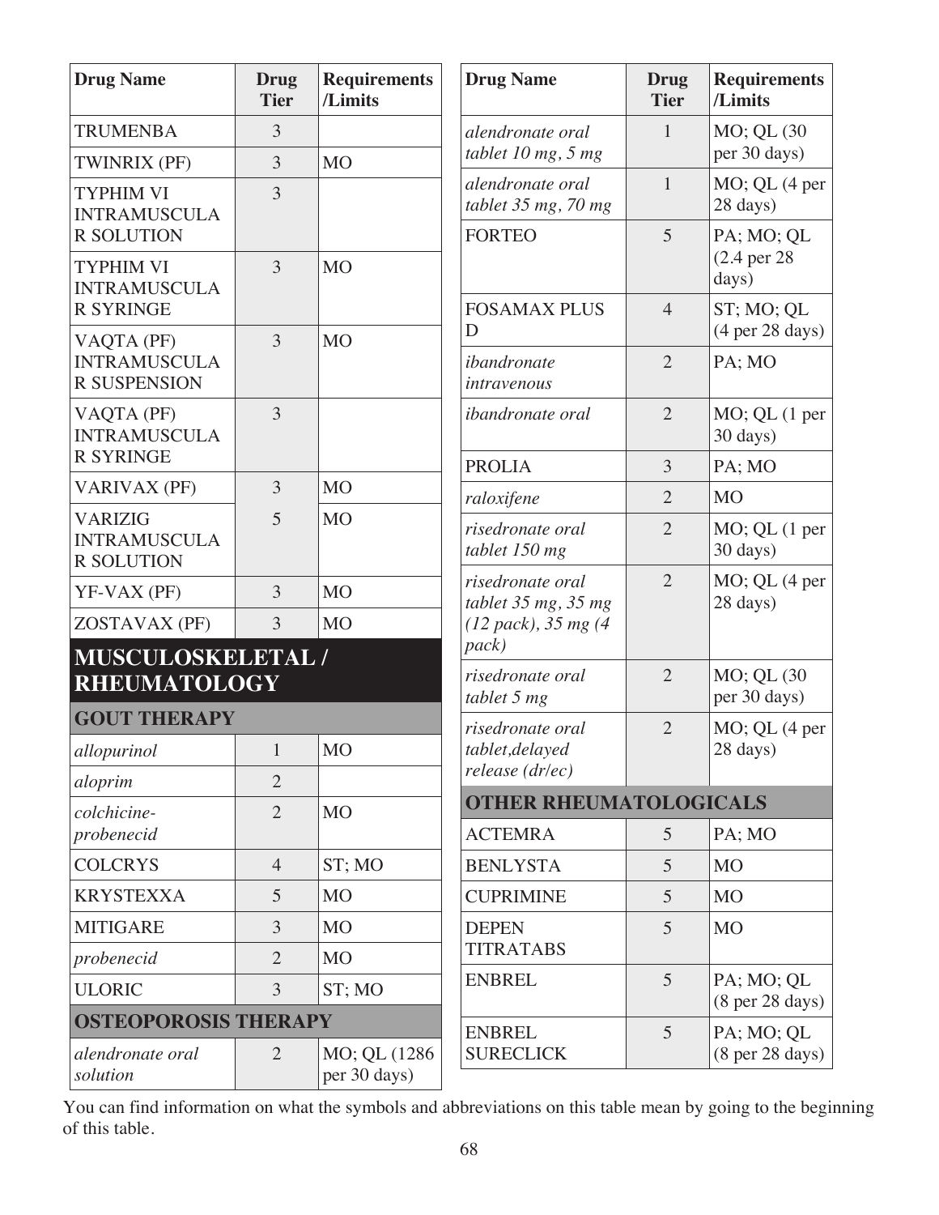| Drug Name | Drug Tier | Requirements /Limits |
|---|---|---|
| TRUMENBA | 3 | |
| TWINRIX (PF) | 3 | MO |
| TYPHIM VI INTRAMUSCULAR SOLUTION | 3 | |
| TYPHIM VI INTRAMUSCULAR SYRINGE | 3 | MO |
| VAQTA (PF) INTRAMUSCULAR SUSPENSION | 3 | MO |
| VAQTA (PF) INTRAMUSCULAR SYRINGE | 3 | |
| VARIVAX (PF) | 3 | MO |
| VARIZIG INTRAMUSCULAR SOLUTION | 5 | MO |
| YF-VAX (PF) | 3 | MO |
| ZOSTAVAX (PF) | 3 | MO |

# MUSCULOSKELETAL / RHEUMATOLOGY

## GOUT THERAPY

| Drug Name | Drug Tier | Requirements /Limits |
|---|---|---|
| *allopurinol* | 1 | MO |
| *aloprim* | 2 | |
| *colchicine-probenecid* | 2 | MO |
| COLCRYS | 4 | ST; MO |
| KRYSTEXXA | 5 | MO |
| MITIGARE | 3 | MO |
| *probenecid* | 2 | MO |
| ULORIC | 3 | ST; MO |

## OSTEOPOROSIS THERAPY

| Drug Name | Drug Tier | Requirements /Limits |
|---|---|---|
| *alendronate oral solution* | 2 | MO; QL (1286 per 30 days) |
| *alendronate oral tablet 10 mg, 5 mg* | 1 | MO; QL (30 per 30 days) |
| *alendronate oral tablet 35 mg, 70 mg* | 1 | MO; QL (4 per 28 days) |
| FORTEO | 5 | PA; MO; QL (2.4 per 28 days) |
| FOSAMAX PLUS D | 4 | ST; MO; QL (4 per 28 days) |
| *ibandronate intravenous* | 2 | PA; MO |
| *ibandronate oral* | 2 | MO; QL (1 per 30 days) |
| PROLIA | 3 | PA; MO |
| *raloxifene* | 2 | MO |
| *risedronate oral tablet 150 mg* | 2 | MO; QL (1 per 30 days) |
| *risedronate oral tablet 35 mg, 35 mg (12 pack), 35 mg (4 pack)* | 2 | MO; QL (4 per 28 days) |
| *risedronate oral tablet 5 mg* | 2 | MO; QL (30 per 30 days) |
| *risedronate oral tablet,delayed release (dr/ec)* | 2 | MO; QL (4 per 28 days) |

## OTHER RHEUMATOLOGICALS

| Drug Name | Drug Tier | Requirements /Limits |
|---|---|---|
| ACTEMRA | 5 | PA; MO |
| BENLYSTA | 5 | MO |
| CUPRIMINE | 5 | MO |
| DEPEN TITRATABS | 5 | MO |
| ENBREL | 5 | PA; MO; QL (8 per 28 days) |
| ENBREL SURECLICK | 5 | PA; MO; QL (8 per 28 days) |

You can find information on what the symbols and abbreviations on this table mean by going to the beginning of this table.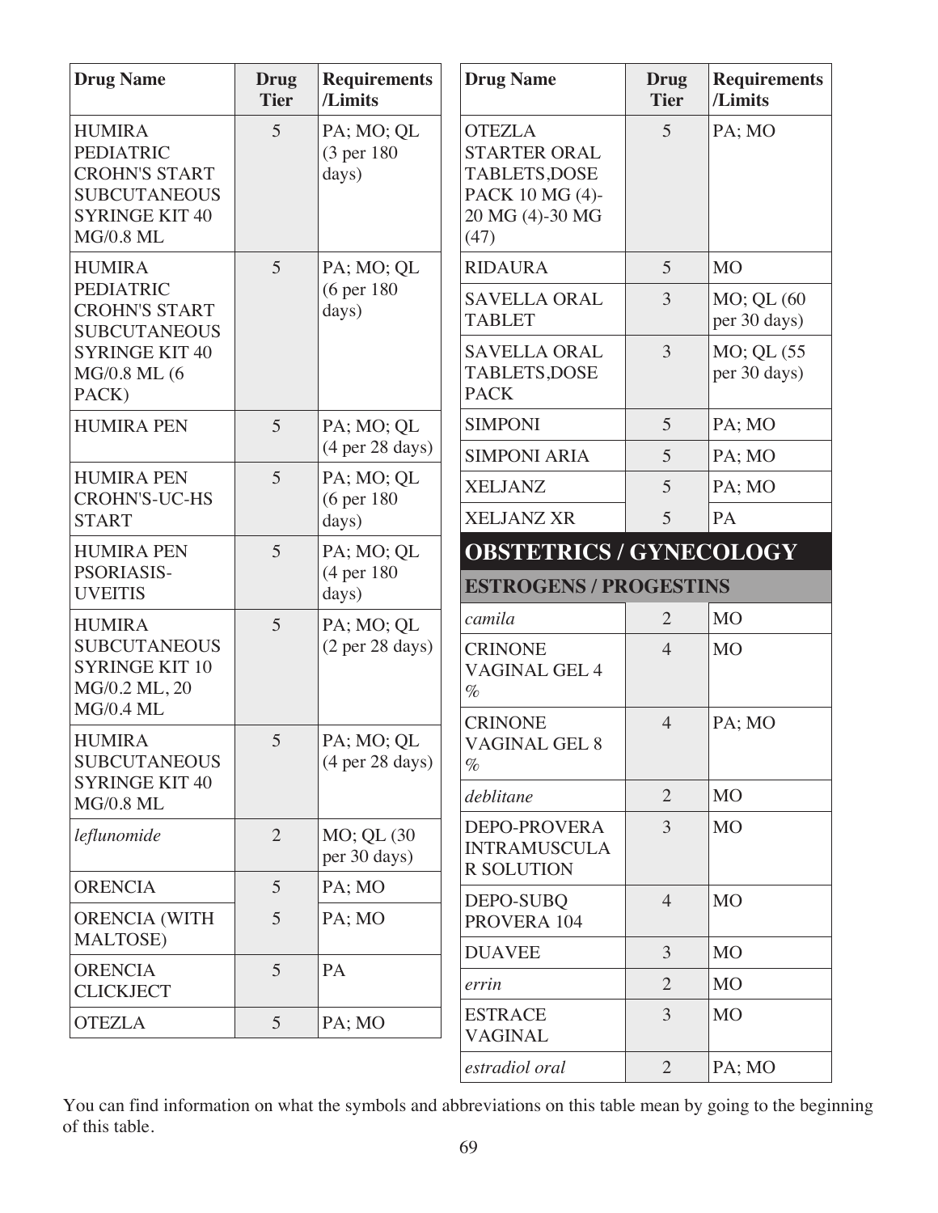| Drug Name | Drug Tier | Requirements /Limits |
|---|---|---|
| HUMIRA PEDIATRIC CROHN'S START SUBCUTANEOUS SYRINGE KIT 40 MG/0.8 ML | 5 | PA; MO; QL (3 per 180 days) |
| HUMIRA PEDIATRIC CROHN'S START SUBCUTANEOUS SYRINGE KIT 40 MG/0.8 ML (6 PACK) | 5 | PA; MO; QL (6 per 180 days) |
| HUMIRA PEN | 5 | PA; MO; QL (4 per 28 days) |
| HUMIRA PEN CROHN'S-UC-HS START | 5 | PA; MO; QL (6 per 180 days) |
| HUMIRA PEN PSORIASIS-UVEITIS | 5 | PA; MO; QL (4 per 180 days) |
| HUMIRA SUBCUTANEOUS SYRINGE KIT 10 MG/0.2 ML, 20 MG/0.4 ML | 5 | PA; MO; QL (2 per 28 days) |
| HUMIRA SUBCUTANEOUS SYRINGE KIT 40 MG/0.8 ML | 5 | PA; MO; QL (4 per 28 days) |
| *leflunomide* | 2 | MO; QL (30 per 30 days) |
| ORENCIA | 5 | PA; MO |
| ORENCIA (WITH MALTOSE) | 5 | PA; MO |
| ORENCIA CLICKJECT | 5 | PA |
| OTEZLA | 5 | PA; MO |
| OTEZLA STARTER ORAL TABLETS,DOSE PACK 10 MG (4)-20 MG (4)-30 MG (47) | 5 | PA; MO |
| RIDAURA | 5 | MO |
| SAVELLA ORAL TABLET | 3 | MO; QL (60 per 30 days) |
| SAVELLA ORAL TABLETS,DOSE PACK | 3 | MO; QL (55 per 30 days) |
| SIMPONI | 5 | PA; MO |
| SIMPONI ARIA | 5 | PA; MO |
| XELJANZ | 5 | PA; MO |
| XELJANZ XR | 5 | PA |

## OBSTETRICS / GYNECOLOGY

### ESTROGENS / PROGESTINS

| Drug Name | Drug Tier | Requirements /Limits |
|---|---|---|
| *camila* | 2 | MO |
| CRINONE VAGINAL GEL 4 % | 4 | MO |
| CRINONE VAGINAL GEL 8 % | 4 | PA; MO |
| *deblitane* | 2 | MO |
| DEPO-PROVERA INTRAMUSCULAR SOLUTION | 3 | MO |
| DEPO-SUBQ PROVERA 104 | 4 | MO |
| DUAVEE | 3 | MO |
| *errin* | 2 | MO |
| ESTRACE VAGINAL | 3 | MO |
| *estradiol oral* | 2 | PA; MO |

You can find information on what the symbols and abbreviations on this table mean by going to the beginning of this table.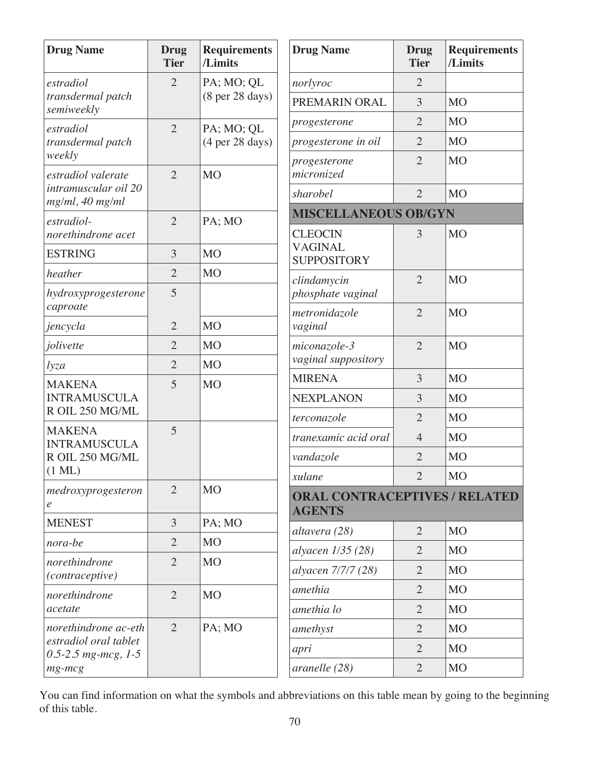| Drug Name | Drug Tier | Requirements /Limits |
|---|---|---|
| *estradiol transdermal patch semiweekly* | 2 | PA; MO; QL (8 per 28 days) |
| *estradiol transdermal patch weekly* | 2 | PA; MO; QL (4 per 28 days) |
| *estradiol valerate intramuscular oil 20 mg/ml, 40 mg/ml* | 2 | MO |
| *estradiol-norethindrone acet* | 2 | PA; MO |
| ESTRING | 3 | MO |
| *heather* | 2 | MO |
| *hydroxyprogesterone caproate* | 5 | |
| *jencycla* | 2 | MO |
| *jolivette* | 2 | MO |
| *lyza* | 2 | MO |
| MAKENA INTRAMUSCULAR OIL 250 MG/ML | 5 | MO |
| MAKENA INTRAMUSCULAR OIL 250 MG/ML (1 ML) | 5 | |
| *medroxyprogesterone* | 2 | MO |
| MENEST | 3 | PA; MO |
| *nora-be* | 2 | MO |
| *norethindrone (contraceptive)* | 2 | MO |
| *norethindrone acetate* | 2 | MO |
| *norethindrone ac-eth estradiol oral tablet 0.5-2.5 mg-mcg, 1-5 mg-mcg* | 2 | PA; MO |
| *norlyroc* | 2 | |
| PREMARIN ORAL | 3 | MO |
| *progesterone* | 2 | MO |
| *progesterone in oil* | 2 | MO |
| *progesterone micronized* | 2 | MO |
| *sharobel* | 2 | MO |
| **MISCELLANEOUS OB/GYN** | | |
| CLEOCIN VAGINAL SUPPOSITORY | 3 | MO |
| *clindamycin phosphate vaginal* | 2 | MO |
| *metronidazole vaginal* | 2 | MO |
| *miconazole-3 vaginal suppository* | 2 | MO |
| MIRENA | 3 | MO |
| NEXPLANON | 3 | MO |
| *terconazole* | 2 | MO |
| *tranexamic acid oral* | 4 | MO |
| *vandazole* | 2 | MO |
| *xulane* | 2 | MO |
| **ORAL CONTRACEPTIVES / RELATED AGENTS** | | |
| *altavera (28)* | 2 | MO |
| *alyacen 1/35 (28)* | 2 | MO |
| *alyacen 7/7/7 (28)* | 2 | MO |
| *amethia* | 2 | MO |
| *amethia lo* | 2 | MO |
| *amethyst* | 2 | MO |
| *apri* | 2 | MO |
| *aranelle (28)* | 2 | MO |

You can find information on what the symbols and abbreviations on this table mean by going to the beginning of this table.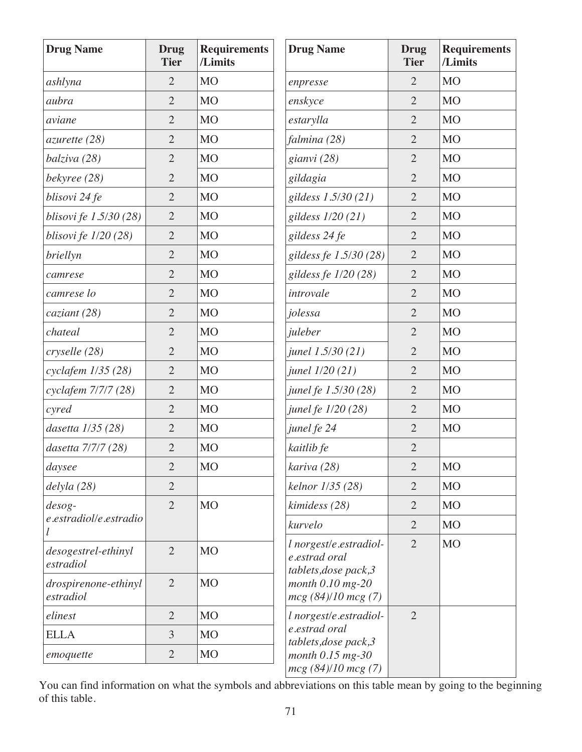| Drug Name | Drug Tier | Requirements /Limits |
|---|---|---|
| *ashlyna* | 2 | MO |
| *aubra* | 2 | MO |
| *aviane* | 2 | MO |
| *azurette (28)* | 2 | MO |
| *balziva (28)* | 2 | MO |
| *bekyree (28)* | 2 | MO |
| *blisovi 24 fe* | 2 | MO |
| *blisovi fe 1.5/30 (28)* | 2 | MO |
| *blisovi fe 1/20 (28)* | 2 | MO |
| *briellyn* | 2 | MO |
| *camrese* | 2 | MO |
| *camrese lo* | 2 | MO |
| *caziant (28)* | 2 | MO |
| *chateal* | 2 | MO |
| *cryselle (28)* | 2 | MO |
| *cyclafem 1/35 (28)* | 2 | MO |
| *cyclafem 7/7/7 (28)* | 2 | MO |
| *cyred* | 2 | MO |
| *dasetta 1/35 (28)* | 2 | MO |
| *dasetta 7/7/7 (28)* | 2 | MO |
| *daysee* | 2 | MO |
| *delyla (28)* | 2 | |
| *desog-e.estradiol/e.estradiol* | 2 | MO |
| *desogestrel-ethinyl estradiol* | 2 | MO |
| *drospirenone-ethinyl estradiol* | 2 | MO |
| *elinest* | 2 | MO |
| ELLA | 3 | MO |
| *emoquette* | 2 | MO |
| *enpresse* | 2 | MO |
| *enskyce* | 2 | MO |
| *estarylla* | 2 | MO |
| *falmina (28)* | 2 | MO |
| *gianvi (28)* | 2 | MO |
| *gildagia* | 2 | MO |
| *gildess 1.5/30 (21)* | 2 | MO |
| *gildess 1/20 (21)* | 2 | MO |
| *gildess 24 fe* | 2 | MO |
| *gildess fe 1.5/30 (28)* | 2 | MO |
| *gildess fe 1/20 (28)* | 2 | MO |
| *introvale* | 2 | MO |
| *jolessa* | 2 | MO |
| *juleber* | 2 | MO |
| *junel 1.5/30 (21)* | 2 | MO |
| *junel 1/20 (21)* | 2 | MO |
| *junel fe 1.5/30 (28)* | 2 | MO |
| *junel fe 1/20 (28)* | 2 | MO |
| *junel fe 24* | 2 | MO |
| *kaitlib fe* | 2 | |
| *kariva (28)* | 2 | MO |
| *kelnor 1/35 (28)* | 2 | MO |
| *kimidess (28)* | 2 | MO |
| *kurvelo* | 2 | MO |
| *l norgest/e.estradiol-e.estrad oral tablets,dose pack,3 month 0.10 mg-20 mcg (84)/10 mcg (7)* | 2 | MO |
| *l norgest/e.estradiol-e.estrad oral tablets,dose pack,3 month 0.15 mg-30 mcg (84)/10 mcg (7)* | 2 | |

You can find information on what the symbols and abbreviations on this table mean by going to the beginning of this table.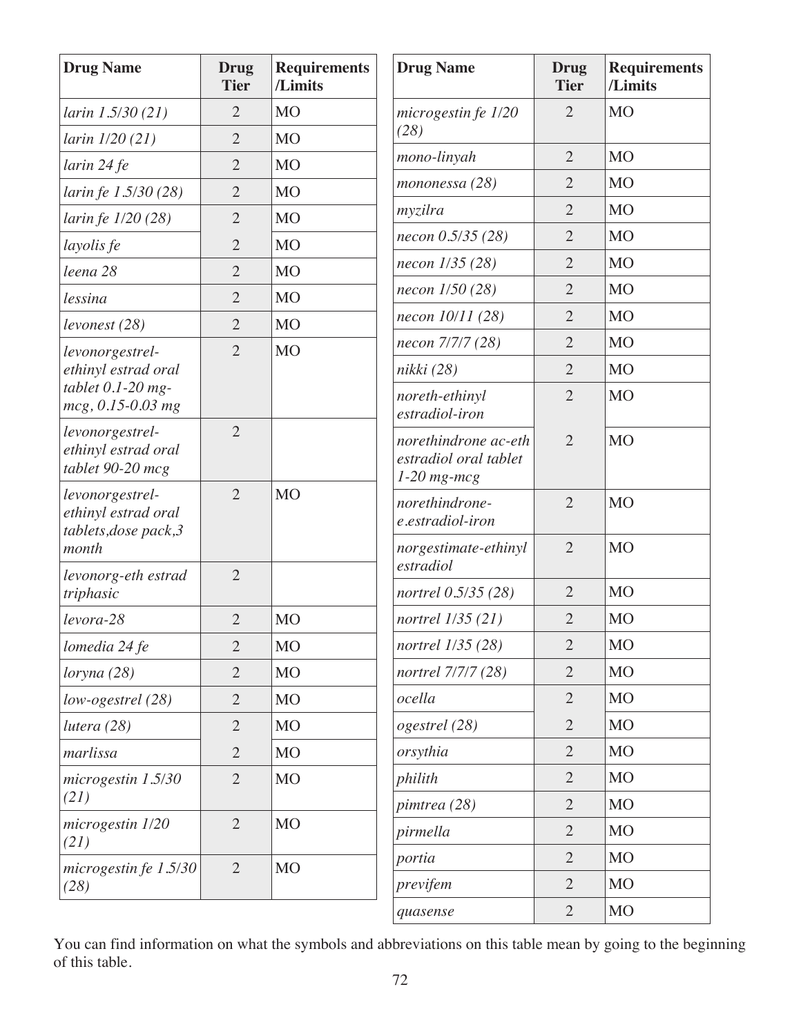| Drug Name | Drug Tier | Requirements /Limits |
|---|---|---|
| *larin 1.5/30 (21)* | 2 | MO |
| *larin 1/20 (21)* | 2 | MO |
| *larin 24 fe* | 2 | MO |
| *larin fe 1.5/30 (28)* | 2 | MO |
| *larin fe 1/20 (28)* | 2 | MO |
| *layolis fe* | 2 | MO |
| *leena 28* | 2 | MO |
| *lessina* | 2 | MO |
| *levonest (28)* | 2 | MO |
| *levonorgestrel-ethinyl estrad oral tablet 0.1-20 mg-mcg, 0.15-0.03 mg* | 2 | MO |
| *levonorgestrel-ethinyl estrad oral tablet 90-20 mcg* | 2 | |
| *levonorgestrel-ethinyl estrad oral tablets,dose pack,3 month* | 2 | MO |
| *levonorg-eth estrad triphasic* | 2 | |
| *levora-28* | 2 | MO |
| *lomedia 24 fe* | 2 | MO |
| *loryna (28)* | 2 | MO |
| *low-ogestrel (28)* | 2 | MO |
| *lutera (28)* | 2 | MO |
| *marlissa* | 2 | MO |
| *microgestin 1.5/30 (21)* | 2 | MO |
| *microgestin 1/20 (21)* | 2 | MO |
| *microgestin fe 1.5/30 (28)* | 2 | MO |
| *microgestin fe 1/20 (28)* | 2 | MO |
| *mono-linyah* | 2 | MO |
| *mononessa (28)* | 2 | MO |
| *myzilra* | 2 | MO |
| *necon 0.5/35 (28)* | 2 | MO |
| *necon 1/35 (28)* | 2 | MO |
| *necon 1/50 (28)* | 2 | MO |
| *necon 10/11 (28)* | 2 | MO |
| *necon 7/7/7 (28)* | 2 | MO |
| *nikki (28)* | 2 | MO |
| *noreth-ethinyl estradiol-iron* | 2 | MO |
| *norethindrone ac-eth estradiol oral tablet 1-20 mg-mcg* | 2 | MO |
| *norethindrone-e.estradiol-iron* | 2 | MO |
| *norgestimate-ethinyl estradiol* | 2 | MO |
| *nortrel 0.5/35 (28)* | 2 | MO |
| *nortrel 1/35 (21)* | 2 | MO |
| *nortrel 1/35 (28)* | 2 | MO |
| *nortrel 7/7/7 (28)* | 2 | MO |
| *ocella* | 2 | MO |
| *ogestrel (28)* | 2 | MO |
| *orsythia* | 2 | MO |
| *philith* | 2 | MO |
| *pimtrea (28)* | 2 | MO |
| *pirmella* | 2 | MO |
| *portia* | 2 | MO |
| *previfem* | 2 | MO |
| *quasense* | 2 | MO |

You can find information on what the symbols and abbreviations on this table mean by going to the beginning of this table.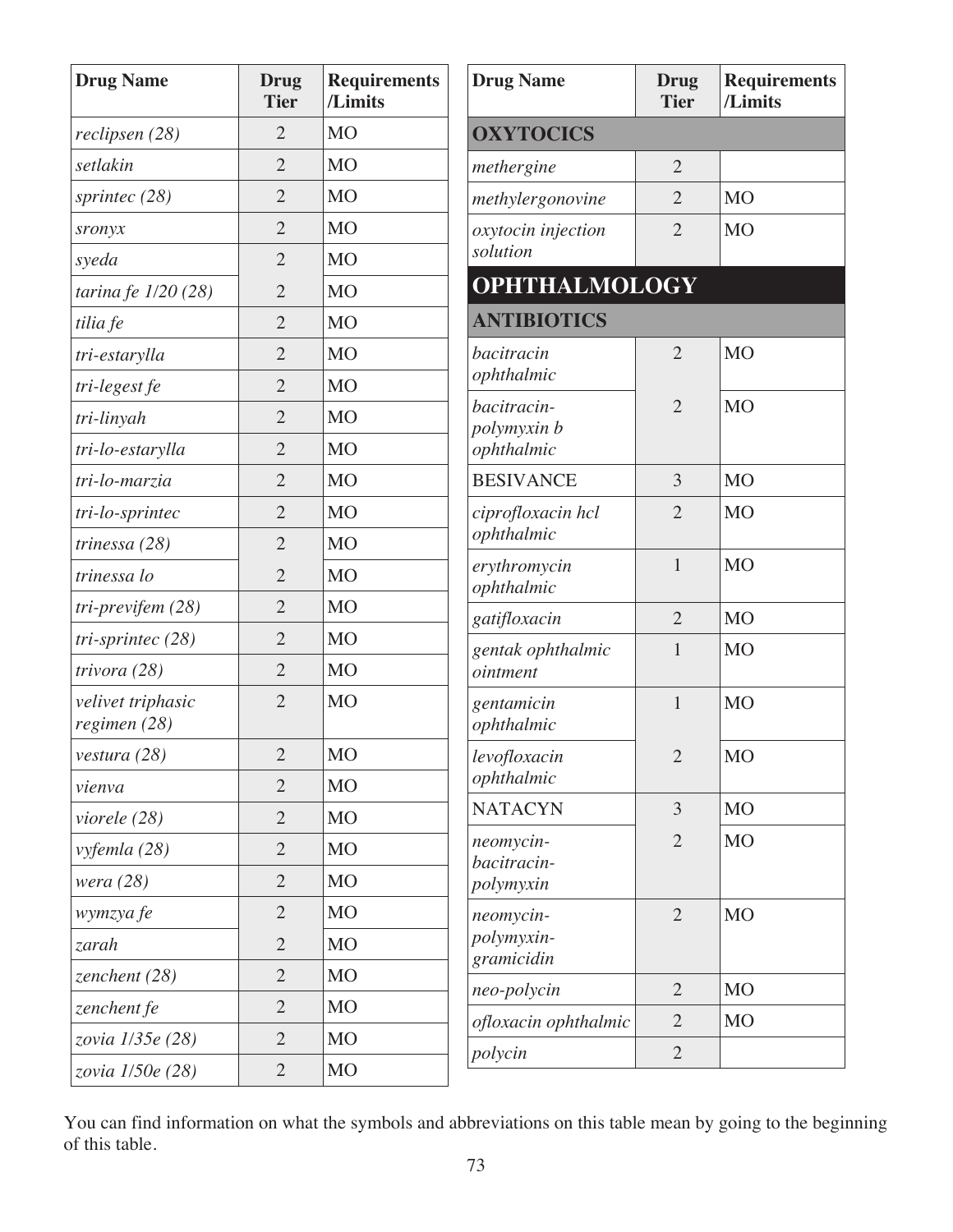| Drug Name | Drug Tier | Requirements /Limits |
|---|---|---|
| *reclipsen (28)* | 2 | MO |
| *setlakin* | 2 | MO |
| *sprintec (28)* | 2 | MO |
| *sronyx* | 2 | MO |
| *syeda* | 2 | MO |
| *tarina fe 1/20 (28)* | 2 | MO |
| *tilia fe* | 2 | MO |
| *tri-estarylla* | 2 | MO |
| *tri-legest fe* | 2 | MO |
| *tri-linyah* | 2 | MO |
| *tri-lo-estarylla* | 2 | MO |
| *tri-lo-marzia* | 2 | MO |
| *tri-lo-sprintec* | 2 | MO |
| *trinessa (28)* | 2 | MO |
| *trinessa lo* | 2 | MO |
| *tri-previfem (28)* | 2 | MO |
| *tri-sprintec (28)* | 2 | MO |
| *trivora (28)* | 2 | MO |
| *velivet triphasic regimen (28)* | 2 | MO |
| *vestura (28)* | 2 | MO |
| *vienva* | 2 | MO |
| *viorele (28)* | 2 | MO |
| *vyfemla (28)* | 2 | MO |
| *wera (28)* | 2 | MO |
| *wymzya fe* | 2 | MO |
| *zarah* | 2 | MO |
| *zenchent (28)* | 2 | MO |
| *zenchent fe* | 2 | MO |
| *zovia 1/35e (28)* | 2 | MO |
| *zovia 1/50e (28)* | 2 | MO |
| **OXYTOCICS** | | |
| *methergine* | 2 | |
| *methylergonovine* | 2 | MO |
| *oxytocin injection solution* | 2 | MO |
| **OPHTHALMOLOGY** | | |
| **ANTIBIOTICS** | | |
| *bacitracin ophthalmic* | 2 | MO |
| *bacitracin-polymyxin b ophthalmic* | 2 | MO |
| BESIVANCE | 3 | MO |
| *ciprofloxacin hcl ophthalmic* | 2 | MO |
| *erythromycin ophthalmic* | 1 | MO |
| *gatifloxacin* | 2 | MO |
| *gentak ophthalmic ointment* | 1 | MO |
| *gentamicin ophthalmic* | 1 | MO |
| *levofloxacin ophthalmic* | 2 | MO |
| NATACYN | 3 | MO |
| *neomycin-bacitracin-polymyxin* | 2 | MO |
| *neomycin-polymyxin-gramicidin* | 2 | MO |
| *neo-polycin* | 2 | MO |
| *ofloxacin ophthalmic* | 2 | MO |
| *polycin* | 2 | |

You can find information on what the symbols and abbreviations on this table mean by going to the beginning of this table.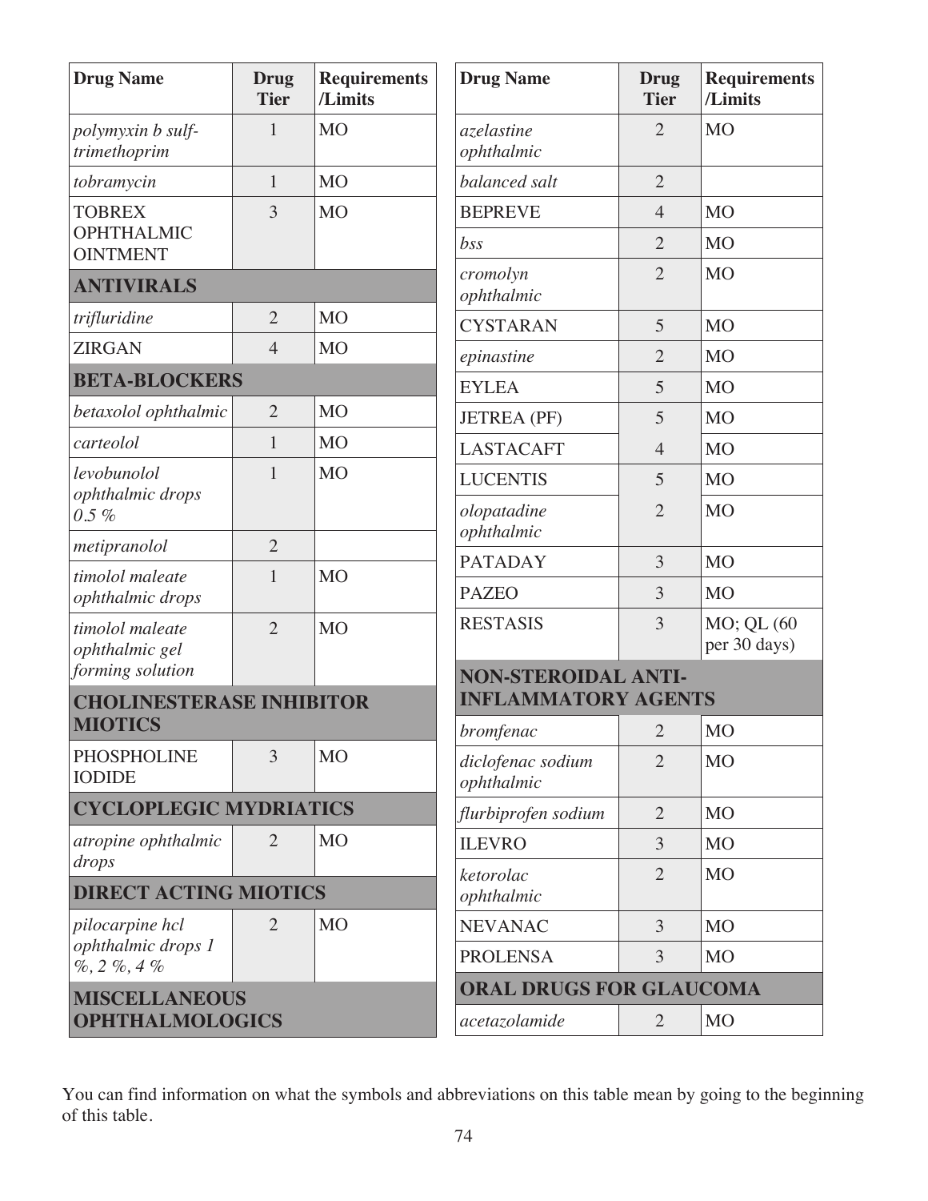| Drug Name | Drug Tier | Requirements /Limits |
|---|---|---|
| *polymyxin b sulf-trimethoprim* | 1 | MO |
| *tobramycin* | 1 | MO |
| TOBREX OPHTHALMIC OINTMENT | 3 | MO |
| **ANTIVIRALS** | | |
| *trifluridine* | 2 | MO |
| ZIRGAN | 4 | MO |
| **BETA-BLOCKERS** | | |
| *betaxolol ophthalmic* | 2 | MO |
| *carteolol* | 1 | MO |
| *levobunolol ophthalmic drops 0.5 %* | 1 | MO |
| *metipranolol* | 2 | |
| *timolol maleate ophthalmic drops* | 1 | MO |
| *timolol maleate ophthalmic gel forming solution* | 2 | MO |
| **CHOLINESTERASE INHIBITOR MIOTICS** | | |
| PHOSPHOLINE IODIDE | 3 | MO |
| **CYCLOPLEGIC MYDRIATICS** | | |
| *atropine ophthalmic drops* | 2 | MO |
| **DIRECT ACTING MIOTICS** | | |
| *pilocarpine hcl ophthalmic drops 1 %, 2 %, 4 %* | 2 | MO |
| **MISCELLANEOUS OPHTHALMOLOGICS** | | |
| *azelastine ophthalmic* | 2 | MO |
| *balanced salt* | 2 | |
| BEPREVE | 4 | MO |
| *bss* | 2 | MO |
| *cromolyn ophthalmic* | 2 | MO |
| CYSTARAN | 5 | MO |
| *epinastine* | 2 | MO |
| EYLEA | 5 | MO |
| JETREA (PF) | 5 | MO |
| LASTACAFT | 4 | MO |
| LUCENTIS | 5 | MO |
| *olopatadine ophthalmic* | 2 | MO |
| PATADAY | 3 | MO |
| PAZEO | 3 | MO |
| RESTASIS | 3 | MO; QL (60 per 30 days) |
| **NON-STEROIDAL ANTI-INFLAMMATORY AGENTS** | | |
| *bromfenac* | 2 | MO |
| *diclofenac sodium ophthalmic* | 2 | MO |
| *flurbiprofen sodium* | 2 | MO |
| ILEVRO | 3 | MO |
| *ketorolac ophthalmic* | 2 | MO |
| NEVANAC | 3 | MO |
| PROLENSA | 3 | MO |
| **ORAL DRUGS FOR GLAUCOMA** | | |
| *acetazolamide* | 2 | MO |

You can find information on what the symbols and abbreviations on this table mean by going to the beginning of this table.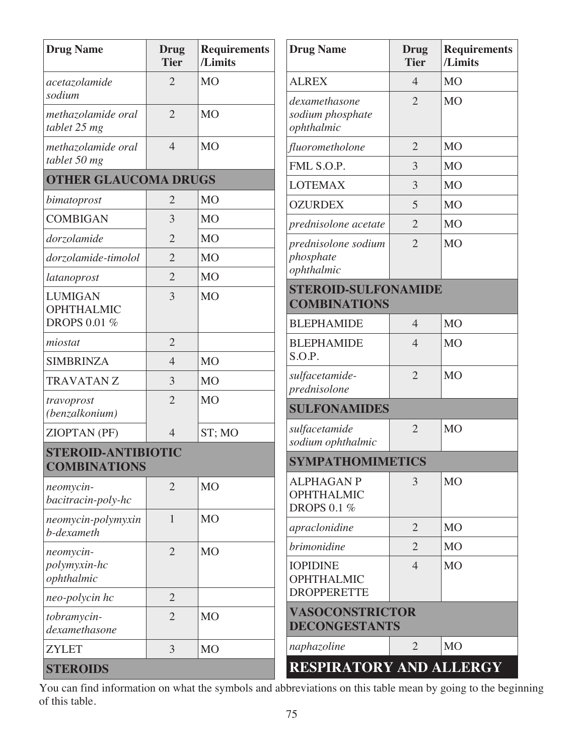| Drug Name | Drug Tier | Requirements /Limits |
|---|---|---|
| *acetazolamide sodium* | 2 | MO |
| *methazolamide oral tablet 25 mg* | 2 | MO |
| *methazolamide oral tablet 50 mg* | 4 | MO |
| **OTHER GLAUCOMA DRUGS** | | |
| *bimatoprost* | 2 | MO |
| COMBIGAN | 3 | MO |
| *dorzolamide* | 2 | MO |
| *dorzolamide-timolol* | 2 | MO |
| *latanoprost* | 2 | MO |
| LUMIGAN OPHTHALMIC DROPS 0.01 % | 3 | MO |
| *miostat* | 2 | |
| SIMBRINZA | 4 | MO |
| TRAVATAN Z | 3 | MO |
| *travoprost (benzalkonium)* | 2 | MO |
| ZIOPTAN (PF) | 4 | ST; MO |
| **STEROID-ANTIBIOTIC COMBINATIONS** | | |
| *neomycin-bacitracin-poly-hc* | 2 | MO |
| *neomycin-polymyxin b-dexameth* | 1 | MO |
| *neomycin-polymyxin-hc ophthalmic* | 2 | MO |
| *neo-polycin hc* | 2 | |
| *tobramycin-dexamethasone* | 2 | MO |
| ZYLET | 3 | MO |
| **STEROIDS** | | |
| ALREX | 4 | MO |
| *dexamethasone sodium phosphate ophthalmic* | 2 | MO |
| *fluorometholone* | 2 | MO |
| FML S.O.P. | 3 | MO |
| LOTEMAX | 3 | MO |
| OZURDEX | 5 | MO |
| *prednisolone acetate* | 2 | MO |
| *prednisolone sodium phosphate ophthalmic* | 2 | MO |
| **STEROID-SULFONAMIDE COMBINATIONS** | | |
| BLEPHAMIDE | 4 | MO |
| BLEPHAMIDE S.O.P. | 4 | MO |
| *sulfacetamide-prednisolone* | 2 | MO |
| **SULFONAMIDES** | | |
| *sulfacetamide sodium ophthalmic* | 2 | MO |
| **SYMPATHOMIMETICS** | | |
| ALPHAGAN P OPHTHALMIC DROPS 0.1 % | 3 | MO |
| *apraclonidine* | 2 | MO |
| *brimonidine* | 2 | MO |
| IOPIDINE OPHTHALMIC DROPPERETTE | 4 | MO |
| **VASOCONSTRICTOR DECONGESTANTS** | | |
| *naphazoline* | 2 | MO |

## RESPIRATORY AND ALLERGY

You can find information on what the symbols and abbreviations on this table mean by going to the beginning of this table.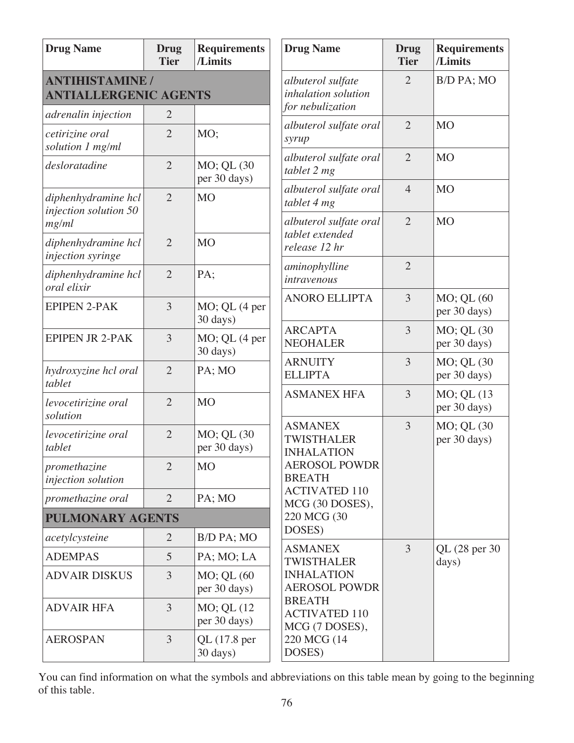| Drug Name | Drug Tier | Requirements /Limits |
|---|---|---|
| **ANTIHISTAMINE / ANTIALLERGENIC AGENTS** | | |
| *adrenalin injection* | 2 | |
| *cetirizine oral solution 1 mg/ml* | 2 | MO; |
| *desloratadine* | 2 | MO; QL (30 per 30 days) |
| *diphenhydramine hcl injection solution 50 mg/ml* | 2 | MO |
| *diphenhydramine hcl injection syringe* | 2 | MO |
| *diphenhydramine hcl oral elixir* | 2 | PA; |
| EPIPEN 2-PAK | 3 | MO; QL (4 per 30 days) |
| EPIPEN JR 2-PAK | 3 | MO; QL (4 per 30 days) |
| *hydroxyzine hcl oral tablet* | 2 | PA; MO |
| *levocetirizine oral solution* | 2 | MO |
| *levocetirizine oral tablet* | 2 | MO; QL (30 per 30 days) |
| *promethazine injection solution* | 2 | MO |
| *promethazine oral* | 2 | PA; MO |
| **PULMONARY AGENTS** | | |
| *acetylcysteine* | 2 | B/D PA; MO |
| ADEMPAS | 5 | PA; MO; LA |
| ADVAIR DISKUS | 3 | MO; QL (60 per 30 days) |
| ADVAIR HFA | 3 | MO; QL (12 per 30 days) |
| AEROSPAN | 3 | QL (17.8 per 30 days) |
| *albuterol sulfate inhalation solution for nebulization* | 2 | B/D PA; MO |
| *albuterol sulfate oral syrup* | 2 | MO |
| *albuterol sulfate oral tablet 2 mg* | 2 | MO |
| *albuterol sulfate oral tablet 4 mg* | 4 | MO |
| *albuterol sulfate oral tablet extended release 12 hr* | 2 | MO |
| *aminophylline intravenous* | 2 | |
| ANORO ELLIPTA | 3 | MO; QL (60 per 30 days) |
| ARCAPTA NEOHALER | 3 | MO; QL (30 per 30 days) |
| ARNUITY ELLIPTA | 3 | MO; QL (30 per 30 days) |
| ASMANEX HFA | 3 | MO; QL (13 per 30 days) |
| ASMANEX TWISTHALER INHALATION AEROSOL POWDR BREATH ACTIVATED 110 MCG (30 DOSES), 220 MCG (30 DOSES) | 3 | MO; QL (30 per 30 days) |
| ASMANEX TWISTHALER INHALATION AEROSOL POWDR BREATH ACTIVATED 110 MCG (7 DOSES), 220 MCG (14 DOSES) | 3 | QL (28 per 30 days) |

You can find information on what the symbols and abbreviations on this table mean by going to the beginning of this table.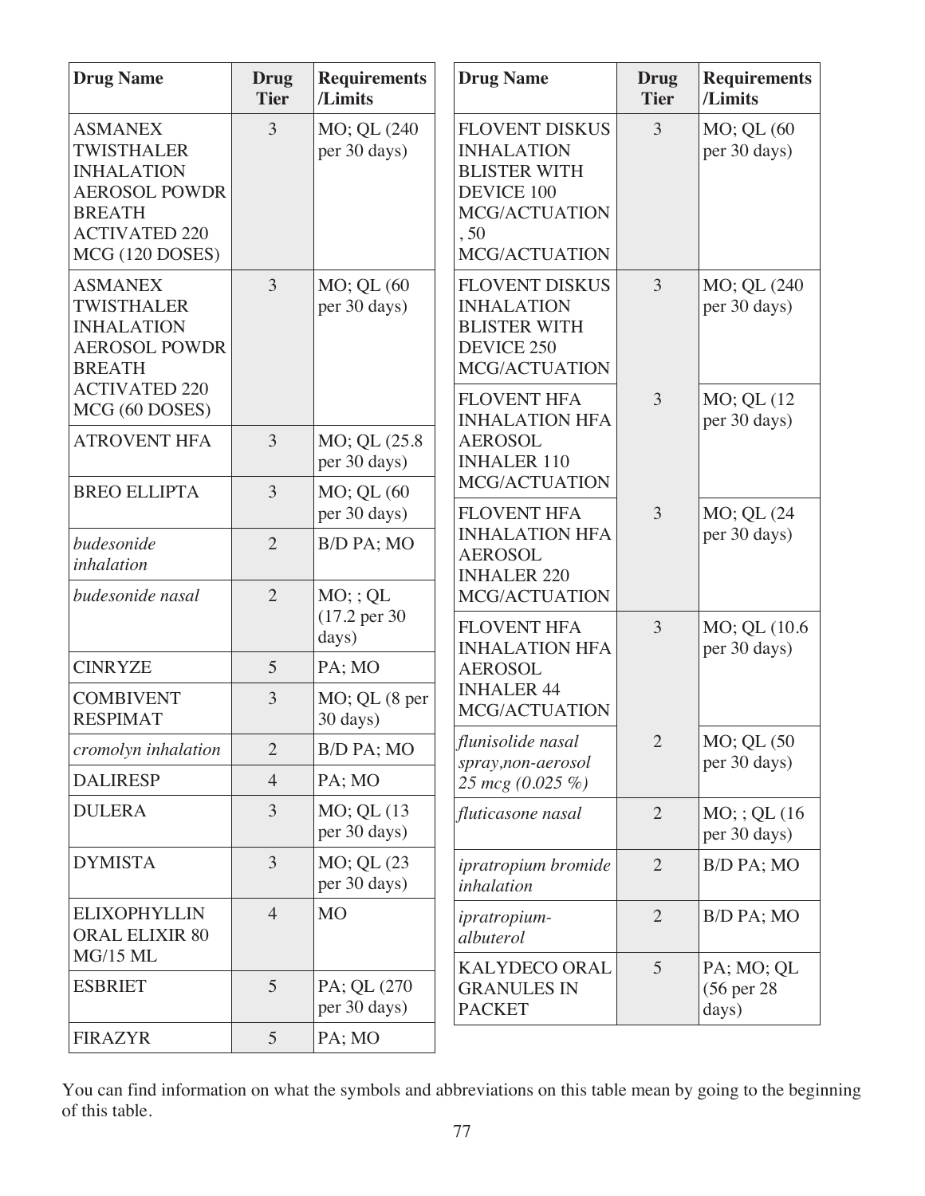| Drug Name | Drug Tier | Requirements /Limits |
|---|---|---|
| ASMANEX TWISTHALER INHALATION AEROSOL POWDR BREATH ACTIVATED 220 MCG (120 DOSES) | 3 | MO; QL (240 per 30 days) |
| ASMANEX TWISTHALER INHALATION AEROSOL POWDR BREATH ACTIVATED 220 MCG (60 DOSES) | 3 | MO; QL (60 per 30 days) |
| ATROVENT HFA | 3 | MO; QL (25.8 per 30 days) |
| BREO ELLIPTA | 3 | MO; QL (60 per 30 days) |
| *budesonide inhalation* | 2 | B/D PA; MO |
| *budesonide nasal* | 2 | MO; ; QL (17.2 per 30 days) |
| CINRYZE | 5 | PA; MO |
| COMBIVENT RESPIMAT | 3 | MO; QL (8 per 30 days) |
| *cromolyn inhalation* | 2 | B/D PA; MO |
| DALIRESP | 4 | PA; MO |
| DULERA | 3 | MO; QL (13 per 30 days) |
| DYMISTA | 3 | MO; QL (23 per 30 days) |
| ELIXOPHYLLIN ORAL ELIXIR 80 MG/15 ML | 4 | MO |
| ESBRIET | 5 | PA; QL (270 per 30 days) |
| FIRAZYR | 5 | PA; MO |
| FLOVENT DISKUS INHALATION BLISTER WITH DEVICE 100 MCG/ACTUATION, 50 MCG/ACTUATION | 3 | MO; QL (60 per 30 days) |
| FLOVENT DISKUS INHALATION BLISTER WITH DEVICE 250 MCG/ACTUATION | 3 | MO; QL (240 per 30 days) |
| FLOVENT HFA INHALATION HFA AEROSOL INHALER 110 MCG/ACTUATION | 3 | MO; QL (12 per 30 days) |
| FLOVENT HFA INHALATION HFA AEROSOL INHALER 220 MCG/ACTUATION | 3 | MO; QL (24 per 30 days) |
| FLOVENT HFA INHALATION HFA AEROSOL INHALER 44 MCG/ACTUATION | 3 | MO; QL (10.6 per 30 days) |
| *flunisolide nasal spray,non-aerosol 25 mcg (0.025 %)* | 2 | MO; QL (50 per 30 days) |
| *fluticasone nasal* | 2 | MO; ; QL (16 per 30 days) |
| *ipratropium bromide inhalation* | 2 | B/D PA; MO |
| *ipratropium-albuterol* | 2 | B/D PA; MO |
| KALYDECO ORAL GRANULES IN PACKET | 5 | PA; MO; QL (56 per 28 days) |

You can find information on what the symbols and abbreviations on this table mean by going to the beginning of this table.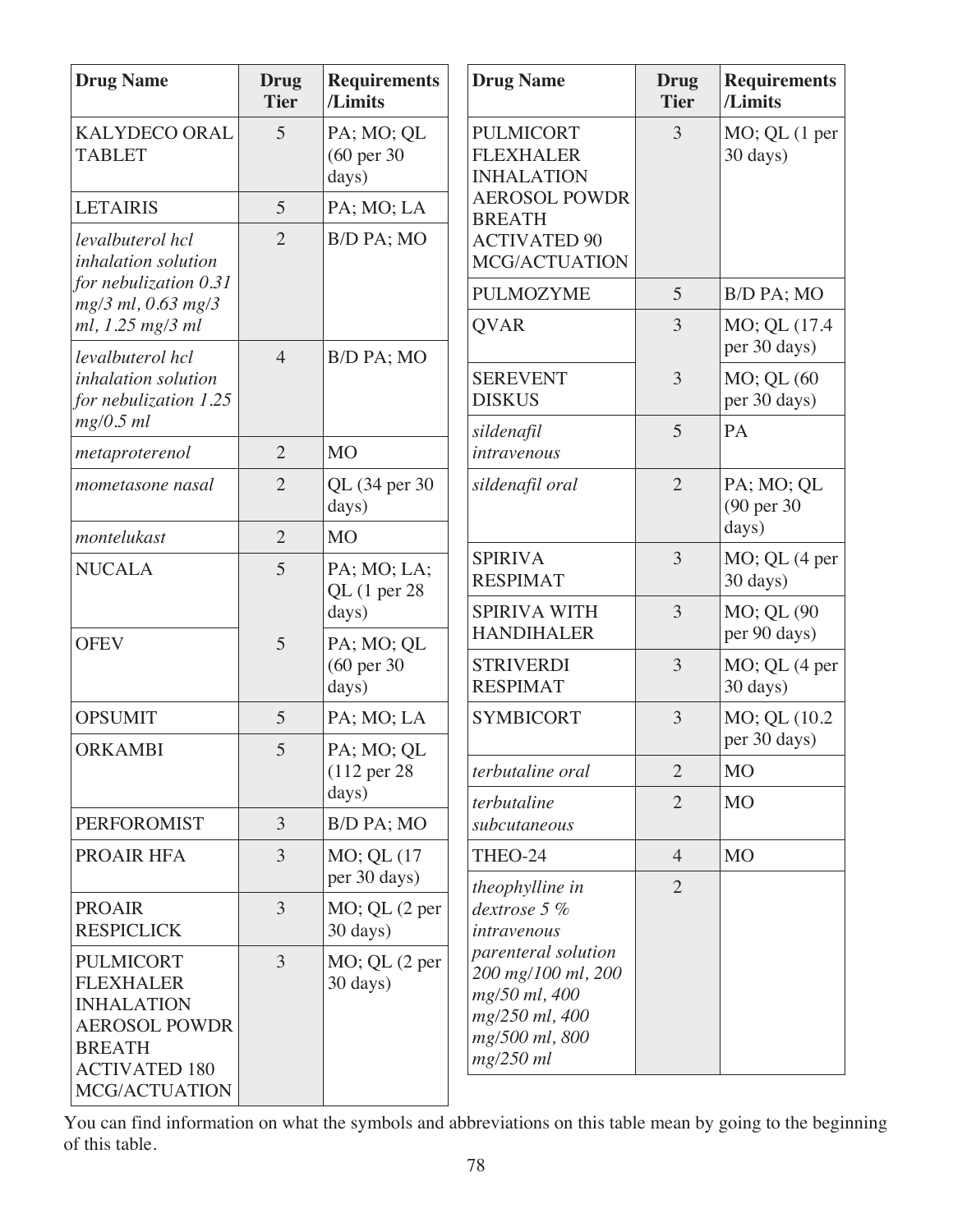| Drug Name | Drug Tier | Requirements /Limits |
|---|---|---|
| KALYDECO ORAL TABLET | 5 | PA; MO; QL (60 per 30 days) |
| LETAIRIS | 5 | PA; MO; LA |
| *levalbuterol hcl inhalation solution for nebulization 0.31 mg/3 ml, 0.63 mg/3 ml, 1.25 mg/3 ml* | 2 | B/D PA; MO |
| *levalbuterol hcl inhalation solution for nebulization 1.25 mg/0.5 ml* | 4 | B/D PA; MO |
| *metaproterenol* | 2 | MO |
| *mometasone nasal* | 2 | QL (34 per 30 days) |
| *montelukast* | 2 | MO |
| NUCALA | 5 | PA; MO; LA; QL (1 per 28 days) |
| OFEV | 5 | PA; MO; QL (60 per 30 days) |
| OPSUMIT | 5 | PA; MO; LA |
| ORKAMBI | 5 | PA; MO; QL (112 per 28 days) |
| PERFOROMIST | 3 | B/D PA; MO |
| PROAIR HFA | 3 | MO; QL (17 per 30 days) |
| PROAIR RESPICLICK | 3 | MO; QL (2 per 30 days) |
| PULMICORT FLEXHALER INHALATION AEROSOL POWDR BREATH ACTIVATED 180 MCG/ACTUATION | 3 | MO; QL (2 per 30 days) |
| PULMICORT FLEXHALER INHALATION AEROSOL POWDR BREATH ACTIVATED 90 MCG/ACTUATION | 3 | MO; QL (1 per 30 days) |
| PULMOZYME | 5 | B/D PA; MO |
| QVAR | 3 | MO; QL (17.4 per 30 days) |
| SEREVENT DISKUS | 3 | MO; QL (60 per 30 days) |
| *sildenafil intravenous* | 5 | PA |
| *sildenafil oral* | 2 | PA; MO; QL (90 per 30 days) |
| SPIRIVA RESPIMAT | 3 | MO; QL (4 per 30 days) |
| SPIRIVA WITH HANDIHALER | 3 | MO; QL (90 per 90 days) |
| STRIVERDI RESPIMAT | 3 | MO; QL (4 per 30 days) |
| SYMBICORT | 3 | MO; QL (10.2 per 30 days) |
| *terbutaline oral* | 2 | MO |
| *terbutaline subcutaneous* | 2 | MO |
| THEO-24 | 4 | MO |
| *theophylline in dextrose 5 % intravenous parenteral solution 200 mg/100 ml, 200 mg/50 ml, 400 mg/250 ml, 400 mg/500 ml, 800 mg/250 ml* | 2 | |

You can find information on what the symbols and abbreviations on this table mean by going to the beginning of this table.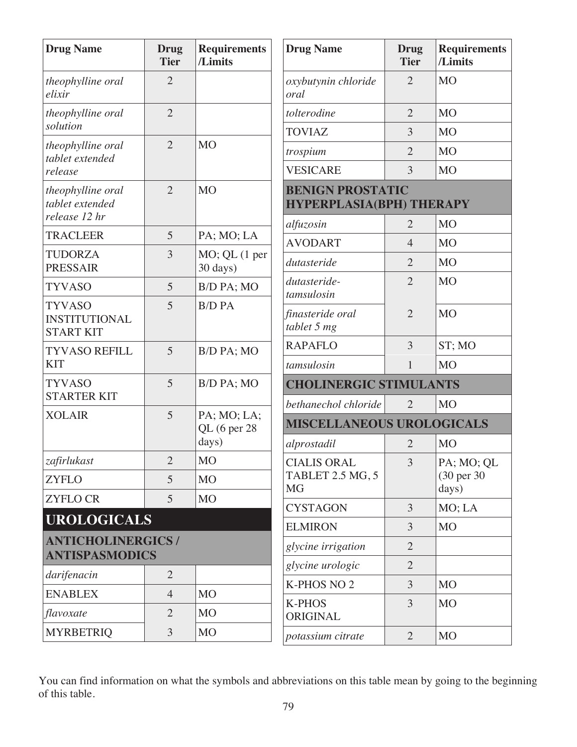| Drug Name | Drug Tier | Requirements /Limits |
|---|---|---|
| *theophylline oral elixir* | 2 | |
| *theophylline oral solution* | 2 | |
| *theophylline oral tablet extended release* | 2 | MO |
| *theophylline oral tablet extended release 12 hr* | 2 | MO |
| TRACLEER | 5 | PA; MO; LA |
| TUDORZA PRESSAIR | 3 | MO; QL (1 per 30 days) |
| TYVASO | 5 | B/D PA; MO |
| TYVASO INSTITUTIONAL START KIT | 5 | B/D PA |
| TYVASO REFILL KIT | 5 | B/D PA; MO |
| TYVASO STARTER KIT | 5 | B/D PA; MO |
| XOLAIR | 5 | PA; MO; LA; QL (6 per 28 days) |
| *zafirlukast* | 2 | MO |
| ZYFLO | 5 | MO |
| ZYFLO CR | 5 | MO |

# UROLOGICALS

## ANTICHOLINERGICS / ANTISPASMODICS

| Drug Name | Drug Tier | Requirements /Limits |
|---|---|---|
| *darifenacin* | 2 | |
| ENABLEX | 4 | MO |
| *flavoxate* | 2 | MO |
| MYRBETRIQ | 3 | MO |
| *oxybutynin chloride oral* | 2 | MO |
| *tolterodine* | 2 | MO |
| TOVIAZ | 3 | MO |
| *trospium* | 2 | MO |
| VESICARE | 3 | MO |

## BENIGN PROSTATIC HYPERPLASIA(BPH) THERAPY

| Drug Name | Drug Tier | Requirements /Limits |
|---|---|---|
| *alfuzosin* | 2 | MO |
| AVODART | 4 | MO |
| *dutasteride* | 2 | MO |
| *dutasteride-tamsulosin* | 2 | MO |
| *finasteride oral tablet 5 mg* | 2 | MO |
| RAPAFLO | 3 | ST; MO |
| *tamsulosin* | 1 | MO |

## CHOLINERGIC STIMULANTS

| Drug Name | Drug Tier | Requirements /Limits |
|---|---|---|
| *bethanechol chloride* | 2 | MO |

## MISCELLANEOUS UROLOGICALS

| Drug Name | Drug Tier | Requirements /Limits |
|---|---|---|
| *alprostadil* | 2 | MO |
| CIALIS ORAL TABLET 2.5 MG, 5 MG | 3 | PA; MO; QL (30 per 30 days) |
| CYSTAGON | 3 | MO; LA |
| ELMIRON | 3 | MO |
| *glycine irrigation* | 2 | |
| *glycine urologic* | 2 | |
| K-PHOS NO 2 | 3 | MO |
| K-PHOS ORIGINAL | 3 | MO |
| *potassium citrate* | 2 | MO |

You can find information on what the symbols and abbreviations on this table mean by going to the beginning of this table.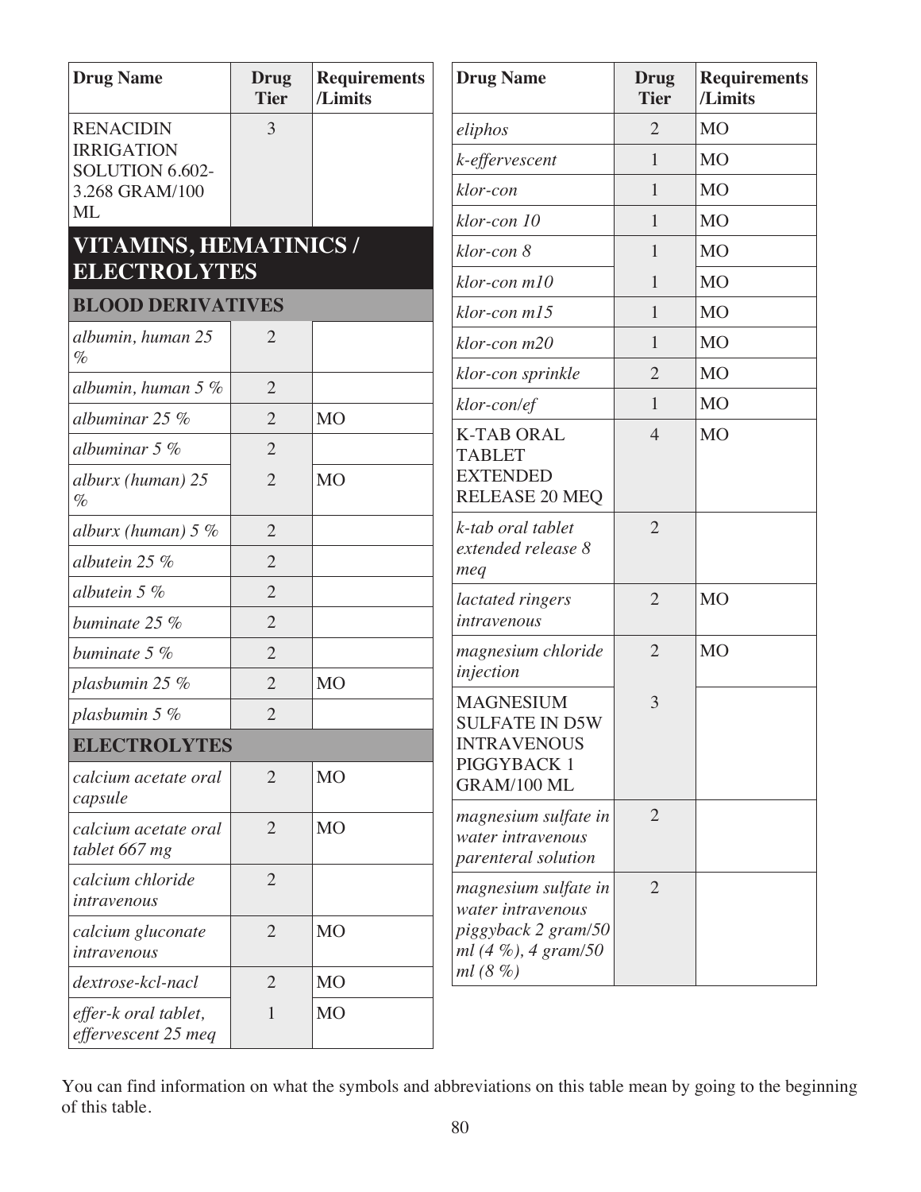| Drug Name | Drug Tier | Requirements /Limits |
|---|---|---|
| RENACIDIN IRRIGATION SOLUTION 6.602-3.268 GRAM/100 ML | 3 | |

## VITAMINS, HEMATINICS / ELECTROLYTES

### BLOOD DERIVATIVES

| Drug Name | Drug Tier | Requirements /Limits |
|---|---|---|
| *albumin, human 25 %* | 2 | |
| *albumin, human 5 %* | 2 | |
| *albuminar 25 %* | 2 | MO |
| *albuminar 5 %* | 2 | |
| *alburx (human) 25 %* | 2 | MO |
| *alburx (human) 5 %* | 2 | |
| *albutein 25 %* | 2 | |
| *albutein 5 %* | 2 | |
| *buminate 25 %* | 2 | |
| *buminate 5 %* | 2 | |
| *plasbumin 25 %* | 2 | MO |
| *plasbumin 5 %* | 2 | |

### ELECTROLYTES

| Drug Name | Drug Tier | Requirements /Limits |
|---|---|---|
| *calcium acetate oral capsule* | 2 | MO |
| *calcium acetate oral tablet 667 mg* | 2 | MO |
| *calcium chloride intravenous* | 2 | |
| *calcium gluconate intravenous* | 2 | MO |
| *dextrose-kcl-nacl* | 2 | MO |
| *effer-k oral tablet, effervescent 25 meq* | 1 | MO |
| *eliphos* | 2 | MO |
| *k-effervescent* | 1 | MO |
| *klor-con* | 1 | MO |
| *klor-con 10* | 1 | MO |
| *klor-con 8* | 1 | MO |
| *klor-con m10* | 1 | MO |
| *klor-con m15* | 1 | MO |
| *klor-con m20* | 1 | MO |
| *klor-con sprinkle* | 2 | MO |
| *klor-con/ef* | 1 | MO |
| K-TAB ORAL TABLET EXTENDED RELEASE 20 MEQ | 4 | MO |
| *k-tab oral tablet extended release 8 meq* | 2 | |
| *lactated ringers intravenous* | 2 | MO |
| *magnesium chloride injection* | 2 | MO |
| MAGNESIUM SULFATE IN D5W INTRAVENOUS PIGGYBACK 1 GRAM/100 ML | 3 | |
| *magnesium sulfate in water intravenous parenteral solution* | 2 | |
| *magnesium sulfate in water intravenous piggyback 2 gram/50 ml (4 %), 4 gram/50 ml (8 %)* | 2 | |

You can find information on what the symbols and abbreviations on this table mean by going to the beginning of this table.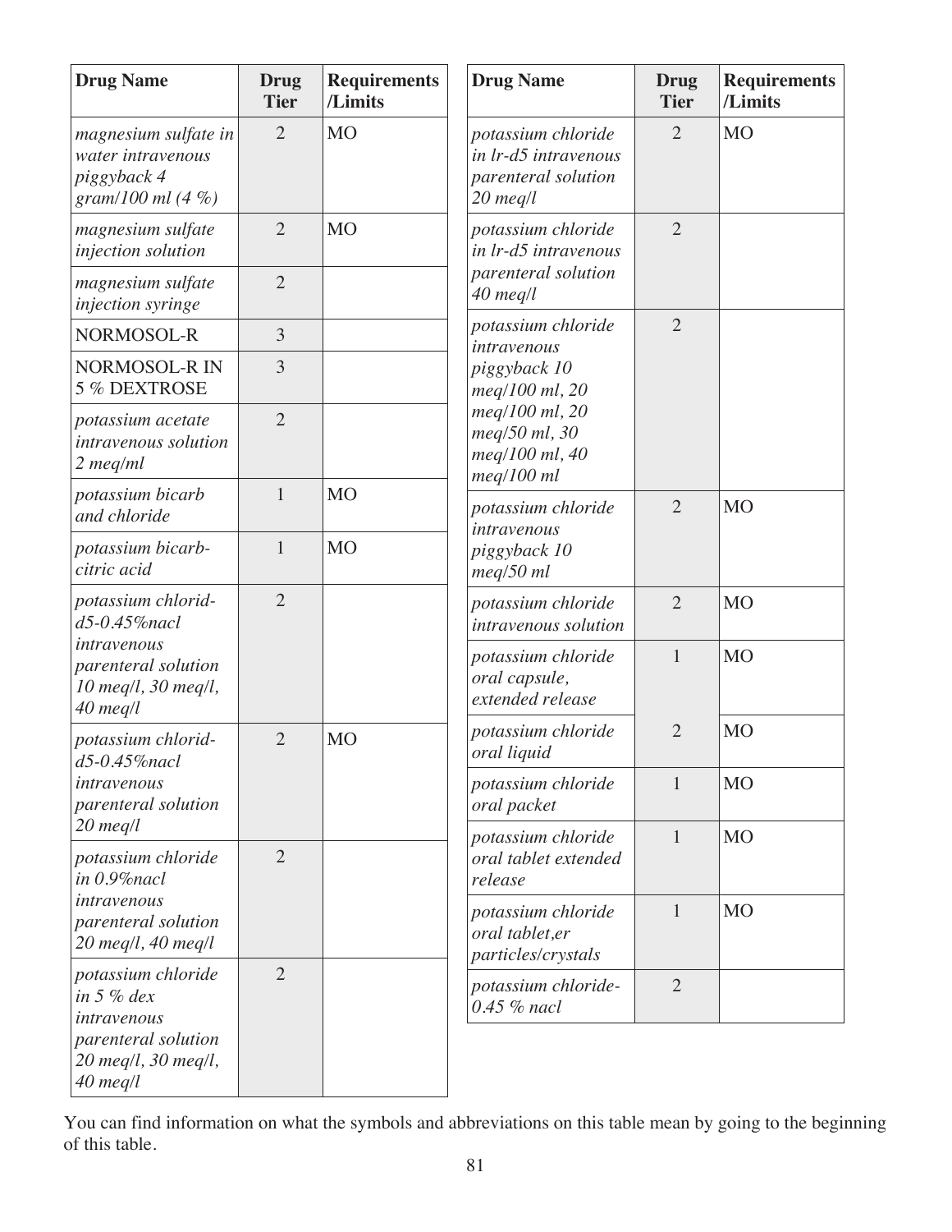| Drug Name | Drug Tier | Requirements /Limits |
|---|---|---|
| *magnesium sulfate in water intravenous piggyback 4 gram/100 ml (4 %)* | 2 | MO |
| *magnesium sulfate injection solution* | 2 | MO |
| *magnesium sulfate injection syringe* | 2 | |
| NORMOSOL-R | 3 | |
| NORMOSOL-R IN 5 % DEXTROSE | 3 | |
| *potassium acetate intravenous solution 2 meq/ml* | 2 | |
| *potassium bicarb and chloride* | 1 | MO |
| *potassium bicarb-citric acid* | 1 | MO |
| *potassium chlorid-d5-0.45%nacl intravenous parenteral solution 10 meq/l, 30 meq/l, 40 meq/l* | 2 | |
| *potassium chlorid-d5-0.45%nacl intravenous parenteral solution 20 meq/l* | 2 | MO |
| *potassium chloride in 0.9%nacl intravenous parenteral solution 20 meq/l, 40 meq/l* | 2 | |
| *potassium chloride in 5 % dex intravenous parenteral solution 20 meq/l, 30 meq/l, 40 meq/l* | 2 | |
| *potassium chloride in lr-d5 intravenous parenteral solution 20 meq/l* | 2 | MO |
| *potassium chloride in lr-d5 intravenous parenteral solution 40 meq/l* | 2 | |
| *potassium chloride intravenous piggyback 10 meq/100 ml, 20 meq/100 ml, 20 meq/50 ml, 30 meq/100 ml, 40 meq/100 ml* | 2 | |
| *potassium chloride intravenous piggyback 10 meq/50 ml* | 2 | MO |
| *potassium chloride intravenous solution* | 2 | MO |
| *potassium chloride oral capsule, extended release* | 1 | MO |
| *potassium chloride oral liquid* | 2 | MO |
| *potassium chloride oral packet* | 1 | MO |
| *potassium chloride oral tablet extended release* | 1 | MO |
| *potassium chloride oral tablet,er particles/crystals* | 1 | MO |
| *potassium chloride-0.45 % nacl* | 2 | |

You can find information on what the symbols and abbreviations on this table mean by going to the beginning of this table.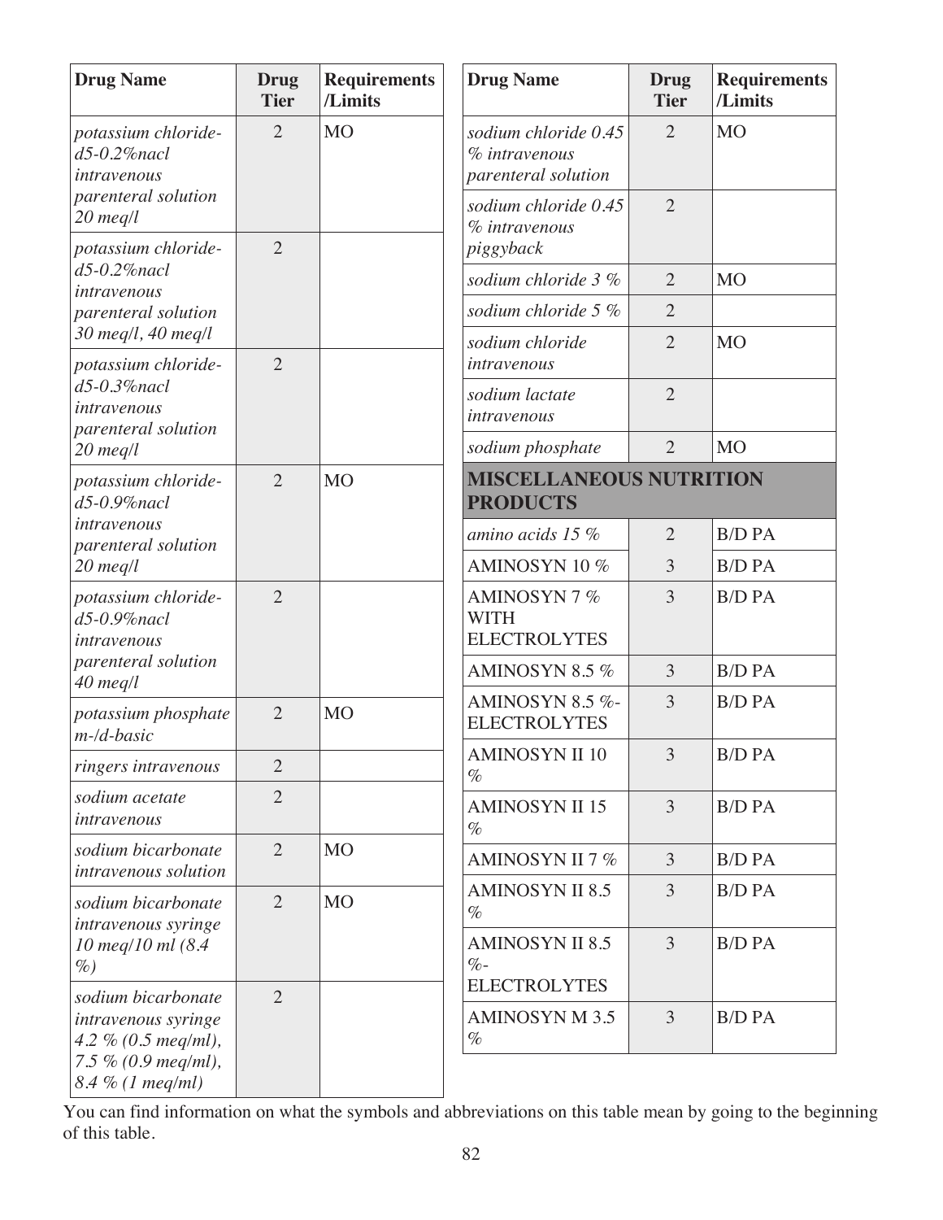| Drug Name | Drug Tier | Requirements /Limits |
|---|---|---|
| *potassium chloride-d5-0.2%nacl intravenous parenteral solution 20 meq/l* | 2 | MO |
| *potassium chloride-d5-0.2%nacl intravenous parenteral solution 30 meq/l, 40 meq/l* | 2 | |
| *potassium chloride-d5-0.3%nacl intravenous parenteral solution 20 meq/l* | 2 | |
| *potassium chloride-d5-0.9%nacl intravenous parenteral solution 20 meq/l* | 2 | MO |
| *potassium chloride-d5-0.9%nacl intravenous parenteral solution 40 meq/l* | 2 | |
| *potassium phosphate m-/d-basic* | 2 | MO |
| *ringers intravenous* | 2 | |
| *sodium acetate intravenous* | 2 | |
| *sodium bicarbonate intravenous solution* | 2 | MO |
| *sodium bicarbonate intravenous syringe 10 meq/10 ml (8.4 %)* | 2 | MO |
| *sodium bicarbonate intravenous syringe 4.2 % (0.5 meq/ml), 7.5 % (0.9 meq/ml), 8.4 % (1 meq/ml)* | 2 | |
| *sodium chloride 0.45 % intravenous parenteral solution* | 2 | MO |
| *sodium chloride 0.45 % intravenous piggyback* | 2 | |
| *sodium chloride 3 %* | 2 | MO |
| *sodium chloride 5 %* | 2 | |
| *sodium chloride intravenous* | 2 | MO |
| *sodium lactate intravenous* | 2 | |
| *sodium phosphate* | 2 | MO |
| **MISCELLANEOUS NUTRITION PRODUCTS** | | |
| *amino acids 15 %* | 2 | B/D PA |
| AMINOSYN 10 % | 3 | B/D PA |
| AMINOSYN 7 % WITH ELECTROLYTES | 3 | B/D PA |
| AMINOSYN 8.5 % | 3 | B/D PA |
| AMINOSYN 8.5 %-ELECTROLYTES | 3 | B/D PA |
| AMINOSYN II 10 % | 3 | B/D PA |
| AMINOSYN II 15 % | 3 | B/D PA |
| AMINOSYN II 7 % | 3 | B/D PA |
| AMINOSYN II 8.5 % | 3 | B/D PA |
| AMINOSYN II 8.5 %-ELECTROLYTES | 3 | B/D PA |
| AMINOSYN M 3.5 % | 3 | B/D PA |

You can find information on what the symbols and abbreviations on this table mean by going to the beginning of this table.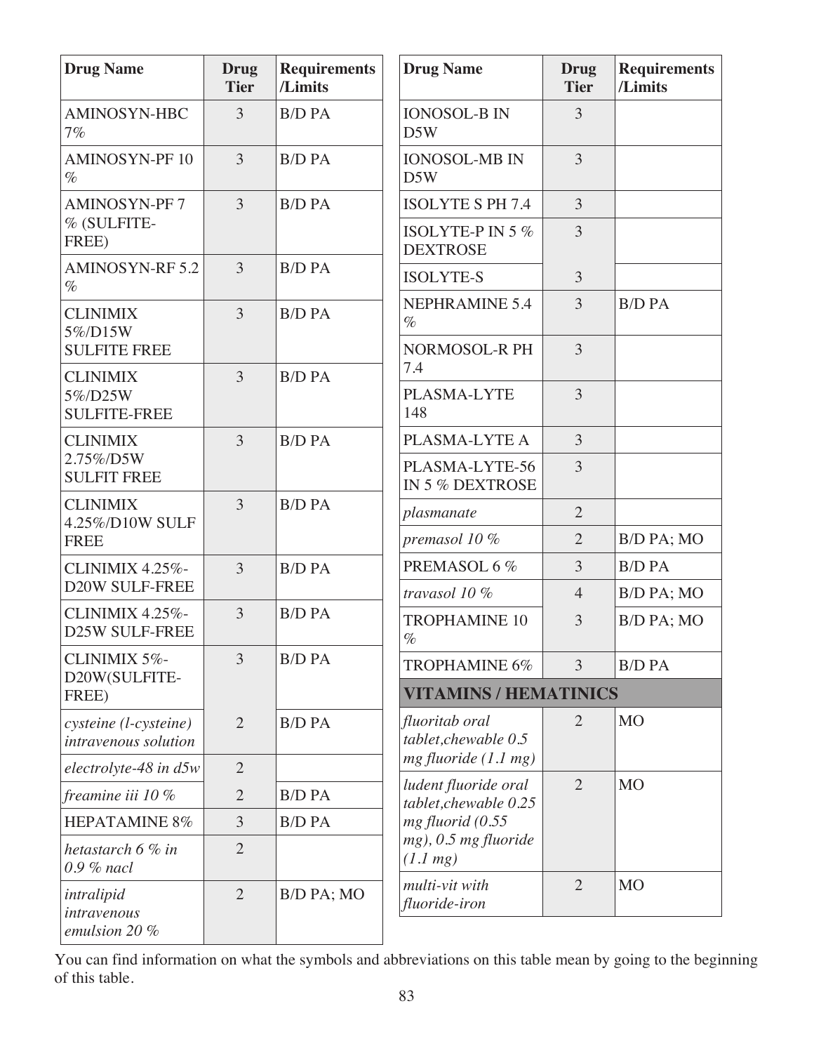| Drug Name | Drug Tier | Requirements /Limits |
|---|---|---|
| AMINOSYN-HBC 7% | 3 | B/D PA |
| AMINOSYN-PF 10 % | 3 | B/D PA |
| AMINOSYN-PF 7 % (SULFITE-FREE) | 3 | B/D PA |
| AMINOSYN-RF 5.2 % | 3 | B/D PA |
| CLINIMIX 5%/D15W SULFITE FREE | 3 | B/D PA |
| CLINIMIX 5%/D25W SULFITE-FREE | 3 | B/D PA |
| CLINIMIX 2.75%/D5W SULFIT FREE | 3 | B/D PA |
| CLINIMIX 4.25%/D10W SULF FREE | 3 | B/D PA |
| CLINIMIX 4.25%-D20W SULF-FREE | 3 | B/D PA |
| CLINIMIX 4.25%-D25W SULF-FREE | 3 | B/D PA |
| CLINIMIX 5%-D20W(SULFITE-FREE) | 3 | B/D PA |
| *cysteine (l-cysteine) intravenous solution* | 2 | B/D PA |
| *electrolyte-48 in d5w* | 2 | |
| *freamine iii 10 %* | 2 | B/D PA |
| HEPATAMINE 8% | 3 | B/D PA |
| *hetastarch 6 % in 0.9 % nacl* | 2 | |
| *intralipid intravenous emulsion 20 %* | 2 | B/D PA; MO |
| IONOSOL-B IN D5W | 3 | |
| IONOSOL-MB IN D5W | 3 | |
| ISOLYTE S PH 7.4 | 3 | |
| ISOLYTE-P IN 5 % DEXTROSE | 3 | |
| ISOLYTE-S | 3 | |
| NEPHRAMINE 5.4 % | 3 | B/D PA |
| NORMOSOL-R PH 7.4 | 3 | |
| PLASMA-LYTE 148 | 3 | |
| PLASMA-LYTE A | 3 | |
| PLASMA-LYTE-56 IN 5 % DEXTROSE | 3 | |
| *plasmanate* | 2 | |
| *premasol 10 %* | 2 | B/D PA; MO |
| PREMASOL 6 % | 3 | B/D PA |
| *travasol 10 %* | 4 | B/D PA; MO |
| TROPHAMINE 10 % | 3 | B/D PA; MO |
| TROPHAMINE 6% | 3 | B/D PA |
| **VITAMINS / HEMATINICS** | | |
| *fluoritab oral tablet,chewable 0.5 mg fluoride (1.1 mg)* | 2 | MO |
| *ludent fluoride oral tablet,chewable 0.25 mg fluorid (0.55 mg), 0.5 mg fluoride (1.1 mg)* | 2 | MO |
| *multi-vit with fluoride-iron* | 2 | MO |

You can find information on what the symbols and abbreviations on this table mean by going to the beginning of this table.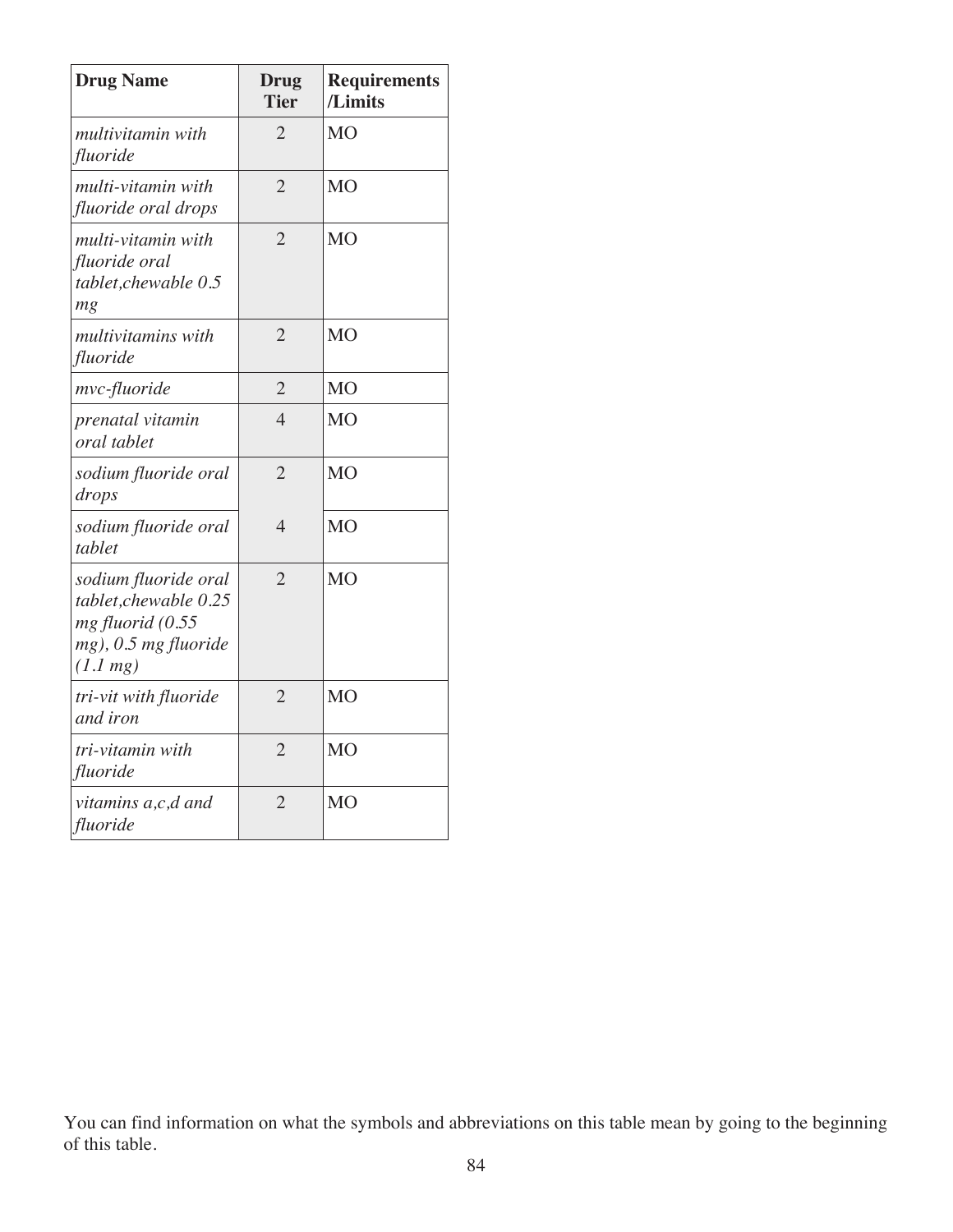| Drug Name | Drug Tier | Requirements /Limits |
|---|---|---|
| *multivitamin with fluoride* | 2 | MO |
| *multi-vitamin with fluoride oral drops* | 2 | MO |
| *multi-vitamin with fluoride oral tablet,chewable 0.5 mg* | 2 | MO |
| *multivitamins with fluoride* | 2 | MO |
| *mvc-fluoride* | 2 | MO |
| *prenatal vitamin oral tablet* | 4 | MO |
| *sodium fluoride oral drops* | 2 | MO |
| *sodium fluoride oral tablet* | 4 | MO |
| *sodium fluoride oral tablet,chewable 0.25 mg fluorid (0.55 mg), 0.5 mg fluoride (1.1 mg)* | 2 | MO |
| *tri-vit with fluoride and iron* | 2 | MO |
| *tri-vitamin with fluoride* | 2 | MO |
| *vitamins a,c,d and fluoride* | 2 | MO |

You can find information on what the symbols and abbreviations on this table mean by going to the beginning of this table.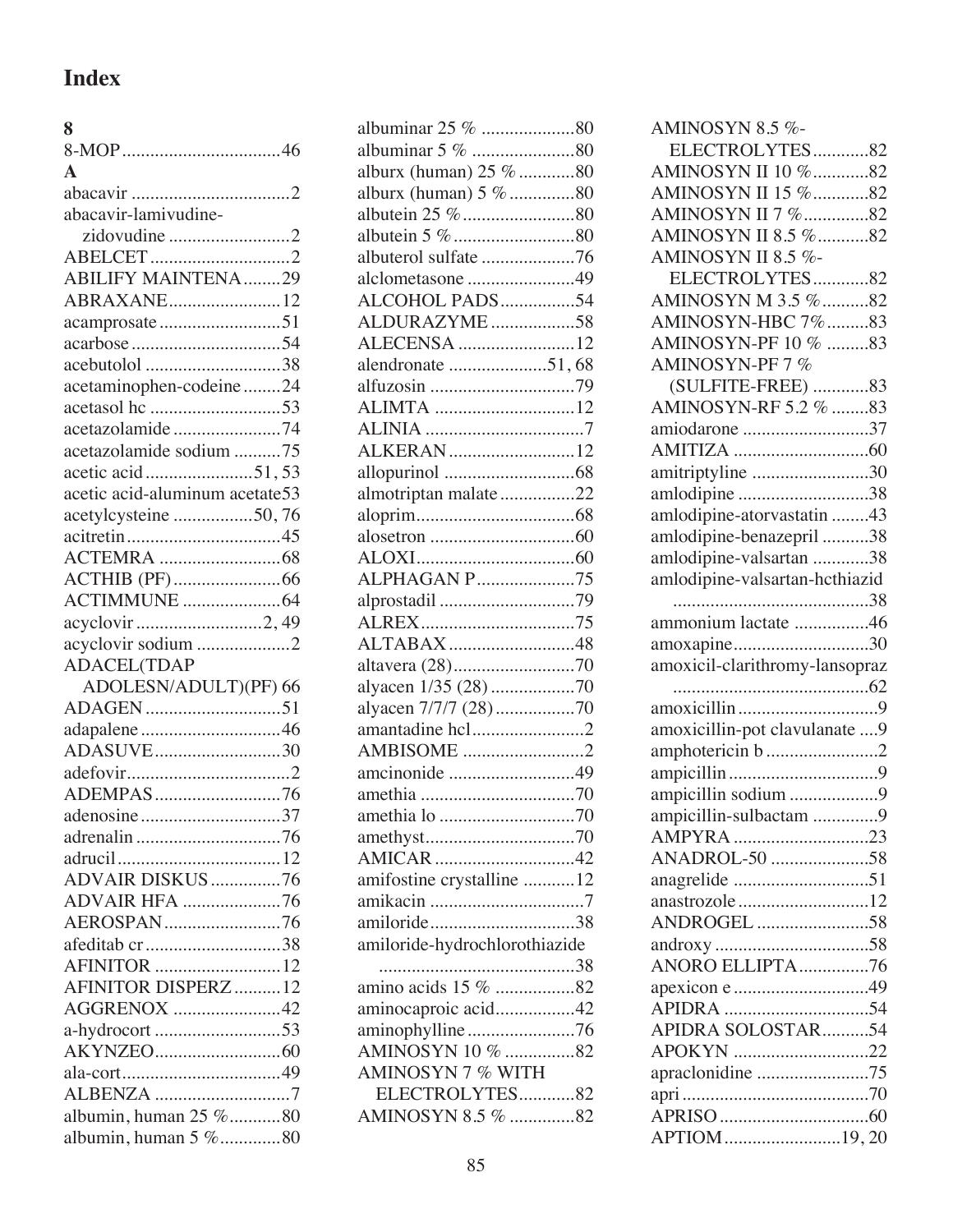# Index

**8**

8-MOP ..................................46

**A**

abacavir ..................................2
abacavir-lamivudine-zidovudine ..........................2
ABELCET ..............................2
ABILIFY MAINTENA........29
ABRAXANE........................12
acamprosate ..........................51
acarbose ................................54
acebutolol .............................38
acetaminophen-codeine ........24
acetasol hc ............................53
acetazolamide .......................74
acetazolamide sodium ..........75
acetic acid.......................51, 53
acetic acid-aluminum acetate53
acetylcysteine .................50, 76
acitretin.................................45
ACTEMRA ..........................68
ACTHIB (PF).......................66
ACTIMMUNE .....................64
acyclovir ...........................2, 49
acyclovir sodium ...................2
ADACEL(TDAP ADOLESN/ADULT)(PF) 66
ADAGEN .............................51
adapalene ..............................46
ADASUVE...........................30
adefovir...................................2
ADEMPAS...........................76
adenosine ..............................37
adrenalin ...............................76
adrucil...................................12
ADVAIR DISKUS ...............76
ADVAIR HFA .....................76
AEROSPAN.........................76
afeditab cr .............................38
AFINITOR ...........................12
AFINITOR DISPERZ ..........12
AGGRENOX .......................42
a-hydrocort ...........................53
AKYNZEO...........................60
ala-cort..................................49
ALBENZA .............................7
albumin, human 25 %...........80
albumin, human 5 %.............80
albuminar 25 % ....................80
albuminar 5 % ......................80
alburx (human) 25 % ............80
alburx (human) 5 % ..............80
albutein 25 %........................80
albutein 5 %..........................80
albuterol sulfate ....................76
alclometasone .......................49
ALCOHOL PADS................54
ALDURAZYME ..................58
ALECENSA .........................12
alendronate .....................51, 68
alfuzosin ...............................79
ALIMTA ..............................12
ALINIA ..................................7
ALKERAN...........................12
allopurinol ............................68
almotriptan malate................22
aloprim..................................68
alosetron ...............................60
ALOXI..................................60
ALPHAGAN P.....................75
alprostadil .............................79
ALREX.................................75
ALTABAX ...........................48
altavera (28)..........................70
alyacen 1/35 (28) ..................70
alyacen 7/7/7 (28).................70
amantadine hcl........................2
AMBISOME ..........................2
amcinonide ...........................49
amethia .................................70
amethia lo .............................70
amethyst................................70
AMICAR ..............................42
amifostine crystalline ...........12
amikacin .................................7
amiloride...............................38
amiloride-hydrochlorothiazide ..........................................38
amino acids 15 % .................82
aminocaproic acid.................42
aminophylline .......................76
AMINOSYN 10 % ...............82
AMINOSYN 7 % WITH ELECTROLYTES............82
AMINOSYN 8.5 % ..............82
AMINOSYN 8.5 %-ELECTROLYTES............82
AMINOSYN II 10 %............82
AMINOSYN II 15 %............82
AMINOSYN II 7 %..............82
AMINOSYN II 8.5 %...........82
AMINOSYN II 8.5 %-ELECTROLYTES............82
AMINOSYN M 3.5 %..........82
AMINOSYN-HBC 7%.........83
AMINOSYN-PF 10 % .........83
AMINOSYN-PF 7 % (SULFITE-FREE) ............83
AMINOSYN-RF 5.2 % ........83
amiodarone ...........................37
AMITIZA .............................60
amitriptyline .........................30
amlodipine ............................38
amlodipine-atorvastatin ........43
amlodipine-benazepril ..........38
amlodipine-valsartan ............38
amlodipine-valsartan-hcthiazid ..........................................38
ammonium lactate ................46
amoxapine.............................30
amoxicil-clarithromy-lansopraz ..........................................62
amoxicillin ..............................9
amoxicillin-pot clavulanate ....9
amphotericin b ........................2
ampicillin ................................9
ampicillin sodium ...................9
ampicillin-sulbactam .............9
AMPYRA .............................23
ANADROL-50 .....................58
anagrelide .............................51
anastrozole ............................12
ANDROGEL ........................58
androxy .................................58
ANORO ELLIPTA...............76
apexicon e .............................49
APIDRA ...............................54
APIDRA SOLOSTAR..........54
APOKYN .............................22
apraclonidine ........................75
apri ........................................70
APRISO ................................60
APTIOM.........................19, 20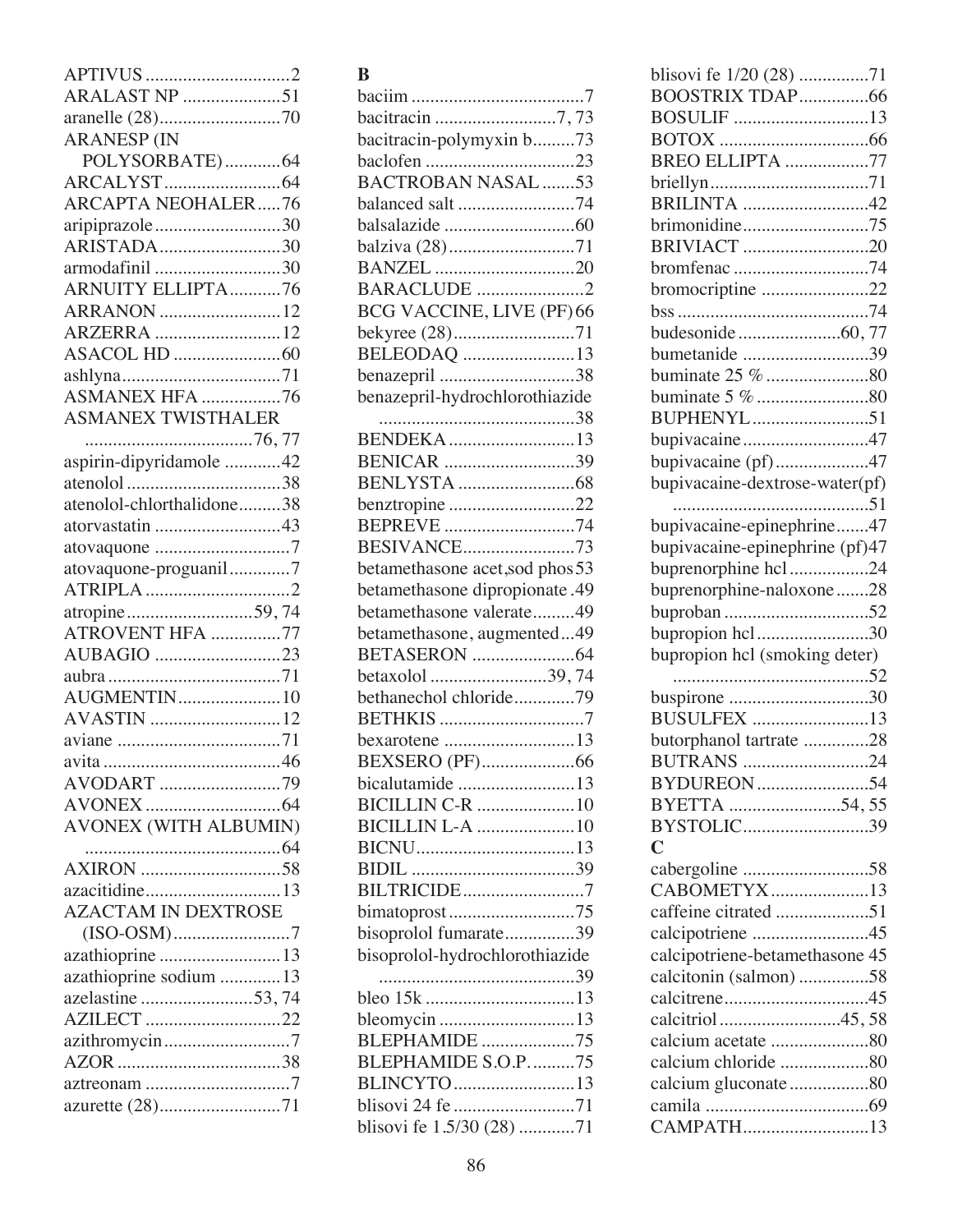APTIVUS ..............................2
ARALAST NP ....................51
aranelle (28).........................70
ARANESP (IN POLYSORBATE)............64
ARCALYST.........................64
ARCAPTA NEOHALER.....76
aripiprazole...........................30
ARISTADA..........................30
armodafinil ...........................30
ARNUITY ELLIPTA...........76
ARRANON ..........................12
ARZERRA ...........................12
ASACOL HD .......................60
ashlyna..................................71
ASMANEX HFA .................76
ASMANEX TWISTHALER ....................................76, 77
aspirin-dipyridamole ............42
atenolol .................................38
atenolol-chlorthalidone.........38
atorvastatin ...........................43
atovaquone .............................7
atovaquone-proguanil.............7
ATRIPLA ...............................2
atropine...........................59, 74
ATROVENT HFA ...............77
AUBAGIO ...........................23
aubra .....................................71
AUGMENTIN......................10
AVASTIN ............................12
aviane ...................................71
avita ......................................46
AVODART ..........................79
AVONEX .............................64
AVONEX (WITH ALBUMIN) ..........................................64
AXIRON ..............................58
azacitidine.............................13
AZACTAM IN DEXTROSE (ISO-OSM).........................7
azathioprine ..........................13
azathioprine sodium .............13
azelastine ........................53, 74
AZILECT .............................22
azithromycin...........................7
AZOR ...................................38
aztreonam ...............................7
azurette (28)..........................71

**B**

baciim .....................................7
bacitracin ..........................7, 73
bacitracin-polymyxin b.........73
baclofen ................................23
BACTROBAN NASAL .......53
balanced salt .........................74
balsalazide ............................60
balziva (28)...........................71
BANZEL ..............................20
BARACLUDE .......................2
BCG VACCINE, LIVE (PF) 66
bekyree (28)..........................71
BELEODAQ ........................13
benazepril .............................38
benazepril-hydrochlorothiazide ..........................................38
BENDEKA ...........................13
BENICAR ............................39
BENLYSTA .........................68
benztropine ...........................22
BEPREVE ............................74
BESIVANCE........................73
betamethasone acet,sod phos 53
betamethasone dipropionate .49
betamethasone valerate.........49
betamethasone, augmented...49
BETASERON ......................64
betaxolol .........................39, 74
bethanechol chloride.............79
BETHKIS ...............................7
bexarotene ............................13
BEXSERO (PF)....................66
bicalutamide .........................13
BICILLIN C-R ....................10
BICILLIN L-A .....................10
BICNU..................................13
BIDIL ...................................39
BILTRICIDE..........................7
bimatoprost ...........................75
bisoprolol fumarate...............39
bisoprolol-hydrochlorothiazide ..........................................39
bleo 15k ................................13
bleomycin .............................13
BLEPHAMIDE ....................75
BLEPHAMIDE S.O.P. .........75
BLINCYTO..........................13
blisovi 24 fe ..........................71
blisovi fe 1.5/30 (28) ............71
blisovi fe 1/20 (28) ...............71
BOOSTRIX TDAP...............66
BOSULIF .............................13
BOTOX ................................66
BREO ELLIPTA .................77
briellyn..................................71
BRILINTA ...........................42
brimonidine...........................75
BRIVIACT ...........................20
bromfenac .............................74
bromocriptine .......................22
bss .........................................74
budesonide ......................60, 77
bumetanide ...........................39
buminate 25 % ......................80
buminate 5 % ........................80
BUPHENYL.........................51
bupivacaine ...........................47
bupivacaine (pf) ....................47
bupivacaine-dextrose-water(pf) ..........................................51
bupivacaine-epinephrine.......47
bupivacaine-epinephrine (pf)47
buprenorphine hcl .................24
buprenorphine-naloxone .......28
buproban ...............................52
bupropion hcl ........................30
bupropion hcl (smoking deter) ..........................................52
buspirone ..............................30
BUSULFEX .........................13
butorphanol tartrate ..............28
BUTRANS ...........................24
BYDUREON........................54
BYETTA ........................54, 55
BYSTOLIC...........................39

**C**

cabergoline ...........................58
CABOMETYX.....................13
caffeine citrated ....................51
calcipotriene .........................45
calcipotriene-betamethasone 45
calcitonin (salmon) ...............58
calcitrene...............................45
calcitriol ..........................45, 58
calcium acetate .....................80
calcium chloride ...................80
calcium gluconate .................80
camila ...................................69
CAMPATH...........................13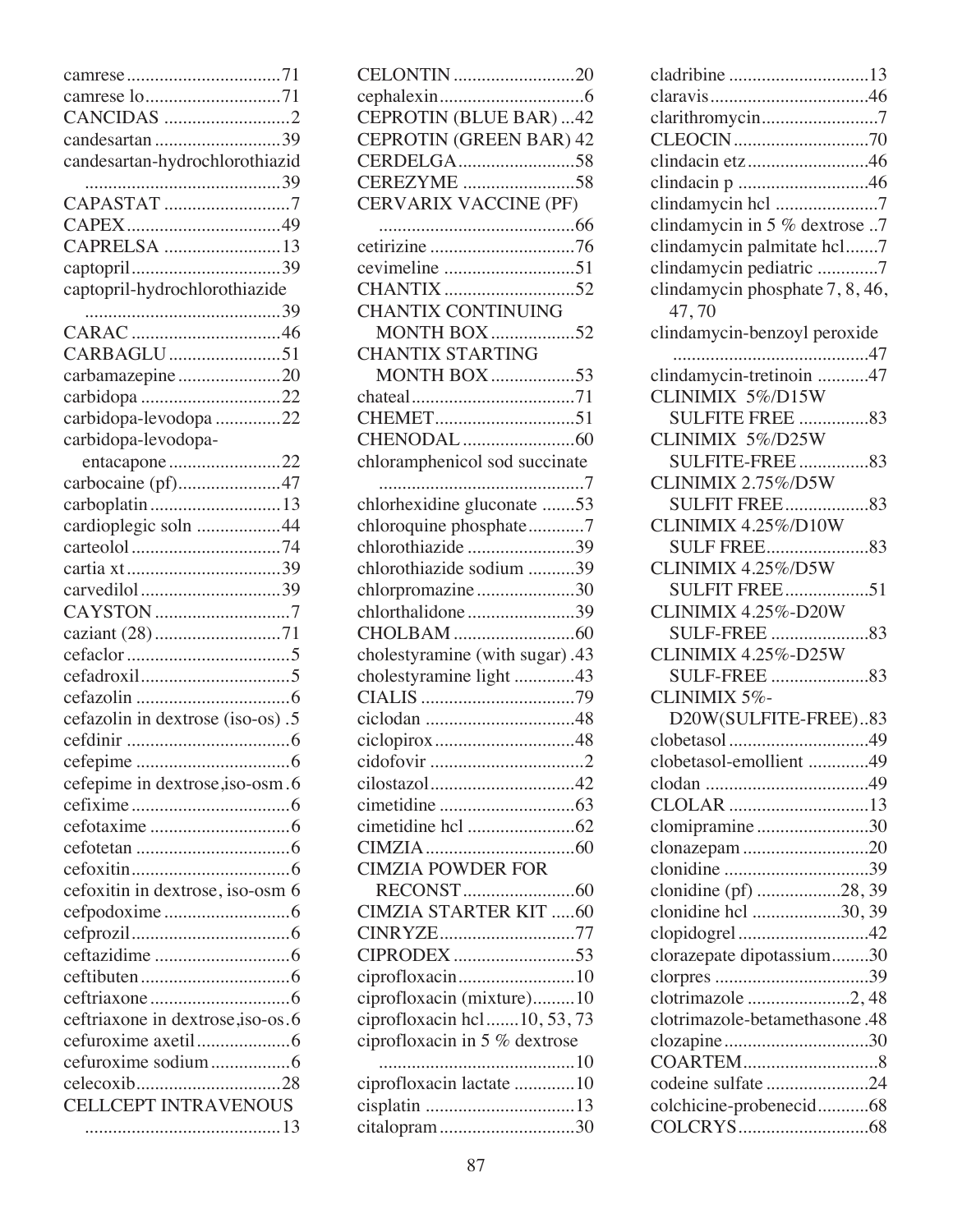camrese ..........71
camrese lo ..........71
CANCIDAS ..........2
candesartan ..........39
candesartan-hydrochlorothiazid ..........39
CAPASTAT ..........7
CAPEX ..........49
CAPRELSA ..........13
captopril ..........39
captopril-hydrochlorothiazide ..........39
CARAC ..........46
CARBAGLU ..........51
carbamazepine ..........20
carbidopa ..........22
carbidopa-levodopa ..........22
carbidopa-levodopa-entacapone ..........22
carbocaine (pf) ..........47
carboplatin ..........13
cardioplegic soln ..........44
carteolol ..........74
cartia xt ..........39
carvedilol ..........39
CAYSTON ..........7
caziant (28) ..........71
cefaclor ..........5
cefadroxil ..........5
cefazolin ..........6
cefazolin in dextrose (iso-os) .5
cefdinir ..........6
cefepime ..........6
cefepime in dextrose,iso-osm .6
cefixime ..........6
cefotaxime ..........6
cefotetan ..........6
cefoxitin ..........6
cefoxitin in dextrose, iso-osm 6
cefpodoxime ..........6
cefprozil ..........6
ceftazidime ..........6
ceftibuten ..........6
ceftriaxone ..........6
ceftriaxone in dextrose,iso-os .6
cefuroxime axetil ..........6
cefuroxime sodium ..........6
celecoxib ..........28
CELLCEPT INTRAVENOUS ..........13
CELONTIN ..........20
cephalexin ..........6
CEPROTIN (BLUE BAR) ...42
CEPROTIN (GREEN BAR) 42
CERDELGA ..........58
CEREZYME ..........58
CERVARIX VACCINE (PF) ..........66
cetirizine ..........76
cevimeline ..........51
CHANTIX ..........52
CHANTIX CONTINUING MONTH BOX ..........52
CHANTIX STARTING MONTH BOX ..........53
chateal ..........71
CHEMET ..........51
CHENODAL ..........60
chloramphenicol sod succinate ..........7
chlorhexidine gluconate ..........53
chloroquine phosphate ..........7
chlorothiazide ..........39
chlorothiazide sodium ..........39
chlorpromazine ..........30
chlorthalidone ..........39
CHOLBAM ..........60
cholestyramine (with sugar) .43
cholestyramine light ..........43
CIALIS ..........79
ciclodan ..........48
ciclopirox ..........48
cidofovir ..........2
cilostazol ..........42
cimetidine ..........63
cimetidine hcl ..........62
CIMZIA ..........60
CIMZIA POWDER FOR RECONST ..........60
CIMZIA STARTER KIT ..........60
CINRYZE ..........77
CIPRODEX ..........53
ciprofloxacin ..........10
ciprofloxacin (mixture) ..........10
ciprofloxacin hcl ..........10, 53, 73
ciprofloxacin in 5 % dextrose ..........10
ciprofloxacin lactate ..........10
cisplatin ..........13
citalopram ..........30
cladribine ..........13
claravis ..........46
clarithromycin ..........7
CLEOCIN ..........70
clindacin etz ..........46
clindacin p ..........46
clindamycin hcl ..........7
clindamycin in 5 % dextrose ..7
clindamycin palmitate hcl ..........7
clindamycin pediatric ..........7
clindamycin phosphate 7, 8, 46, 47, 70
clindamycin-benzoyl peroxide ..........47
clindamycin-tretinoin ..........47
CLINIMIX 5%/D15W SULFITE FREE ..........83
CLINIMIX 5%/D25W SULFITE-FREE ..........83
CLINIMIX 2.75%/D5W SULFIT FREE ..........83
CLINIMIX 4.25%/D10W SULF FREE ..........83
CLINIMIX 4.25%/D5W SULFIT FREE ..........51
CLINIMIX 4.25%-D20W SULF-FREE ..........83
CLINIMIX 4.25%-D25W SULF-FREE ..........83
CLINIMIX 5%-D20W(SULFITE-FREE) ..83
clobetasol ..........49
clobetasol-emollient ..........49
clodan ..........49
CLOLAR ..........13
clomipramine ..........30
clonazepam ..........20
clonidine ..........39
clonidine (pf) ..........28, 39
clonidine hcl ..........30, 39
clopidogrel ..........42
clorazepate dipotassium ..........30
clorpres ..........39
clotrimazole ..........2, 48
clotrimazole-betamethasone .48
clozapine ..........30
COARTEM ..........8
codeine sulfate ..........24
colchicine-probenecid ..........68
COLCRYS ..........68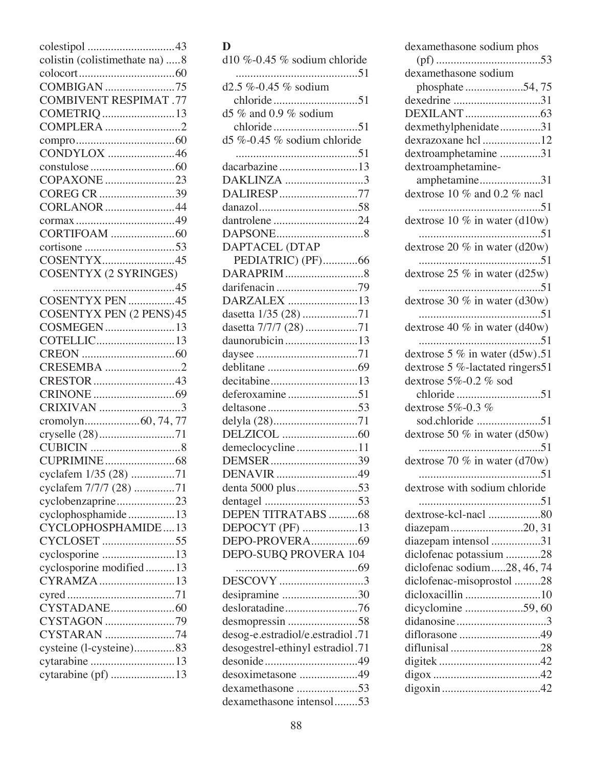colestipol .............................43
colistin (colistimethate na) .....8
colocort.................................60
COMBIGAN ........................75
COMBIVENT RESPIMAT .77
COMETRIQ .........................13
COMPLERA ..........................2
compro..................................60
CONDYLOX .......................46
constulose .............................60
COPAXONE ........................23
COREG CR ..........................39
CORLANOR ........................44
cormax ..................................49
CORTIFOAM ......................60
cortisone ...............................53
COSENTYX.........................45
COSENTYX (2 SYRINGES) ..........................................45
COSENTYX PEN ................45
COSENTYX PEN (2 PENS)45
COSMEGEN ........................13
COTELLIC...........................13
CREON ................................60
CRESEMBA ..........................2
CRESTOR ............................43
CRINONE ............................69
CRIXIVAN ............................3
cromolyn...................60, 74, 77
cryselle (28)..........................71
CUBICIN ...............................8
CUPRIMINE........................68
cyclafem 1/35 (28) ...............71
cyclafem 7/7/7 (28) ..............71
cyclobenzaprine....................23
cyclophosphamide ................13
CYCLOPHOSPHAMIDE ....13
CYCLOSET .........................55
cyclosporine .........................13
cyclosporine modified ..........13
CYRAMZA ..........................13
cyred .....................................71
CYSTADANE......................60
CYSTAGON ........................79
CYSTARAN ........................74
cysteine (l-cysteine)..............83
cytarabine .............................13
cytarabine (pf) ......................13

# D

d10 %-0.45 % sodium chloride ..........................................51
d2.5 %-0.45 % sodium chloride .............................51
d5 % and 0.9 % sodium chloride .............................51
d5 %-0.45 % sodium chloride ..........................................51
dacarbazine ...........................13
DAKLINZA ...........................3
DALIRESP ...........................77
danazol..................................58
dantrolene .............................24
DAPSONE..............................8
DAPTACEL (DTAP PEDIATRIC) (PF)............66
DARAPRIM ...........................8
darifenacin ............................79
DARZALEX ........................13
dasetta 1/35 (28) ...................71
dasetta 7/7/7 (28) ..................71
daunorubicin .........................13
daysee ...................................71
deblitane ...............................69
decitabine..............................13
deferoxamine ........................51
deltasone ...............................53
delyla (28).............................71
DELZICOL ..........................60
demeclocycline .....................11
DEMSER ..............................39
DENAVIR ............................49
denta 5000 plus.....................53
dentagel ................................53
DEPEN TITRATABS ..........68
DEPOCYT (PF) ...................13
DEPO-PROVERA................69
DEPO-SUBQ PROVERA 104 ..........................................69
DESCOVY .............................3
desipramine ..........................30
desloratadine.........................76
desmopressin ........................58
desog-e.estradiol/e.estradiol .71
desogestrel-ethinyl estradiol .71
desonide ................................49
desoximetasone ....................49
dexamethasone .....................53
dexamethasone intensol........53
dexamethasone sodium phos (pf) ....................................53
dexamethasone sodium phosphate ....................54, 75
dexedrine ..............................31
DEXILANT ..........................63
dexmethylphenidate..............31
dexrazoxane hcl ....................12
dextroamphetamine ..............31
dextroamphetamine-amphetamine.....................31
dextrose 10 % and 0.2 % nacl ..........................................51
dextrose 10 % in water (d10w) ..........................................51
dextrose 20 % in water (d20w) ..........................................51
dextrose 25 % in water (d25w) ..........................................51
dextrose 30 % in water (d30w) ..........................................51
dextrose 40 % in water (d40w) ..........................................51
dextrose 5 % in water (d5w).51
dextrose 5 %-lactated ringers51
dextrose 5%-0.2 % sod chloride .............................51
dextrose 5%-0.3 % sod.chloride ......................51
dextrose 50 % in water (d50w) ..........................................51
dextrose 70 % in water (d70w) ..........................................51
dextrose with sodium chloride ..........................................51
dextrose-kcl-nacl ..................80
diazepam .........................20, 31
diazepam intensol .................31
diclofenac potassium ............28
diclofenac sodium.....28, 46, 74
diclofenac-misoprostol .........28
dicloxacillin ..........................10
dicyclomine ....................59, 60
didanosine ...............................3
diflorasone ............................49
diflunisal ...............................28
digitek ...................................42
digox .....................................42
digoxin ..................................42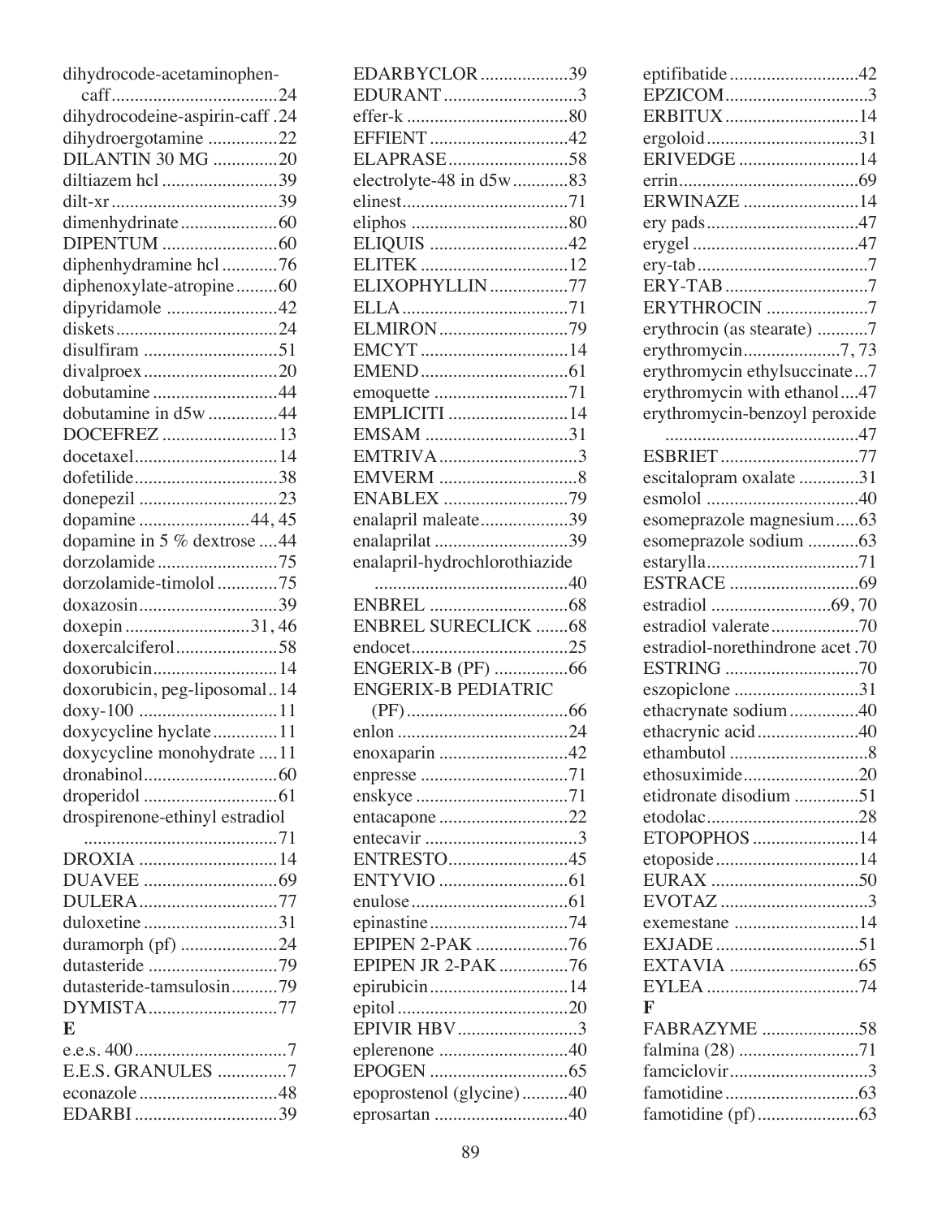dihydrocode-acetaminophen-caff....................................24
dihydrocodeine-aspirin-caff .24
dihydroergotamine ...............22
DILANTIN 30 MG ..............20
diltiazem hcl .........................39
dilt-xr ....................................39
dimenhydrinate.....................60
DIPENTUM .........................60
diphenhydramine hcl ............76
diphenoxylate-atropine.........60
dipyridamole ........................42
diskets...................................24
disulfiram .............................51
divalproex.............................20
dobutamine ...........................44
dobutamine in d5w ...............44
DOCEFREZ .........................13
docetaxel...............................14
dofetilide...............................38
donepezil ..............................23
dopamine ........................44, 45
dopamine in 5 % dextrose ....44
dorzolamide ..........................75
dorzolamide-timolol .............75
doxazosin..............................39
doxepin ...........................31, 46
doxercalciferol......................58
doxorubicin...........................14
doxorubicin, peg-liposomal..14
doxy-100 ..............................11
doxycycline hyclate..............11
doxycycline monohydrate ....11
dronabinol.............................60
droperidol .............................61
drospirenone-ethinyl estradiol ..........................................71
DROXIA ..............................14
DUAVEE .............................69
DULERA..............................77
duloxetine .............................31
duramorph (pf) .....................24
dutasteride ............................79
dutasteride-tamsulosin..........79
DYMISTA............................77

**E**

e.e.s. 400 .................................7
E.E.S. GRANULES ...............7
econazole ..............................48
EDARBI ...............................39
EDARBYCLOR ...................39
EDURANT .............................3
effer-k ...................................80
EFFIENT ..............................42
ELAPRASE..........................58
electrolyte-48 in d5w............83
elinest....................................71
eliphos ..................................80
ELIQUIS ..............................42
ELITEK ................................12
ELIXOPHYLLIN .................77
ELLA ....................................71
ELMIRON ............................79
EMCYT ................................14
EMEND ................................61
emoquette .............................71
EMPLICITI ..........................14
EMSAM ...............................31
EMTRIVA ..............................3
EMVERM ...............................8
ENABLEX ...........................79
enalapril maleate...................39
enalaprilat .............................39
enalapril-hydrochlorothiazide ..........................................40
ENBREL ..............................68
ENBREL SURECLICK .......68
endocet..................................25
ENGERIX-B (PF) ................66
ENGERIX-B PEDIATRIC (PF) ...................................66
enlon .....................................24
enoxaparin ............................42
enpresse ................................71
enskyce .................................71
entacapone ............................22
entecavir .................................3
ENTRESTO..........................45
ENTYVIO ............................61
enulose ..................................61
epinastine ..............................74
EPIPEN 2-PAK ....................76
EPIPEN JR 2-PAK ...............76
epirubicin ..............................14
epitol .....................................20
EPIVIR HBV..........................3
eplerenone ............................40
EPOGEN ..............................65
epoprostenol (glycine) ..........40
eprosartan .............................40
eptifibatide ............................42
EPZICOM...............................3
ERBITUX .............................14
ergoloid .................................31
ERIVEDGE ..........................14
errin.......................................69
ERWINAZE .........................14
ery pads .................................47
erygel ....................................47
ery-tab .....................................7
ERY-TAB ...............................7
ERYTHROCIN ......................7
erythrocin (as stearate) ...........7
erythromycin.....................7, 73
erythromycin ethylsuccinate...7
erythromycin with ethanol....47
erythromycin-benzoyl peroxide ..........................................47
ESBRIET ..............................77
escitalopram oxalate .............31
esmolol .................................40
esomeprazole magnesium.....63
esomeprazole sodium ...........63
estarylla.................................71
ESTRACE ............................69
estradiol ..........................69, 70
estradiol valerate...................70
estradiol-norethindrone acet .70
ESTRING .............................70
eszopiclone ...........................31
ethacrynate sodium...............40
ethacrynic acid ......................40
ethambutol ..............................8
ethosuximide.........................20
etidronate disodium ..............51
etodolac.................................28
ETOPOPHOS .......................14
etoposide ...............................14
EURAX ................................50
EVOTAZ .................................3
exemestane ...........................14
EXJADE ...............................51
EXTAVIA ............................65
EYLEA .................................74

**F**

FABRAZYME .....................58
falmina (28) ..........................71
famciclovir..............................3
famotidine.............................63
famotidine (pf) ......................63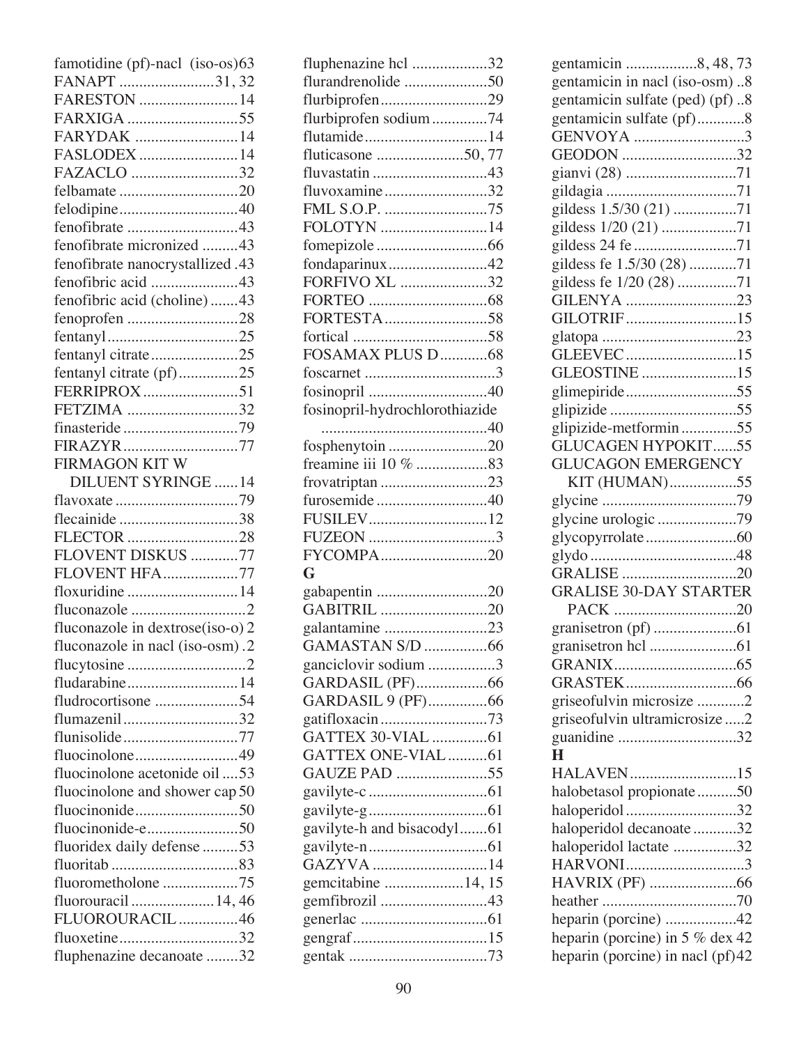famotidine (pf)-nacl (iso-os) 63
FANAPT 31, 32
FARESTON 14
FARXIGA 55
FARYDAK 14
FASLODEX 14
FAZACLO 32
felbamate 20
felodipine 40
fenofibrate 43
fenofibrate micronized 43
fenofibrate nanocrystallized 43
fenofibric acid 43
fenofibric acid (choline) 43
fenoprofen 28
fentanyl 25
fentanyl citrate 25
fentanyl citrate (pf) 25
FERRIPROX 51
FETZIMA 32
finasteride 79
FIRAZYR 77
FIRMAGON KIT W DILUENT SYRINGE 14
flavoxate 79
flecainide 38
FLECTOR 28
FLOVENT DISKUS 77
FLOVENT HFA 77
floxuridine 14
fluconazole 2
fluconazole in dextrose(iso-o) 2
fluconazole in nacl (iso-osm) 2
flucytosine 2
fludarabine 14
fludrocortisone 54
flumazenil 32
flunisolide 77
fluocinolone 49
fluocinolone acetonide oil 53
fluocinolone and shower cap 50
fluocinonide 50
fluocinonide-e 50
fluoridex daily defense 53
fluoritab 83
fluorometholone 75
fluorouracil 14, 46
FLUOROURACIL 46
fluoxetine 32
fluphenazine decanoate 32
fluphenazine hcl 32
flurandrenolide 50
flurbiprofen 29
flurbiprofen sodium 74
flutamide 14
fluticasone 50, 77
fluvastatin 43
fluvoxamine 32
FML S.O.P. 75
FOLOTYN 14
fomepizole 66
fondaparinux 42
FORFIVO XL 32
FORTEO 68
FORTESTA 58
fortical 58
FOSAMAX PLUS D 68
foscarnet 3
fosinopril 40
fosinopril-hydrochlorothiazide 40
fosphenytoin 20
freamine iii 10 % 83
frovatriptan 23
furosemide 40
FUSILEV 12
FUZEON 3
FYCOMPA 20

**G**

gabapentin 20
GABITRIL 20
galantamine 23
GAMASTAN S/D 66
ganciclovir sodium 3
GARDASIL (PF) 66
GARDASIL 9 (PF) 66
gatifloxacin 73
GATTEX 30-VIAL 61
GATTEX ONE-VIAL 61
GAUZE PAD 55
gavilyte-c 61
gavilyte-g 61
gavilyte-h and bisacodyl 61
gavilyte-n 61
GAZYVA 14
gemcitabine 14, 15
gemfibrozil 43
generlac 61
gengraf 15
gentak 73
gentamicin 8, 48, 73
gentamicin in nacl (iso-osm) 8
gentamicin sulfate (ped) (pf) 8
gentamicin sulfate (pf) 8
GENVOYA 3
GEODON 32
gianvi (28) 71
gildagia 71
gildess 1.5/30 (21) 71
gildess 1/20 (21) 71
gildess 24 fe 71
gildess fe 1.5/30 (28) 71
gildess fe 1/20 (28) 71
GILENYA 23
GILOTRIF 15
glatopa 23
GLEEVEC 15
GLEOSTINE 15
glimepiride 55
glipizide 55
glipizide-metformin 55
GLUCAGEN HYPOKIT 55
GLUCAGON EMERGENCY KIT (HUMAN) 55
glycine 79
glycine urologic 79
glycopyrrolate 60
glydo 48
GRALISE 20
GRALISE 30-DAY STARTER PACK 20
granisetron (pf) 61
granisetron hcl 61
GRANIX 65
GRASTEK 66
griseofulvin microsize 2
griseofulvin ultramicrosize 2
guanidine 32

**H**

HALAVEN 15
halobetasol propionate 50
haloperidol 32
haloperidol decanoate 32
haloperidol lactate 32
HARVONI 3
HAVRIX (PF) 66
heather 70
heparin (porcine) 42
heparin (porcine) in 5 % dex 42
heparin (porcine) in nacl (pf) 42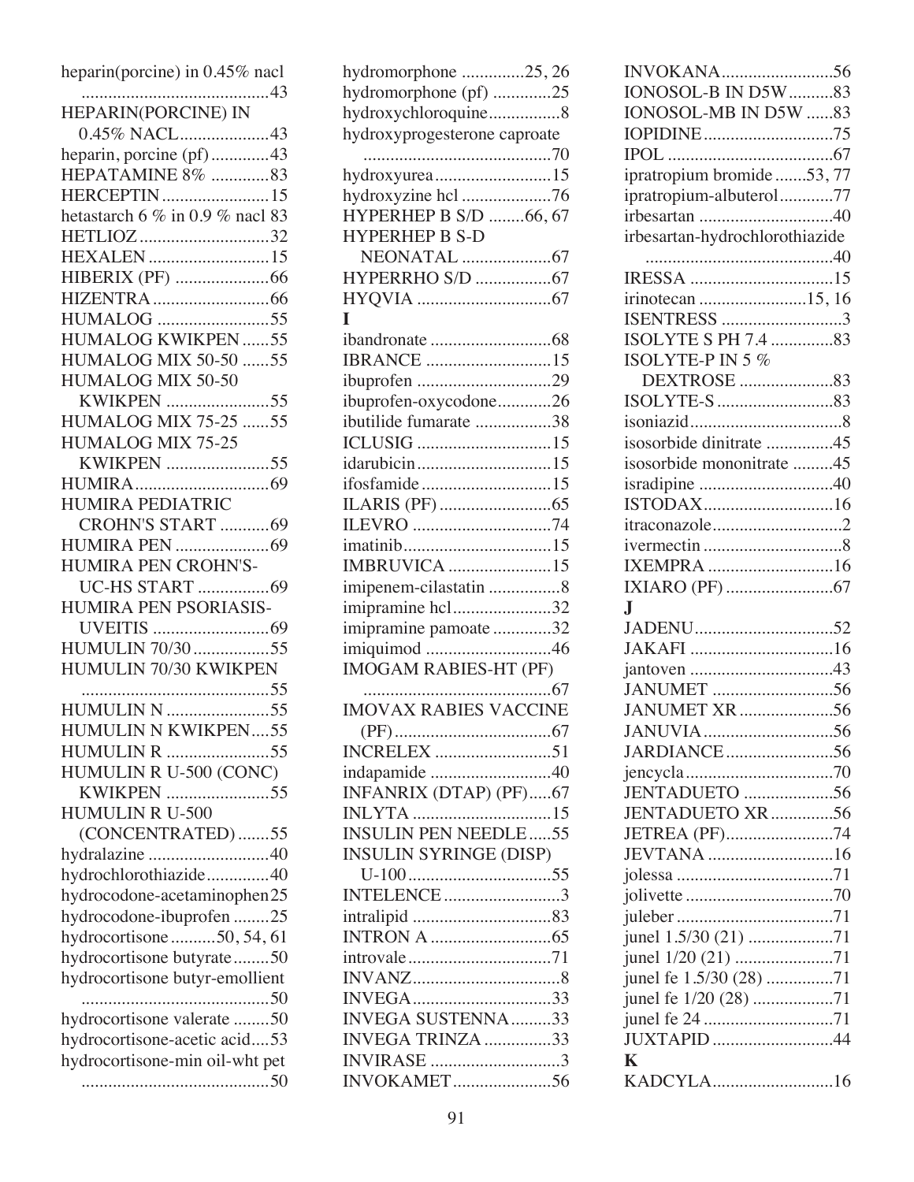heparin(porcine) in 0.45% nacl ....................................43
HEPARIN(PORCINE) IN 0.45% NACL....................43
heparin, porcine (pf).............43
HEPATAMINE 8% .............83
HERCEPTIN........................15
hetastarch 6 % in 0.9 % nacl 83
HETLIOZ.............................32
HEXALEN...........................15
HIBERIX (PF) .....................66
HIZENTRA..........................66
HUMALOG .........................55
HUMALOG KWIKPEN ......55
HUMALOG MIX 50-50 ......55
HUMALOG MIX 50-50 KWIKPEN .......................55
HUMALOG MIX 75-25 ......55
HUMALOG MIX 75-25 KWIKPEN .......................55
HUMIRA..............................69
HUMIRA PEDIATRIC CROHN'S START ...........69
HUMIRA PEN .....................69
HUMIRA PEN CROHN'S-UC-HS START ................69
HUMIRA PEN PSORIASIS-UVEITIS ..........................69
HUMULIN 70/30.................55
HUMULIN 70/30 KWIKPEN ..........................................55
HUMULIN N.......................55
HUMULIN N KWIKPEN....55
HUMULIN R .......................55
HUMULIN R U-500 (CONC) KWIKPEN .......................55
HUMULIN R U-500 (CONCENTRATED).......55
hydralazine ...........................40
hydrochlorothiazide..............40
hydrocodone-acetaminophen25
hydrocodone-ibuprofen ........25
hydrocortisone..........50, 54, 61
hydrocortisone butyrate........50
hydrocortisone butyr-emollient ..........................................50
hydrocortisone valerate ........50
hydrocortisone-acetic acid....53
hydrocortisone-min oil-wht pet ..........................................50

hydromorphone ..............25, 26
hydromorphone (pf) .............25
hydroxychloroquine................8
hydroxyprogesterone caproate ..........................................70
hydroxyurea..........................15
hydroxyzine hcl ....................76
HYPERHEP B S/D ........66, 67
HYPERHEP B S-D NEONATAL ....................67
HYPERRHO S/D .................67
HYQVIA ..............................67

**I**

ibandronate ...........................68
IBRANCE ............................15
ibuprofen ..............................29
ibuprofen-oxycodone............26
ibutilide fumarate .................38
ICLUSIG ..............................15
idarubicin..............................15
ifosfamide.............................15
ILARIS (PF).........................65
ILEVRO ...............................74
imatinib.................................15
IMBRUVICA .......................15
imipenem-cilastatin ................8
imipramine hcl......................32
imipramine pamoate.............32
imiquimod ............................46
IMOGAM RABIES-HT (PF) ..........................................67
IMOVAX RABIES VACCINE (PF)...................................67
INCRELEX ..........................51
indapamide ...........................40
INFANRIX (DTAP) (PF).....67
INLYTA ...............................15
INSULIN PEN NEEDLE.....55
INSULIN SYRINGE (DISP) U-100................................55
INTELENCE..........................3
intralipid ...............................83
INTRON A ...........................65
introvale................................71
INVANZ.................................8
INVEGA...............................33
INVEGA SUSTENNA.........33
INVEGA TRINZA ...............33
INVIRASE .............................3
INVOKAMET......................56

INVOKANA.........................56
IONOSOL-B IN D5W..........83
IONOSOL-MB IN D5W ......83
IOPIDINE.............................75
IPOL .....................................67
ipratropium bromide.......53, 77
ipratropium-albuterol............77
irbesartan ..............................40
irbesartan-hydrochlorothiazide ..........................................40
IRESSA ................................15
irinotecan ........................15, 16
ISENTRESS ...........................3
ISOLYTE S PH 7.4 ..............83
ISOLYTE-P IN 5 % DEXTROSE .....................83
ISOLYTE-S ..........................83
isoniazid..................................8
isosorbide dinitrate ...............45
isosorbide mononitrate .........45
isradipine ..............................40
ISTODAX.............................16
itraconazole.............................2
ivermectin ...............................8
IXEMPRA ............................16
IXIARO (PF)........................67

**J**

JADENU...............................52
JAKAFI ................................16
jantoven ................................43
JANUMET ...........................56
JANUMET XR.....................56
JANUVIA.............................56
JARDIANCE........................56
jencycla.................................70
JENTADUETO ....................56
JENTADUETO XR..............56
JETREA (PF)........................74
JEVTANA ............................16
jolessa ...................................71
jolivette .................................70
juleber ...................................71
junel 1.5/30 (21) ..................71
junel 1/20 (21) ......................71
junel fe 1.5/30 (28) ...............71
junel fe 1/20 (28) ..................71
junel fe 24 .............................71
JUXTAPID ...........................44

**K**

KADCYLA...........................16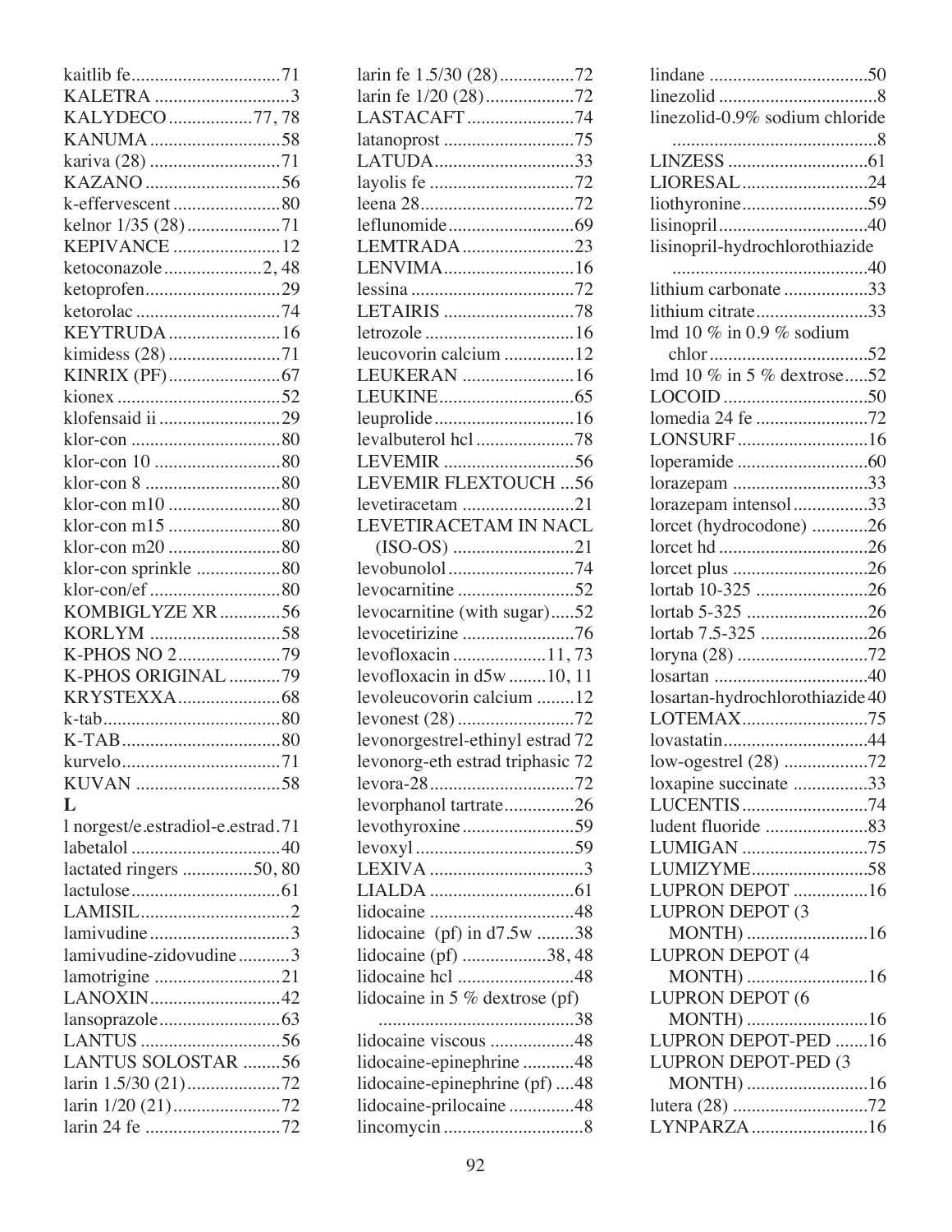kaitlib fe ....71
KALETRA ....3
KALYDECO ....77, 78
KANUMA ....58
kariva (28) ....71
KAZANO ....56
k-effervescent ....80
kelnor 1/35 (28) ....71
KEPIVANCE ....12
ketoconazole ....2, 48
ketoprofen ....29
ketorolac ....74
KEYTRUDA ....16
kimidess (28) ....71
KINRIX (PF) ....67
kionex ....52
klofensaid ii ....29
klor-con ....80
klor-con 10 ....80
klor-con 8 ....80
klor-con m10 ....80
klor-con m15 ....80
klor-con m20 ....80
klor-con sprinkle ....80
klor-con/ef ....80
KOMBIGLYZE XR ....56
KORLYM ....58
K-PHOS NO 2 ....79
K-PHOS ORIGINAL ....79
KRYSTEXXA ....68
k-tab ....80
K-TAB ....80
kurvelo ....71
KUVAN ....58

**L**

l norgest/e.estradiol-e.estrad ....71
labetalol ....40
lactated ringers ....50, 80
lactulose ....61
LAMISIL ....2
lamivudine ....3
lamivudine-zidovudine ....3
lamotrigine ....21
LANOXIN ....42
lansoprazole ....63
LANTUS ....56
LANTUS SOLOSTAR ....56
larin 1.5/30 (21) ....72
larin 1/20 (21) ....72
larin 24 fe ....72
larin fe 1.5/30 (28) ....72
larin fe 1/20 (28) ....72
LASTACAFT ....74
latanoprost ....75
LATUDA ....33
layolis fe ....72
leena 28 ....72
leflunomide ....69
LEMTRADA ....23
LENVIMA ....16
lessina ....72
LETAIRIS ....78
letrozole ....16
leucovorin calcium ....12
LEUKERAN ....16
LEUKINE ....65
leuprolide ....16
levalbuterol hcl ....78
LEVEMIR ....56
LEVEMIR FLEXTOUCH ....56
levetiracetam ....21
LEVETIRACETAM IN NACL (ISO-OS) ....21
levobunolol ....74
levocarnitine ....52
levocarnitine (with sugar) ....52
levocetirizine ....76
levofloxacin ....11, 73
levofloxacin in d5w ....10, 11
levoleucovorin calcium ....12
levonest (28) ....72
levonorgestrel-ethinyl estrad ....72
levonorg-eth estrad triphasic ....72
levora-28 ....72
levorphanol tartrate ....26
levothyroxine ....59
levoxyl ....59
LEXIVA ....3
LIALDA ....61
lidocaine ....48
lidocaine (pf) in d7.5w ....38
lidocaine (pf) ....38, 48
lidocaine hcl ....48
lidocaine in 5 % dextrose (pf) ....38
lidocaine viscous ....48
lidocaine-epinephrine ....48
lidocaine-epinephrine (pf) ....48
lidocaine-prilocaine ....48
lincomycin ....8
lindane ....50
linezolid ....8
linezolid-0.9% sodium chloride ....8
LINZESS ....61
LIORESAL ....24
liothyronine ....59
lisinopril ....40
lisinopril-hydrochlorothiazide ....40
lithium carbonate ....33
lithium citrate ....33
lmd 10 % in 0.9 % sodium chlor ....52
lmd 10 % in 5 % dextrose ....52
LOCOID ....50
lomedia 24 fe ....72
LONSURF ....16
loperamide ....60
lorazepam ....33
lorazepam intensol ....33
lorcet (hydrocodone) ....26
lorcet hd ....26
lorcet plus ....26
lortab 10-325 ....26
lortab 5-325 ....26
lortab 7.5-325 ....26
loryna (28) ....72
losartan ....40
losartan-hydrochlorothiazide ....40
LOTEMAX ....75
lovastatin ....44
low-ogestrel (28) ....72
loxapine succinate ....33
LUCENTIS ....74
ludent fluoride ....83
LUMIGAN ....75
LUMIZYME ....58
LUPRON DEPOT ....16
LUPRON DEPOT (3 MONTH) ....16
LUPRON DEPOT (4 MONTH) ....16
LUPRON DEPOT (6 MONTH) ....16
LUPRON DEPOT-PED ....16
LUPRON DEPOT-PED (3 MONTH) ....16
lutera (28) ....72
LYNPARZA ....16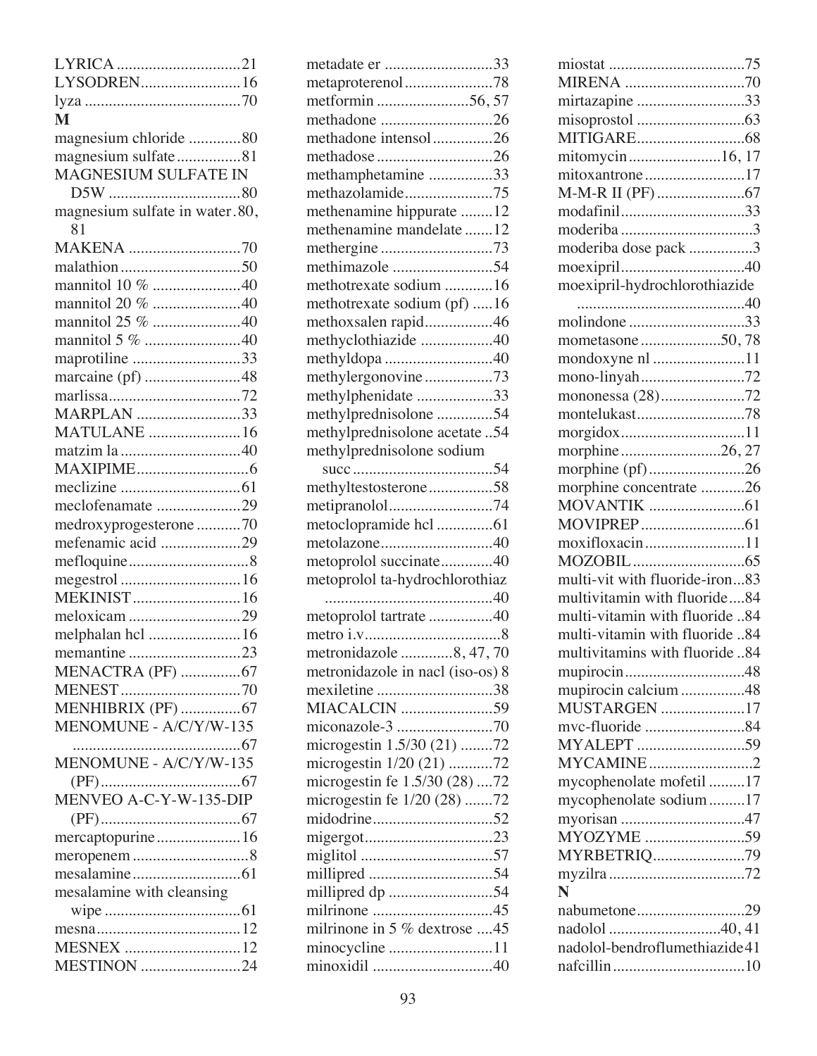LYRICA ....................................21
LYSODREN..........................16
lyza ........................................70

**M**

magnesium chloride .............80
magnesium sulfate................81
MAGNESIUM SULFATE IN D5W ..................................80
magnesium sulfate in water.80, 81
MAKENA ............................70
malathion ..............................50
mannitol 10 % ......................40
mannitol 20 % ......................40
mannitol 25 % ......................40
mannitol 5 % ........................40
maprotiline ...........................33
marcaine (pf) ........................48
marlissa.................................72
MARPLAN ...........................33
MATULANE .......................16
matzim la ..............................40
MAXIPIME............................6
meclizine ..............................61
meclofenamate .....................29
medroxyprogesterone ...........70
mefenamic acid ....................29
mefloquine..............................8
megestrol ..............................16
MEKINIST ...........................16
meloxicam ............................29
melphalan hcl .......................16
memantine ............................23
MENACTRA (PF) ...............67
MENEST ..............................70
MENHIBRIX (PF) ...............67
MENOMUNE - A/C/Y/W-135 ..........................................67
MENOMUNE - A/C/Y/W-135 (PF)...................................67
MENVEO A-C-Y-W-135-DIP (PF)...................................67
mercaptopurine.....................16
meropenem .............................8
mesalamine...........................61
mesalamine with cleansing wipe ..................................61
mesna....................................12
MESNEX .............................12
MESTINON .........................24
metadate er ...........................33
metaproterenol......................78
metformin .......................56, 57
methadone ............................26
methadone intensol...............26
methadose ............................26
methamphetamine ................33
methazolamide......................75
methenamine hippurate ........12
methenamine mandelate .......12
methergine ............................73
methimazole .........................54
methotrexate sodium ............16
methotrexate sodium (pf) .....16
methoxsalen rapid.................46
methyclothiazide ..................40
methyldopa ...........................40
methylergonovine .................73
methylphenidate ...................33
methylprednisolone ..............54
methylprednisolone acetate ..54
methylprednisolone sodium succ ...................................54
methyltestosterone................58
metipranolol..........................74
metoclopramide hcl ..............61
metolazone............................40
metoprolol succinate.............40
metoprolol ta-hydrochlorothiaz ..........................................40
metoprolol tartrate ................40
metro i.v..................................8
metronidazole .............8, 47, 70
metronidazole in nacl (iso-os) 8
mexiletine .............................38
MIACALCIN .......................59
miconazole-3 ........................70
microgestin 1.5/30 (21) ........72
microgestin 1/20 (21) ...........72
microgestin fe 1.5/30 (28) ....72
microgestin fe 1/20 (28) .......72
midodrine..............................52
migergot................................23
miglitol .................................57
millipred ...............................54
millipred dp ..........................54
milrinone ..............................45
milrinone in 5 % dextrose ....45
minocycline ..........................11
minoxidil ..............................40
miostat ..................................75
MIRENA ..............................70
mirtazapine ...........................33
misoprostol ...........................63
MITIGARE...........................68
mitomycin.......................16, 17
mitoxantrone .........................17
M-M-R II (PF) ......................67
modafinil...............................33
moderiba .................................3
moderiba dose pack ................3
moexipril...............................40
moexipril-hydrochlorothiazide ..........................................40
molindone .............................33
mometasone ....................50, 78
mondoxyne nl .......................11
mono-linyah..........................72
mononessa (28).....................72
montelukast...........................78
morgidox...............................11
morphine .........................26, 27
morphine (pf) ........................26
morphine concentrate ...........26
MOVANTIK ........................61
MOVIPREP ..........................61
moxifloxacin .........................11
MOZOBIL ............................65
multi-vit with fluoride-iron...83
multivitamin with fluoride....84
multi-vitamin with fluoride ..84
multi-vitamin with fluoride ..84
multivitamins with fluoride ..84
mupirocin..............................48
mupirocin calcium ................48
MUSTARGEN .....................17
mvc-fluoride .........................84
MYALEPT ...........................59
MYCAMINE ..........................2
mycophenolate mofetil .........17
mycophenolate sodium .........17
myorisan ...............................47
MYOZYME .........................59
MYRBETRIQ.......................79
myzilra ..................................72

**N**

nabumetone...........................29
nadolol ............................40, 41
nadolol-bendroflumethiazide41
nafcillin .................................10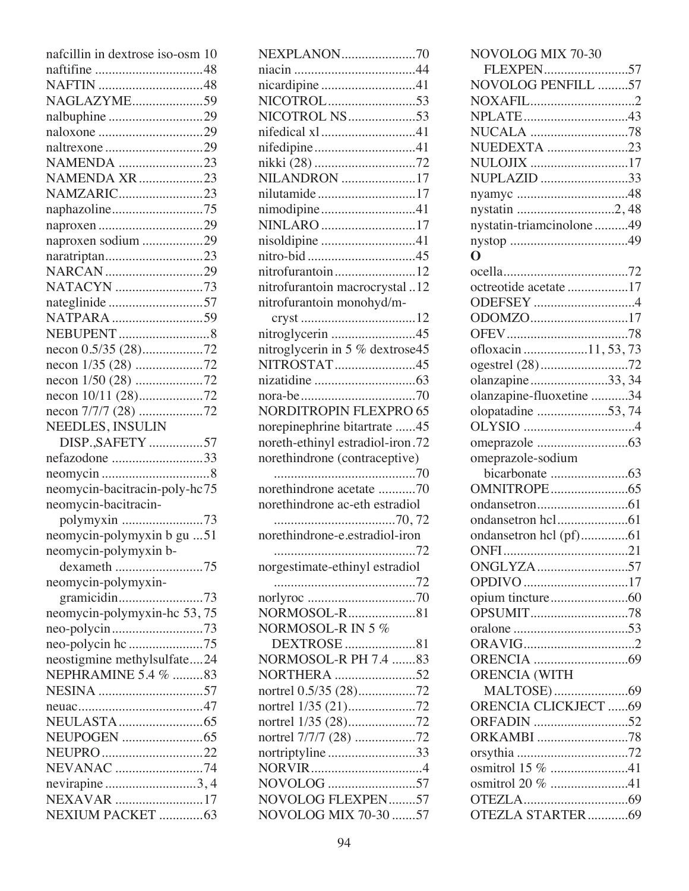nafcillin in dextrose iso-osm 10
naftifine ................................48
NAFTIN ...............................48
NAGLAZYME.....................59
nalbuphine ............................29
naloxone ...............................29
naltrexone .............................29
NAMENDA .........................23
NAMENDA XR ...................23
NAMZARIC.........................23
naphazoline...........................75
naproxen ...............................29
naproxen sodium ..................29
naratriptan.............................23
NARCAN .............................29
NATACYN ..........................73
nateglinide ............................57
NATPARA ...........................59
NEBUPENT ...........................8
necon 0.5/35 (28)..................72
necon 1/35 (28) ....................72
necon 1/50 (28) ....................72
necon 10/11 (28)...................72
necon 7/7/7 (28) ...................72
NEEDLES, INSULIN
    DISP.,SAFETY ................57
nefazodone ...........................33
neomycin ................................8
neomycin-bacitracin-poly-hc75
neomycin-bacitracin-
    polymyxin ........................73
neomycin-polymyxin b gu ...51
neomycin-polymyxin b-
    dexameth .........................75
neomycin-polymyxin-
    gramicidin.........................73
neomycin-polymyxin-hc 53, 75
neo-polycin...........................73
neo-polycin hc ......................75
neostigmine methylsulfate....24
NEPHRAMINE 5.4 % .........83
NESINA ...............................57
neuac.....................................47
NEULASTA.........................65
NEUPOGEN ........................65
NEUPRO ..............................22
NEVANAC ..........................74
nevirapine ...........................3, 4
NEXAVAR ..........................17
NEXIUM PACKET .............63
NEXPLANON......................70
niacin ....................................44
nicardipine ............................41
NICOTROL..........................53
NICOTROL NS....................53
nifedical xl ............................41
nifedipine..............................41
nikki (28) ..............................72
NILANDRON ......................17
nilutamide .............................17
nimodipine............................41
NINLARO ............................17
nisoldipine ............................41
nitro-bid ................................45
nitrofurantoin........................12
nitrofurantoin macrocrystal ..12
nitrofurantoin monohyd/m-
    cryst ..................................12
nitroglycerin .........................45
nitroglycerin in 5 % dextrose45
NITROSTAT........................45
nizatidine ..............................63
nora-be..................................70
NORDITROPIN FLEXPRO 65
norepinephrine bitartrate ......45
noreth-ethinyl estradiol-iron .72
norethindrone (contraceptive)
    ..........................................70
norethindrone acetate ...........70
norethindrone ac-eth estradiol
    ...................................70, 72
norethindrone-e.estradiol-iron
    ..........................................72
norgestimate-ethinyl estradiol
    ..........................................72
norlyroc ................................70
NORMOSOL-R....................81
NORMOSOL-R IN 5 %
    DEXTROSE .....................81
NORMOSOL-R PH 7.4 .......83
NORTHERA ........................52
nortrel 0.5/35 (28).................72
nortrel 1/35 (21)....................72
nortrel 1/35 (28)....................72
nortrel 7/7/7 (28) ..................72
nortriptyline ..........................33
NORVIR..................................4
NOVOLOG ..........................57
NOVOLOG FLEXPEN........57
NOVOLOG MIX 70-30 .......57
NOVOLOG MIX 70-30
    FLEXPEN.........................57
NOVOLOG PENFILL .........57
NOXAFIL...............................2
NPLATE...............................43
NUCALA .............................78
NUEDEXTA ........................23
NULOJIX .............................17
NUPLAZID ..........................33
nyamyc .................................48
nystatin ............................2, 48
nystatin-triamcinolone ..........49
nystop ...................................49

**O**

ocella.....................................72
octreotide acetate ..................17
ODEFSEY ..............................4
ODOMZO.............................17
OFEV....................................78
ofloxacin ...................11, 53, 73
ogestrel (28)..........................72
olanzapine .......................33, 34
olanzapine-fluoxetine ...........34
olopatadine .....................53, 74
OLYSIO .................................4
omeprazole ...........................63
omeprazole-sodium
    bicarbonate .......................63
OMNITROPE.......................65
ondansetron...........................61
ondansetron hcl.....................61
ondansetron hcl (pf)..............61
ONFI.....................................21
ONGLYZA ...........................57
OPDIVO ...............................17
opium tincture.......................60
OPSUMIT.............................78
oralone ..................................53
ORAVIG.................................2
ORENCIA ............................69
ORENCIA (WITH
    MALTOSE) ......................69
ORENCIA CLICKJECT ......69
ORFADIN ............................52
ORKAMBI ...........................78
orsythia .................................72
osmitrol 15 % .......................41
osmitrol 20 % .......................41
OTEZLA...............................69
OTEZLA STARTER............69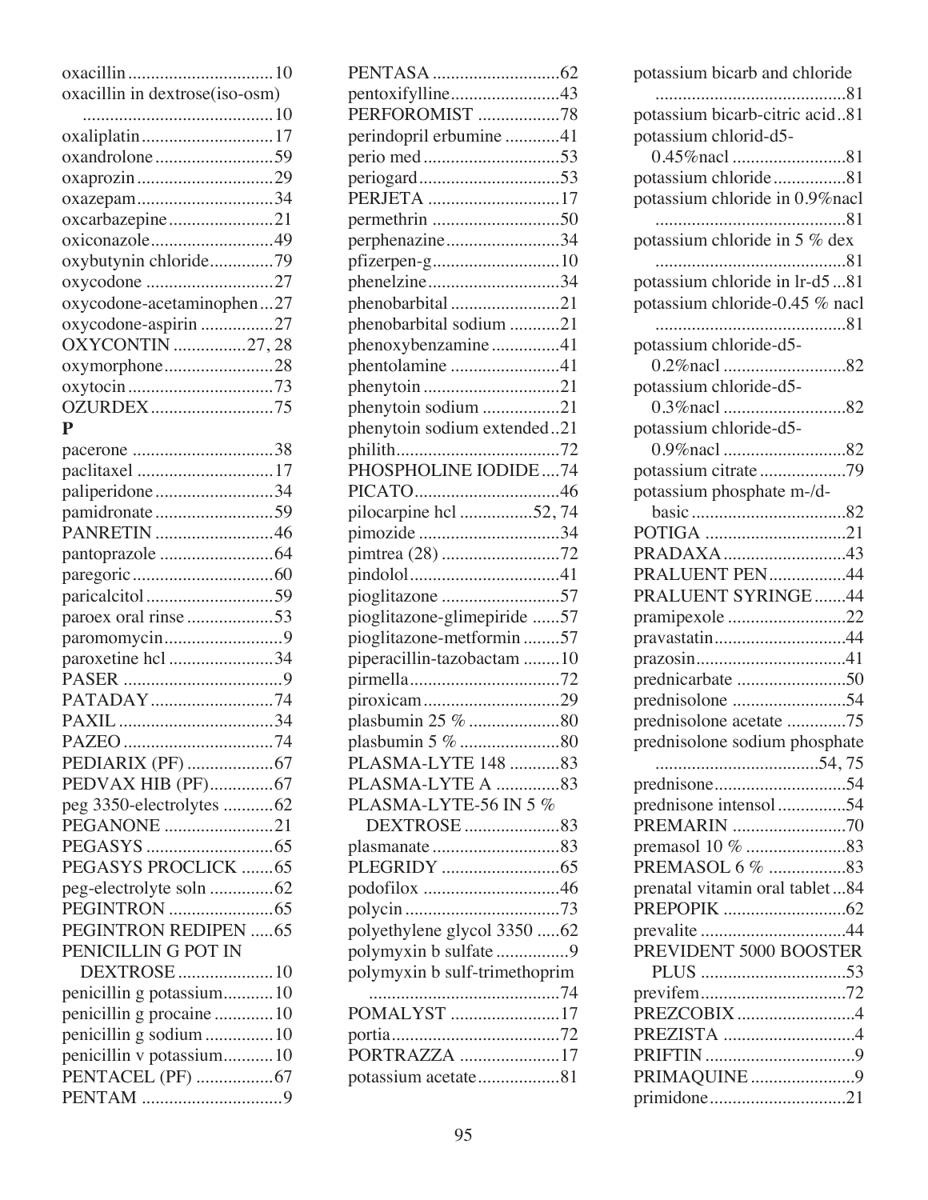oxacillin................................10
oxacillin in dextrose(iso-osm) ..........................................10
oxaliplatin.............................17
oxandrolone..........................59
oxaprozin..............................29
oxazepam..............................34
oxcarbazepine.......................21
oxiconazole...........................49
oxybutynin chloride..............79
oxycodone ............................27
oxycodone-acetaminophen...27
oxycodone-aspirin ................27
OXYCONTIN ................27, 28
oxymorphone........................28
oxytocin................................73
OZURDEX...........................75

**P**

pacerone ...............................38
paclitaxel ..............................17
paliperidone..........................34
pamidronate..........................59
PANRETIN ..........................46
pantoprazole .........................64
paregoric...............................60
paricalcitol............................59
paroex oral rinse ...................53
paromomycin..........................9
paroxetine hcl .......................34
PASER ...................................9
PATADAY...........................74
PAXIL ..................................34
PAZEO .................................74
PEDIARIX (PF) ...................67
PEDVAX HIB (PF)..............67
peg 3350-electrolytes ...........62
PEGANONE ........................21
PEGASYS ............................65
PEGASYS PROCLICK .......65
peg-electrolyte soln ..............62
PEGINTRON .......................65
PEGINTRON REDIPEN .....65
PENICILLIN G POT IN DEXTROSE.....................10
penicillin g potassium...........10
penicillin g procaine .............10
penicillin g sodium ...............10
penicillin v potassium...........10
PENTACEL (PF) .................67
PENTAM ...............................9
PENTASA ............................62
pentoxifylline........................43
PERFOROMIST ..................78
perindopril erbumine ............41
perio med ..............................53
periogard...............................53
PERJETA .............................17
permethrin ............................50
perphenazine.........................34
pfizerpen-g............................10
phenelzine.............................34
phenobarbital ........................21
phenobarbital sodium ...........21
phenoxybenzamine...............41
phentolamine ........................41
phenytoin ..............................21
phenytoin sodium .................21
phenytoin sodium extended..21
philith....................................72
PHOSPHOLINE IODIDE....74
PICATO................................46
pilocarpine hcl ...............52, 74
pimozide ...............................34
pimtrea (28) ..........................72
pindolol.................................41
pioglitazone ..........................57
pioglitazone-glimepiride ......57
pioglitazone-metformin ........57
piperacillin-tazobactam ........10
pirmella.................................72
piroxicam..............................29
plasbumin 25 % ....................80
plasbumin 5 % ......................80
PLASMA-LYTE 148 ...........83
PLASMA-LYTE A .............83
PLASMA-LYTE-56 IN 5 % DEXTROSE.....................83
plasmanate ............................83
PLEGRIDY ..........................65
podofilox ..............................46
polycin ..................................73
polyethylene glycol 3350 .....62
polymyxin b sulfate................9
polymyxin b sulf-trimethoprim ..........................................74
POMALYST ........................17
portia.....................................72
PORTRAZZA ......................17
potassium acetate..................81
potassium bicarb and chloride ..........................................81
potassium bicarb-citric acid..81
potassium chlorid-d5-0.45%nacl .........................81
potassium chloride................81
potassium chloride in 0.9%nacl ..........................................81
potassium chloride in 5 % dex ..........................................81
potassium chloride in lr-d5...81
potassium chloride-0.45 % nacl ..........................................81
potassium chloride-d5-0.2%nacl ...........................82
potassium chloride-d5-0.3%nacl ...........................82
potassium chloride-d5-0.9%nacl ...........................82
potassium citrate...................79
potassium phosphate m-/d-basic ..................................82
POTIGA ...............................21
PRADAXA...........................43
PRALUENT PEN.................44
PRALUENT SYRINGE.......44
pramipexole ..........................22
pravastatin.............................44
prazosin.................................41
prednicarbate ........................50
prednisolone .........................54
prednisolone acetate .............75
prednisolone sodium phosphate ....................................54, 75
prednisone.............................54
prednisone intensol ...............54
PREMARIN .........................70
premasol 10 % ......................83
PREMASOL 6 % .................83
prenatal vitamin oral tablet...84
PREPOPIK ...........................62
prevalite ................................44
PREVIDENT 5000 BOOSTER PLUS ................................53
previfem................................72
PREZCOBIX..........................4
PREZISTA .............................4
PRIFTIN .................................9
PRIMAQUINE.......................9
primidone..............................21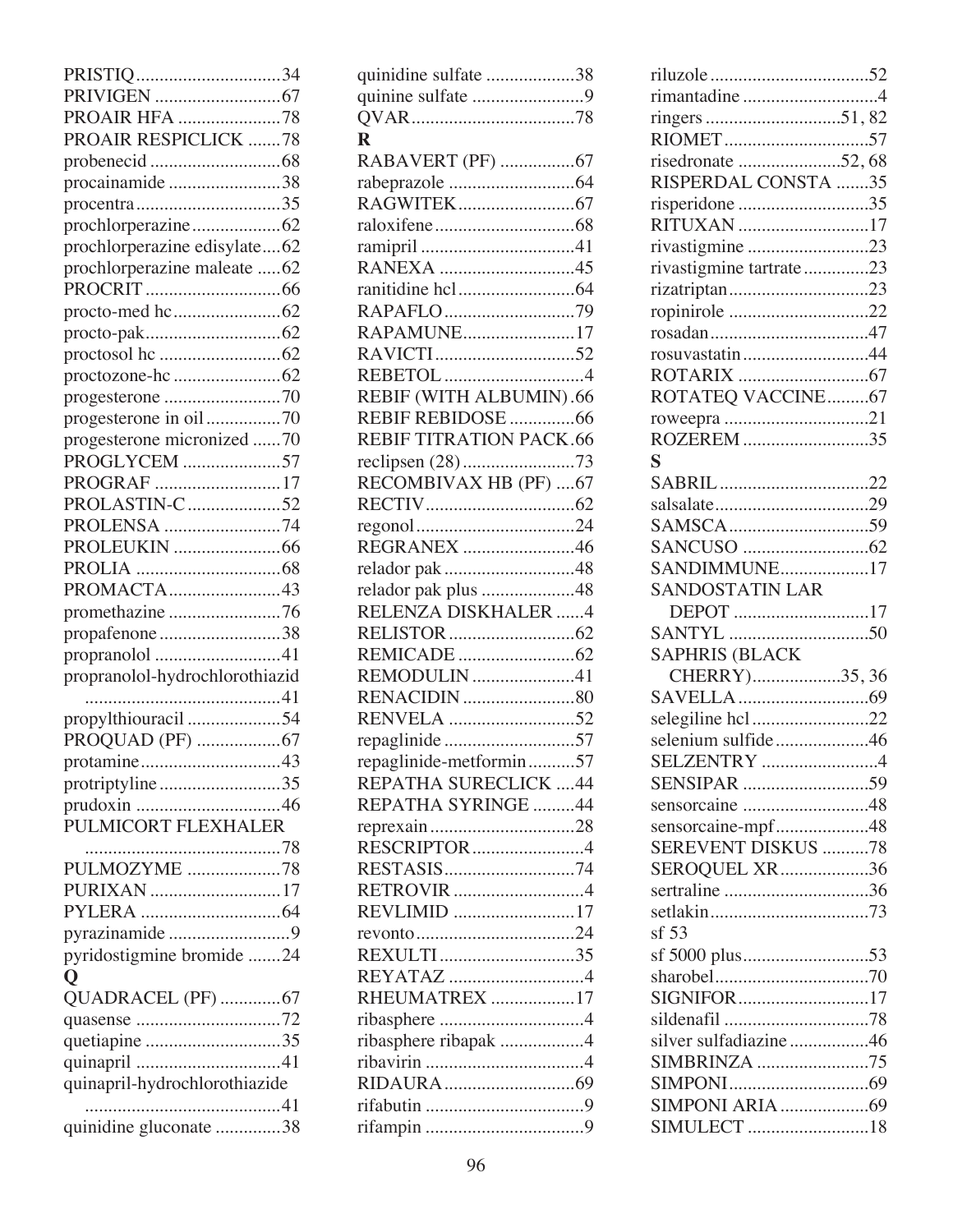PRISTIQ...............................34
PRIVIGEN ...........................67
PROAIR HFA ......................78
PROAIR RESPICLICK .......78
probenecid ............................68
procainamide ........................38
procentra...............................35
prochlorperazine...................62
prochlorperazine edisylate....62
prochlorperazine maleate .....62
PROCRIT .............................66
procto-med hc.......................62
procto-pak.............................62
proctosol hc ..........................62
proctozone-hc .......................62
progesterone .........................70
progesterone in oil................70
progesterone micronized ......70
PROGLYCEM .....................57
PROGRAF ...........................17
PROLASTIN-C....................52
PROLENSA .........................74
PROLEUKIN .......................66
PROLIA ...............................68
PROMACTA........................43
promethazine ........................76
propafenone ..........................38
propranolol ...........................41
propranolol-hydrochlorothiazid ..........................................41
propylthiouracil ....................54
PROQUAD (PF) ..................67
protamine..............................43
protriptyline ..........................35
prudoxin ...............................46
PULMICORT FLEXHALER ..........................................78
PULMOZYME ....................78
PURIXAN ............................17
PYLERA ..............................64
pyrazinamide ..........................9
pyridostigmine bromide .......24

**Q**

QUADRACEL (PF) .............67
quasense ...............................72
quetiapine .............................35
quinapril ...............................41
quinapril-hydrochlorothiazide ..........................................41
quinidine gluconate ..............38
quinidine sulfate ...................38
quinine sulfate ........................9
QVAR...................................78

**R**

RABAVERT (PF) ................67
rabeprazole ...........................64
RAGWITEK.........................67
raloxifene..............................68
ramipril .................................41
RANEXA .............................45
ranitidine hcl.........................64
RAPAFLO............................79
RAPAMUNE.......................17
RAVICTI..............................52
REBETOL ..............................4
REBIF (WITH ALBUMIN) .66
REBIF REBIDOSE ..............66
REBIF TITRATION PACK .66
reclipsen (28) ........................73
RECOMBIVAX HB (PF) ....67
RECTIV................................62
regonol ..................................24
REGRANEX ........................46
relador pak ............................48
relador pak plus ....................48
RELENZA DISKHALER ......4
RELISTOR ...........................62
REMICADE .........................62
REMODULIN ......................41
RENACIDIN ........................80
RENVELA ...........................52
repaglinide ............................57
repaglinide-metformin..........57
REPATHA SURECLICK ....44
REPATHA SYRINGE .........44
reprexain ...............................28
RESCRIPTOR........................4
RESTASIS............................74
RETROVIR ............................4
REVLIMID ..........................17
revonto ..................................24
REXULTI .............................35
REYATAZ .............................4
RHEUMATREX ..................17
ribasphere ...............................4
ribasphere ribapak ..................4
ribavirin ..................................4
RIDAURA ............................69
rifabutin ..................................9
rifampin ..................................9
riluzole ..................................52
rimantadine .............................4
ringers .............................51, 82
RIOMET...............................57
risedronate ......................52, 68
RISPERDAL CONSTA .......35
risperidone ............................35
RITUXAN ............................17
rivastigmine ..........................23
rivastigmine tartrate ..............23
rizatriptan..............................23
ropinirole ..............................22
rosadan..................................47
rosuvastatin ...........................44
ROTARIX ............................67
ROTATEQ VACCINE.........67
roweepra ...............................21
ROZEREM ...........................35

**S**

SABRIL ................................22
salsalate.................................29
SAMSCA ..............................59
SANCUSO ...........................62
SANDIMMUNE...................17
SANDOSTATIN LAR DEPOT .............................17
SANTYL ..............................50
SAPHRIS (BLACK CHERRY)...................35, 36
SAVELLA ............................69
selegiline hcl .........................22
selenium sulfide ....................46
SELZENTRY .........................4
SENSIPAR ...........................59
sensorcaine ...........................48
sensorcaine-mpf....................48
SEREVENT DISKUS ..........78
SEROQUEL XR...................36
sertraline ...............................36
setlakin..................................73
sf 53
sf 5000 plus...........................53
sharobel.................................70
SIGNIFOR............................17
sildenafil ...............................78
silver sulfadiazine .................46
SIMBRINZA ........................75
SIMPONI..............................69
SIMPONI ARIA ...................69
SIMULECT ..........................18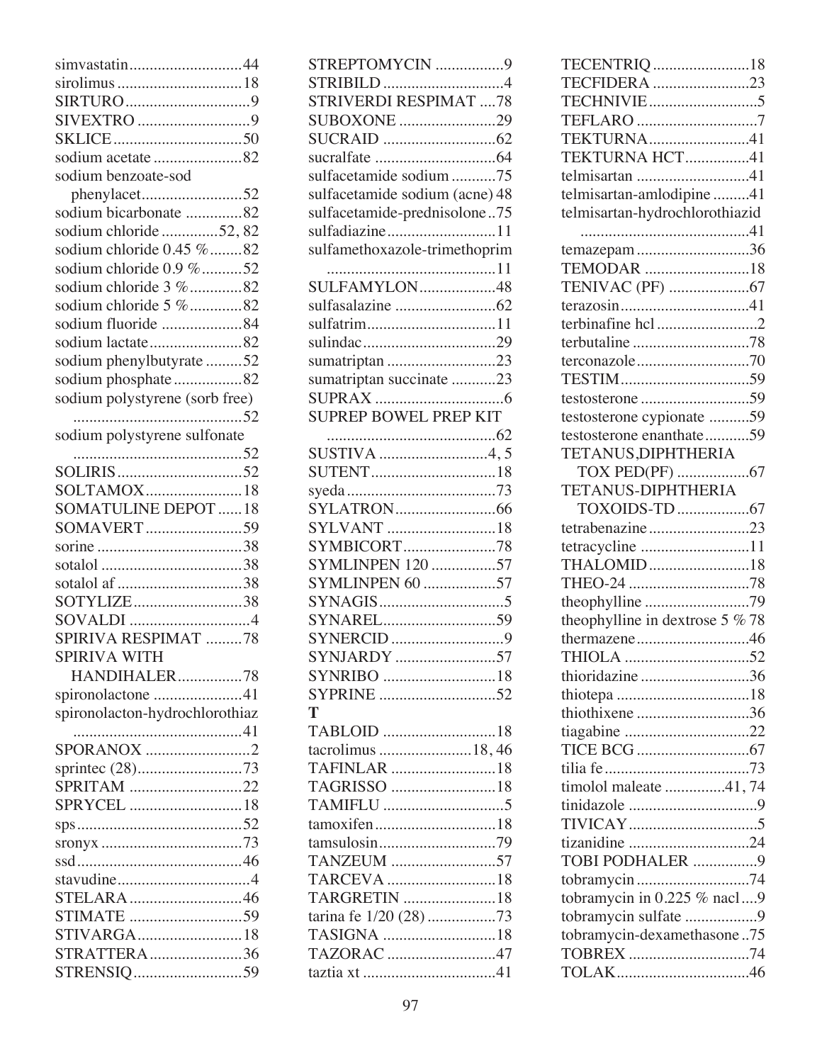simvastatin ............................44
sirolimus ...............................18
SIRTURO ..............................9
SIVEXTRO ............................9
SKLICE ................................50
sodium acetate ......................82
sodium benzoate-sod phenylacet .........................52
sodium bicarbonate ..............82
sodium chloride ..............52, 82
sodium chloride 0.45 % ........82
sodium chloride 0.9 % ..........52
sodium chloride 3 % .............82
sodium chloride 5 % .............82
sodium fluoride ....................84
sodium lactate .......................82
sodium phenylbutyrate ..........52
sodium phosphate .................82
sodium polystyrene (sorb free) ..........................................52
sodium polystyrene sulfonate ..........................................52
SOLIRIS ...............................52
SOLTAMOX ........................18
SOMATULINE DEPOT ......18
SOMAVERT ........................59
sorine ....................................38
sotalol ...................................38
sotalol af ...............................38
SOTYLIZE ...........................38
SOVALDI ..............................4
SPIRIVA RESPIMAT .........78
SPIRIVA WITH HANDIHALER ................78
spironolactone ......................41
spironolacton-hydrochlorothiaz ..........................................41
SPORANOX ..........................2
sprintec (28) ..........................73
SPRITAM ............................22
SPRYCEL ............................18
sps .........................................52
sronyx ...................................73
ssd .........................................46
stavudine .................................4
STELARA ............................46
STIMATE ............................59
STIVARGA ..........................18
STRATTERA .......................36
STRENSIQ ...........................59
STREPTOMYCIN ................9
STRIBILD .............................4
STRIVERDI RESPIMAT ....78
SUBOXONE ........................29
SUCRAID ............................62
sucralfate ..............................64
sulfacetamide sodium ...........75
sulfacetamide sodium (acne) 48
sulfacetamide-prednisolone ..75
sulfadiazine ...........................11
sulfamethoxazole-trimethoprim ..........................................11
SULFAMYLON ..................48
sulfasalazine .........................62
sulfatrim ...............................11
sulindac .................................29
sumatriptan ...........................23
sumatriptan succinate ...........23
SUPRAX ................................6
SUPREP BOWEL PREP KIT ..........................................62
SUSTIVA ...........................4, 5
SUTENT ...............................18
syeda .....................................73
SYLATRON .........................66
SYLVANT ...........................18
SYMBICORT .......................78
SYMLINPEN 120 ................57
SYMLINPEN 60 ..................57
SYNAGIS ...............................5
SYNAREL ............................59
SYNERCID ............................9
SYNJARDY .........................57
SYNRIBO ............................18
SYPRINE .............................52

**T**

TABLOID ............................18
tacrolimus .......................18, 46
TAFINLAR ..........................18
TAGRISSO ..........................18
TAMIFLU ..............................5
tamoxifen ..............................18
tamsulosin .............................79
TANZEUM ..........................57
TARCEVA ...........................18
TARGRETIN .......................18
tarina fe 1/20 (28) .................73
TASIGNA ............................18
TAZORAC ...........................47
taztia xt .................................41
TECENTRIQ ........................18
TECFIDERA ........................23
TECHNIVIE ...........................5
TEFLARO ..............................7
TEKTURNA .........................41
TEKTURNA HCT ................41
telmisartan ............................41
telmisartan-amlodipine .........41
telmisartan-hydrochlorothiazid ..........................................41
temazepam ............................36
TEMODAR ..........................18
TENIVAC (PF) ....................67
terazosin ................................41
terbinafine hcl .........................2
terbutaline .............................78
terconazole ............................70
TESTIM ................................59
testosterone ...........................59
testosterone cypionate ..........59
testosterone enanthate ...........59
TETANUS,DIPHTHERIA TOX PED(PF) ..................67
TETANUS-DIPHTHERIA TOXOIDS-TD .................67
tetrabenazine .........................23
tetracycline ...........................11
THALOMID .........................18
THEO-24 ..............................78
theophylline ..........................79
theophylline in dextrose 5 % 78
thermazene ............................46
THIOLA ...............................52
thioridazine ...........................36
thiotepa .................................18
thiothixene ............................36
tiagabine ...............................22
TICE BCG ............................67
tilia fe ....................................73
timolol maleate ...............41, 74
tinidazole ................................9
TIVICAY ................................5
tizanidine ..............................24
TOBI PODHALER ................9
tobramycin ............................74
tobramycin in 0.225 % nacl ....9
tobramycin sulfate ..................9
tobramycin-dexamethasone ..75
TOBREX ..............................74
TOLAK .................................46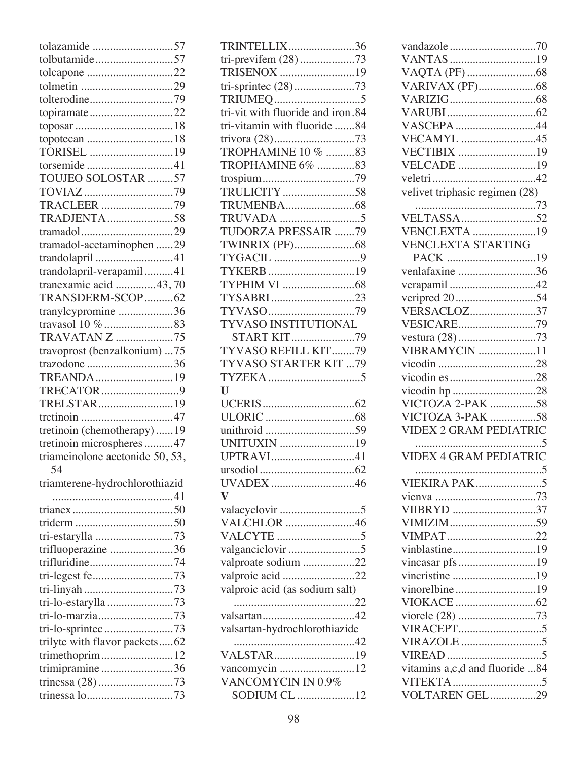tolazamide ............................57
tolbutamide...........................57
tolcapone .............................22
tolmetin ................................29
tolterodine.............................79
topiramate.............................22
toposar ..................................18
topotecan ..............................18
TORISEL .............................19
torsemide ..............................41
TOUJEO SOLOSTAR .........57
TOVIAZ ...............................79
TRACLEER .........................79
TRADJENTA.......................58
tramadol................................29
tramadol-acetaminophen ......29
trandolapril ...........................41
trandolapril-verapamil..........41
tranexamic acid .............43, 70
TRANSDERM-SCOP..........62
tranylcypromine ...................36
travasol 10 % ........................83
TRAVATAN Z ....................75
travoprost (benzalkonium) ...75
trazodone ..............................36
TREANDA...........................19
TRECATOR...........................9
TRELSTAR..........................19
tretinoin ................................47
tretinoin (chemotherapy) ......19
tretinoin microspheres ..........47
triamcinolone acetonide 50, 53, 54
triamterene-hydrochlorothiazid ..........................................41
trianex ...................................50
triderm ..................................50
tri-estarylla ...........................73
trifluoperazine ......................36
trifluridine.............................74
tri-legest fe............................73
tri-linyah ...............................73
tri-lo-estarylla .......................73
tri-lo-marzia..........................73
tri-lo-sprintec ........................73
trilyte with flavor packets.....62
trimethoprim .........................12
trimipramine .........................36
trinessa (28) ..........................73
trinessa lo..............................73
TRINTELLIX.......................36
tri-previfem (28) ...................73
TRISENOX ..........................19
tri-sprintec (28).....................73
TRIUMEQ..............................5
tri-vit with fluoride and iron.84
tri-vitamin with fluoride .......84
trivora (28)............................73
TROPHAMINE 10 % ..........83
TROPHAMINE 6% .............83
trospium................................79
TRULICITY .........................58
TRUMENBA........................68
TRUVADA ............................5
TUDORZA PRESSAIR .......79
TWINRIX (PF).....................68
TYGACIL ..............................9
TYKERB ..............................19
TYPHIM VI .........................68
TYSABRI .............................23
TYVASO..............................79
TYVASO INSTITUTIONAL START KIT......................79
TYVASO REFILL KIT........79
TYVASO STARTER KIT ...79
TYZEKA ................................5

**U**

UCERIS ................................62
ULORIC ...............................68
unithroid ...............................59
UNITUXIN ..........................19
UPTRAVI.............................41
ursodiol .................................62
UVADEX .............................46

**V**

valacyclovir ............................5
VALCHLOR ........................46
VALCYTE .............................5
valganciclovir .........................5
valproate sodium ..................22
valproic acid .........................22
valproic acid (as sodium salt) ..........................................22
valsartan................................42
valsartan-hydrochlorothiazide ..........................................42
VALSTAR............................19
vancomycin ..........................12
VANCOMYCIN IN 0.9% SODIUM CL ....................12
vandazole ..............................70
VANTAS ..............................19
VAQTA (PF) ........................68
VARIVAX (PF)....................68
VARIZIG..............................68
VARUBI ...............................62
VASCEPA ............................44
VECAMYL ..........................45
VECTIBIX ...........................19
VELCADE ...........................19
veletri ....................................42
velivet triphasic regimen (28) ..........................................73
VELTASSA..........................52
VENCLEXTA ......................19
VENCLEXTA STARTING PACK ...............................19
venlafaxine ...........................36
verapamil ..............................42
veripred 20 ............................54
VERSACLOZ.......................37
VESICARE...........................79
vestura (28) ...........................73
VIBRAMYCIN ....................11
vicodin ..................................28
vicodin es ..............................28
vicodin hp .............................28
VICTOZA 2-PAK ...............58
VICTOZA 3-PAK ................58
VIDEX 2 GRAM PEDIATRIC ............................................5
VIDEX 4 GRAM PEDIATRIC ............................................5
VIEKIRA PAK.......................5
vienva ...................................73
VIIBRYD .............................37
VIMIZIM..............................59
VIMPAT ...............................22
vinblastine.............................19
vincasar pfs ...........................19
vincristine .............................19
vinorelbine ............................19
VIOKACE ............................62
viorele (28) ...........................73
VIRACEPT.............................5
VIRAZOLE ............................5
VIREAD .................................5
vitamins a,c,d and fluoride ...84
VITEKTA...............................5
VOLTAREN GEL................29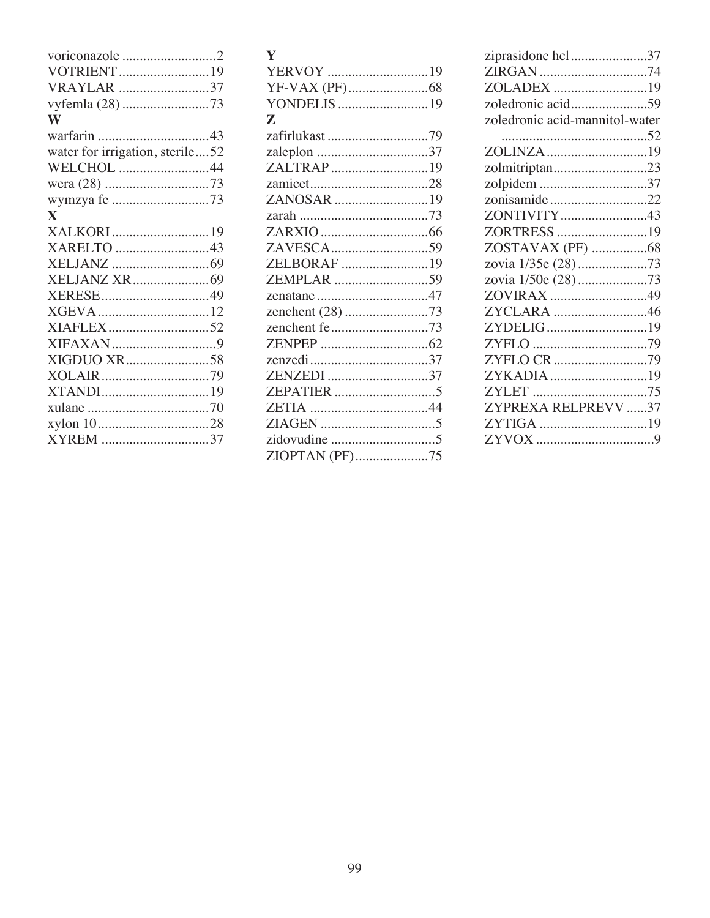voriconazole ...........................2
VOTRIENT ..........................19
VRAYLAR ..........................37
vyfemla (28) .........................73

**W**

warfarin ................................43
water for irrigation, sterile....52
WELCHOL ..........................44
wera (28) ..............................73
wymzya fe ............................73

**X**

XALKORI ............................19
XARELTO ...........................43
XELJANZ ............................69
XELJANZ XR......................69
XERESE...............................49
XGEVA ................................12
XIAFLEX.............................52
XIFAXAN..............................9
XIGDUO XR........................58
XOLAIR...............................79
XTANDI...............................19
xulane ...................................70
xylon 10................................28
XYREM ...............................37

**Y**

YERVOY .............................19
YF-VAX (PF).......................68
YONDELIS ..........................19

**Z**

zafirlukast .............................79
zaleplon ................................37
ZALTRAP ............................19
zamicet..................................28
ZANOSAR ...........................19
zarah .....................................73
ZARXIO ...............................66
ZAVESCA............................59
ZELBORAF .........................19
ZEMPLAR ...........................59
zenatane ................................47
zenchent (28) ........................73
zenchent fe............................73
ZENPEP ...............................62
zenzedi..................................37
ZENZEDI .............................37
ZEPATIER .............................5
ZETIA ..................................44
ZIAGEN .................................5
zidovudine ..............................5
ZIOPTAN (PF).....................75
ziprasidone hcl......................37
ZIRGAN ...............................74
ZOLADEX ...........................19
zoledronic acid......................59
zoledronic acid-mannitol-water ..........................................52
ZOLINZA.............................19
zolmitriptan...........................23
zolpidem ...............................37
zonisamide ............................22
ZONTIVITY.........................43
ZORTRESS ..........................19
ZOSTAVAX (PF) ................68
zovia 1/35e (28)....................73
zovia 1/50e (28)....................73
ZOVIRAX ............................49
ZYCLARA ...........................46
ZYDELIG.............................19
ZYFLO .................................79
ZYFLO CR ...........................79
ZYKADIA ............................19
ZYLET .................................75
ZYPREXA RELPREVV ......37
ZYTIGA ...............................19
ZYVOX ..................................9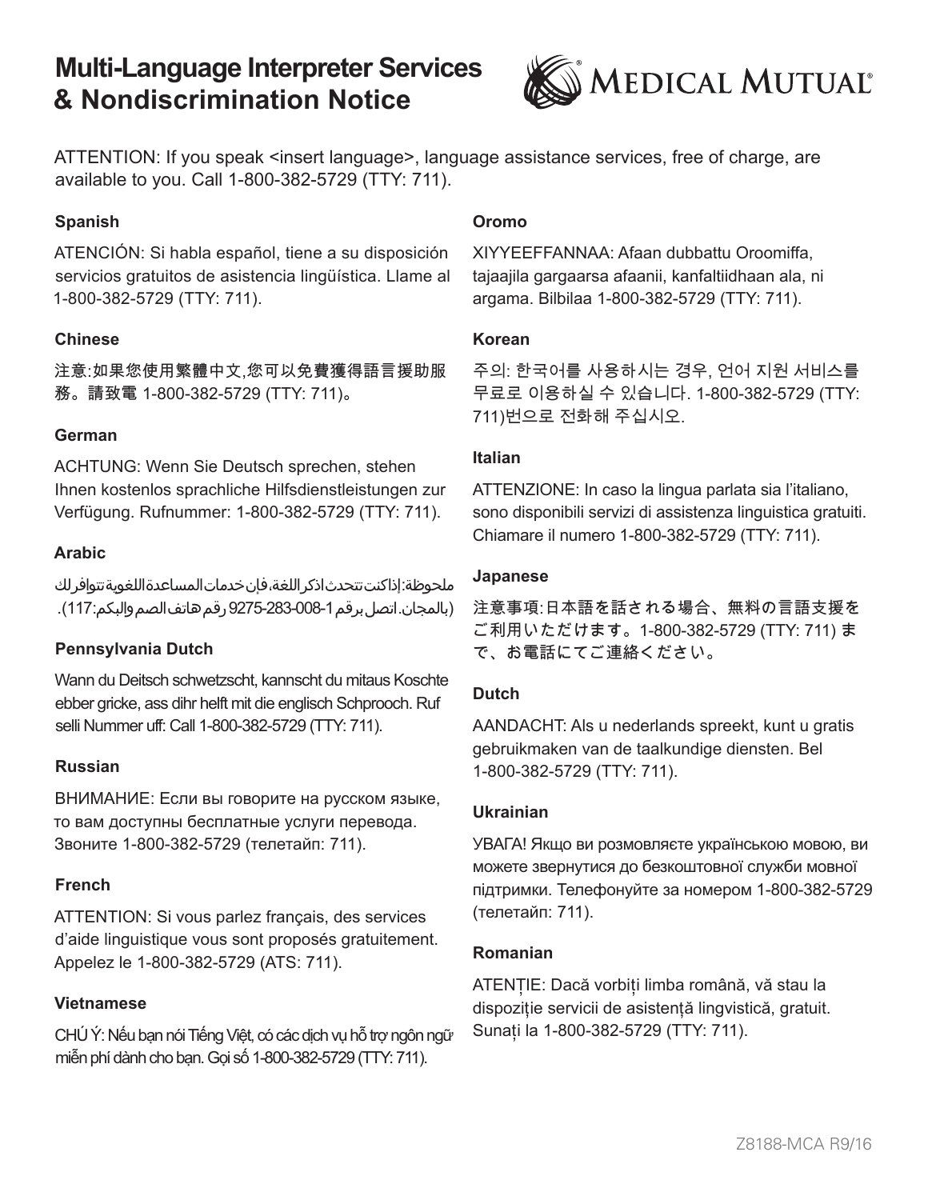# Multi-Language Interpreter Services & Nondiscrimination Notice

MEDICAL MUTUAL®

ATTENTION: If you speak <insert language>, language assistance services, free of charge, are available to you. Call 1-800-382-5729 (TTY: 711).

### Spanish

ATENCIÓN: Si habla español, tiene a su disposición servicios gratuitos de asistencia lingüística. Llame al 1-800-382-5729 (TTY: 711).

### Chinese

注意:如果您使用繁體中文,您可以免費獲得語言援助服務。請致電 1-800-382-5729 (TTY: 711)。

### German

ACHTUNG: Wenn Sie Deutsch sprechen, stehen Ihnen kostenlos sprachliche Hilfsdienstleistungen zur Verfügung. Rufnummer: 1-800-382-5729 (TTY: 711).

### Arabic

ملحوظة: إذا كنت تتحدث اذكر اللغة، فإن خدمات المساعدة اللغوية تتوافر لك بالمجان. اتصل برقم 1-800-382-5729 رقم هاتف الصم والبكم: 711).

### Pennsylvania Dutch

Wann du Deitsch schwetzscht, kannscht du mitaus Koschte ebber gricke, ass dihr helft mit die englisch Schprooch. Ruf selli Nummer uff: Call 1-800-382-5729 (TTY: 711).

### Russian

ВНИМАНИЕ: Если вы говорите на русском языке, то вам доступны бесплатные услуги перевода. Звоните 1-800-382-5729 (телетайп: 711).

### French

ATTENTION: Si vous parlez français, des services d'aide linguistique vous sont proposés gratuitement. Appelez le 1-800-382-5729 (ATS: 711).

### Vietnamese

CHÚ Ý: Nếu bạn nói Tiếng Việt, có các dịch vụ hỗ trợ ngôn ngữ miễn phí dành cho bạn. Gọi số 1-800-382-5729 (TTY: 711).

### Oromo

XIYYEEFFANNAA: Afaan dubbattu Oroomiffa, tajaajila gargaarsa afaanii, kanfaltiidhaan ala, ni argama. Bilbilaa 1-800-382-5729 (TTY: 711).

### Korean

주의: 한국어를 사용하시는 경우, 언어 지원 서비스를 무료로 이용하실 수 있습니다. 1-800-382-5729 (TTY: 711)번으로 전화해 주십시오.

### Italian

ATTENZIONE: In caso la lingua parlata sia l'italiano, sono disponibili servizi di assistenza linguistica gratuiti. Chiamare il numero 1-800-382-5729 (TTY: 711).

### Japanese

注意事項:日本語を話される場合、無料の言語支援をご利用いただけます。1-800-382-5729 (TTY: 711) まで、お電話にてご連絡ください。

### Dutch

AANDACHT: Als u nederlands spreekt, kunt u gratis gebruikmaken van de taalkundige diensten. Bel 1-800-382-5729 (TTY: 711).

### Ukrainian

УВАГА! Якщо ви розмовляєте українською мовою, ви можете звернутися до безкоштовної служби мовної підтримки. Телефонуйте за номером 1-800-382-5729 (телетайп: 711).

### Romanian

ATENȚIE: Dacă vorbiți limba română, vă stau la dispoziție servicii de asistență lingvistică, gratuit. Sunați la 1-800-382-5729 (TTY: 711).

Z8188-MCA R9/16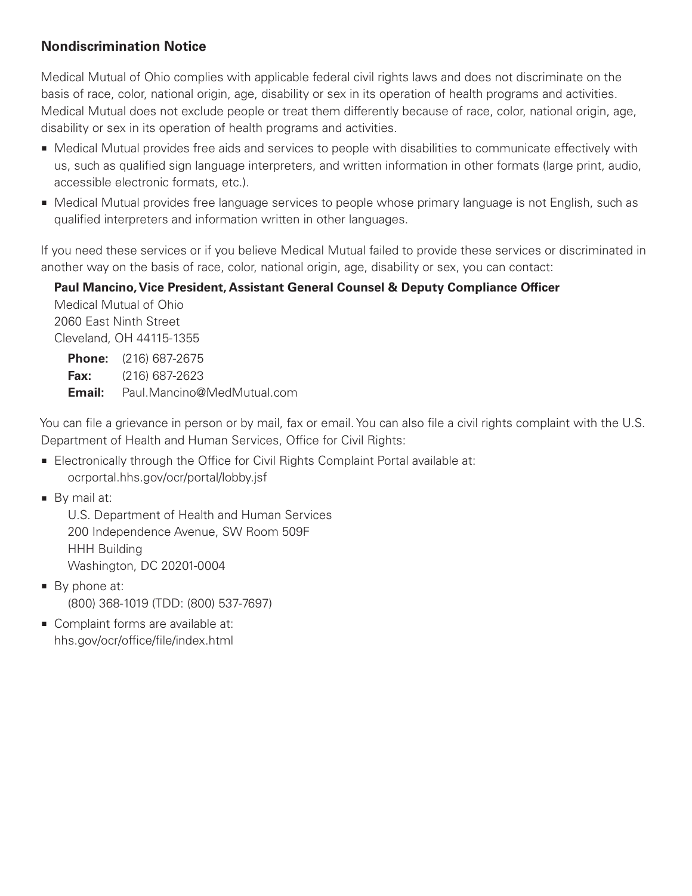## Nondiscrimination Notice

Medical Mutual of Ohio complies with applicable federal civil rights laws and does not discriminate on the basis of race, color, national origin, age, disability or sex in its operation of health programs and activities. Medical Mutual does not exclude people or treat them differently because of race, color, national origin, age, disability or sex in its operation of health programs and activities.

- Medical Mutual provides free aids and services to people with disabilities to communicate effectively with us, such as qualified sign language interpreters, and written information in other formats (large print, audio, accessible electronic formats, etc.).
- Medical Mutual provides free language services to people whose primary language is not English, such as qualified interpreters and information written in other languages.

If you need these services or if you believe Medical Mutual failed to provide these services or discriminated in another way on the basis of race, color, national origin, age, disability or sex, you can contact:

**Paul Mancino, Vice President, Assistant General Counsel & Deputy Compliance Officer**
Medical Mutual of Ohio
2060 East Ninth Street
Cleveland, OH 44115-1355

**Phone:** (216) 687-2675
**Fax:** (216) 687-2623
**Email:** Paul.Mancino@MedMutual.com

You can file a grievance in person or by mail, fax or email. You can also file a civil rights complaint with the U.S. Department of Health and Human Services, Office for Civil Rights:

- Electronically through the Office for Civil Rights Complaint Portal available at:
  ocrportal.hhs.gov/ocr/portal/lobby.jsf
- By mail at:
  U.S. Department of Health and Human Services
  200 Independence Avenue, SW Room 509F
  HHH Building
  Washington, DC 20201-0004
- By phone at:
  (800) 368-1019 (TDD: (800) 537-7697)
- Complaint forms are available at:
  hhs.gov/ocr/office/file/index.html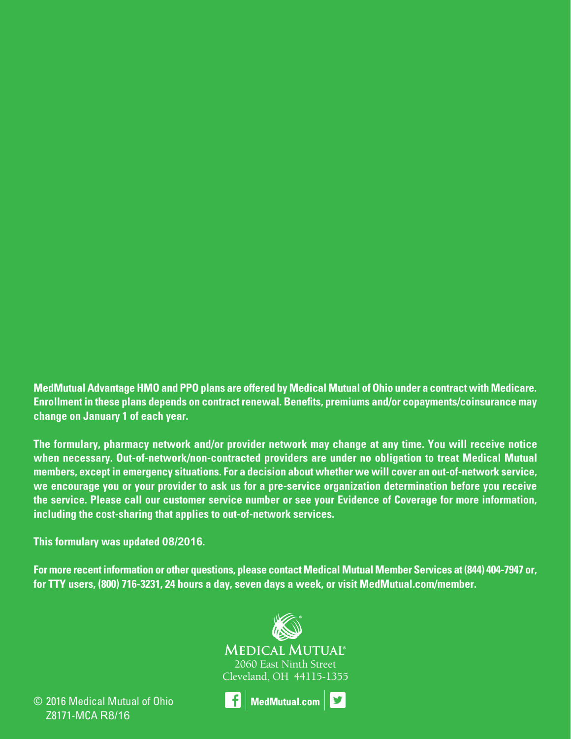**MedMutual Advantage HMO and PPO plans are offered by Medical Mutual of Ohio under a contract with Medicare. Enrollment in these plans depends on contract renewal. Benefits, premiums and/or copayments/coinsurance may change on January 1 of each year.**

**The formulary, pharmacy network and/or provider network may change at any time. You will receive notice when necessary. Out-of-network/non-contracted providers are under no obligation to treat Medical Mutual members, except in emergency situations. For a decision about whether we will cover an out-of-network service, we encourage you or your provider to ask us for a pre-service organization determination before you receive the service. Please call our customer service number or see your Evidence of Coverage for more information, including the cost-sharing that applies to out-of-network services.**

**This formulary was updated 08/2016.**

**For more recent information or other questions, please contact Medical Mutual Member Services at (844) 404-7947 or, for TTY users, (800) 716-3231, 24 hours a day, seven days a week, or visit MedMutual.com/member.**

MEDICAL MUTUAL®
2060 East Ninth Street
Cleveland, OH 44115-1355

**MedMutual.com**

© 2016 Medical Mutual of Ohio
Z8171-MCA R8/16